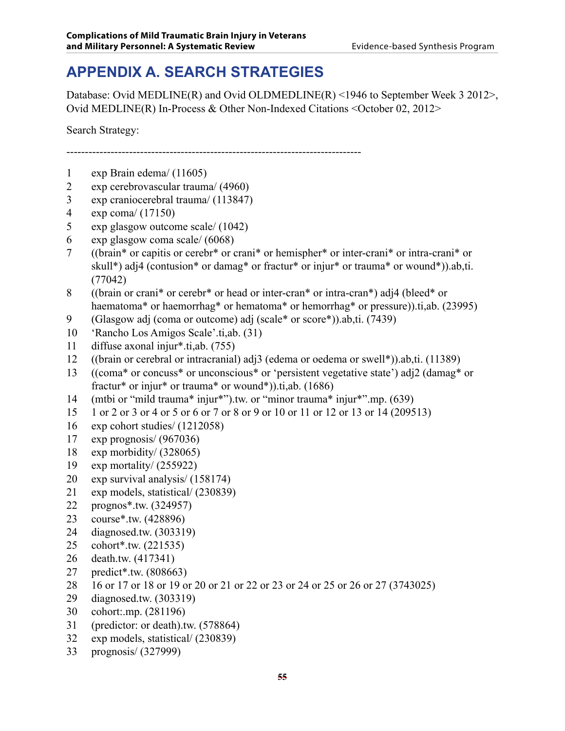# APPENDIX A. SEARCH STRATEGIES

Database: Ovid MEDLINE(R) and Ovid OLDMEDLINE(R) <1946 to September Week 3 2012>, Ovid MEDLINE(R) In-Process & Other Non-Indexed Citations <October 02, 2012>

Search Strategy:

--------------------------------------------------------------------------------

1 exp Brain edema/ (11605)
2 exp cerebrovascular trauma/ (4960)
3 exp craniocerebral trauma/ (113847)
4 exp coma/ (17150)
5 exp glasgow outcome scale/ (1042)
6 exp glasgow coma scale/ (6068)
7 ((brain* or capitis or cerebr* or crani* or hemispher* or inter-crani* or intra-crani* or skull*) adj4 (contusion* or damag* or fractur* or injur* or trauma* or wound*)).ab,ti. (77042)
8 ((brain or crani* or cerebr* or head or inter-cran* or intra-cran*) adj4 (bleed* or haematoma* or haemorrhag* or hematoma* or hemorrhag* or pressure)).ti,ab. (23995)
9 (Glasgow adj (coma or outcome) adj (scale* or score*)).ab,ti. (7439)
10 'Rancho Los Amigos Scale'.ti,ab. (31)
11 diffuse axonal injur*.ti,ab. (755)
12 ((brain or cerebral or intracranial) adj3 (edema or oedema or swell*)).ab,ti. (11389)
13 ((coma* or concuss* or unconscious* or 'persistent vegetative state') adj2 (damag* or fractur* or injur* or trauma* or wound*)).ti,ab. (1686)
14 (mtbi or "mild trauma* injur*").tw. or "minor trauma* injur*".mp. (639)
15 1 or 2 or 3 or 4 or 5 or 6 or 7 or 8 or 9 or 10 or 11 or 12 or 13 or 14 (209513)
16 exp cohort studies/ (1212058)
17 exp prognosis/ (967036)
18 exp morbidity/ (328065)
19 exp mortality/ (255922)
20 exp survival analysis/ (158174)
21 exp models, statistical/ (230839)
22 prognos*.tw. (324957)
23 course*.tw. (428896)
24 diagnosed.tw. (303319)
25 cohort*.tw. (221535)
26 death.tw. (417341)
27 predict*.tw. (808663)
28 16 or 17 or 18 or 19 or 20 or 21 or 22 or 23 or 24 or 25 or 26 or 27 (3743025)
29 diagnosed.tw. (303319)
30 cohort:.mp. (281196)
31 (predictor: or death).tw. (578864)
32 exp models, statistical/ (230839)
33 prognosis/ (327999)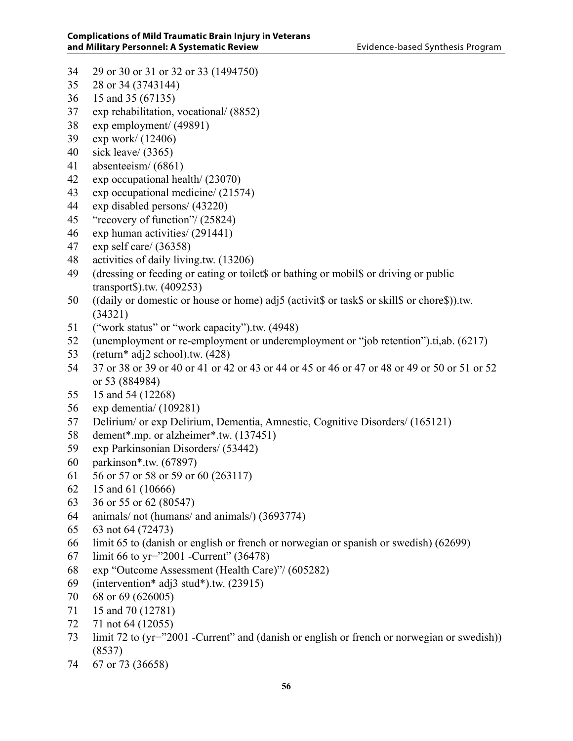34 29 or 30 or 31 or 32 or 33 (1494750)
35 28 or 34 (3743144)
36 15 and 35 (67135)
37 exp rehabilitation, vocational/ (8852)
38 exp employment/ (49891)
39 exp work/ (12406)
40 sick leave/ (3365)
41 absenteeism/ (6861)
42 exp occupational health/ (23070)
43 exp occupational medicine/ (21574)
44 exp disabled persons/ (43220)
45 "recovery of function"/ (25824)
46 exp human activities/ (291441)
47 exp self care/ (36358)
48 activities of daily living.tw. (13206)
49 (dressing or feeding or eating or toilet$ or bathing or mobil$ or driving or public transport$).tw. (409253)
50 ((daily or domestic or house or home) adj5 (activit$ or task$ or skill$ or chore$)).tw. (34321)
51 ("work status" or "work capacity").tw. (4948)
52 (unemployment or re-employment or underemployment or "job retention").ti,ab. (6217)
53 (return* adj2 school).tw. (428)
54 37 or 38 or 39 or 40 or 41 or 42 or 43 or 44 or 45 or 46 or 47 or 48 or 49 or 50 or 51 or 52 or 53 (884984)
55 15 and 54 (12268)
56 exp dementia/ (109281)
57 Delirium/ or exp Delirium, Dementia, Amnestic, Cognitive Disorders/ (165121)
58 dement*.mp. or alzheimer*.tw. (137451)
59 exp Parkinsonian Disorders/ (53442)
60 parkinson*.tw. (67897)
61 56 or 57 or 58 or 59 or 60 (263117)
62 15 and 61 (10666)
63 36 or 55 or 62 (80547)
64 animals/ not (humans/ and animals/) (3693774)
65 63 not 64 (72473)
66 limit 65 to (danish or english or french or norwegian or spanish or swedish) (62699)
67 limit 66 to yr="2001 -Current" (36478)
68 exp "Outcome Assessment (Health Care)"/ (605282)
69 (intervention* adj3 stud*).tw. (23915)
70 68 or 69 (626005)
71 15 and 70 (12781)
72 71 not 64 (12055)
73 limit 72 to (yr="2001 -Current" and (danish or english or french or norwegian or swedish)) (8537)
74 67 or 73 (36658)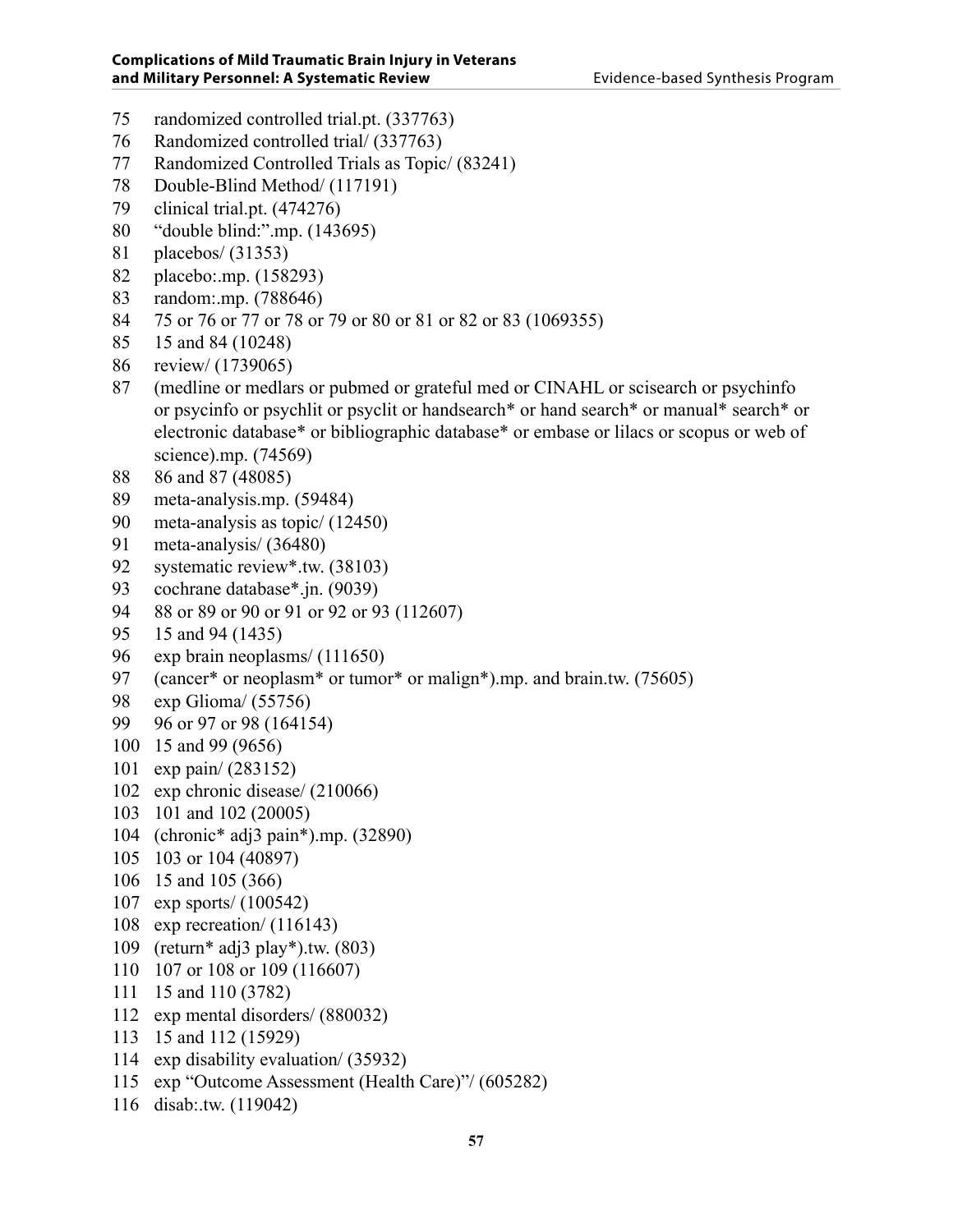75 randomized controlled trial.pt. (337763)
76 Randomized controlled trial/ (337763)
77 Randomized Controlled Trials as Topic/ (83241)
78 Double-Blind Method/ (117191)
79 clinical trial.pt. (474276)
80 “double blind:”.mp. (143695)
81 placebos/ (31353)
82 placebo:.mp. (158293)
83 random:.mp. (788646)
84 75 or 76 or 77 or 78 or 79 or 80 or 81 or 82 or 83 (1069355)
85 15 and 84 (10248)
86 review/ (1739065)
87 (medline or medlars or pubmed or grateful med or CINAHL or scisearch or psychinfo or psycinfo or psychlit or psyclit or handsearch* or hand search* or manual* search* or electronic database* or bibliographic database* or embase or lilacs or scopus or web of science).mp. (74569)
88 86 and 87 (48085)
89 meta-analysis.mp. (59484)
90 meta-analysis as topic/ (12450)
91 meta-analysis/ (36480)
92 systematic review*.tw. (38103)
93 cochrane database*.jn. (9039)
94 88 or 89 or 90 or 91 or 92 or 93 (112607)
95 15 and 94 (1435)
96 exp brain neoplasms/ (111650)
97 (cancer* or neoplasm* or tumor* or malign*).mp. and brain.tw. (75605)
98 exp Glioma/ (55756)
99 96 or 97 or 98 (164154)
100 15 and 99 (9656)
101 exp pain/ (283152)
102 exp chronic disease/ (210066)
103 101 and 102 (20005)
104 (chronic* adj3 pain*).mp. (32890)
105 103 or 104 (40897)
106 15 and 105 (366)
107 exp sports/ (100542)
108 exp recreation/ (116143)
109 (return* adj3 play*).tw. (803)
110 107 or 108 or 109 (116607)
111 15 and 110 (3782)
112 exp mental disorders/ (880032)
113 15 and 112 (15929)
114 exp disability evaluation/ (35932)
115 exp “Outcome Assessment (Health Care)”/ (605282)
116 disab:.tw. (119042)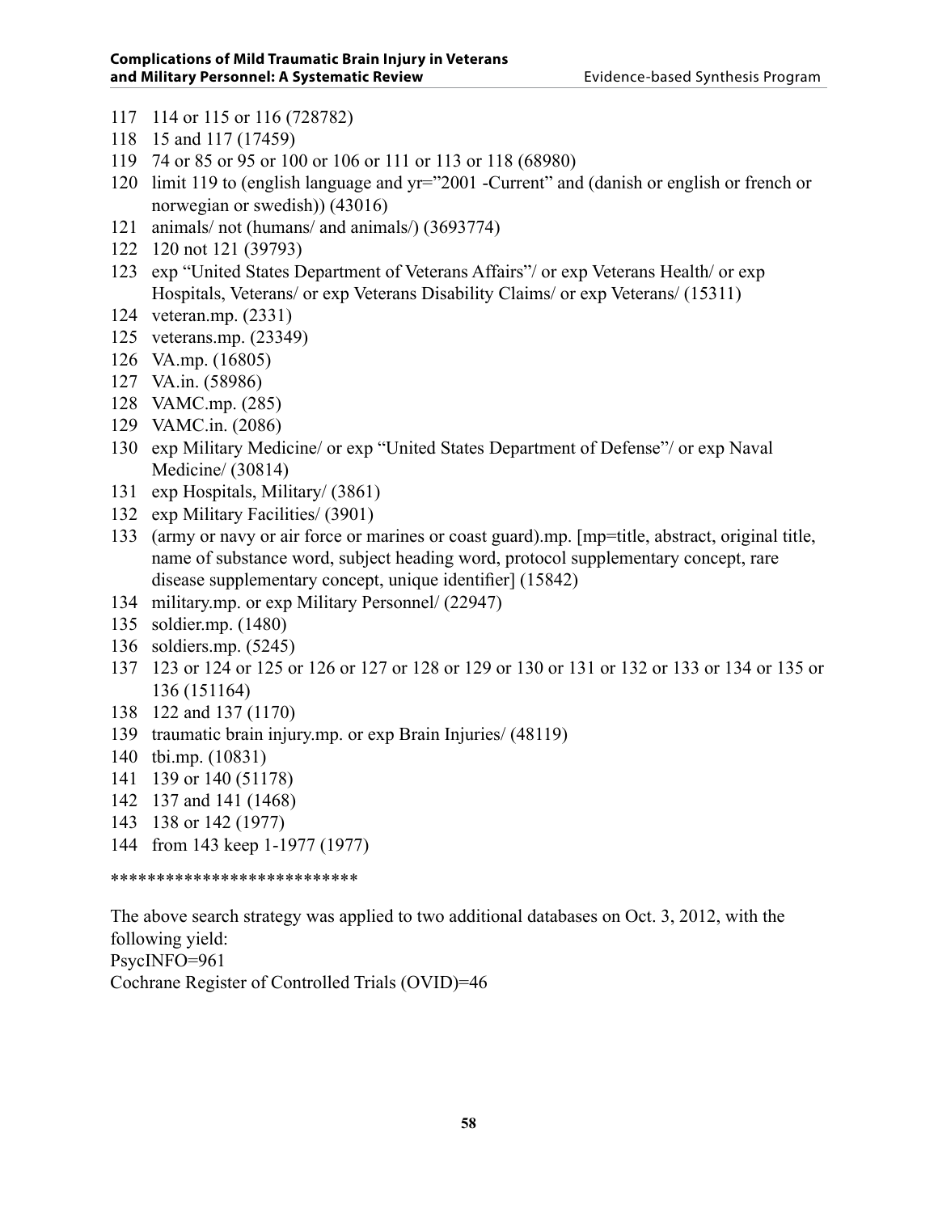117 114 or 115 or 116 (728782)
118 15 and 117 (17459)
119 74 or 85 or 95 or 100 or 106 or 111 or 113 or 118 (68980)
120 limit 119 to (english language and yr="2001 -Current" and (danish or english or french or norwegian or swedish)) (43016)
121 animals/ not (humans/ and animals/) (3693774)
122 120 not 121 (39793)
123 exp "United States Department of Veterans Affairs"/ or exp Veterans Health/ or exp Hospitals, Veterans/ or exp Veterans Disability Claims/ or exp Veterans/ (15311)
124 veteran.mp. (2331)
125 veterans.mp. (23349)
126 VA.mp. (16805)
127 VA.in. (58986)
128 VAMC.mp. (285)
129 VAMC.in. (2086)
130 exp Military Medicine/ or exp "United States Department of Defense"/ or exp Naval Medicine/ (30814)
131 exp Hospitals, Military/ (3861)
132 exp Military Facilities/ (3901)
133 (army or navy or air force or marines or coast guard).mp. [mp=title, abstract, original title, name of substance word, subject heading word, protocol supplementary concept, rare disease supplementary concept, unique identifier] (15842)
134 military.mp. or exp Military Personnel/ (22947)
135 soldier.mp. (1480)
136 soldiers.mp. (5245)
137 123 or 124 or 125 or 126 or 127 or 128 or 129 or 130 or 131 or 132 or 133 or 134 or 135 or 136 (151164)
138 122 and 137 (1170)
139 traumatic brain injury.mp. or exp Brain Injuries/ (48119)
140 tbi.mp. (10831)
141 139 or 140 (51178)
142 137 and 141 (1468)
143 138 or 142 (1977)
144 from 143 keep 1-1977 (1977)

***************************

The above search strategy was applied to two additional databases on Oct. 3, 2012, with the following yield:
PsycINFO=961
Cochrane Register of Controlled Trials (OVID)=46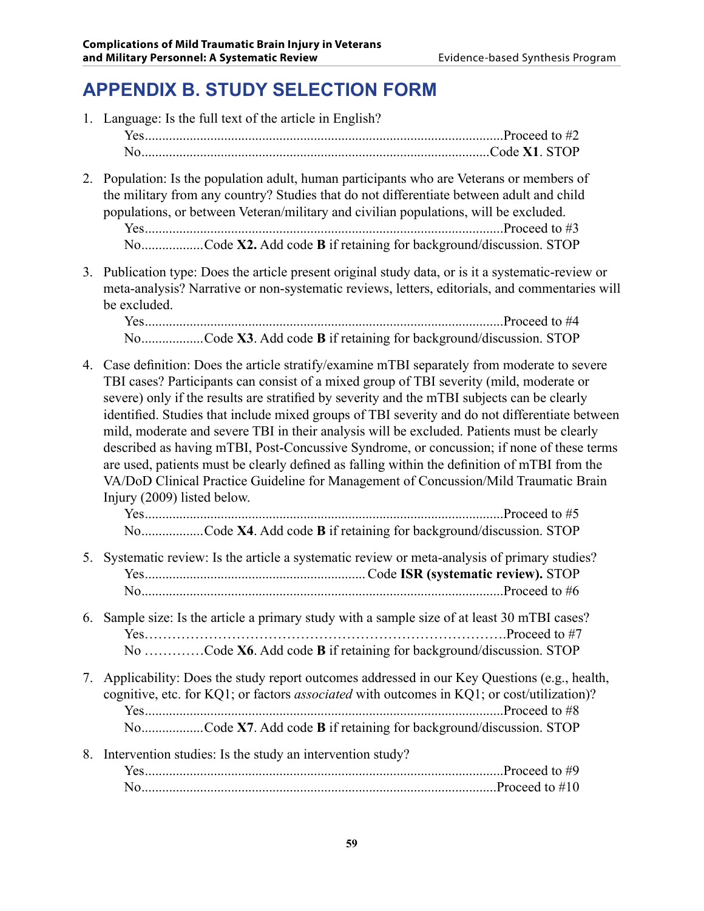# APPENDIX B. STUDY SELECTION FORM

1. Language: Is the full text of the article in English?
   Yes.......................................................................................................Proceed to #2
   No.....................................................................................................Code **X1**. STOP

2. Population: Is the population adult, human participants who are Veterans or members of the military from any country? Studies that do not differentiate between adult and child populations, or between Veteran/military and civilian populations, will be excluded.
   Yes.......................................................................................................Proceed to #3
   No..................Code **X2.** Add code **B** if retaining for background/discussion. STOP

3. Publication type: Does the article present original study data, or is it a systematic-review or meta-analysis? Narrative or non-systematic reviews, letters, editorials, and commentaries will be excluded.
   Yes.......................................................................................................Proceed to #4
   No..................Code **X3**. Add code **B** if retaining for background/discussion. STOP

4. Case definition: Does the article stratify/examine mTBI separately from moderate to severe TBI cases? Participants can consist of a mixed group of TBI severity (mild, moderate or severe) only if the results are stratified by severity and the mTBI subjects can be clearly identified. Studies that include mixed groups of TBI severity and do not differentiate between mild, moderate and severe TBI in their analysis will be excluded. Patients must be clearly described as having mTBI, Post-Concussive Syndrome, or concussion; if none of these terms are used, patients must be clearly defined as falling within the definition of mTBI from the VA/DoD Clinical Practice Guideline for Management of Concussion/Mild Traumatic Brain Injury (2009) listed below.
   Yes.......................................................................................................Proceed to #5
   No..................Code **X4**. Add code **B** if retaining for background/discussion. STOP

5. Systematic review: Is the article a systematic review or meta-analysis of primary studies?
   Yes................................................................Code **ISR (systematic review).** STOP
   No.........................................................................................................Proceed to #6

6. Sample size: Is the article a primary study with a sample size of at least 30 mTBI cases?
   Yes……………………………………………………………………….Proceed to #7
   No …………Code **X6**. Add code **B** if retaining for background/discussion. STOP

7. Applicability: Does the study report outcomes addressed in our Key Questions (e.g., health, cognitive, etc. for KQ1; or factors *associated* with outcomes in KQ1; or cost/utilization)?
   Yes.......................................................................................................Proceed to #8
   No..................Code **X7**. Add code **B** if retaining for background/discussion. STOP

8. Intervention studies: Is the study an intervention study?
   Yes.......................................................................................................Proceed to #9
   No.......................................................................................................Proceed to #10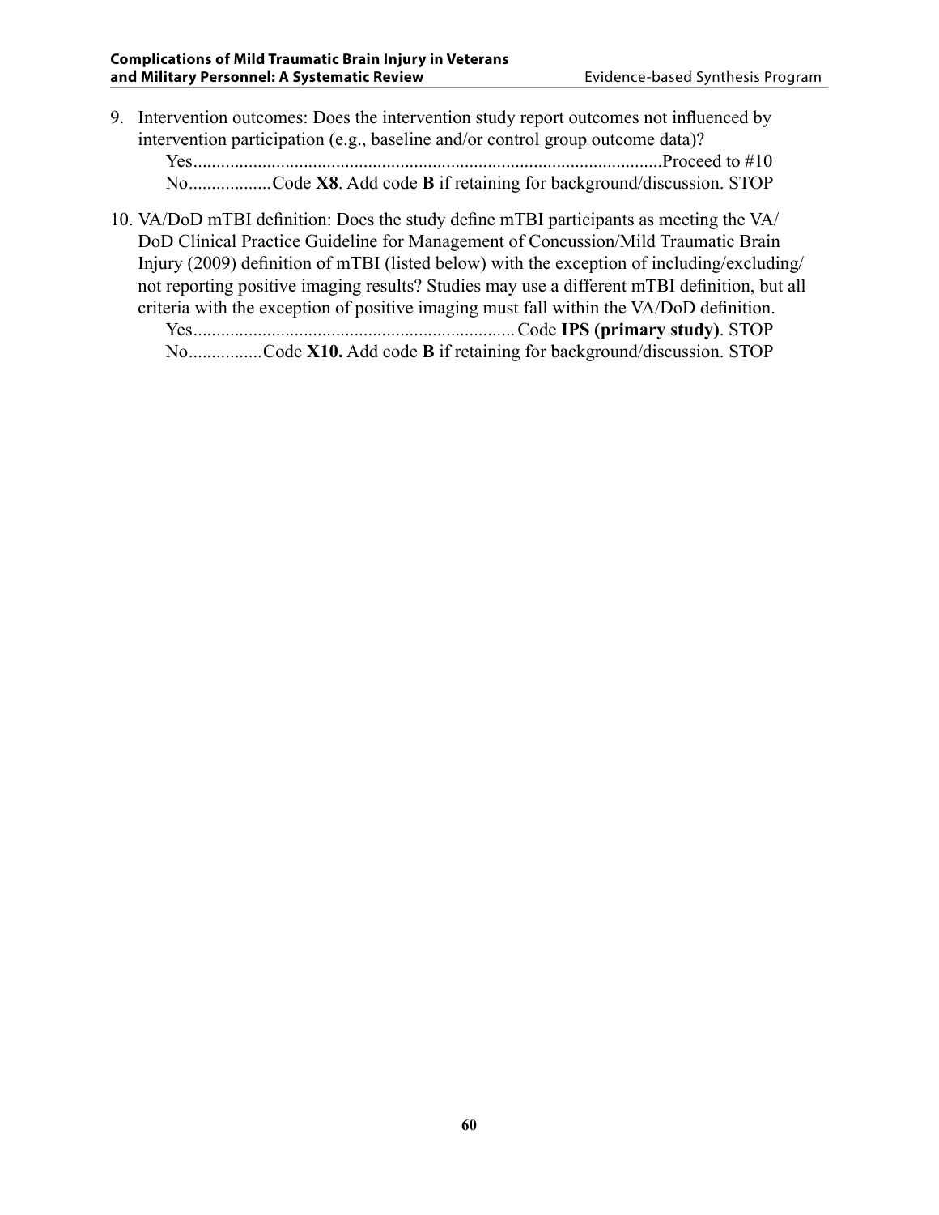9. Intervention outcomes: Does the intervention study report outcomes not influenced by intervention participation (e.g., baseline and/or control group outcome data)?
   Yes.......................................................................................................Proceed to #10
   No..................Code **X8**. Add code **B** if retaining for background/discussion. STOP

10. VA/DoD mTBI definition: Does the study define mTBI participants as meeting the VA/DoD Clinical Practice Guideline for Management of Concussion/Mild Traumatic Brain Injury (2009) definition of mTBI (listed below) with the exception of including/excluding/not reporting positive imaging results? Studies may use a different mTBI definition, but all criteria with the exception of positive imaging must fall within the VA/DoD definition.
    Yes......................................................................Code **IPS (primary study)**. STOP
    No................Code **X10.** Add code **B** if retaining for background/discussion. STOP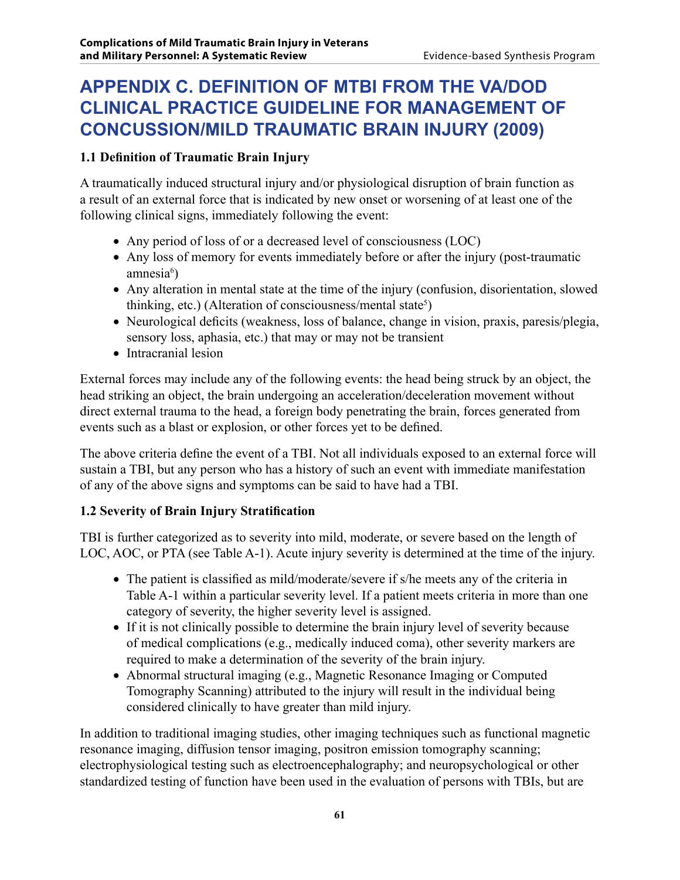# APPENDIX C. DEFINITION OF MTBI FROM THE VA/DOD CLINICAL PRACTICE GUIDELINE FOR MANAGEMENT OF CONCUSSION/MILD TRAUMATIC BRAIN INJURY (2009)

### 1.1 Definition of Traumatic Brain Injury

A traumatically induced structural injury and/or physiological disruption of brain function as a result of an external force that is indicated by new onset or worsening of at least one of the following clinical signs, immediately following the event:

- Any period of loss of or a decreased level of consciousness (LOC)
- Any loss of memory for events immediately before or after the injury (post-traumatic amnesia[6])
- Any alteration in mental state at the time of the injury (confusion, disorientation, slowed thinking, etc.) (Alteration of consciousness/mental state[5])
- Neurological deficits (weakness, loss of balance, change in vision, praxis, paresis/plegia, sensory loss, aphasia, etc.) that may or may not be transient
- Intracranial lesion

External forces may include any of the following events: the head being struck by an object, the head striking an object, the brain undergoing an acceleration/deceleration movement without direct external trauma to the head, a foreign body penetrating the brain, forces generated from events such as a blast or explosion, or other forces yet to be defined.

The above criteria define the event of a TBI. Not all individuals exposed to an external force will sustain a TBI, but any person who has a history of such an event with immediate manifestation of any of the above signs and symptoms can be said to have had a TBI.

### 1.2 Severity of Brain Injury Stratification

TBI is further categorized as to severity into mild, moderate, or severe based on the length of LOC, AOC, or PTA (see Table A-1). Acute injury severity is determined at the time of the injury.

- The patient is classified as mild/moderate/severe if s/he meets any of the criteria in Table A-1 within a particular severity level. If a patient meets criteria in more than one category of severity, the higher severity level is assigned.
- If it is not clinically possible to determine the brain injury level of severity because of medical complications (e.g., medically induced coma), other severity markers are required to make a determination of the severity of the brain injury.
- Abnormal structural imaging (e.g., Magnetic Resonance Imaging or Computed Tomography Scanning) attributed to the injury will result in the individual being considered clinically to have greater than mild injury.

In addition to traditional imaging studies, other imaging techniques such as functional magnetic resonance imaging, diffusion tensor imaging, positron emission tomography scanning; electrophysiological testing such as electroencephalography; and neuropsychological or other standardized testing of function have been used in the evaluation of persons with TBIs, but are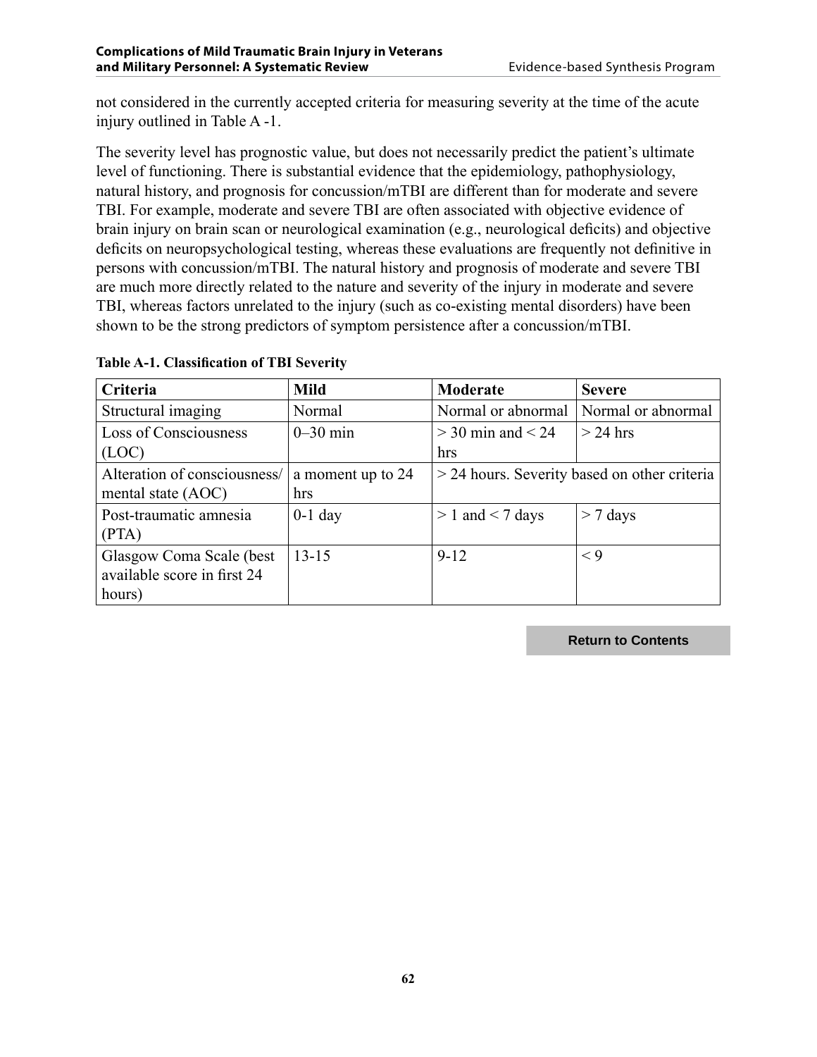not considered in the currently accepted criteria for measuring severity at the time of the acute injury outlined in Table A -1.

The severity level has prognostic value, but does not necessarily predict the patient's ultimate level of functioning. There is substantial evidence that the epidemiology, pathophysiology, natural history, and prognosis for concussion/mTBI are different than for moderate and severe TBI. For example, moderate and severe TBI are often associated with objective evidence of brain injury on brain scan or neurological examination (e.g., neurological deficits) and objective deficits on neuropsychological testing, whereas these evaluations are frequently not definitive in persons with concussion/mTBI. The natural history and prognosis of moderate and severe TBI are much more directly related to the nature and severity of the injury in moderate and severe TBI, whereas factors unrelated to the injury (such as co-existing mental disorders) have been shown to be the strong predictors of symptom persistence after a concussion/mTBI.

**Table A-1. Classification of TBI Severity**

| Criteria | Mild | Moderate | Severe |
|---|---|---|---|
| Structural imaging | Normal | Normal or abnormal | Normal or abnormal |
| Loss of Consciousness (LOC) | 0–30 min | > 30 min and < 24 hrs | > 24 hrs |
| Alteration of consciousness/ mental state (AOC) | a moment up to 24 hrs | > 24 hours. Severity based on other criteria | |
| Post-traumatic amnesia (PTA) | 0-1 day | > 1 and < 7 days | > 7 days |
| Glasgow Coma Scale (best available score in first 24 hours) | 13-15 | 9-12 | < 9 |

Return to Contents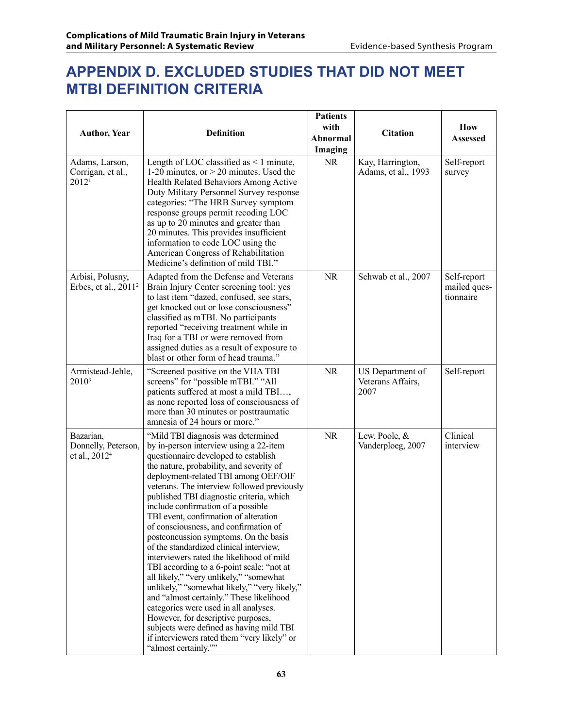# APPENDIX D. EXCLUDED STUDIES THAT DID NOT MEET MTBI DEFINITION CRITERIA

| Author, Year | Definition | Patients with Abnormal Imaging | Citation | How Assessed |
|---|---|---|---|---|
| Adams, Larson, Corrigan, et al., 2012[1] | Length of LOC classified as < 1 minute, 1-20 minutes, or > 20 minutes. Used the Health Related Behaviors Among Active Duty Military Personnel Survey response categories: "The HRB Survey symptom response groups permit recoding LOC as up to 20 minutes and greater than 20 minutes. This provides insufficient information to code LOC using the American Congress of Rehabilitation Medicine's definition of mild TBI." | NR | Kay, Harrington, Adams, et al., 1993 | Self-report survey |
| Arbisi, Polusny, Erbes, et al., 2011[2] | Adapted from the Defense and Veterans Brain Injury Center screening tool: yes to last item "dazed, confused, see stars, get knocked out or lose consciousness" classified as mTBI. No participants reported "receiving treatment while in Iraq for a TBI or were removed from assigned duties as a result of exposure to blast or other form of head trauma." | NR | Schwab et al., 2007 | Self-report mailed questionnaire |
| Armistead-Jehle, 2010[3] | "Screened positive on the VHA TBI screens" for "possible mTBI." "All patients suffered at most a mild TBI…, as none reported loss of consciousness of more than 30 minutes or posttraumatic amnesia of 24 hours or more." | NR | US Department of Veterans Affairs, 2007 | Self-report |
| Bazarian, Donnelly, Peterson, et al., 2012[4] | "Mild TBI diagnosis was determined by in-person interview using a 22-item questionnaire developed to establish the nature, probability, and severity of deployment-related TBI among OEF/OIF veterans. The interview followed previously published TBI diagnostic criteria, which include confirmation of a possible TBI event, confirmation of alteration of consciousness, and confirmation of postconcussion symptoms. On the basis of the standardized clinical interview, interviewers rated the likelihood of mild TBI according to a 6-point scale: "not at all likely," "very unlikely," "somewhat unlikely," "somewhat likely," "very likely," and "almost certainly." These likelihood categories were used in all analyses. However, for descriptive purposes, subjects were defined as having mild TBI if interviewers rated them "very likely" or "almost certainly."" | NR | Lew, Poole, & Vanderploeg, 2007 | Clinical interview |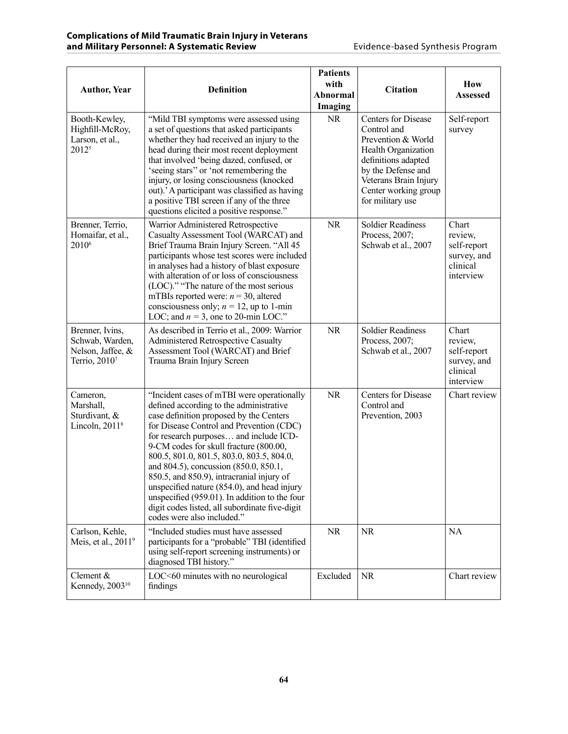| Author, Year | Definition | Patients with Abnormal Imaging | Citation | How Assessed |
|---|---|---|---|---|
| Booth-Kewley, Highfill-McRoy, Larson, et al., 2012[5] | "Mild TBI symptoms were assessed using a set of questions that asked participants whether they had received an injury to the head during their most recent deployment that involved 'being dazed, confused, or 'seeing stars" or 'not remembering the injury, or losing consciousness (knocked out).' A participant was classified as having a positive TBI screen if any of the three questions elicited a positive response." | NR | Centers for Disease Control and Prevention & World Health Organization definitions adapted by the Defense and Veterans Brain Injury Center working group for military use | Self-report survey |
| Brenner, Terrio, Homaifar, et al., 2010[6] | Warrior Administered Retrospective Casualty Assessment Tool (WARCAT) and Brief Trauma Brain Injury Screen. "All 45 participants whose test scores were included in analyses had a history of blast exposure with alteration of or loss of consciousness (LOC)." "The nature of the most serious mTBIs reported were: $n = 30$, altered consciousness only; $n = 12$, up to 1-min LOC; and $n = 3$, one to 20-min LOC." | NR | Soldier Readiness Process, 2007; Schwab et al., 2007 | Chart review, self-report survey, and clinical interview |
| Brenner, Ivins, Schwab, Warden, Nelson, Jaffee, & Terrio, 2010[7] | As described in Terrio et al., 2009: Warrior Administered Retrospective Casualty Assessment Tool (WARCAT) and Brief Trauma Brain Injury Screen | NR | Soldier Readiness Process, 2007; Schwab et al., 2007 | Chart review, self-report survey, and clinical interview |
| Cameron, Marshall, Sturdivant, & Lincoln, 2011[8] | "Incident cases of mTBI were operationally defined according to the administrative case definition proposed by the Centers for Disease Control and Prevention (CDC) for research purposes… and include ICD-9-CM codes for skull fracture (800.00, 800.5, 801.0, 801.5, 803.0, 803.5, 804.0, and 804.5), concussion (850.0, 850.1, 850.5, and 850.9), intracranial injury of unspecified nature (854.0), and head injury unspecified (959.01). In addition to the four digit codes listed, all subordinate five-digit codes were also included." | NR | Centers for Disease Control and Prevention, 2003 | Chart review |
| Carlson, Kehle, Meis, et al., 2011[9] | "Included studies must have assessed participants for a "probable" TBI (identified using self-report screening instruments) or diagnosed TBI history." | NR | NR | NA |
| Clement & Kennedy, 2003[10] | LOC<60 minutes with no neurological findings | Excluded | NR | Chart review |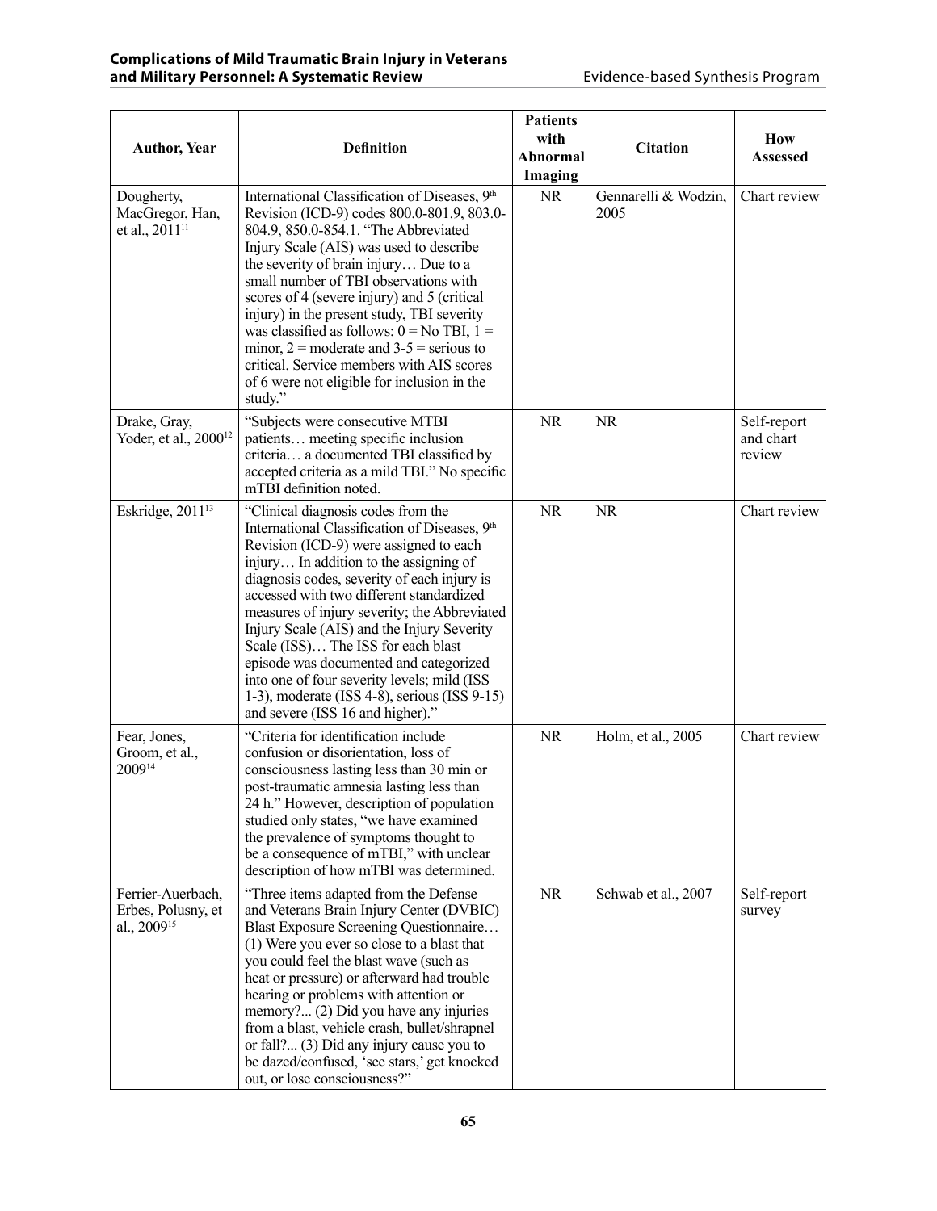| Author, Year | Definition | Patients with Abnormal Imaging | Citation | How Assessed |
|---|---|---|---|---|
| Dougherty, MacGregor, Han, et al., 2011[11] | International Classification of Diseases, 9th Revision (ICD-9) codes 800.0-801.9, 803.0-804.9, 850.0-854.1. "The Abbreviated Injury Scale (AIS) was used to describe the severity of brain injury… Due to a small number of TBI observations with scores of 4 (severe injury) and 5 (critical injury) in the present study, TBI severity was classified as follows: 0 = No TBI, 1 = minor, 2 = moderate and 3-5 = serious to critical. Service members with AIS scores of 6 were not eligible for inclusion in the study." | NR | Gennarelli & Wodzin, 2005 | Chart review |
| Drake, Gray, Yoder, et al., 2000[12] | "Subjects were consecutive MTBI patients… meeting specific inclusion criteria… a documented TBI classified by accepted criteria as a mild TBI." No specific mTBI definition noted. | NR | NR | Self-report and chart review |
| Eskridge, 2011[13] | "Clinical diagnosis codes from the International Classification of Diseases, 9th Revision (ICD-9) were assigned to each injury… In addition to the assigning of diagnosis codes, severity of each injury is accessed with two different standardized measures of injury severity; the Abbreviated Injury Scale (AIS) and the Injury Severity Scale (ISS)… The ISS for each blast episode was documented and categorized into one of four severity levels; mild (ISS 1-3), moderate (ISS 4-8), serious (ISS 9-15) and severe (ISS 16 and higher)." | NR | NR | Chart review |
| Fear, Jones, Groom, et al., 2009[14] | "Criteria for identification include confusion or disorientation, loss of consciousness lasting less than 30 min or post-traumatic amnesia lasting less than 24 h." However, description of population studied only states, "we have examined the prevalence of symptoms thought to be a consequence of mTBI," with unclear description of how mTBI was determined. | NR | Holm, et al., 2005 | Chart review |
| Ferrier-Auerbach, Erbes, Polusny, et al., 2009[15] | "Three items adapted from the Defense and Veterans Brain Injury Center (DVBIC) Blast Exposure Screening Questionnaire… (1) Were you ever so close to a blast that you could feel the blast wave (such as heat or pressure) or afterward had trouble hearing or problems with attention or memory?... (2) Did you have any injuries from a blast, vehicle crash, bullet/shrapnel or fall?... (3) Did any injury cause you to be dazed/confused, 'see stars,' get knocked out, or lose consciousness?" | NR | Schwab et al., 2007 | Self-report survey |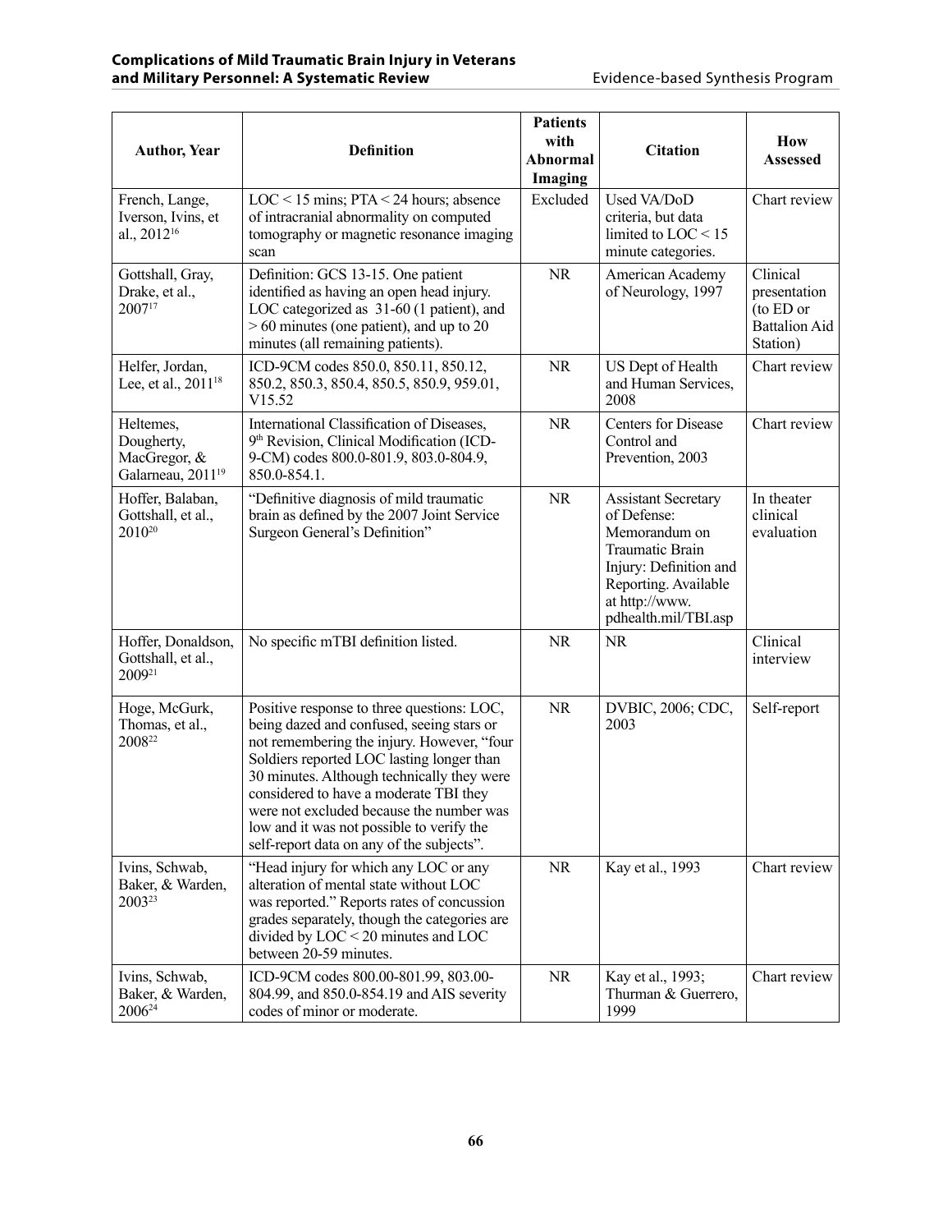| Author, Year | Definition | Patients with Abnormal Imaging | Citation | How Assessed |
|---|---|---|---|---|
| French, Lange, Iverson, Ivins, et al., 2012[16] | LOC < 15 mins; PTA < 24 hours; absence of intracranial abnormality on computed tomography or magnetic resonance imaging scan | Excluded | Used VA/DoD criteria, but data limited to LOC < 15 minute categories. | Chart review |
| Gottshall, Gray, Drake, et al., 2007[17] | Definition: GCS 13-15. One patient identified as having an open head injury. LOC categorized as 31-60 (1 patient), and > 60 minutes (one patient), and up to 20 minutes (all remaining patients). | NR | American Academy of Neurology, 1997 | Clinical presentation (to ED or Battalion Aid Station) |
| Helfer, Jordan, Lee, et al., 2011[18] | ICD-9CM codes 850.0, 850.11, 850.12, 850.2, 850.3, 850.4, 850.5, 850.9, 959.01, V15.52 | NR | US Dept of Health and Human Services, 2008 | Chart review |
| Heltemes, Dougherty, MacGregor, & Galarneau, 2011[19] | International Classification of Diseases, 9th Revision, Clinical Modification (ICD-9-CM) codes 800.0-801.9, 803.0-804.9, 850.0-854.1. | NR | Centers for Disease Control and Prevention, 2003 | Chart review |
| Hoffer, Balaban, Gottshall, et al., 2010[20] | "Definitive diagnosis of mild traumatic brain as defined by the 2007 Joint Service Surgeon General's Definition" | NR | Assistant Secretary of Defense: Memorandum on Traumatic Brain Injury: Definition and Reporting. Available at http://www.pdhealth.mil/TBI.asp | In theater clinical evaluation |
| Hoffer, Donaldson, Gottshall, et al., 2009[21] | No specific mTBI definition listed. | NR | NR | Clinical interview |
| Hoge, McGurk, Thomas, et al., 2008[22] | Positive response to three questions: LOC, being dazed and confused, seeing stars or not remembering the injury. However, "four Soldiers reported LOC lasting longer than 30 minutes. Although technically they were considered to have a moderate TBI they were not excluded because the number was low and it was not possible to verify the self-report data on any of the subjects". | NR | DVBIC, 2006; CDC, 2003 | Self-report |
| Ivins, Schwab, Baker, & Warden, 2003[23] | "Head injury for which any LOC or any alteration of mental state without LOC was reported." Reports rates of concussion grades separately, though the categories are divided by LOC < 20 minutes and LOC between 20-59 minutes. | NR | Kay et al., 1993 | Chart review |
| Ivins, Schwab, Baker, & Warden, 2006[24] | ICD-9CM codes 800.00-801.99, 803.00-804.99, and 850.0-854.19 and AIS severity codes of minor or moderate. | NR | Kay et al., 1993; Thurman & Guerrero, 1999 | Chart review |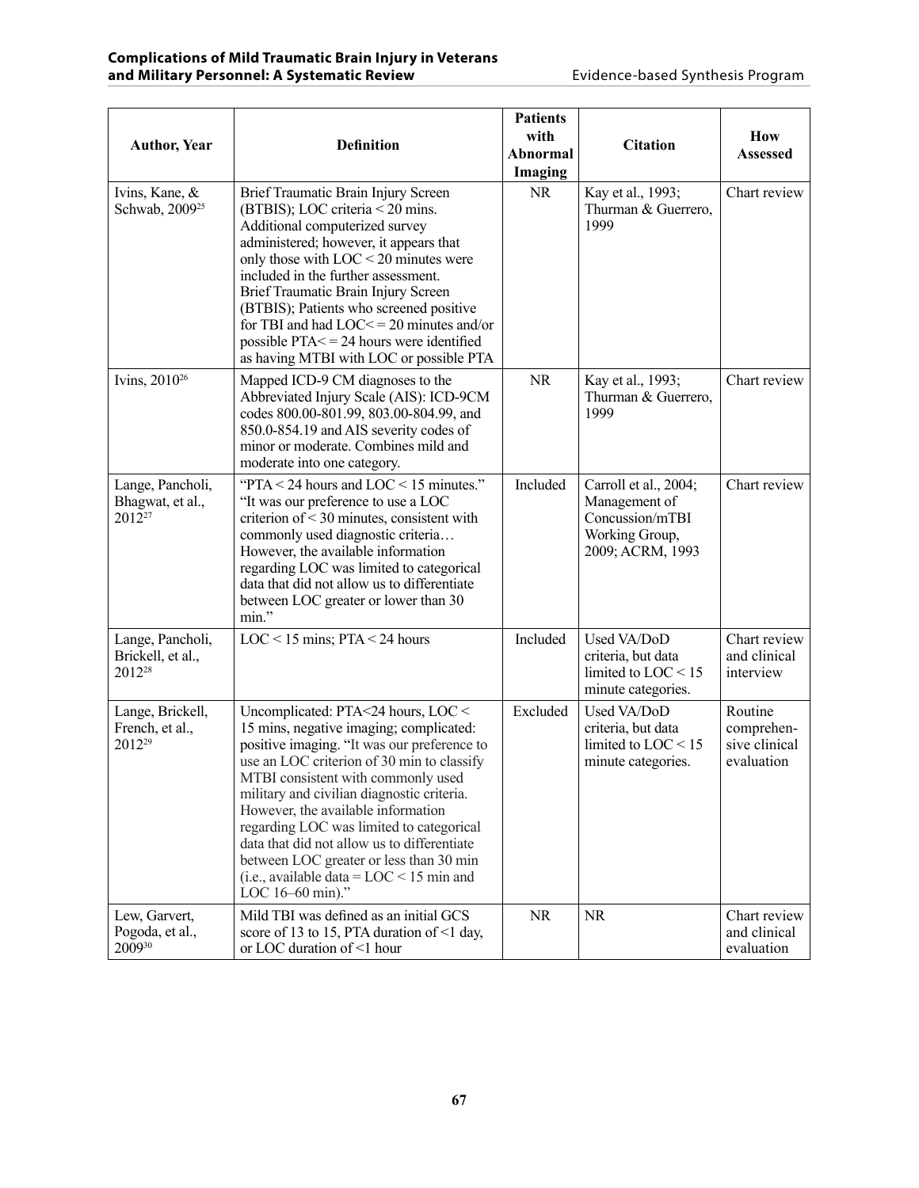| Author, Year | Definition | Patients with Abnormal Imaging | Citation | How Assessed |
|---|---|---|---|---|
| Ivins, Kane, & Schwab, 2009[25] | Brief Traumatic Brain Injury Screen (BTBIS); LOC criteria < 20 mins. Additional computerized survey administered; however, it appears that only those with LOC < 20 minutes were included in the further assessment. Brief Traumatic Brain Injury Screen (BTBIS); Patients who screened positive for TBI and had LOC< = 20 minutes and/or possible PTA< = 24 hours were identified as having MTBI with LOC or possible PTA | NR | Kay et al., 1993; Thurman & Guerrero, 1999 | Chart review |
| Ivins, 2010[26] | Mapped ICD-9 CM diagnoses to the Abbreviated Injury Scale (AIS): ICD-9CM codes 800.00-801.99, 803.00-804.99, and 850.0-854.19 and AIS severity codes of minor or moderate. Combines mild and moderate into one category. | NR | Kay et al., 1993; Thurman & Guerrero, 1999 | Chart review |
| Lange, Pancholi, Bhagwat, et al., 2012[27] | "PTA < 24 hours and LOC < 15 minutes." "It was our preference to use a LOC criterion of < 30 minutes, consistent with commonly used diagnostic criteria… However, the available information regarding LOC was limited to categorical data that did not allow us to differentiate between LOC greater or lower than 30 min." | Included | Carroll et al., 2004; Management of Concussion/mTBI Working Group, 2009; ACRM, 1993 | Chart review |
| Lange, Pancholi, Brickell, et al., 2012[28] | LOC < 15 mins; PTA < 24 hours | Included | Used VA/DoD criteria, but data limited to LOC < 15 minute categories. | Chart review and clinical interview |
| Lange, Brickell, French, et al., 2012[29] | Uncomplicated: PTA<24 hours, LOC < 15 mins, negative imaging; complicated: positive imaging. "It was our preference to use an LOC criterion of 30 min to classify MTBI consistent with commonly used military and civilian diagnostic criteria. However, the available information regarding LOC was limited to categorical data that did not allow us to differentiate between LOC greater or less than 30 min (i.e., available data = LOC < 15 min and LOC 16–60 min)." | Excluded | Used VA/DoD criteria, but data limited to LOC < 15 minute categories. | Routine comprehensive clinical evaluation |
| Lew, Garvert, Pogoda, et al., 2009[30] | Mild TBI was defined as an initial GCS score of 13 to 15, PTA duration of <1 day, or LOC duration of <1 hour | NR | NR | Chart review and clinical evaluation |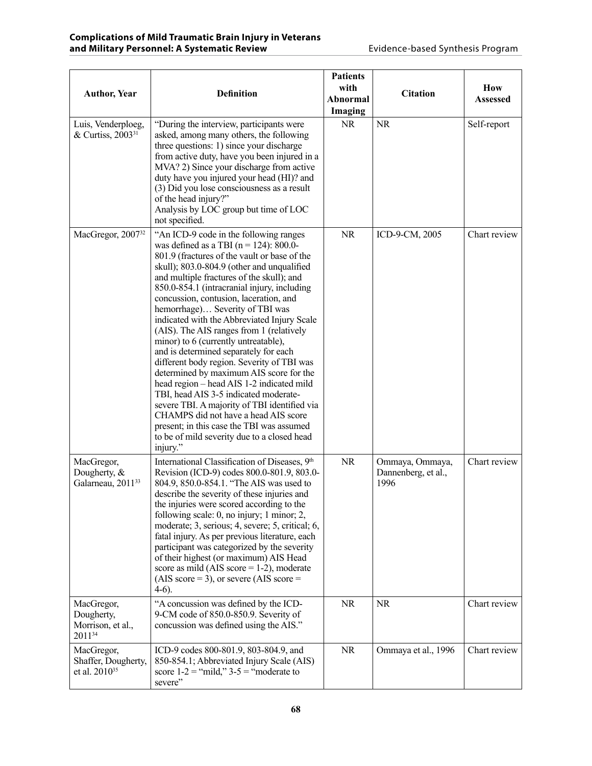| Author, Year | Definition | Patients with Abnormal Imaging | Citation | How Assessed |
|---|---|---|---|---|
| Luis, Venderploeg, & Curtiss, 2003[31] | "During the interview, participants were asked, among many others, the following three questions: 1) since your discharge from active duty, have you been injured in a MVA? 2) Since your discharge from active duty have you injured your head (HI)? and (3) Did you lose consciousness as a result of the head injury?" Analysis by LOC group but time of LOC not specified. | NR | NR | Self-report |
| MacGregor, 2007[32] | "An ICD-9 code in the following ranges was defined as a TBI (n = 124): 800.0-801.9 (fractures of the vault or base of the skull); 803.0-804.9 (other and unqualified and multiple fractures of the skull); and 850.0-854.1 (intracranial injury, including concussion, contusion, laceration, and hemorrhage)… Severity of TBI was indicated with the Abbreviated Injury Scale (AIS). The AIS ranges from 1 (relatively minor) to 6 (currently untreatable), and is determined separately for each different body region. Severity of TBI was determined by maximum AIS score for the head region – head AIS 1-2 indicated mild TBI, head AIS 3-5 indicated moderate-severe TBI. A majority of TBI identified via CHAMPS did not have a head AIS score present; in this case the TBI was assumed to be of mild severity due to a closed head injury." | NR | ICD-9-CM, 2005 | Chart review |
| MacGregor, Dougherty, & Galarneau, 2011[33] | International Classification of Diseases, 9th Revision (ICD-9) codes 800.0-801.9, 803.0-804.9, 850.0-854.1. "The AIS was used to describe the severity of these injuries and the injuries were scored according to the following scale: 0, no injury; 1 minor; 2, moderate; 3, serious; 4, severe; 5, critical; 6, fatal injury. As per previous literature, each participant was categorized by the severity of their highest (or maximum) AIS Head score as mild (AIS score = 1-2), moderate (AIS score = 3), or severe (AIS score = 4-6). | NR | Ommaya, Ommaya, Dannenberg, et al., 1996 | Chart review |
| MacGregor, Dougherty, Morrison, et al., 2011[34] | "A concussion was defined by the ICD-9-CM code of 850.0-850.9. Severity of concussion was defined using the AIS." | NR | NR | Chart review |
| MacGregor, Shaffer, Dougherty, et al. 2010[35] | ICD-9 codes 800-801.9, 803-804.9, and 850-854.1; Abbreviated Injury Scale (AIS) score 1-2 = "mild," 3-5 = "moderate to severe" | NR | Ommaya et al., 1996 | Chart review |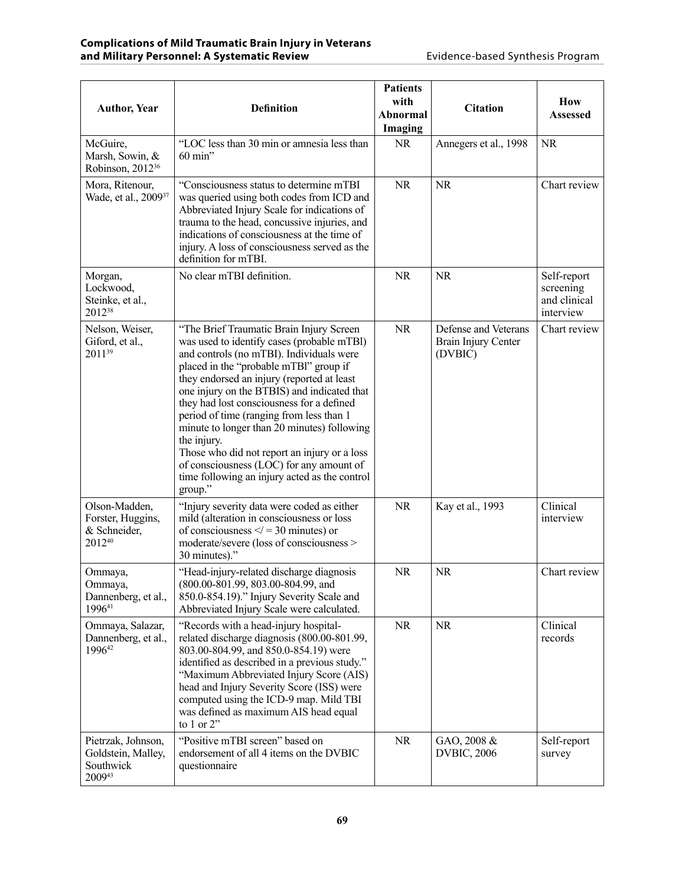| Author, Year | Definition | Patients with Abnormal Imaging | Citation | How Assessed |
|---|---|---|---|---|
| McGuire, Marsh, Sowin, & Robinson, 2012[36] | "LOC less than 30 min or amnesia less than 60 min" | NR | Annegers et al., 1998 | NR |
| Mora, Ritenour, Wade, et al., 2009[37] | "Consciousness status to determine mTBI was queried using both codes from ICD and Abbreviated Injury Scale for indications of trauma to the head, concussive injuries, and indications of consciousness at the time of injury. A loss of consciousness served as the definition for mTBI. | NR | NR | Chart review |
| Morgan, Lockwood, Steinke, et al., 2012[38] | No clear mTBI definition. | NR | NR | Self-report screening and clinical interview |
| Nelson, Weiser, Giford, et al., 2011[39] | "The Brief Traumatic Brain Injury Screen was used to identify cases (probable mTBl) and controls (no mTBI). Individuals were placed in the "probable mTBl" group if they endorsed an injury (reported at least one injury on the BTBIS) and indicated that they had lost consciousness for a defined period of time (ranging from less than 1 minute to longer than 20 minutes) following the injury. Those who did not report an injury or a loss of consciousness (LOC) for any amount of time following an injury acted as the control group." | NR | Defense and Veterans Brain Injury Center (DVBIC) | Chart review |
| Olson-Madden, Forster, Huggins, & Schneider, 2012[40] | "Injury severity data were coded as either mild (alteration in consciousness or loss of consciousness $</=$ 30 minutes) or moderate/severe (loss of consciousness > 30 minutes)." | NR | Kay et al., 1993 | Clinical interview |
| Ommaya, Ommaya, Dannenberg, et al., 1996[41] | "Head-injury-related discharge diagnosis (800.00-801.99, 803.00-804.99, and 850.0-854.19)." Injury Severity Scale and Abbreviated Injury Scale were calculated. | NR | NR | Chart review |
| Ommaya, Salazar, Dannenberg, et al., 1996[42] | "Records with a head-injury hospital-related discharge diagnosis (800.00-801.99, 803.00-804.99, and 850.0-854.19) were identified as described in a previous study." "Maximum Abbreviated Injury Score (AIS) head and Injury Severity Score (ISS) were computed using the ICD-9 map. Mild TBI was defined as maximum AIS head equal to 1 or 2" | NR | NR | Clinical records |
| Pietrzak, Johnson, Goldstein, Malley, Southwick 2009[43] | "Positive mTBI screen" based on endorsement of all 4 items on the DVBIC questionnaire | NR | GAO, 2008 & DVBIC, 2006 | Self-report survey |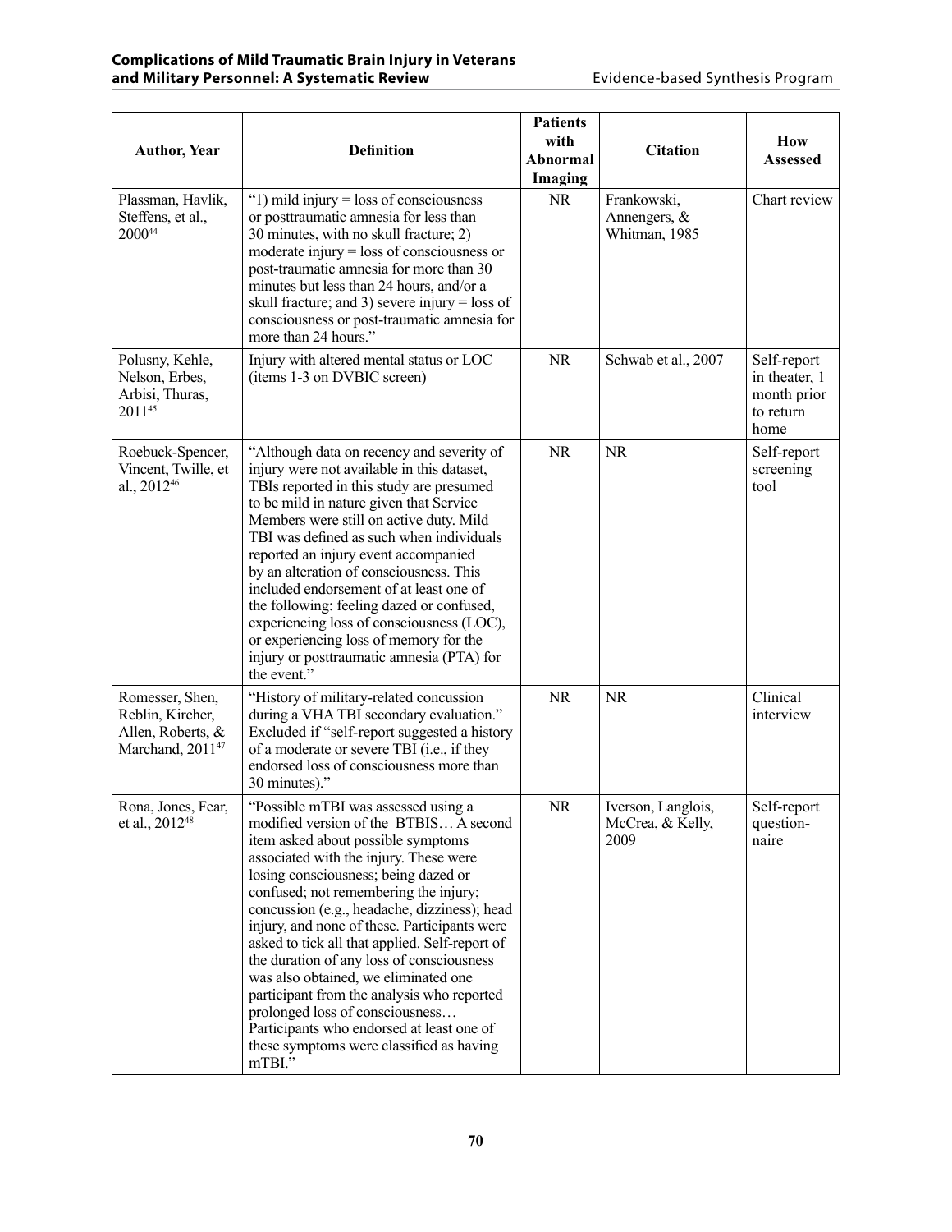| Author, Year | Definition | Patients with Abnormal Imaging | Citation | How Assessed |
|---|---|---|---|---|
| Plassman, Havlik, Steffens, et al., 2000[44] | "1) mild injury = loss of consciousness or posttraumatic amnesia for less than 30 minutes, with no skull fracture; 2) moderate injury = loss of consciousness or post-traumatic amnesia for more than 30 minutes but less than 24 hours, and/or a skull fracture; and 3) severe injury = loss of consciousness or post-traumatic amnesia for more than 24 hours." | NR | Frankowski, Annengers, & Whitman, 1985 | Chart review |
| Polusny, Kehle, Nelson, Erbes, Arbisi, Thuras, 2011[45] | Injury with altered mental status or LOC (items 1-3 on DVBIC screen) | NR | Schwab et al., 2007 | Self-report in theater, 1 month prior to return home |
| Roebuck-Spencer, Vincent, Twille, et al., 2012[46] | "Although data on recency and severity of injury were not available in this dataset, TBIs reported in this study are presumed to be mild in nature given that Service Members were still on active duty. Mild TBI was defined as such when individuals reported an injury event accompanied by an alteration of consciousness. This included endorsement of at least one of the following: feeling dazed or confused, experiencing loss of consciousness (LOC), or experiencing loss of memory for the injury or posttraumatic amnesia (PTA) for the event." | NR | NR | Self-report screening tool |
| Romesser, Shen, Reblin, Kircher, Allen, Roberts, & Marchand, 2011[47] | "History of military-related concussion during a VHA TBI secondary evaluation." Excluded if "self-report suggested a history of a moderate or severe TBI (i.e., if they endorsed loss of consciousness more than 30 minutes)." | NR | NR | Clinical interview |
| Rona, Jones, Fear, et al., 2012[48] | "Possible mTBI was assessed using a modified version of the BTBIS… A second item asked about possible symptoms associated with the injury. These were losing consciousness; being dazed or confused; not remembering the injury; concussion (e.g., headache, dizziness); head injury, and none of these. Participants were asked to tick all that applied. Self-report of the duration of any loss of consciousness was also obtained, we eliminated one participant from the analysis who reported prolonged loss of consciousness… Participants who endorsed at least one of these symptoms were classified as having mTBI." | NR | Iverson, Langlois, McCrea, & Kelly, 2009 | Self-report questionnaire |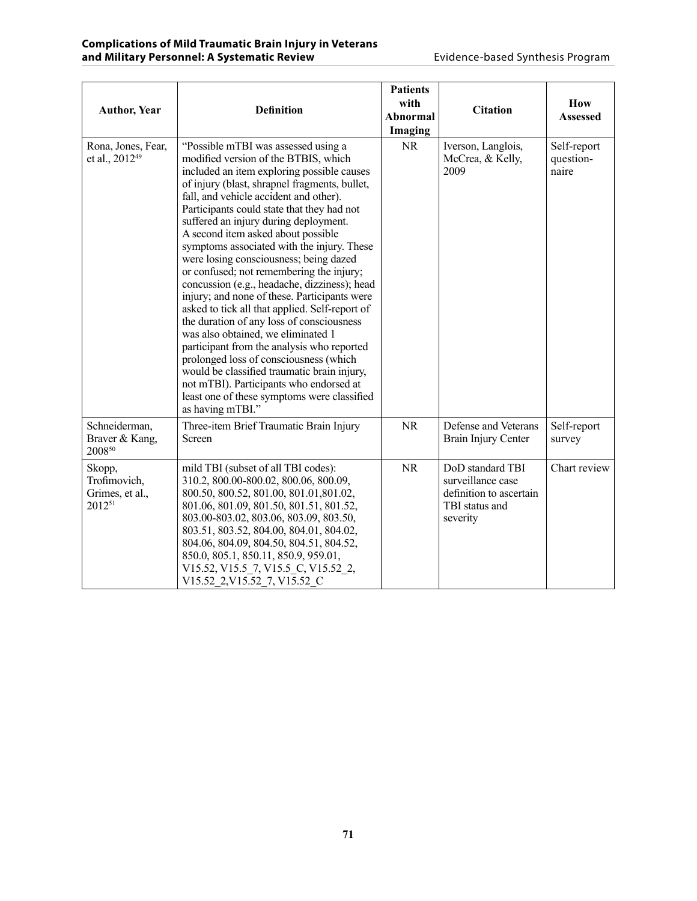| Author, Year | Definition | Patients with Abnormal Imaging | Citation | How Assessed |
|---|---|---|---|---|
| Rona, Jones, Fear, et al., 2012[49] | "Possible mTBI was assessed using a modified version of the BTBIS, which included an item exploring possible causes of injury (blast, shrapnel fragments, bullet, fall, and vehicle accident and other). Participants could state that they had not suffered an injury during deployment. A second item asked about possible symptoms associated with the injury. These were losing consciousness; being dazed or confused; not remembering the injury; concussion (e.g., headache, dizziness); head injury; and none of these. Participants were asked to tick all that applied. Self-report of the duration of any loss of consciousness was also obtained, we eliminated 1 participant from the analysis who reported prolonged loss of consciousness (which would be classified traumatic brain injury, not mTBI). Participants who endorsed at least one of these symptoms were classified as having mTBI." | NR | Iverson, Langlois, McCrea, & Kelly, 2009 | Self-report questionnaire |
| Schneiderman, Braver & Kang, 2008[50] | Three-item Brief Traumatic Brain Injury Screen | NR | Defense and Veterans Brain Injury Center | Self-report survey |
| Skopp, Trofimovich, Grimes, et al., 2012[51] | mild TBI (subset of all TBI codes): 310.2, 800.00-800.02, 800.06, 800.09, 800.50, 800.52, 801.00, 801.01,801.02, 801.06, 801.09, 801.50, 801.51, 801.52, 803.00-803.02, 803.06, 803.09, 803.50, 803.51, 803.52, 804.00, 804.01, 804.02, 804.06, 804.09, 804.50, 804.51, 804.52, 850.0, 805.1, 850.11, 850.9, 959.01, V15.52, V15.5_7, V15.5_C, V15.52_2, V15.52_2,V15.52_7, V15.52_C | NR | DoD standard TBI surveillance case definition to ascertain TBI status and severity | Chart review |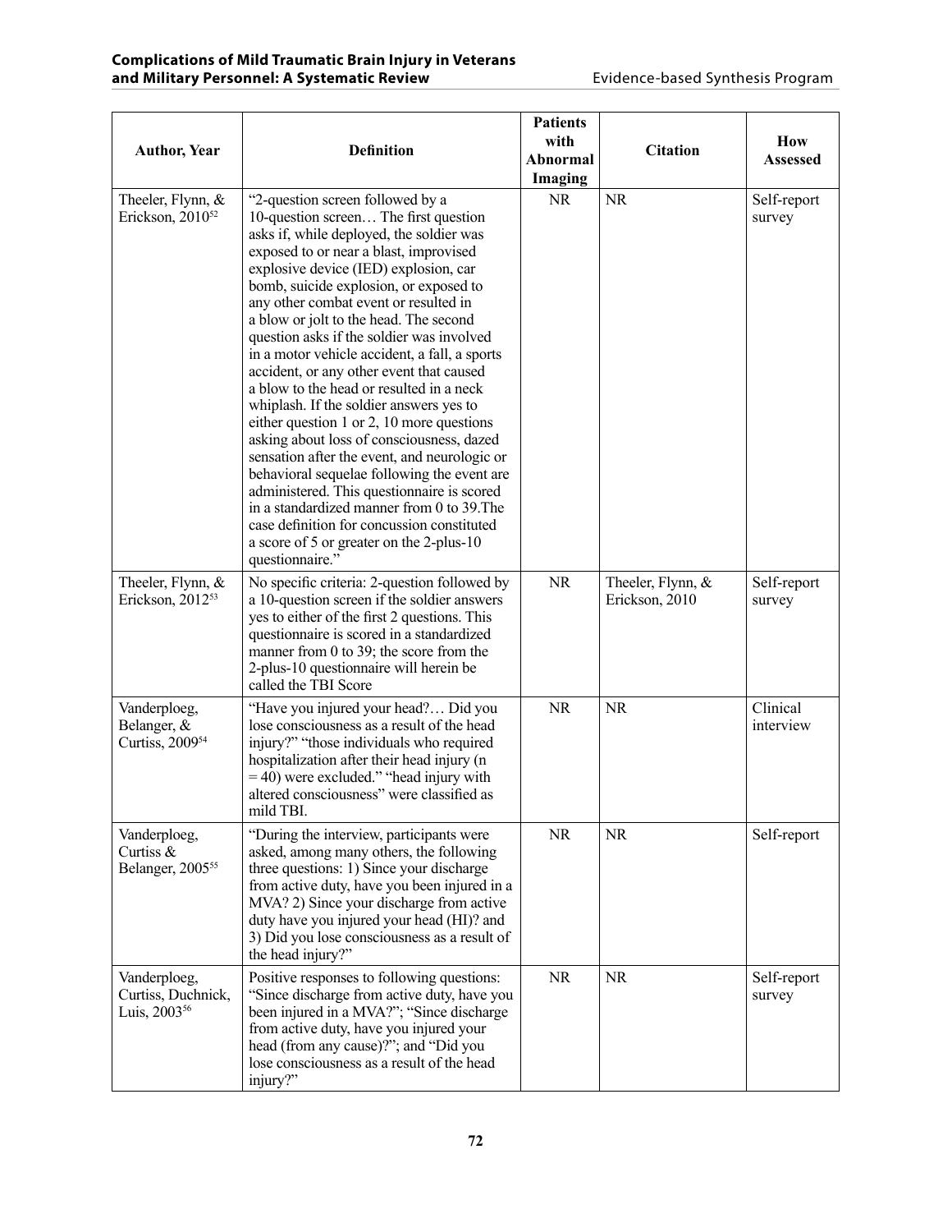| Author, Year | Definition | Patients with Abnormal Imaging | Citation | How Assessed |
|---|---|---|---|---|
| Theeler, Flynn, & Erickson, 2010[52] | "2-question screen followed by a 10-question screen… The first question asks if, while deployed, the soldier was exposed to or near a blast, improvised explosive device (IED) explosion, car bomb, suicide explosion, or exposed to any other combat event or resulted in a blow or jolt to the head. The second question asks if the soldier was involved in a motor vehicle accident, a fall, a sports accident, or any other event that caused a blow to the head or resulted in a neck whiplash. If the soldier answers yes to either question 1 or 2, 10 more questions asking about loss of consciousness, dazed sensation after the event, and neurologic or behavioral sequelae following the event are administered. This questionnaire is scored in a standardized manner from 0 to 39.The case definition for concussion constituted a score of 5 or greater on the 2-plus-10 questionnaire." | NR | NR | Self-report survey |
| Theeler, Flynn, & Erickson, 2012[53] | No specific criteria: 2-question followed by a 10-question screen if the soldier answers yes to either of the first 2 questions. This questionnaire is scored in a standardized manner from 0 to 39; the score from the 2-plus-10 questionnaire will herein be called the TBI Score | NR | Theeler, Flynn, & Erickson, 2010 | Self-report survey |
| Vanderploeg, Belanger, & Curtiss, 2009[54] | "Have you injured your head?… Did you lose consciousness as a result of the head injury?" "those individuals who required hospitalization after their head injury (n = 40) were excluded." "head injury with altered consciousness" were classified as mild TBI. | NR | NR | Clinical interview |
| Vanderploeg, Curtiss & Belanger, 2005[55] | "During the interview, participants were asked, among many others, the following three questions: 1) Since your discharge from active duty, have you been injured in a MVA? 2) Since your discharge from active duty have you injured your head (HI)? and 3) Did you lose consciousness as a result of the head injury?" | NR | NR | Self-report |
| Vanderploeg, Curtiss, Duchnick, Luis, 2003[56] | Positive responses to following questions: "Since discharge from active duty, have you been injured in a MVA?"; "Since discharge from active duty, have you injured your head (from any cause)?"; and "Did you lose consciousness as a result of the head injury?" | NR | NR | Self-report survey |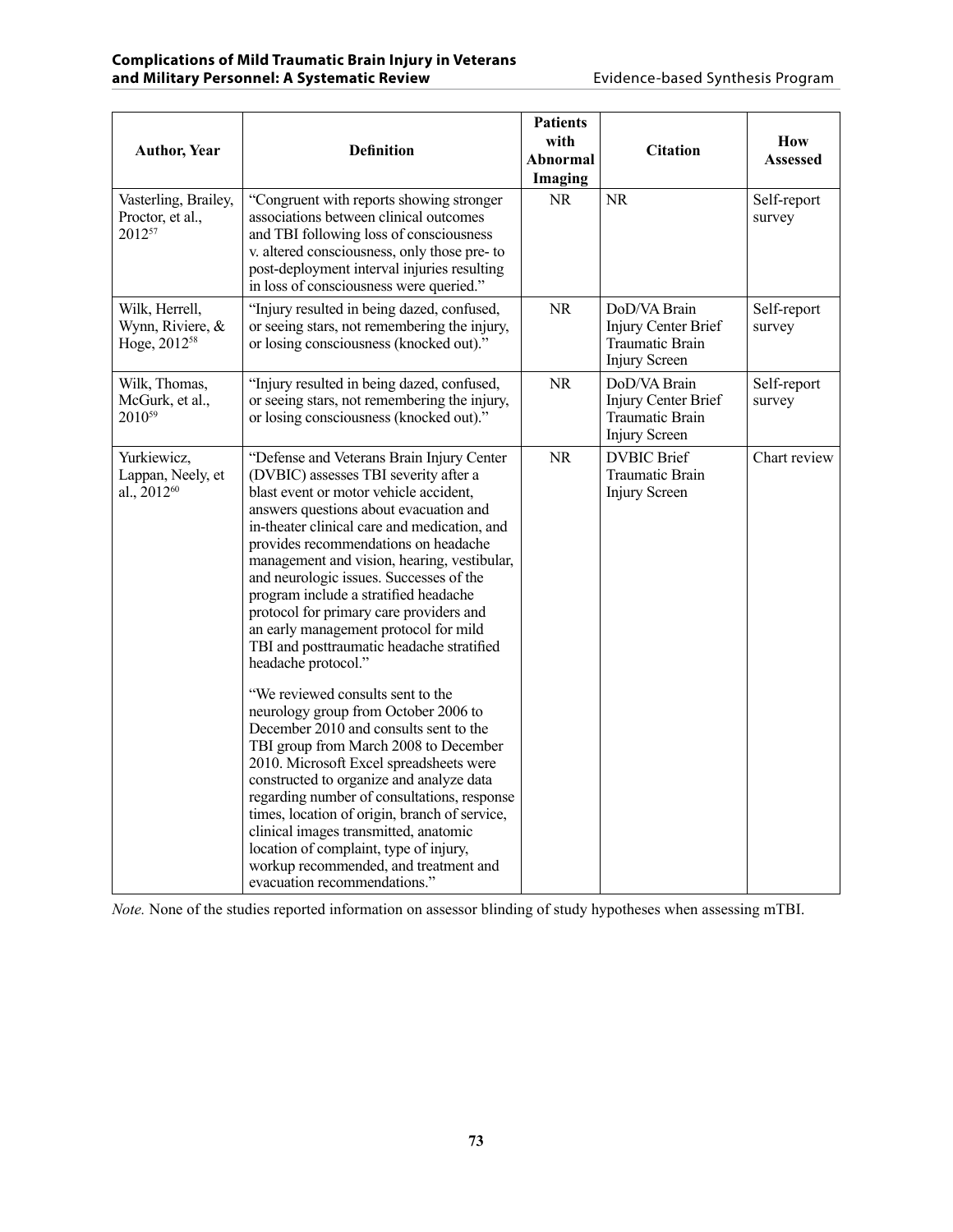| Author, Year | Definition | Patients with Abnormal Imaging | Citation | How Assessed |
|---|---|---|---|---|
| Vasterling, Brailey, Proctor, et al., 2012[57] | "Congruent with reports showing stronger associations between clinical outcomes and TBI following loss of consciousness v. altered consciousness, only those pre- to post-deployment interval injuries resulting in loss of consciousness were queried." | NR | NR | Self-report survey |
| Wilk, Herrell, Wynn, Riviere, & Hoge, 2012[58] | "Injury resulted in being dazed, confused, or seeing stars, not remembering the injury, or losing consciousness (knocked out)." | NR | DoD/VA Brain Injury Center Brief Traumatic Brain Injury Screen | Self-report survey |
| Wilk, Thomas, McGurk, et al., 2010[59] | "Injury resulted in being dazed, confused, or seeing stars, not remembering the injury, or losing consciousness (knocked out)." | NR | DoD/VA Brain Injury Center Brief Traumatic Brain Injury Screen | Self-report survey |
| Yurkiewicz, Lappan, Neely, et al., 2012[60] | "Defense and Veterans Brain Injury Center (DVBIC) assesses TBI severity after a blast event or motor vehicle accident, answers questions about evacuation and in-theater clinical care and medication, and provides recommendations on headache management and vision, hearing, vestibular, and neurologic issues. Successes of the program include a stratified headache protocol for primary care providers and an early management protocol for mild TBI and posttraumatic headache stratified headache protocol." "We reviewed consults sent to the neurology group from October 2006 to December 2010 and consults sent to the TBI group from March 2008 to December 2010. Microsoft Excel spreadsheets were constructed to organize and analyze data regarding number of consultations, response times, location of origin, branch of service, clinical images transmitted, anatomic location of complaint, type of injury, workup recommended, and treatment and evacuation recommendations." | NR | DVBIC Brief Traumatic Brain Injury Screen | Chart review |

*Note.* None of the studies reported information on assessor blinding of study hypotheses when assessing mTBI.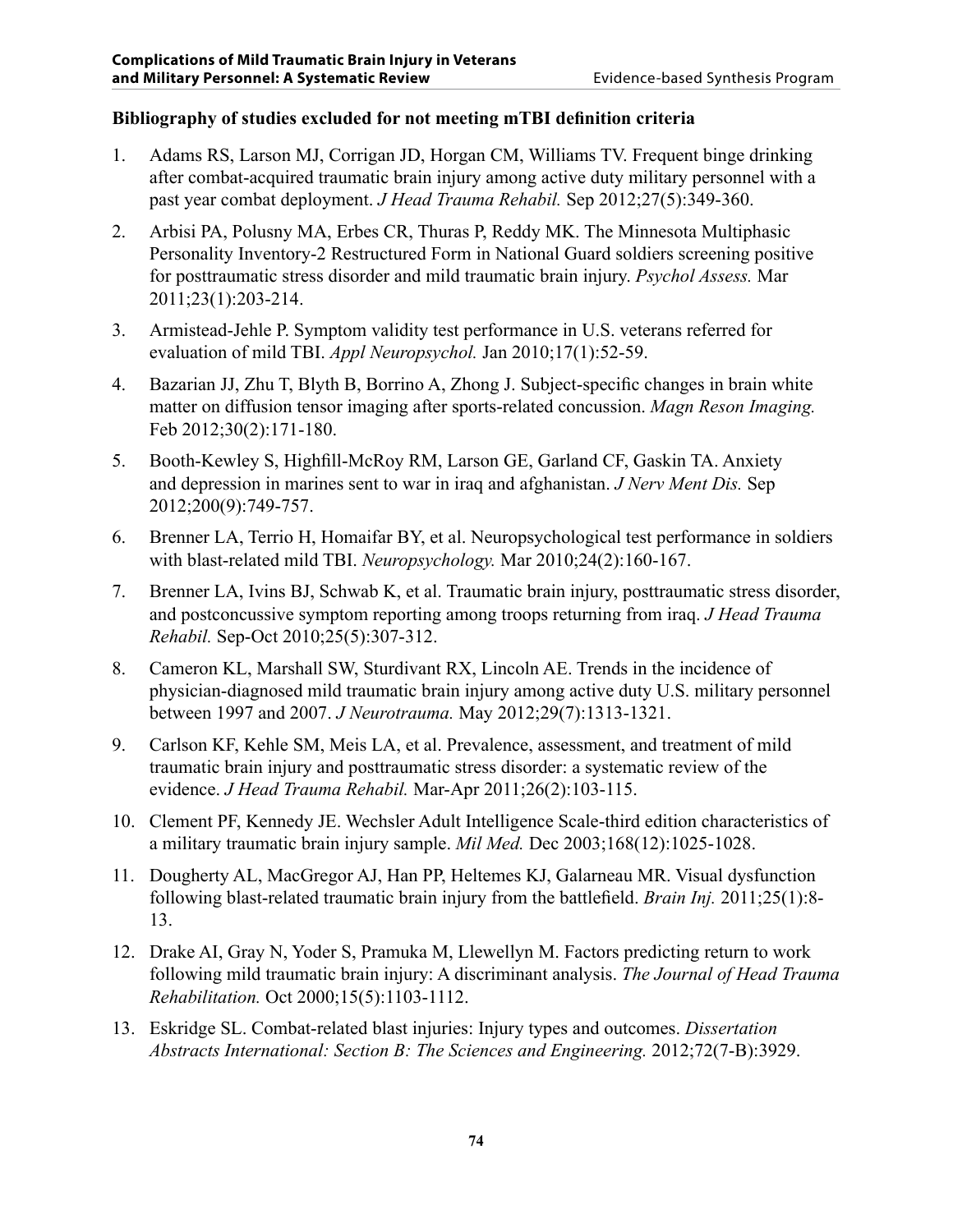**Bibliography of studies excluded for not meeting mTBI definition criteria**

1. Adams RS, Larson MJ, Corrigan JD, Horgan CM, Williams TV. Frequent binge drinking after combat-acquired traumatic brain injury among active duty military personnel with a past year combat deployment. *J Head Trauma Rehabil.* Sep 2012;27(5):349-360.
2. Arbisi PA, Polusny MA, Erbes CR, Thuras P, Reddy MK. The Minnesota Multiphasic Personality Inventory-2 Restructured Form in National Guard soldiers screening positive for posttraumatic stress disorder and mild traumatic brain injury. *Psychol Assess.* Mar 2011;23(1):203-214.
3. Armistead-Jehle P. Symptom validity test performance in U.S. veterans referred for evaluation of mild TBI. *Appl Neuropsychol.* Jan 2010;17(1):52-59.
4. Bazarian JJ, Zhu T, Blyth B, Borrino A, Zhong J. Subject-specific changes in brain white matter on diffusion tensor imaging after sports-related concussion. *Magn Reson Imaging.* Feb 2012;30(2):171-180.
5. Booth-Kewley S, Highfill-McRoy RM, Larson GE, Garland CF, Gaskin TA. Anxiety and depression in marines sent to war in iraq and afghanistan. *J Nerv Ment Dis.* Sep 2012;200(9):749-757.
6. Brenner LA, Terrio H, Homaifar BY, et al. Neuropsychological test performance in soldiers with blast-related mild TBI. *Neuropsychology.* Mar 2010;24(2):160-167.
7. Brenner LA, Ivins BJ, Schwab K, et al. Traumatic brain injury, posttraumatic stress disorder, and postconcussive symptom reporting among troops returning from iraq. *J Head Trauma Rehabil.* Sep-Oct 2010;25(5):307-312.
8. Cameron KL, Marshall SW, Sturdivant RX, Lincoln AE. Trends in the incidence of physician-diagnosed mild traumatic brain injury among active duty U.S. military personnel between 1997 and 2007. *J Neurotrauma.* May 2012;29(7):1313-1321.
9. Carlson KF, Kehle SM, Meis LA, et al. Prevalence, assessment, and treatment of mild traumatic brain injury and posttraumatic stress disorder: a systematic review of the evidence. *J Head Trauma Rehabil.* Mar-Apr 2011;26(2):103-115.
10. Clement PF, Kennedy JE. Wechsler Adult Intelligence Scale-third edition characteristics of a military traumatic brain injury sample. *Mil Med.* Dec 2003;168(12):1025-1028.
11. Dougherty AL, MacGregor AJ, Han PP, Heltemes KJ, Galarneau MR. Visual dysfunction following blast-related traumatic brain injury from the battlefield. *Brain Inj.* 2011;25(1):8-13.
12. Drake AI, Gray N, Yoder S, Pramuka M, Llewellyn M. Factors predicting return to work following mild traumatic brain injury: A discriminant analysis. *The Journal of Head Trauma Rehabilitation.* Oct 2000;15(5):1103-1112.
13. Eskridge SL. Combat-related blast injuries: Injury types and outcomes. *Dissertation Abstracts International: Section B: The Sciences and Engineering.* 2012;72(7-B):3929.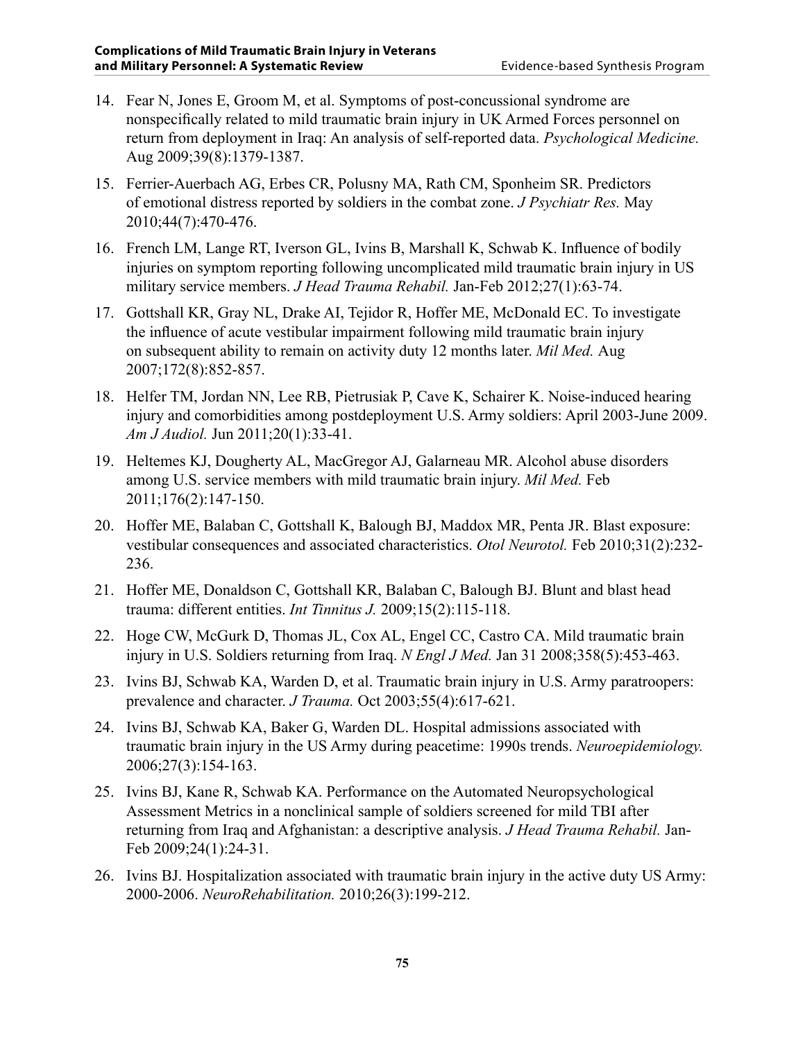14. Fear N, Jones E, Groom M, et al. Symptoms of post-concussional syndrome are nonspecifically related to mild traumatic brain injury in UK Armed Forces personnel on return from deployment in Iraq: An analysis of self-reported data. *Psychological Medicine.* Aug 2009;39(8):1379-1387.

15. Ferrier-Auerbach AG, Erbes CR, Polusny MA, Rath CM, Sponheim SR. Predictors of emotional distress reported by soldiers in the combat zone. *J Psychiatr Res.* May 2010;44(7):470-476.

16. French LM, Lange RT, Iverson GL, Ivins B, Marshall K, Schwab K. Influence of bodily injuries on symptom reporting following uncomplicated mild traumatic brain injury in US military service members. *J Head Trauma Rehabil.* Jan-Feb 2012;27(1):63-74.

17. Gottshall KR, Gray NL, Drake AI, Tejidor R, Hoffer ME, McDonald EC. To investigate the influence of acute vestibular impairment following mild traumatic brain injury on subsequent ability to remain on activity duty 12 months later. *Mil Med.* Aug 2007;172(8):852-857.

18. Helfer TM, Jordan NN, Lee RB, Pietrusiak P, Cave K, Schairer K. Noise-induced hearing injury and comorbidities among postdeployment U.S. Army soldiers: April 2003-June 2009. *Am J Audiol.* Jun 2011;20(1):33-41.

19. Heltemes KJ, Dougherty AL, MacGregor AJ, Galarneau MR. Alcohol abuse disorders among U.S. service members with mild traumatic brain injury. *Mil Med.* Feb 2011;176(2):147-150.

20. Hoffer ME, Balaban C, Gottshall K, Balough BJ, Maddox MR, Penta JR. Blast exposure: vestibular consequences and associated characteristics. *Otol Neurotol.* Feb 2010;31(2):232-236.

21. Hoffer ME, Donaldson C, Gottshall KR, Balaban C, Balough BJ. Blunt and blast head trauma: different entities. *Int Tinnitus J.* 2009;15(2):115-118.

22. Hoge CW, McGurk D, Thomas JL, Cox AL, Engel CC, Castro CA. Mild traumatic brain injury in U.S. Soldiers returning from Iraq. *N Engl J Med.* Jan 31 2008;358(5):453-463.

23. Ivins BJ, Schwab KA, Warden D, et al. Traumatic brain injury in U.S. Army paratroopers: prevalence and character. *J Trauma.* Oct 2003;55(4):617-621.

24. Ivins BJ, Schwab KA, Baker G, Warden DL. Hospital admissions associated with traumatic brain injury in the US Army during peacetime: 1990s trends. *Neuroepidemiology.* 2006;27(3):154-163.

25. Ivins BJ, Kane R, Schwab KA. Performance on the Automated Neuropsychological Assessment Metrics in a nonclinical sample of soldiers screened for mild TBI after returning from Iraq and Afghanistan: a descriptive analysis. *J Head Trauma Rehabil.* Jan-Feb 2009;24(1):24-31.

26. Ivins BJ. Hospitalization associated with traumatic brain injury in the active duty US Army: 2000-2006. *NeuroRehabilitation.* 2010;26(3):199-212.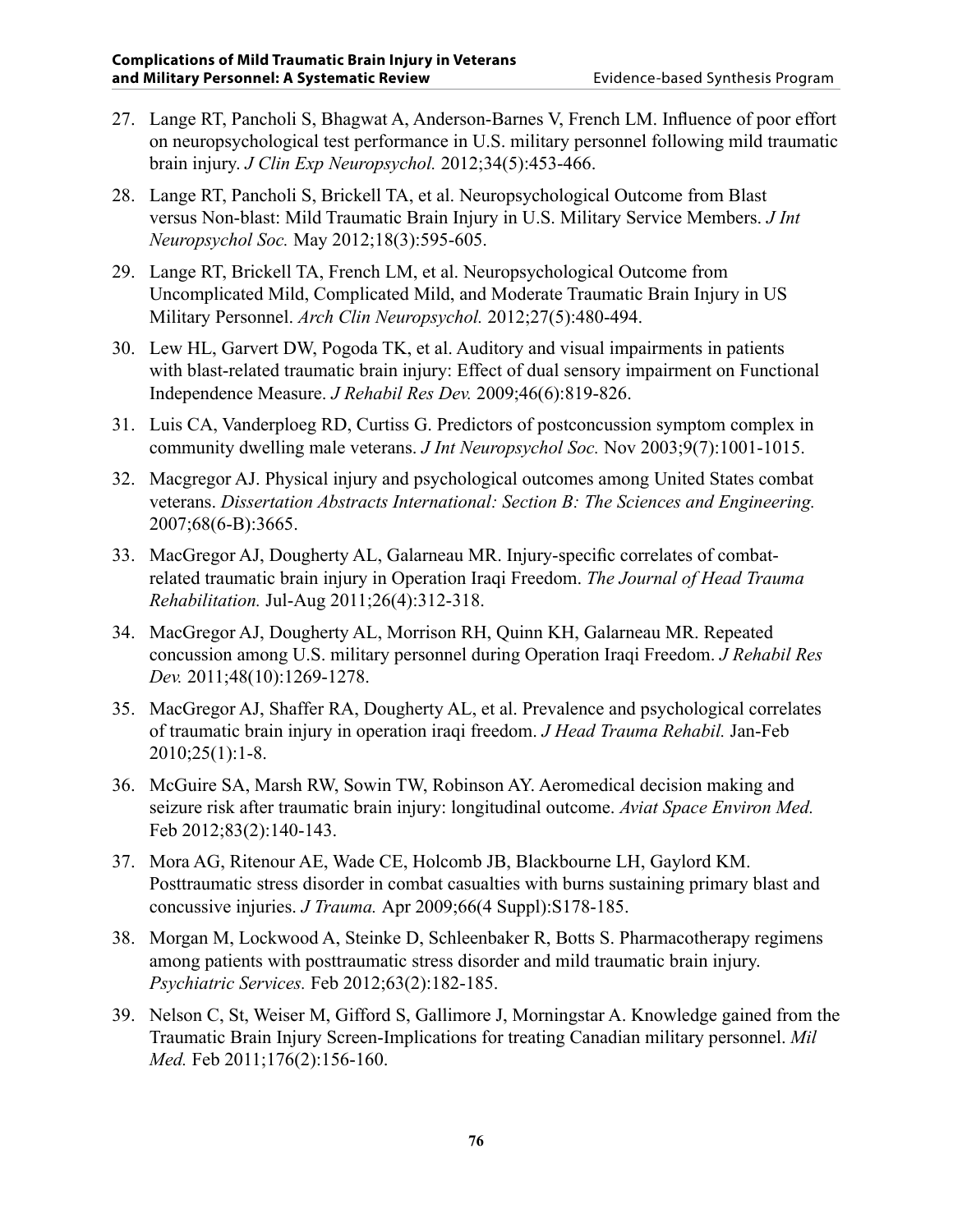27. Lange RT, Pancholi S, Bhagwat A, Anderson-Barnes V, French LM. Influence of poor effort on neuropsychological test performance in U.S. military personnel following mild traumatic brain injury. *J Clin Exp Neuropsychol.* 2012;34(5):453-466.

28. Lange RT, Pancholi S, Brickell TA, et al. Neuropsychological Outcome from Blast versus Non-blast: Mild Traumatic Brain Injury in U.S. Military Service Members. *J Int Neuropsychol Soc.* May 2012;18(3):595-605.

29. Lange RT, Brickell TA, French LM, et al. Neuropsychological Outcome from Uncomplicated Mild, Complicated Mild, and Moderate Traumatic Brain Injury in US Military Personnel. *Arch Clin Neuropsychol.* 2012;27(5):480-494.

30. Lew HL, Garvert DW, Pogoda TK, et al. Auditory and visual impairments in patients with blast-related traumatic brain injury: Effect of dual sensory impairment on Functional Independence Measure. *J Rehabil Res Dev.* 2009;46(6):819-826.

31. Luis CA, Vanderploeg RD, Curtiss G. Predictors of postconcussion symptom complex in community dwelling male veterans. *J Int Neuropsychol Soc.* Nov 2003;9(7):1001-1015.

32. Macgregor AJ. Physical injury and psychological outcomes among United States combat veterans. *Dissertation Abstracts International: Section B: The Sciences and Engineering.* 2007;68(6-B):3665.

33. MacGregor AJ, Dougherty AL, Galarneau MR. Injury-specific correlates of combat-related traumatic brain injury in Operation Iraqi Freedom. *The Journal of Head Trauma Rehabilitation.* Jul-Aug 2011;26(4):312-318.

34. MacGregor AJ, Dougherty AL, Morrison RH, Quinn KH, Galarneau MR. Repeated concussion among U.S. military personnel during Operation Iraqi Freedom. *J Rehabil Res Dev.* 2011;48(10):1269-1278.

35. MacGregor AJ, Shaffer RA, Dougherty AL, et al. Prevalence and psychological correlates of traumatic brain injury in operation iraqi freedom. *J Head Trauma Rehabil.* Jan-Feb 2010;25(1):1-8.

36. McGuire SA, Marsh RW, Sowin TW, Robinson AY. Aeromedical decision making and seizure risk after traumatic brain injury: longitudinal outcome. *Aviat Space Environ Med.* Feb 2012;83(2):140-143.

37. Mora AG, Ritenour AE, Wade CE, Holcomb JB, Blackbourne LH, Gaylord KM. Posttraumatic stress disorder in combat casualties with burns sustaining primary blast and concussive injuries. *J Trauma.* Apr 2009;66(4 Suppl):S178-185.

38. Morgan M, Lockwood A, Steinke D, Schleenbaker R, Botts S. Pharmacotherapy regimens among patients with posttraumatic stress disorder and mild traumatic brain injury. *Psychiatric Services.* Feb 2012;63(2):182-185.

39. Nelson C, St, Weiser M, Gifford S, Gallimore J, Morningstar A. Knowledge gained from the Traumatic Brain Injury Screen-Implications for treating Canadian military personnel. *Mil Med.* Feb 2011;176(2):156-160.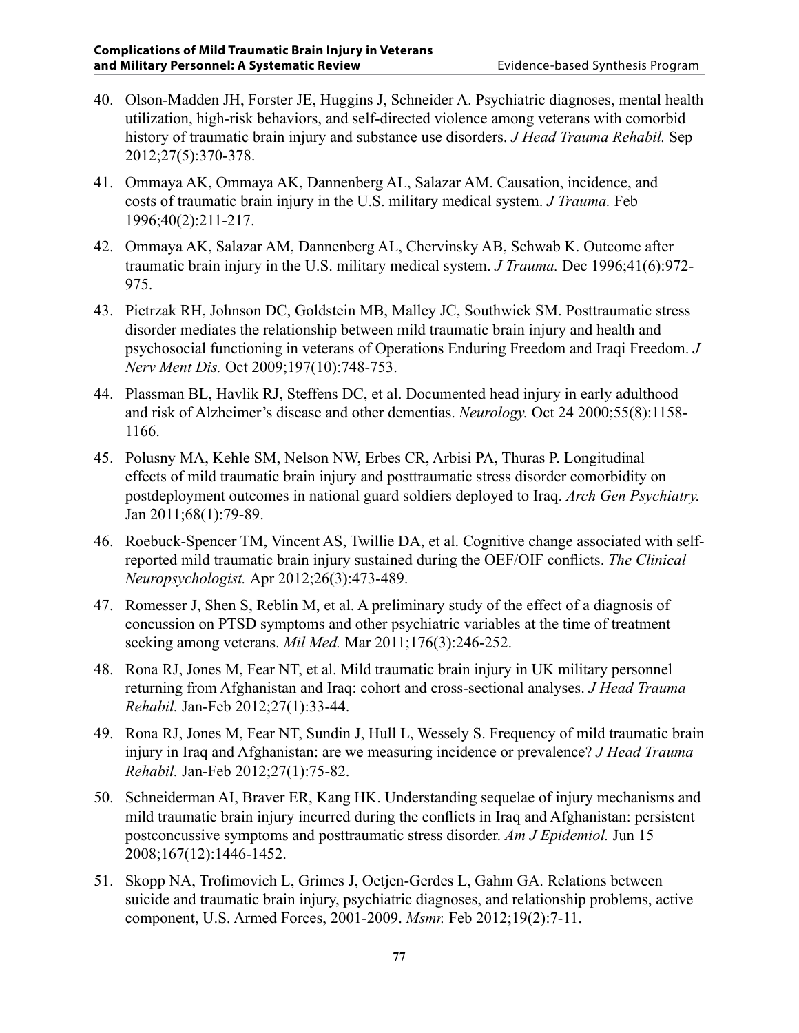40. Olson-Madden JH, Forster JE, Huggins J, Schneider A. Psychiatric diagnoses, mental health utilization, high-risk behaviors, and self-directed violence among veterans with comorbid history of traumatic brain injury and substance use disorders. *J Head Trauma Rehabil.* Sep 2012;27(5):370-378.

41. Ommaya AK, Ommaya AK, Dannenberg AL, Salazar AM. Causation, incidence, and costs of traumatic brain injury in the U.S. military medical system. *J Trauma.* Feb 1996;40(2):211-217.

42. Ommaya AK, Salazar AM, Dannenberg AL, Chervinsky AB, Schwab K. Outcome after traumatic brain injury in the U.S. military medical system. *J Trauma.* Dec 1996;41(6):972-975.

43. Pietrzak RH, Johnson DC, Goldstein MB, Malley JC, Southwick SM. Posttraumatic stress disorder mediates the relationship between mild traumatic brain injury and health and psychosocial functioning in veterans of Operations Enduring Freedom and Iraqi Freedom. *J Nerv Ment Dis.* Oct 2009;197(10):748-753.

44. Plassman BL, Havlik RJ, Steffens DC, et al. Documented head injury in early adulthood and risk of Alzheimer's disease and other dementias. *Neurology.* Oct 24 2000;55(8):1158-1166.

45. Polusny MA, Kehle SM, Nelson NW, Erbes CR, Arbisi PA, Thuras P. Longitudinal effects of mild traumatic brain injury and posttraumatic stress disorder comorbidity on postdeployment outcomes in national guard soldiers deployed to Iraq. *Arch Gen Psychiatry.* Jan 2011;68(1):79-89.

46. Roebuck-Spencer TM, Vincent AS, Twillie DA, et al. Cognitive change associated with self-reported mild traumatic brain injury sustained during the OEF/OIF conflicts. *The Clinical Neuropsychologist.* Apr 2012;26(3):473-489.

47. Romesser J, Shen S, Reblin M, et al. A preliminary study of the effect of a diagnosis of concussion on PTSD symptoms and other psychiatric variables at the time of treatment seeking among veterans. *Mil Med.* Mar 2011;176(3):246-252.

48. Rona RJ, Jones M, Fear NT, et al. Mild traumatic brain injury in UK military personnel returning from Afghanistan and Iraq: cohort and cross-sectional analyses. *J Head Trauma Rehabil.* Jan-Feb 2012;27(1):33-44.

49. Rona RJ, Jones M, Fear NT, Sundin J, Hull L, Wessely S. Frequency of mild traumatic brain injury in Iraq and Afghanistan: are we measuring incidence or prevalence? *J Head Trauma Rehabil.* Jan-Feb 2012;27(1):75-82.

50. Schneiderman AI, Braver ER, Kang HK. Understanding sequelae of injury mechanisms and mild traumatic brain injury incurred during the conflicts in Iraq and Afghanistan: persistent postconcussive symptoms and posttraumatic stress disorder. *Am J Epidemiol.* Jun 15 2008;167(12):1446-1452.

51. Skopp NA, Trofimovich L, Grimes J, Oetjen-Gerdes L, Gahm GA. Relations between suicide and traumatic brain injury, psychiatric diagnoses, and relationship problems, active component, U.S. Armed Forces, 2001-2009. *Msmr.* Feb 2012;19(2):7-11.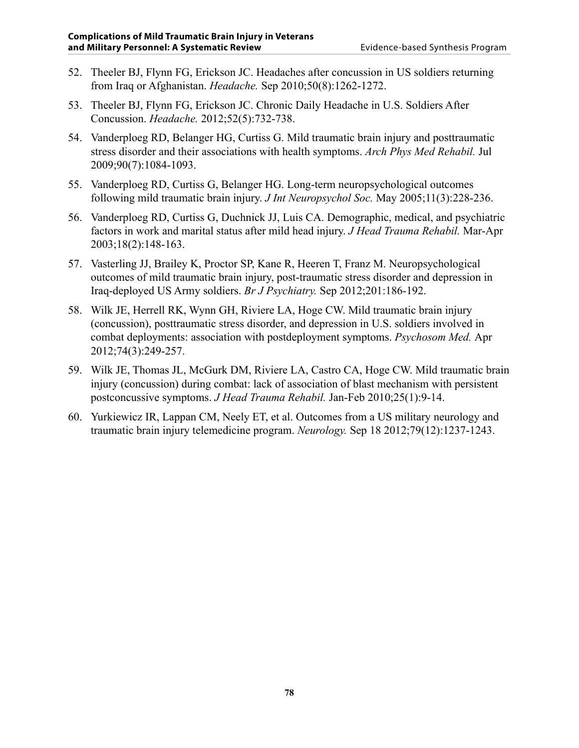52. Theeler BJ, Flynn FG, Erickson JC. Headaches after concussion in US soldiers returning from Iraq or Afghanistan. *Headache.* Sep 2010;50(8):1262-1272.
53. Theeler BJ, Flynn FG, Erickson JC. Chronic Daily Headache in U.S. Soldiers After Concussion. *Headache.* 2012;52(5):732-738.
54. Vanderploeg RD, Belanger HG, Curtiss G. Mild traumatic brain injury and posttraumatic stress disorder and their associations with health symptoms. *Arch Phys Med Rehabil.* Jul 2009;90(7):1084-1093.
55. Vanderploeg RD, Curtiss G, Belanger HG. Long-term neuropsychological outcomes following mild traumatic brain injury. *J Int Neuropsychol Soc.* May 2005;11(3):228-236.
56. Vanderploeg RD, Curtiss G, Duchnick JJ, Luis CA. Demographic, medical, and psychiatric factors in work and marital status after mild head injury. *J Head Trauma Rehabil.* Mar-Apr 2003;18(2):148-163.
57. Vasterling JJ, Brailey K, Proctor SP, Kane R, Heeren T, Franz M. Neuropsychological outcomes of mild traumatic brain injury, post-traumatic stress disorder and depression in Iraq-deployed US Army soldiers. *Br J Psychiatry.* Sep 2012;201:186-192.
58. Wilk JE, Herrell RK, Wynn GH, Riviere LA, Hoge CW. Mild traumatic brain injury (concussion), posttraumatic stress disorder, and depression in U.S. soldiers involved in combat deployments: association with postdeployment symptoms. *Psychosom Med.* Apr 2012;74(3):249-257.
59. Wilk JE, Thomas JL, McGurk DM, Riviere LA, Castro CA, Hoge CW. Mild traumatic brain injury (concussion) during combat: lack of association of blast mechanism with persistent postconcussive symptoms. *J Head Trauma Rehabil.* Jan-Feb 2010;25(1):9-14.
60. Yurkiewicz IR, Lappan CM, Neely ET, et al. Outcomes from a US military neurology and traumatic brain injury telemedicine program. *Neurology.* Sep 18 2012;79(12):1237-1243.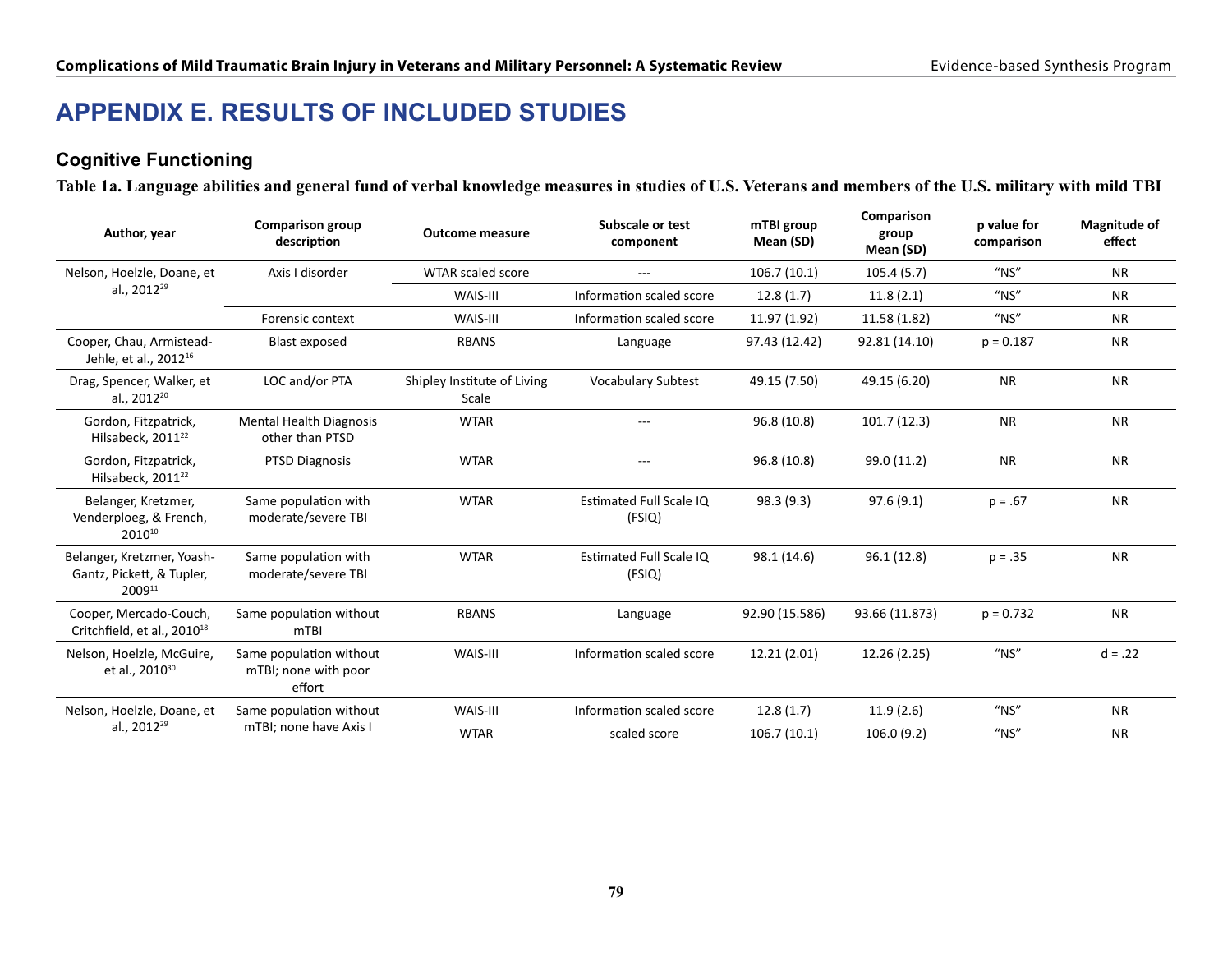# APPENDIX E. RESULTS OF INCLUDED STUDIES

## Cognitive Functioning

**Table 1a. Language abilities and general fund of verbal knowledge measures in studies of U.S. Veterans and members of the U.S. military with mild TBI**

| Author, year | Comparison group description | Outcome measure | Subscale or test component | mTBI group Mean (SD) | Comparison group Mean (SD) | p value for comparison | Magnitude of effect |
|---|---|---|---|---|---|---|---|
| Nelson, Hoelzle, Doane, et al., 2012[29] | Axis I disorder | WTAR scaled score | --- | 106.7 (10.1) | 105.4 (5.7) | "NS" | NR |
| | | WAIS-III | Information scaled score | 12.8 (1.7) | 11.8 (2.1) | "NS" | NR |
| | Forensic context | WAIS-III | Information scaled score | 11.97 (1.92) | 11.58 (1.82) | "NS" | NR |
| Cooper, Chau, Armistead-Jehle, et al., 2012[16] | Blast exposed | RBANS | Language | 97.43 (12.42) | 92.81 (14.10) | p = 0.187 | NR |
| Drag, Spencer, Walker, et al., 2012[20] | LOC and/or PTA | Shipley Institute of Living Scale | Vocabulary Subtest | 49.15 (7.50) | 49.15 (6.20) | NR | NR |
| Gordon, Fitzpatrick, Hilsabeck, 2011[22] | Mental Health Diagnosis other than PTSD | WTAR | --- | 96.8 (10.8) | 101.7 (12.3) | NR | NR |
| Gordon, Fitzpatrick, Hilsabeck, 2011[22] | PTSD Diagnosis | WTAR | --- | 96.8 (10.8) | 99.0 (11.2) | NR | NR |
| Belanger, Kretzmer, Venderploeg, & French, 2010[10] | Same population with moderate/severe TBI | WTAR | Estimated Full Scale IQ (FSIQ) | 98.3 (9.3) | 97.6 (9.1) | p = .67 | NR |
| Belanger, Kretzmer, Yoash-Gantz, Pickett, & Tupler, 2009[11] | Same population with moderate/severe TBI | WTAR | Estimated Full Scale IQ (FSIQ) | 98.1 (14.6) | 96.1 (12.8) | p = .35 | NR |
| Cooper, Mercado-Couch, Critchfield, et al., 2010[18] | Same population without mTBI | RBANS | Language | 92.90 (15.586) | 93.66 (11.873) | p = 0.732 | NR |
| Nelson, Hoelzle, McGuire, et al., 2010[30] | Same population without mTBI; none with poor effort | WAIS-III | Information scaled score | 12.21 (2.01) | 12.26 (2.25) | "NS" | d = .22 |
| Nelson, Hoelzle, Doane, et al., 2012[29] | Same population without mTBI; none have Axis I | WAIS-III | Information scaled score | 12.8 (1.7) | 11.9 (2.6) | "NS" | NR |
| | | WTAR | scaled score | 106.7 (10.1) | 106.0 (9.2) | "NS" | NR |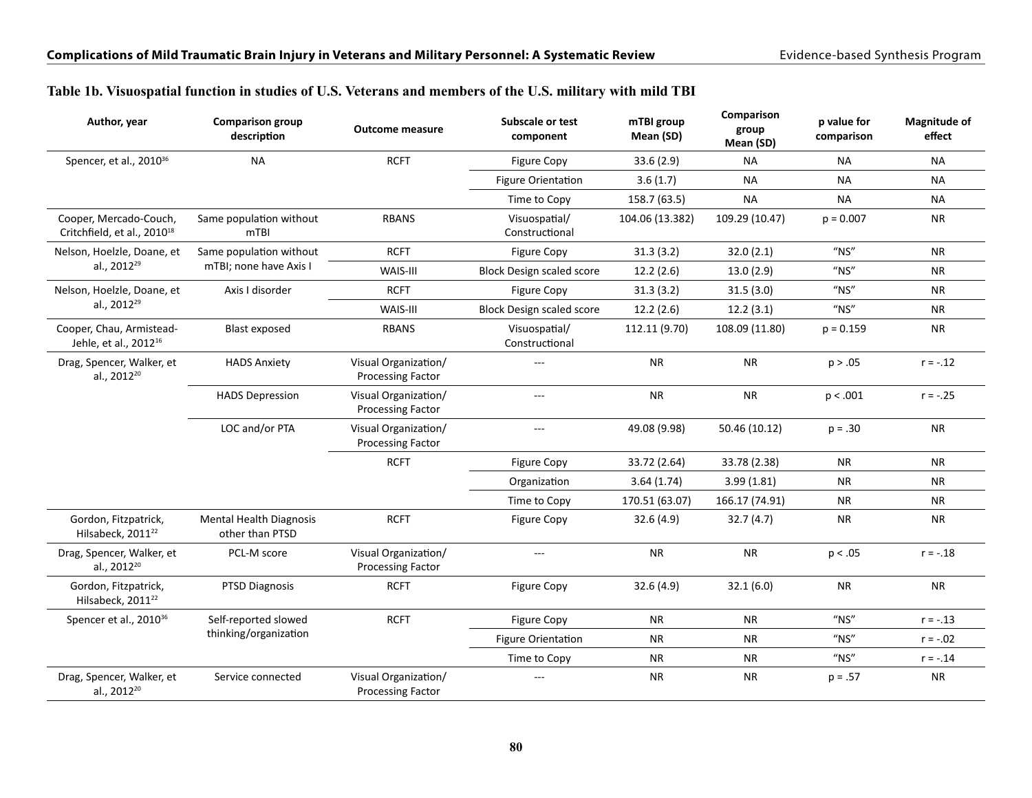**Table 1b. Visuospatial function in studies of U.S. Veterans and members of the U.S. military with mild TBI**

| Author, year | Comparison group description | Outcome measure | Subscale or test component | mTBI group Mean (SD) | Comparison group Mean (SD) | p value for comparison | Magnitude of effect |
|---|---|---|---|---|---|---|---|
| Spencer, et al., 2010[36] | NA | RCFT | Figure Copy | 33.6 (2.9) | NA | NA | NA |
| | | | Figure Orientation | 3.6 (1.7) | NA | NA | NA |
| | | | Time to Copy | 158.7 (63.5) | NA | NA | NA |
| Cooper, Mercado-Couch, Critchfield, et al., 2010[18] | Same population without mTBI | RBANS | Visuospatial/ Constructional | 104.06 (13.382) | 109.29 (10.47) | p = 0.007 | NR |
| Nelson, Hoelzle, Doane, et al., 2012[29] | Same population without mTBI; none have Axis I | RCFT | Figure Copy | 31.3 (3.2) | 32.0 (2.1) | "NS" | NR |
| | | WAIS-III | Block Design scaled score | 12.2 (2.6) | 13.0 (2.9) | "NS" | NR |
| Nelson, Hoelzle, Doane, et al., 2012[29] | Axis I disorder | RCFT | Figure Copy | 31.3 (3.2) | 31.5 (3.0) | "NS" | NR |
| | | WAIS-III | Block Design scaled score | 12.2 (2.6) | 12.2 (3.1) | "NS" | NR |
| Cooper, Chau, Armistead-Jehle, et al., 2012[16] | Blast exposed | RBANS | Visuospatial/ Constructional | 112.11 (9.70) | 108.09 (11.80) | p = 0.159 | NR |
| Drag, Spencer, Walker, et al., 2012[20] | HADS Anxiety | Visual Organization/ Processing Factor | --- | NR | NR | p > .05 | r = -.12 |
| | HADS Depression | Visual Organization/ Processing Factor | --- | NR | NR | p < .001 | r = -.25 |
| | LOC and/or PTA | Visual Organization/ Processing Factor | --- | 49.08 (9.98) | 50.46 (10.12) | p = .30 | NR |
| | | RCFT | Figure Copy | 33.72 (2.64) | 33.78 (2.38) | NR | NR |
| | | | Organization | 3.64 (1.74) | 3.99 (1.81) | NR | NR |
| | | | Time to Copy | 170.51 (63.07) | 166.17 (74.91) | NR | NR |
| Gordon, Fitzpatrick, Hilsabeck, 2011[22] | Mental Health Diagnosis other than PTSD | RCFT | Figure Copy | 32.6 (4.9) | 32.7 (4.7) | NR | NR |
| Drag, Spencer, Walker, et al., 2012[20] | PCL-M score | Visual Organization/ Processing Factor | --- | NR | NR | p < .05 | r = -.18 |
| Gordon, Fitzpatrick, Hilsabeck, 2011[22] | PTSD Diagnosis | RCFT | Figure Copy | 32.6 (4.9) | 32.1 (6.0) | NR | NR |
| Spencer et al., 2010[36] | Self-reported slowed thinking/organization | RCFT | Figure Copy | NR | NR | "NS" | r = -.13 |
| | | | Figure Orientation | NR | NR | "NS" | r = -.02 |
| | | | Time to Copy | NR | NR | "NS" | r = -.14 |
| Drag, Spencer, Walker, et al., 2012[20] | Service connected | Visual Organization/ Processing Factor | --- | NR | NR | p = .57 | NR |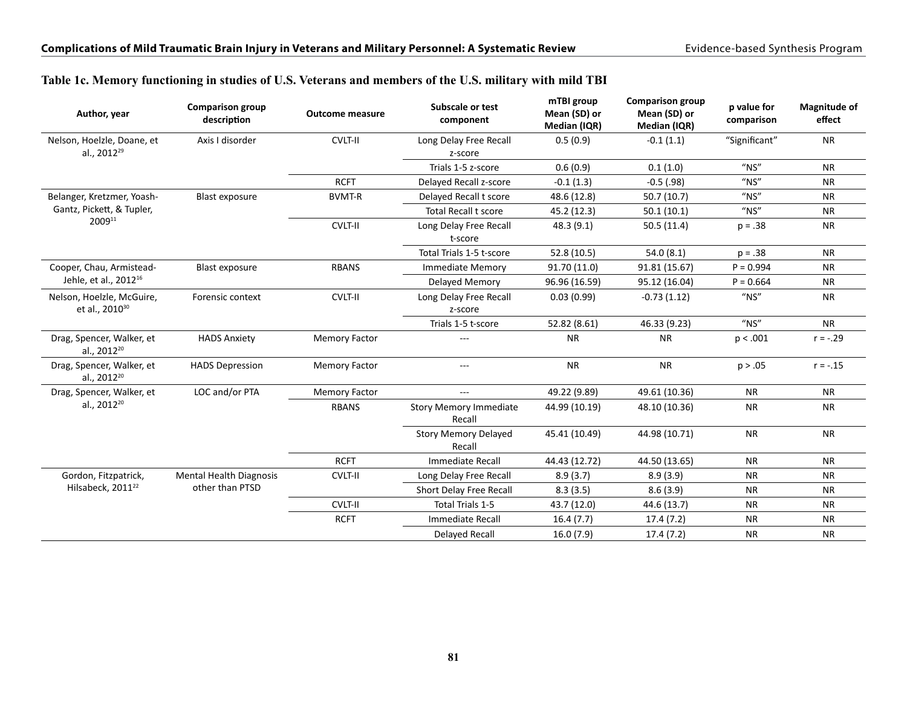### Table 1c. Memory functioning in studies of U.S. Veterans and members of the U.S. military with mild TBI

| Author, year | Comparison group description | Outcome measure | Subscale or test component | mTBI group Mean (SD) or Median (IQR) | Comparison group Mean (SD) or Median (IQR) | p value for comparison | Magnitude of effect |
|---|---|---|---|---|---|---|---|
| Nelson, Hoelzle, Doane, et al., 2012[29] | Axis I disorder | CVLT-II | Long Delay Free Recall z-score | 0.5 (0.9) | -0.1 (1.1) | "Significant" | NR |
| | | | Trials 1-5 z-score | 0.6 (0.9) | 0.1 (1.0) | "NS" | NR |
| | | RCFT | Delayed Recall z-score | -0.1 (1.3) | -0.5 (.98) | "NS" | NR |
| Belanger, Kretzmer, Yoash-Gantz, Pickett, & Tupler, 2009[11] | Blast exposure | BVMT-R | Delayed Recall t score | 48.6 (12.8) | 50.7 (10.7) | "NS" | NR |
| | | | Total Recall t score | 45.2 (12.3) | 50.1 (10.1) | "NS" | NR |
| | | CVLT-II | Long Delay Free Recall t-score | 48.3 (9.1) | 50.5 (11.4) | p = .38 | NR |
| | | | Total Trials 1-5 t-score | 52.8 (10.5) | 54.0 (8.1) | p = .38 | NR |
| Cooper, Chau, Armistead-Jehle, et al., 2012[16] | Blast exposure | RBANS | Immediate Memory | 91.70 (11.0) | 91.81 (15.67) | P = 0.994 | NR |
| | | | Delayed Memory | 96.96 (16.59) | 95.12 (16.04) | P = 0.664 | NR |
| Nelson, Hoelzle, McGuire, et al., 2010[30] | Forensic context | CVLT-II | Long Delay Free Recall z-score | 0.03 (0.99) | -0.73 (1.12) | "NS" | NR |
| | | | Trials 1-5 t-score | 52.82 (8.61) | 46.33 (9.23) | "NS" | NR |
| Drag, Spencer, Walker, et al., 2012[20] | HADS Anxiety | Memory Factor | --- | NR | NR | p < .001 | r = -.29 |
| Drag, Spencer, Walker, et al., 2012[20] | HADS Depression | Memory Factor | --- | NR | NR | p > .05 | r = -.15 |
| Drag, Spencer, Walker, et al., 2012[20] | LOC and/or PTA | Memory Factor | --- | 49.22 (9.89) | 49.61 (10.36) | NR | NR |
| | | RBANS | Story Memory Immediate Recall | 44.99 (10.19) | 48.10 (10.36) | NR | NR |
| | | | Story Memory Delayed Recall | 45.41 (10.49) | 44.98 (10.71) | NR | NR |
| | | RCFT | Immediate Recall | 44.43 (12.72) | 44.50 (13.65) | NR | NR |
| Gordon, Fitzpatrick, Hilsabeck, 2011[22] | Mental Health Diagnosis other than PTSD | CVLT-II | Long Delay Free Recall | 8.9 (3.7) | 8.9 (3.9) | NR | NR |
| | | | Short Delay Free Recall | 8.3 (3.5) | 8.6 (3.9) | NR | NR |
| | | CVLT-II | Total Trials 1-5 | 43.7 (12.0) | 44.6 (13.7) | NR | NR |
| | | RCFT | Immediate Recall | 16.4 (7.7) | 17.4 (7.2) | NR | NR |
| | | | Delayed Recall | 16.0 (7.9) | 17.4 (7.2) | NR | NR |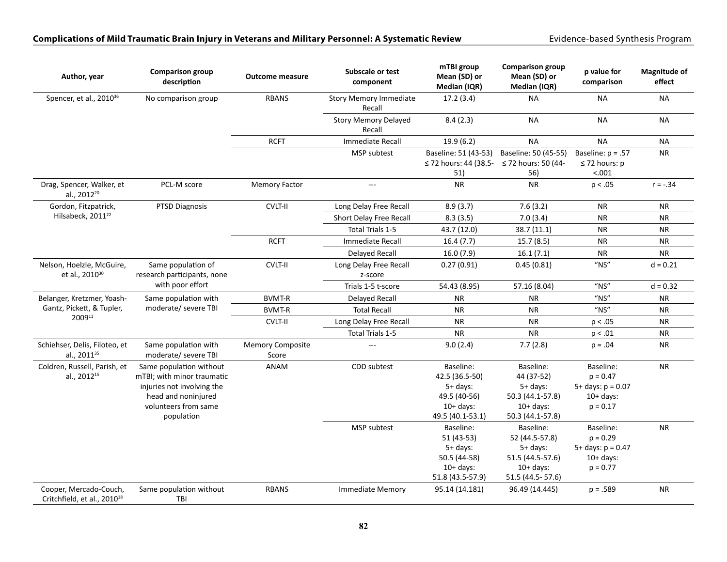| Author, year | Comparison group description | Outcome measure | Subscale or test component | mTBI group Mean (SD) or Median (IQR) | Comparison group Mean (SD) or Median (IQR) | p value for comparison | Magnitude of effect |
|---|---|---|---|---|---|---|---|
| Spencer, et al., 2010[36] | No comparison group | RBANS | Story Memory Immediate Recall | 17.2 (3.4) | NA | NA | NA |
| | | | Story Memory Delayed Recall | 8.4 (2.3) | NA | NA | NA |
| | | RCFT | Immediate Recall | 19.9 (6.2) | NA | NA | NA |
| | | | MSP subtest | Baseline: 51 (43-53) ≤ 72 hours: 44 (38.5-51) | Baseline: 50 (45-55) ≤ 72 hours: 50 (44-56) | Baseline: p = .57 ≤ 72 hours: p <.001 | NR |
| Drag, Spencer, Walker, et al., 2012[20] | PCL-M score | Memory Factor | --- | NR | NR | p < .05 | r = -.34 |
| Gordon, Fitzpatrick, Hilsabeck, 2011[22] | PTSD Diagnosis | CVLT-II | Long Delay Free Recall | 8.9 (3.7) | 7.6 (3.2) | NR | NR |
| | | | Short Delay Free Recall | 8.3 (3.5) | 7.0 (3.4) | NR | NR |
| | | | Total Trials 1-5 | 43.7 (12.0) | 38.7 (11.1) | NR | NR |
| | | RCFT | Immediate Recall | 16.4 (7.7) | 15.7 (8.5) | NR | NR |
| | | | Delayed Recall | 16.0 (7.9) | 16.1 (7.1) | NR | NR |
| Nelson, Hoelzle, McGuire, et al., 2010[30] | Same population of research participants, none with poor effort | CVLT-II | Long Delay Free Recall z-score | 0.27 (0.91) | 0.45 (0.81) | "NS" | d = 0.21 |
| | | | Trials 1-5 t-score | 54.43 (8.95) | 57.16 (8.04) | "NS" | d = 0.32 |
| Belanger, Kretzmer, Yoash-Gantz, Pickett, & Tupler, 2009[11] | Same population with moderate/ severe TBI | BVMT-R | Delayed Recall | NR | NR | "NS" | NR |
| | | BVMT-R | Total Recall | NR | NR | "NS" | NR |
| | | CVLT-II | Long Delay Free Recall | NR | NR | p < .05 | NR |
| | | | Total Trials 1-5 | NR | NR | p < .01 | NR |
| Schiehser, Delis, Filoteo, et al., 2011[35] | Same population with moderate/ severe TBI | Memory Composite Score | --- | 9.0 (2.4) | 7.7 (2.8) | p = .04 | NR |
| Coldren, Russell, Parish, et al., 2012[15] | Same population without mTBI; with minor traumatic injuries not involving the head and noninjured volunteers from same population | ANAM | CDD subtest | Baseline: 42.5 (36.5-50) 5+ days: 49.5 (40-56) 10+ days: 49.5 (40.1-53.1) | Baseline: 44 (37-52) 5+ days: 50.3 (44.1-57.8) 10+ days: 50.3 (44.1-57.8) | Baseline: p = 0.47 5+ days: p = 0.07 10+ days: p = 0.17 | NR |
| | | | MSP subtest | Baseline: 51 (43-53) 5+ days: 50.5 (44-58) 10+ days: 51.8 (43.5-57.9) | Baseline: 52 (44.5-57.8) 5+ days: 51.5 (44.5-57.6) 10+ days: 51.5 (44.5- 57.6) | Baseline: p = 0.29 5+ days: p = 0.47 10+ days: p = 0.77 | NR |
| Cooper, Mercado-Couch, Critchfield, et al., 2010[18] | Same population without TBI | RBANS | Immediate Memory | 95.14 (14.181) | 96.49 (14.445) | p = .589 | NR |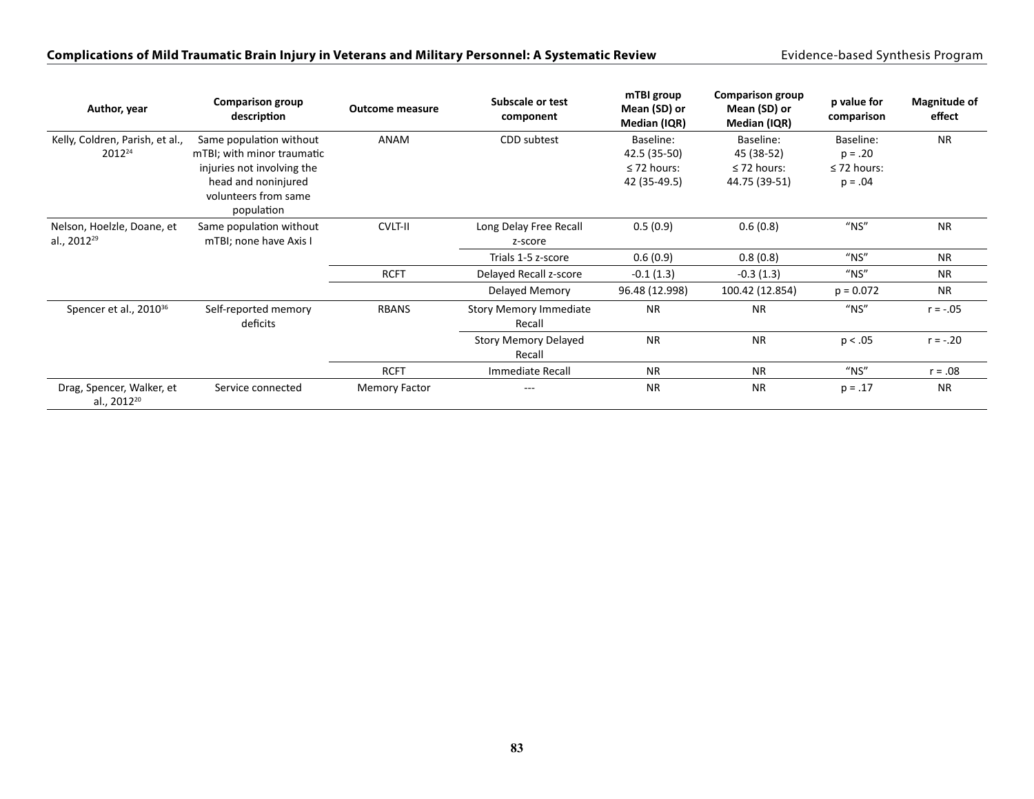| Author, year | Comparison group description | Outcome measure | Subscale or test component | mTBI group Mean (SD) or Median (IQR) | Comparison group Mean (SD) or Median (IQR) | p value for comparison | Magnitude of effect |
|---|---|---|---|---|---|---|---|
| Kelly, Coldren, Parish, et al., 2012[24] | Same population without mTBI; with minor traumatic injuries not involving the head and noninjured volunteers from same population | ANAM | CDD subtest | Baseline: 42.5 (35-50) ≤ 72 hours: 42 (35-49.5) | Baseline: 45 (38-52) ≤ 72 hours: 44.75 (39-51) | Baseline: p = .20 ≤ 72 hours: p = .04 | NR |
| Nelson, Hoelzle, Doane, et al., 2012[29] | Same population without mTBI; none have Axis I | CVLT-II | Long Delay Free Recall z-score | 0.5 (0.9) | 0.6 (0.8) | "NS" | NR |
| | | | Trials 1-5 z-score | 0.6 (0.9) | 0.8 (0.8) | "NS" | NR |
| | | RCFT | Delayed Recall z-score | -0.1 (1.3) | -0.3 (1.3) | "NS" | NR |
| | | | Delayed Memory | 96.48 (12.998) | 100.42 (12.854) | p = 0.072 | NR |
| Spencer et al., 2010[36] | Self-reported memory deficits | RBANS | Story Memory Immediate Recall | NR | NR | "NS" | r = -.05 |
| | | | Story Memory Delayed Recall | NR | NR | p < .05 | r = -.20 |
| | | RCFT | Immediate Recall | NR | NR | "NS" | r = .08 |
| Drag, Spencer, Walker, et al., 2012[20] | Service connected | Memory Factor | --- | NR | NR | p = .17 | NR |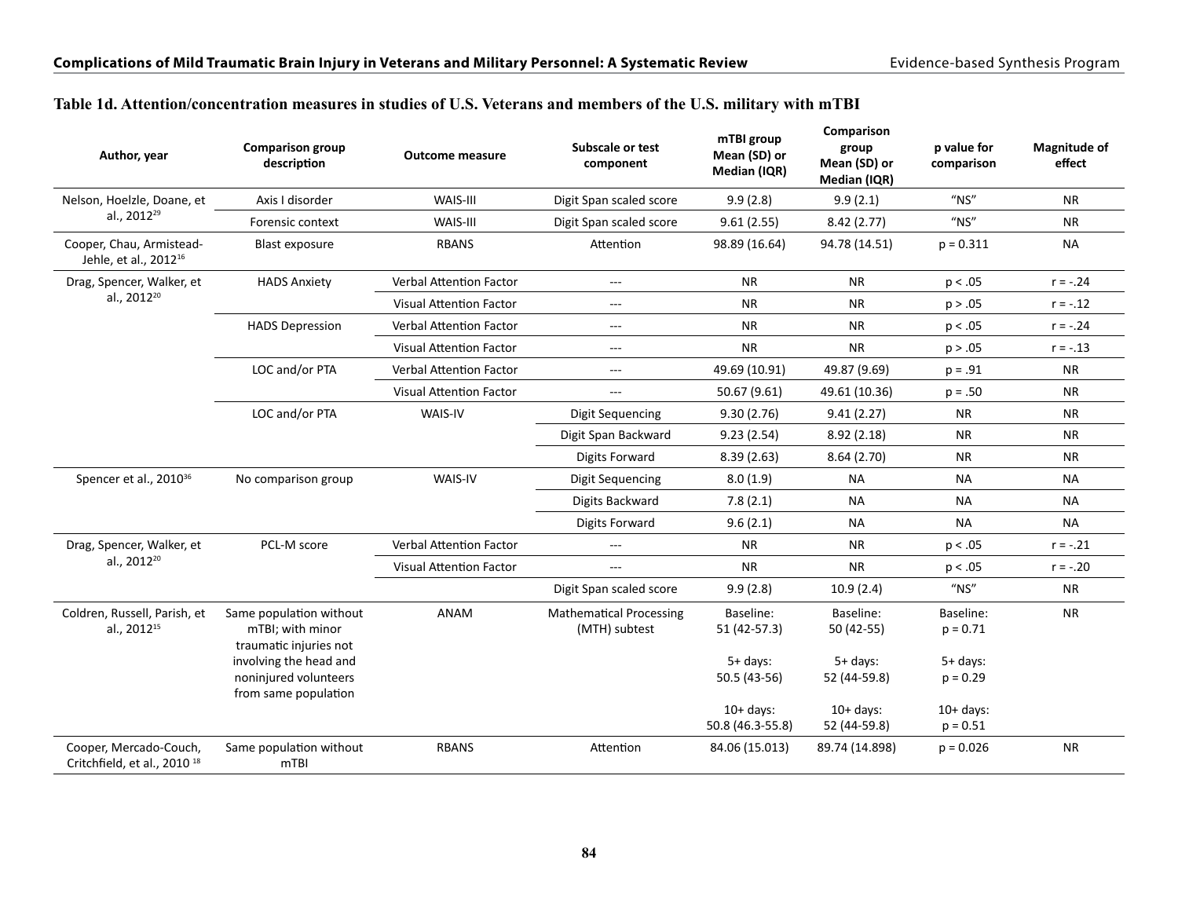## Table 1d. Attention/concentration measures in studies of U.S. Veterans and members of the U.S. military with mTBI

| Author, year | Comparison group description | Outcome measure | Subscale or test component | mTBI group Mean (SD) or Median (IQR) | Comparison group Mean (SD) or Median (IQR) | p value for comparison | Magnitude of effect |
|---|---|---|---|---|---|---|---|
| Nelson, Hoelzle, Doane, et al., 2012[29] | Axis I disorder | WAIS-III | Digit Span scaled score | 9.9 (2.8) | 9.9 (2.1) | "NS" | NR |
| | Forensic context | WAIS-III | Digit Span scaled score | 9.61 (2.55) | 8.42 (2.77) | "NS" | NR |
| Cooper, Chau, Armistead-Jehle, et al., 2012[16] | Blast exposure | RBANS | Attention | 98.89 (16.64) | 94.78 (14.51) | p = 0.311 | NA |
| Drag, Spencer, Walker, et al., 2012[20] | HADS Anxiety | Verbal Attention Factor | --- | NR | NR | p < .05 | r = -.24 |
| | | Visual Attention Factor | --- | NR | NR | p > .05 | r = -.12 |
| | HADS Depression | Verbal Attention Factor | --- | NR | NR | p < .05 | r = -.24 |
| | | Visual Attention Factor | --- | NR | NR | p > .05 | r = -.13 |
| | LOC and/or PTA | Verbal Attention Factor | --- | 49.69 (10.91) | 49.87 (9.69) | p = .91 | NR |
| | | Visual Attention Factor | --- | 50.67 (9.61) | 49.61 (10.36) | p = .50 | NR |
| | LOC and/or PTA | WAIS-IV | Digit Sequencing | 9.30 (2.76) | 9.41 (2.27) | NR | NR |
| | | | Digit Span Backward | 9.23 (2.54) | 8.92 (2.18) | NR | NR |
| | | | Digits Forward | 8.39 (2.63) | 8.64 (2.70) | NR | NR |
| Spencer et al., 2010[36] | No comparison group | WAIS-IV | Digit Sequencing | 8.0 (1.9) | NA | NA | NA |
| | | | Digits Backward | 7.8 (2.1) | NA | NA | NA |
| | | | Digits Forward | 9.6 (2.1) | NA | NA | NA |
| Drag, Spencer, Walker, et al., 2012[20] | PCL-M score | Verbal Attention Factor | --- | NR | NR | p < .05 | r = -.21 |
| | | Visual Attention Factor | --- | NR | NR | p < .05 | r = -.20 |
| | | | Digit Span scaled score | 9.9 (2.8) | 10.9 (2.4) | "NS" | NR |
| Coldren, Russell, Parish, et al., 2012[15] | Same population without mTBI; with minor traumatic injuries not involving the head and noninjured volunteers from same population | ANAM | Mathematical Processing (MTH) subtest | Baseline: 51 (42-57.3)<br><br>5+ days: 50.5 (43-56)<br><br>10+ days: 50.8 (46.3-55.8) | Baseline: 50 (42-55)<br><br>5+ days: 52 (44-59.8)<br><br>10+ days: 52 (44-59.8) | Baseline: p = 0.71<br><br>5+ days: p = 0.29<br><br>10+ days: p = 0.51 | NR |
| Cooper, Mercado-Couch, Critchfield, et al., 2010[18] | Same population without mTBI | RBANS | Attention | 84.06 (15.013) | 89.74 (14.898) | p = 0.026 | NR |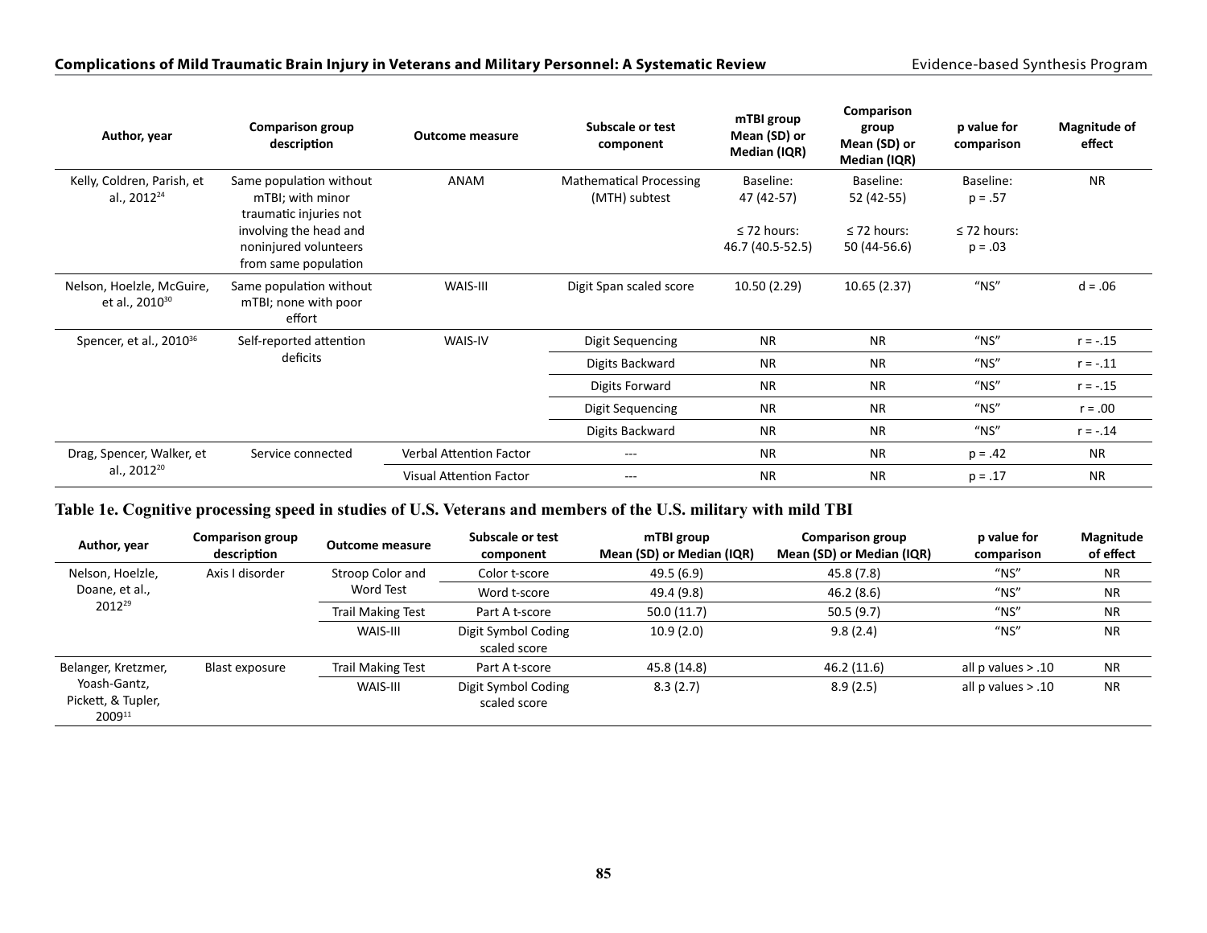| Author, year | Comparison group description | Outcome measure | Subscale or test component | mTBI group Mean (SD) or Median (IQR) | Comparison group Mean (SD) or Median (IQR) | p value for comparison | Magnitude of effect |
|---|---|---|---|---|---|---|---|
| Kelly, Coldren, Parish, et al., 2012[24] | Same population without mTBI; with minor traumatic injuries not involving the head and noninjured volunteers from same population | ANAM | Mathematical Processing (MTH) subtest | Baseline: 47 (42-57)<br><br>≤ 72 hours: 46.7 (40.5-52.5) | Baseline: 52 (42-55)<br><br>≤ 72 hours: 50 (44-56.6) | Baseline: p = .57<br><br>≤ 72 hours: p = .03 | NR |
| Nelson, Hoelzle, McGuire, et al., 2010[30] | Same population without mTBI; none with poor effort | WAIS-III | Digit Span scaled score | 10.50 (2.29) | 10.65 (2.37) | "NS" | d = .06 |
| Spencer, et al., 2010[36] | Self-reported attention deficits | WAIS-IV | Digit Sequencing | NR | NR | "NS" | r = -.15 |
| | | | Digits Backward | NR | NR | "NS" | r = -.11 |
| | | | Digits Forward | NR | NR | "NS" | r = -.15 |
| | | | Digit Sequencing | NR | NR | "NS" | r = .00 |
| | | | Digits Backward | NR | NR | "NS" | r = -.14 |
| Drag, Spencer, Walker, et al., 2012[20] | Service connected | Verbal Attention Factor | --- | NR | NR | p = .42 | NR |
| | | Visual Attention Factor | --- | NR | NR | p = .17 | NR |

**Table 1e. Cognitive processing speed in studies of U.S. Veterans and members of the U.S. military with mild TBI**

| Author, year | Comparison group description | Outcome measure | Subscale or test component | mTBI group Mean (SD) or Median (IQR) | Comparison group Mean (SD) or Median (IQR) | p value for comparison | Magnitude of effect |
|---|---|---|---|---|---|---|---|
| Nelson, Hoelzle, Doane, et al., 2012[29] | Axis I disorder | Stroop Color and Word Test | Color t-score | 49.5 (6.9) | 45.8 (7.8) | "NS" | NR |
| | | | Word t-score | 49.4 (9.8) | 46.2 (8.6) | "NS" | NR |
| | | Trail Making Test | Part A t-score | 50.0 (11.7) | 50.5 (9.7) | "NS" | NR |
| | | WAIS-III | Digit Symbol Coding scaled score | 10.9 (2.0) | 9.8 (2.4) | "NS" | NR |
| Belanger, Kretzmer, Yoash-Gantz, Pickett, & Tupler, 2009[11] | Blast exposure | Trail Making Test | Part A t-score | 45.8 (14.8) | 46.2 (11.6) | all p values > .10 | NR |
| | | WAIS-III | Digit Symbol Coding scaled score | 8.3 (2.7) | 8.9 (2.5) | all p values > .10 | NR |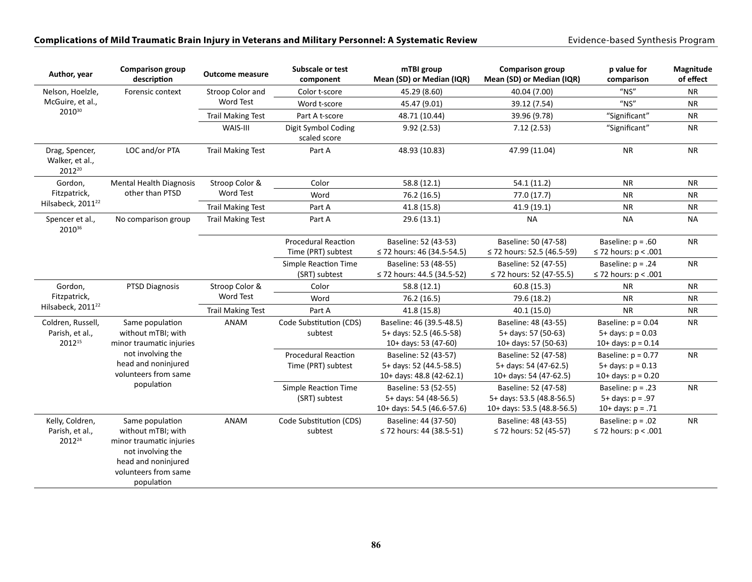| Author, year | Comparison group description | Outcome measure | Subscale or test component | mTBI group Mean (SD) or Median (IQR) | Comparison group Mean (SD) or Median (IQR) | p value for comparison | Magnitude of effect |
|---|---|---|---|---|---|---|---|
| Nelson, Hoelzle, McGuire, et al., 2010[30] | Forensic context | Stroop Color and Word Test | Color t-score | 45.29 (8.60) | 40.04 (7.00) | "NS" | NR |
| | | | Word t-score | 45.47 (9.01) | 39.12 (7.54) | "NS" | NR |
| | | Trail Making Test | Part A t-score | 48.71 (10.44) | 39.96 (9.78) | "Significant" | NR |
| | | WAIS-III | Digit Symbol Coding scaled score | 9.92 (2.53) | 7.12 (2.53) | "Significant" | NR |
| Drag, Spencer, Walker, et al., 2012[20] | LOC and/or PTA | Trail Making Test | Part A | 48.93 (10.83) | 47.99 (11.04) | NR | NR |
| Gordon, Fitzpatrick, Hilsabeck, 2011[22] | Mental Health Diagnosis other than PTSD | Stroop Color & Word Test | Color | 58.8 (12.1) | 54.1 (11.2) | NR | NR |
| | | | Word | 76.2 (16.5) | 77.0 (17.7) | NR | NR |
| | | Trail Making Test | Part A | 41.8 (15.8) | 41.9 (19.1) | NR | NR |
| Spencer et al., 2010[36] | No comparison group | Trail Making Test | Part A | 29.6 (13.1) | NA | NA | NA |
| | | | Procedural Reaction Time (PRT) subtest | Baseline: 52 (43-53)<br>≤ 72 hours: 46 (34.5-54.5) | Baseline: 50 (47-58)<br>≤ 72 hours: 52.5 (46.5-59) | Baseline: p = .60<br>≤ 72 hours: p < .001 | NR |
| | | | Simple Reaction Time (SRT) subtest | Baseline: 53 (48-55)<br>≤ 72 hours: 44.5 (34.5-52) | Baseline: 52 (47-55)<br>≤ 72 hours: 52 (47-55.5) | Baseline: p = .24<br>≤ 72 hours: p < .001 | NR |
| Gordon, Fitzpatrick, Hilsabeck, 2011[22] | PTSD Diagnosis | Stroop Color & Word Test | Color | 58.8 (12.1) | 60.8 (15.3) | NR | NR |
| | | | Word | 76.2 (16.5) | 79.6 (18.2) | NR | NR |
| | | Trail Making Test | Part A | 41.8 (15.8) | 40.1 (15.0) | NR | NR |
| Coldren, Russell, Parish, et al., 2012[15] | Same population without mTBI; with minor traumatic injuries not involving the head and noninjured volunteers from same population | ANAM | Code Substitution (CDS) subtest | Baseline: 46 (39.5-48.5)<br>5+ days: 52.5 (46.5-58)<br>10+ days: 53 (47-60) | Baseline: 48 (43-55)<br>5+ days: 57 (50-63)<br>10+ days: 57 (50-63) | Baseline: p = 0.04<br>5+ days: p = 0.03<br>10+ days: p = 0.14 | NR |
| | | | Procedural Reaction Time (PRT) subtest | Baseline: 52 (43-57)<br>5+ days: 52 (44.5-58.5)<br>10+ days: 48.8 (42-62.1) | Baseline: 52 (47-58)<br>5+ days: 54 (47-62.5)<br>10+ days: 54 (47-62.5) | Baseline: p = 0.77<br>5+ days: p = 0.13<br>10+ days: p = 0.20 | NR |
| | | | Simple Reaction Time (SRT) subtest | Baseline: 53 (52-55)<br>5+ days: 54 (48-56.5)<br>10+ days: 54.5 (46.6-57.6) | Baseline: 52 (47-58)<br>5+ days: 53.5 (48.8-56.5)<br>10+ days: 53.5 (48.8-56.5) | Baseline: p = .23<br>5+ days: p = .97<br>10+ days: p = .71 | NR |
| Kelly, Coldren, Parish, et al., 2012[24] | Same population without mTBI; with minor traumatic injuries not involving the head and noninjured volunteers from same population | ANAM | Code Substitution (CDS) subtest | Baseline: 44 (37-50)<br>≤ 72 hours: 44 (38.5-51) | Baseline: 48 (43-55)<br>≤ 72 hours: 52 (45-57) | Baseline: p = .02<br>≤ 72 hours: p < .001 | NR |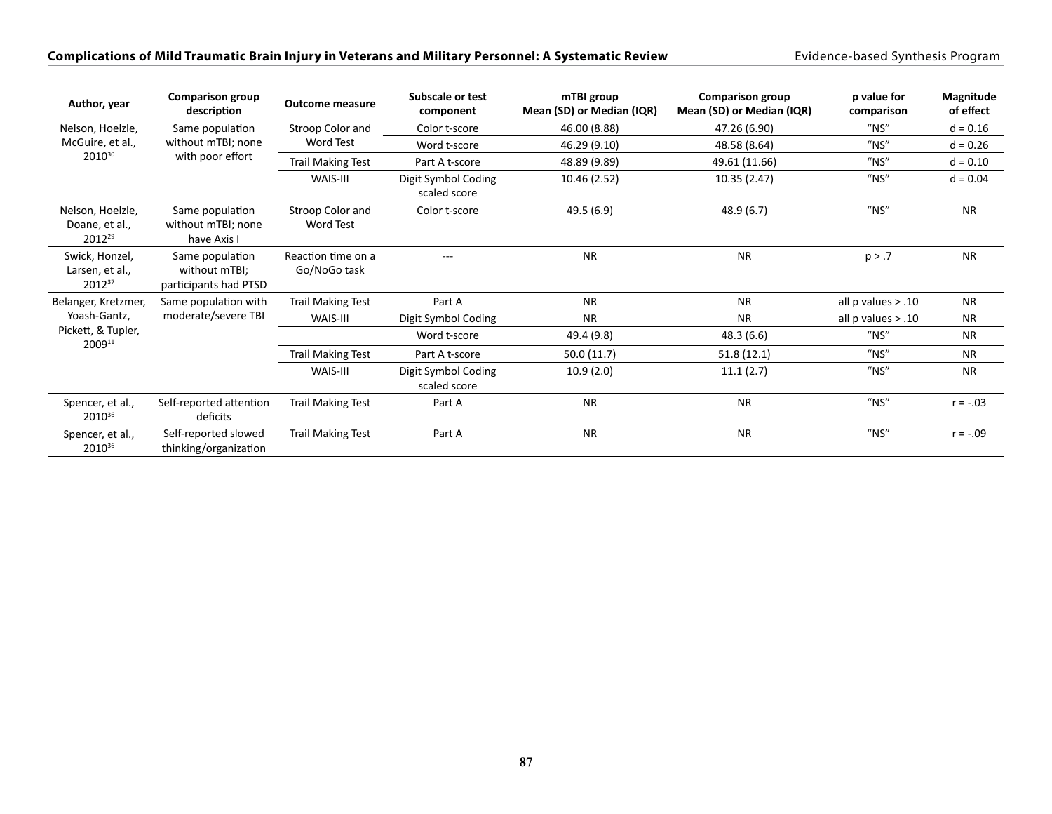| Author, year | Comparison group description | Outcome measure | Subscale or test component | mTBI group Mean (SD) or Median (IQR) | Comparison group Mean (SD) or Median (IQR) | p value for comparison | Magnitude of effect |
|---|---|---|---|---|---|---|---|
| Nelson, Hoelzle, McGuire, et al., 2010[30] | Same population without mTBI; none with poor effort | Stroop Color and Word Test | Color t-score | 46.00 (8.88) | 47.26 (6.90) | "NS" | d = 0.16 |
| | | | Word t-score | 46.29 (9.10) | 48.58 (8.64) | "NS" | d = 0.26 |
| | | Trail Making Test | Part A t-score | 48.89 (9.89) | 49.61 (11.66) | "NS" | d = 0.10 |
| | | WAIS-III | Digit Symbol Coding scaled score | 10.46 (2.52) | 10.35 (2.47) | "NS" | d = 0.04 |
| Nelson, Hoelzle, Doane, et al., 2012[29] | Same population without mTBI; none have Axis I | Stroop Color and Word Test | Color t-score | 49.5 (6.9) | 48.9 (6.7) | "NS" | NR |
| Swick, Honzel, Larsen, et al., 2012[37] | Same population without mTBI; participants had PTSD | Reaction time on a Go/NoGo task | --- | NR | NR | p > .7 | NR |
| Belanger, Kretzmer, Yoash-Gantz, Pickett, & Tupler, 2009[11] | Same population with moderate/severe TBI | Trail Making Test | Part A | NR | NR | all p values > .10 | NR |
| | | WAIS-III | Digit Symbol Coding | NR | NR | all p values > .10 | NR |
| | | | Word t-score | 49.4 (9.8) | 48.3 (6.6) | "NS" | NR |
| | | Trail Making Test | Part A t-score | 50.0 (11.7) | 51.8 (12.1) | "NS" | NR |
| | | WAIS-III | Digit Symbol Coding scaled score | 10.9 (2.0) | 11.1 (2.7) | "NS" | NR |
| Spencer, et al., 2010[36] | Self-reported attention deficits | Trail Making Test | Part A | NR | NR | "NS" | r = -.03 |
| Spencer, et al., 2010[36] | Self-reported slowed thinking/organization | Trail Making Test | Part A | NR | NR | "NS" | r = -.09 |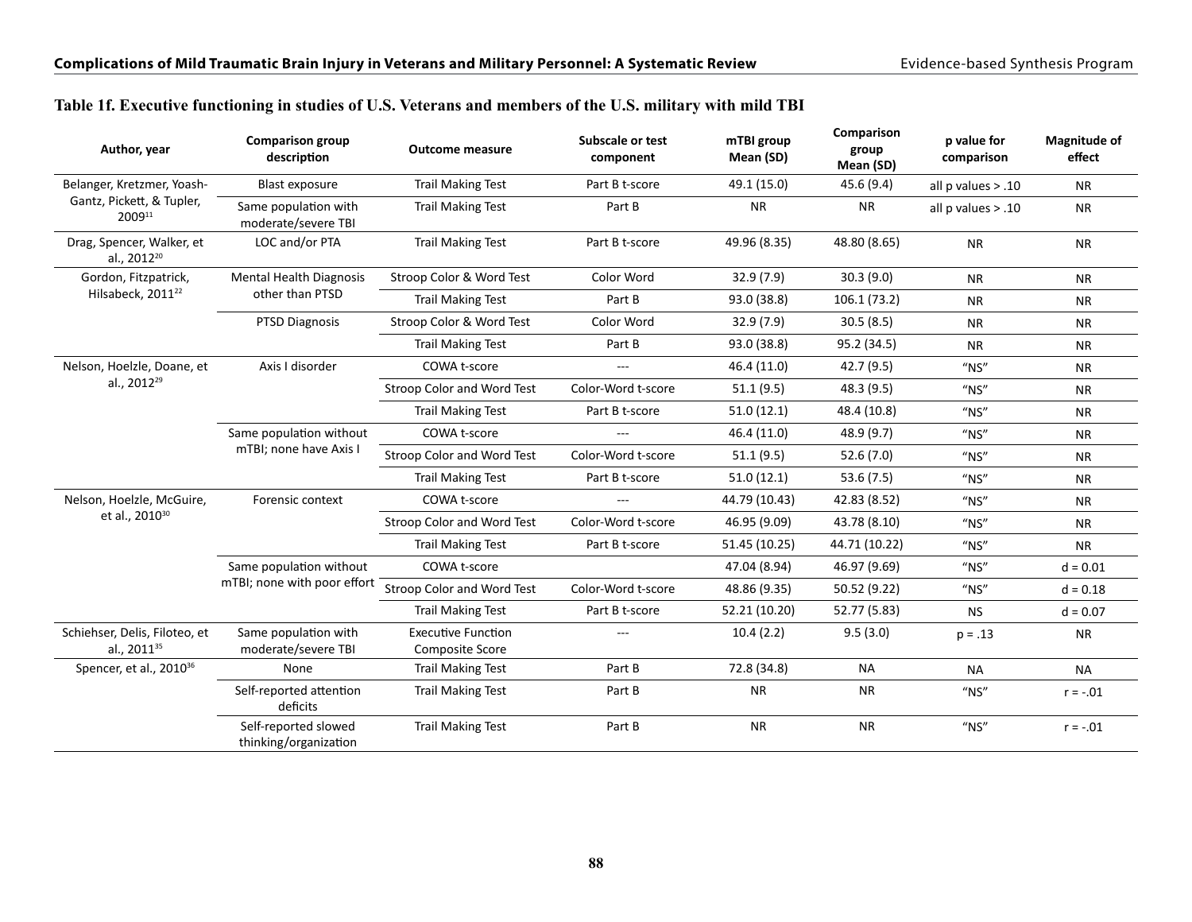### Table 1f. Executive functioning in studies of U.S. Veterans and members of the U.S. military with mild TBI

| Author, year | Comparison group description | Outcome measure | Subscale or test component | mTBI group Mean (SD) | Comparison group Mean (SD) | p value for comparison | Magnitude of effect |
|---|---|---|---|---|---|---|---|
| Belanger, Kretzmer, Yoash-Gantz, Pickett, & Tupler, 2009[11] | Blast exposure | Trail Making Test | Part B t-score | 49.1 (15.0) | 45.6 (9.4) | all p values > .10 | NR |
| | Same population with moderate/severe TBI | Trail Making Test | Part B | NR | NR | all p values > .10 | NR |
| Drag, Spencer, Walker, et al., 2012[20] | LOC and/or PTA | Trail Making Test | Part B t-score | 49.96 (8.35) | 48.80 (8.65) | NR | NR |
| Gordon, Fitzpatrick, Hilsabeck, 2011[22] | Mental Health Diagnosis other than PTSD | Stroop Color & Word Test | Color Word | 32.9 (7.9) | 30.3 (9.0) | NR | NR |
| | | Trail Making Test | Part B | 93.0 (38.8) | 106.1 (73.2) | NR | NR |
| | PTSD Diagnosis | Stroop Color & Word Test | Color Word | 32.9 (7.9) | 30.5 (8.5) | NR | NR |
| | | Trail Making Test | Part B | 93.0 (38.8) | 95.2 (34.5) | NR | NR |
| Nelson, Hoelzle, Doane, et al., 2012[29] | Axis I disorder | COWA t-score | --- | 46.4 (11.0) | 42.7 (9.5) | "NS" | NR |
| | | Stroop Color and Word Test | Color-Word t-score | 51.1 (9.5) | 48.3 (9.5) | "NS" | NR |
| | | Trail Making Test | Part B t-score | 51.0 (12.1) | 48.4 (10.8) | "NS" | NR |
| | Same population without mTBI; none have Axis I | COWA t-score | --- | 46.4 (11.0) | 48.9 (9.7) | "NS" | NR |
| | | Stroop Color and Word Test | Color-Word t-score | 51.1 (9.5) | 52.6 (7.0) | "NS" | NR |
| | | Trail Making Test | Part B t-score | 51.0 (12.1) | 53.6 (7.5) | "NS" | NR |
| Nelson, Hoelzle, McGuire, et al., 2010[30] | Forensic context | COWA t-score | --- | 44.79 (10.43) | 42.83 (8.52) | "NS" | NR |
| | | Stroop Color and Word Test | Color-Word t-score | 46.95 (9.09) | 43.78 (8.10) | "NS" | NR |
| | | Trail Making Test | Part B t-score | 51.45 (10.25) | 44.71 (10.22) | "NS" | NR |
| | Same population without mTBI; none with poor effort | COWA t-score | | 47.04 (8.94) | 46.97 (9.69) | "NS" | d = 0.01 |
| | | Stroop Color and Word Test | Color-Word t-score | 48.86 (9.35) | 50.52 (9.22) | "NS" | d = 0.18 |
| | | Trail Making Test | Part B t-score | 52.21 (10.20) | 52.77 (5.83) | NS | d = 0.07 |
| Schiehser, Delis, Filoteo, et al., 2011[35] | Same population with moderate/severe TBI | Executive Function Composite Score | --- | 10.4 (2.2) | 9.5 (3.0) | p = .13 | NR |
| Spencer, et al., 2010[36] | None | Trail Making Test | Part B | 72.8 (34.8) | NA | NA | NA |
| | Self-reported attention deficits | Trail Making Test | Part B | NR | NR | "NS" | r = -.01 |
| | Self-reported slowed thinking/organization | Trail Making Test | Part B | NR | NR | "NS" | r = -.01 |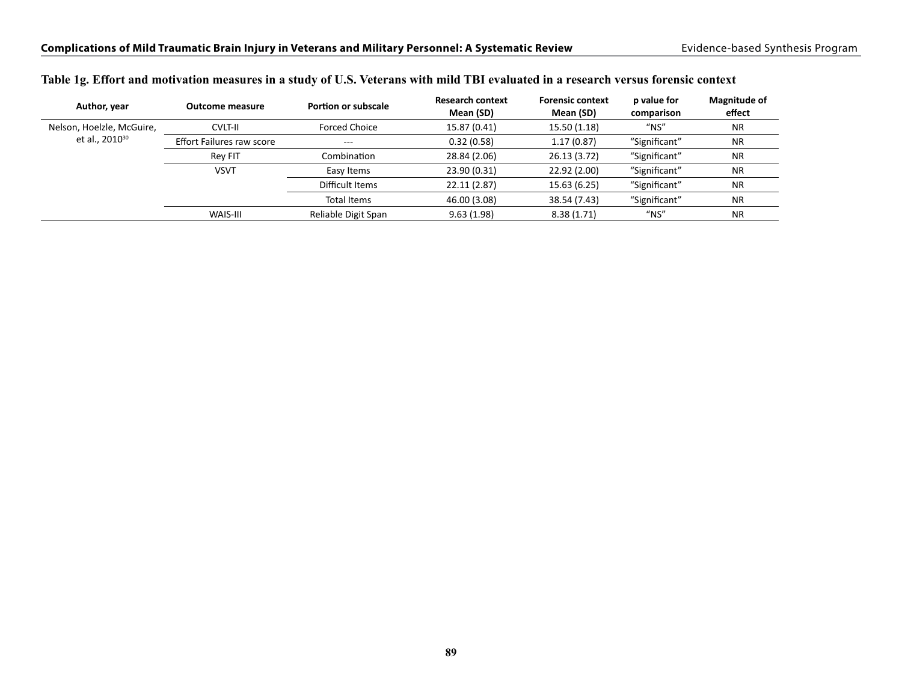**Table 1g. Effort and motivation measures in a study of U.S. Veterans with mild TBI evaluated in a research versus forensic context**

| Author, year | Outcome measure | Portion or subscale | Research context Mean (SD) | Forensic context Mean (SD) | p value for comparison | Magnitude of effect |
|---|---|---|---|---|---|---|
| Nelson, Hoelzle, McGuire, et al., 2010[30] | CVLT-II | Forced Choice | 15.87 (0.41) | 15.50 (1.18) | "NS" | NR |
| | Effort Failures raw score | --- | 0.32 (0.58) | 1.17 (0.87) | "Significant" | NR |
| | Rey FIT | Combination | 28.84 (2.06) | 26.13 (3.72) | "Significant" | NR |
| | VSVT | Easy Items | 23.90 (0.31) | 22.92 (2.00) | "Significant" | NR |
| | | Difficult Items | 22.11 (2.87) | 15.63 (6.25) | "Significant" | NR |
| | | Total Items | 46.00 (3.08) | 38.54 (7.43) | "Significant" | NR |
| | WAIS-III | Reliable Digit Span | 9.63 (1.98) | 8.38 (1.71) | "NS" | NR |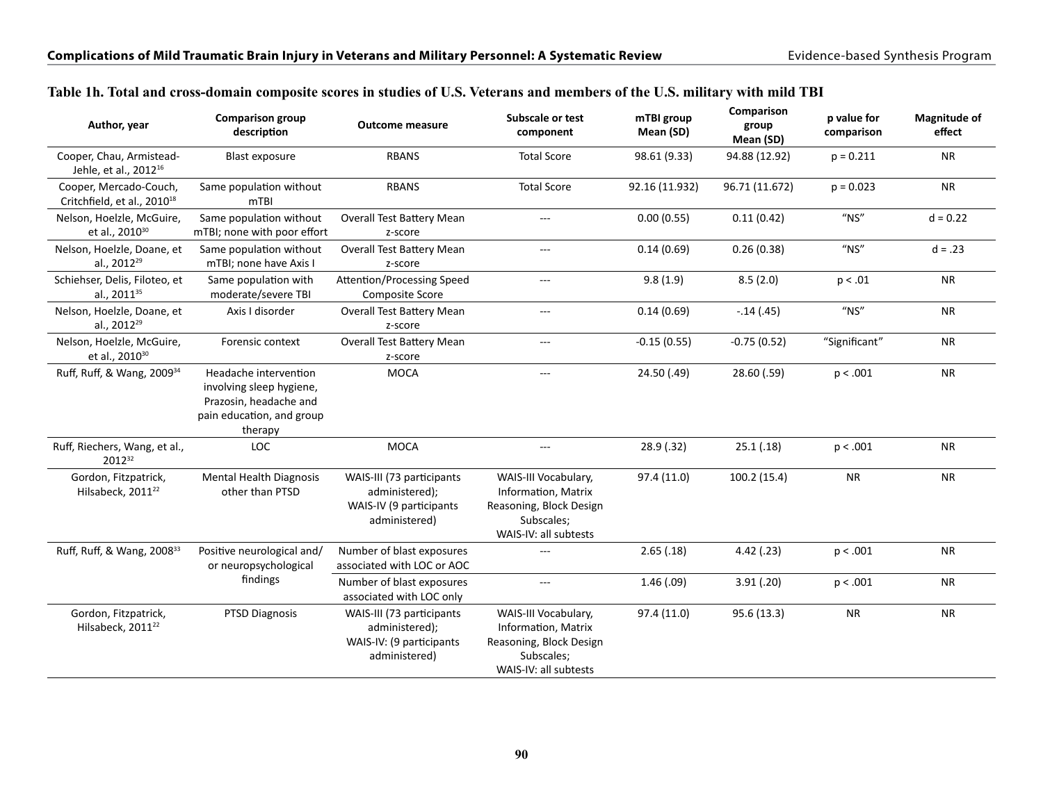**Table 1h. Total and cross-domain composite scores in studies of U.S. Veterans and members of the U.S. military with mild TBI**

| Author, year | Comparison group description | Outcome measure | Subscale or test component | mTBI group Mean (SD) | Comparison group Mean (SD) | p value for comparison | Magnitude of effect |
|---|---|---|---|---|---|---|---|
| Cooper, Chau, Armistead-Jehle, et al., 2012[16] | Blast exposure | RBANS | Total Score | 98.61 (9.33) | 94.88 (12.92) | p = 0.211 | NR |
| Cooper, Mercado-Couch, Critchfield, et al., 2010[18] | Same population without mTBI | RBANS | Total Score | 92.16 (11.932) | 96.71 (11.672) | p = 0.023 | NR |
| Nelson, Hoelzle, McGuire, et al., 2010[30] | Same population without mTBI; none with poor effort | Overall Test Battery Mean z-score | --- | 0.00 (0.55) | 0.11 (0.42) | "NS" | d = 0.22 |
| Nelson, Hoelzle, Doane, et al., 2012[29] | Same population without mTBI; none have Axis I | Overall Test Battery Mean z-score | --- | 0.14 (0.69) | 0.26 (0.38) | "NS" | d = .23 |
| Schiehser, Delis, Filoteo, et al., 2011[35] | Same population with moderate/severe TBI | Attention/Processing Speed Composite Score | --- | 9.8 (1.9) | 8.5 (2.0) | p < .01 | NR |
| Nelson, Hoelzle, Doane, et al., 2012[29] | Axis I disorder | Overall Test Battery Mean z-score | --- | 0.14 (0.69) | -.14 (.45) | "NS" | NR |
| Nelson, Hoelzle, McGuire, et al., 2010[30] | Forensic context | Overall Test Battery Mean z-score | --- | -0.15 (0.55) | -0.75 (0.52) | "Significant" | NR |
| Ruff, Ruff, & Wang, 2009[34] | Headache intervention involving sleep hygiene, Prazosin, headache and pain education, and group therapy | MOCA | --- | 24.50 (.49) | 28.60 (.59) | p < .001 | NR |
| Ruff, Riechers, Wang, et al., 2012[32] | LOC | MOCA | --- | 28.9 (.32) | 25.1 (.18) | p < .001 | NR |
| Gordon, Fitzpatrick, Hilsabeck, 2011[22] | Mental Health Diagnosis other than PTSD | WAIS-III (73 participants administered); WAIS-IV (9 participants administered) | WAIS-III Vocabulary, Information, Matrix Reasoning, Block Design Subscales; WAIS-IV: all subtests | 97.4 (11.0) | 100.2 (15.4) | NR | NR |
| Ruff, Ruff, & Wang, 2008[33] | Positive neurological and/or neuropsychological findings | Number of blast exposures associated with LOC or AOC | --- | 2.65 (.18) | 4.42 (.23) | p < .001 | NR |
| | | Number of blast exposures associated with LOC only | --- | 1.46 (.09) | 3.91 (.20) | p < .001 | NR |
| Gordon, Fitzpatrick, Hilsabeck, 2011[22] | PTSD Diagnosis | WAIS-III (73 participants administered); WAIS-IV: (9 participants administered) | WAIS-III Vocabulary, Information, Matrix Reasoning, Block Design Subscales; WAIS-IV: all subtests | 97.4 (11.0) | 95.6 (13.3) | NR | NR |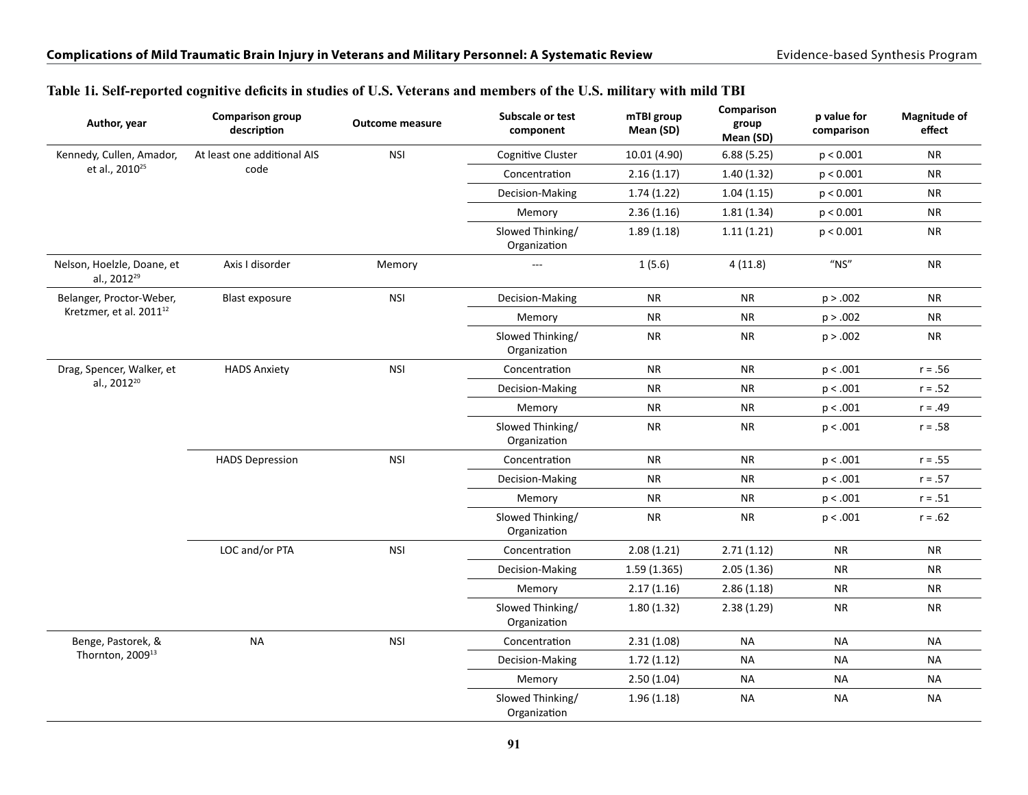### Table 1i. Self-reported cognitive deficits in studies of U.S. Veterans and members of the U.S. military with mild TBI

| Author, year | Comparison group description | Outcome measure | Subscale or test component | mTBI group Mean (SD) | Comparison group Mean (SD) | p value for comparison | Magnitude of effect |
|---|---|---|---|---|---|---|---|
| Kennedy, Cullen, Amador, et al., 2010[25] | At least one additional AIS code | NSI | Cognitive Cluster | 10.01 (4.90) | 6.88 (5.25) | p < 0.001 | NR |
| | | | Concentration | 2.16 (1.17) | 1.40 (1.32) | p < 0.001 | NR |
| | | | Decision-Making | 1.74 (1.22) | 1.04 (1.15) | p < 0.001 | NR |
| | | | Memory | 2.36 (1.16) | 1.81 (1.34) | p < 0.001 | NR |
| | | | Slowed Thinking/ Organization | 1.89 (1.18) | 1.11 (1.21) | p < 0.001 | NR |
| Nelson, Hoelzle, Doane, et al., 2012[29] | Axis I disorder | Memory | --- | 1 (5.6) | 4 (11.8) | "NS" | NR |
| Belanger, Proctor-Weber, Kretzmer, et al. 2011[12] | Blast exposure | NSI | Decision-Making | NR | NR | p > .002 | NR |
| | | | Memory | NR | NR | p > .002 | NR |
| | | | Slowed Thinking/ Organization | NR | NR | p > .002 | NR |
| Drag, Spencer, Walker, et al., 2012[20] | HADS Anxiety | NSI | Concentration | NR | NR | p < .001 | r = .56 |
| | | | Decision-Making | NR | NR | p < .001 | r = .52 |
| | | | Memory | NR | NR | p < .001 | r = .49 |
| | | | Slowed Thinking/ Organization | NR | NR | p < .001 | r = .58 |
| | HADS Depression | NSI | Concentration | NR | NR | p < .001 | r = .55 |
| | | | Decision-Making | NR | NR | p < .001 | r = .57 |
| | | | Memory | NR | NR | p < .001 | r = .51 |
| | | | Slowed Thinking/ Organization | NR | NR | p < .001 | r = .62 |
| | LOC and/or PTA | NSI | Concentration | 2.08 (1.21) | 2.71 (1.12) | NR | NR |
| | | | Decision-Making | 1.59 (1.365) | 2.05 (1.36) | NR | NR |
| | | | Memory | 2.17 (1.16) | 2.86 (1.18) | NR | NR |
| | | | Slowed Thinking/ Organization | 1.80 (1.32) | 2.38 (1.29) | NR | NR |
| Benge, Pastorek, & Thornton, 2009[13] | NA | NSI | Concentration | 2.31 (1.08) | NA | NA | NA |
| | | | Decision-Making | 1.72 (1.12) | NA | NA | NA |
| | | | Memory | 2.50 (1.04) | NA | NA | NA |
| | | | Slowed Thinking/ Organization | 1.96 (1.18) | NA | NA | NA |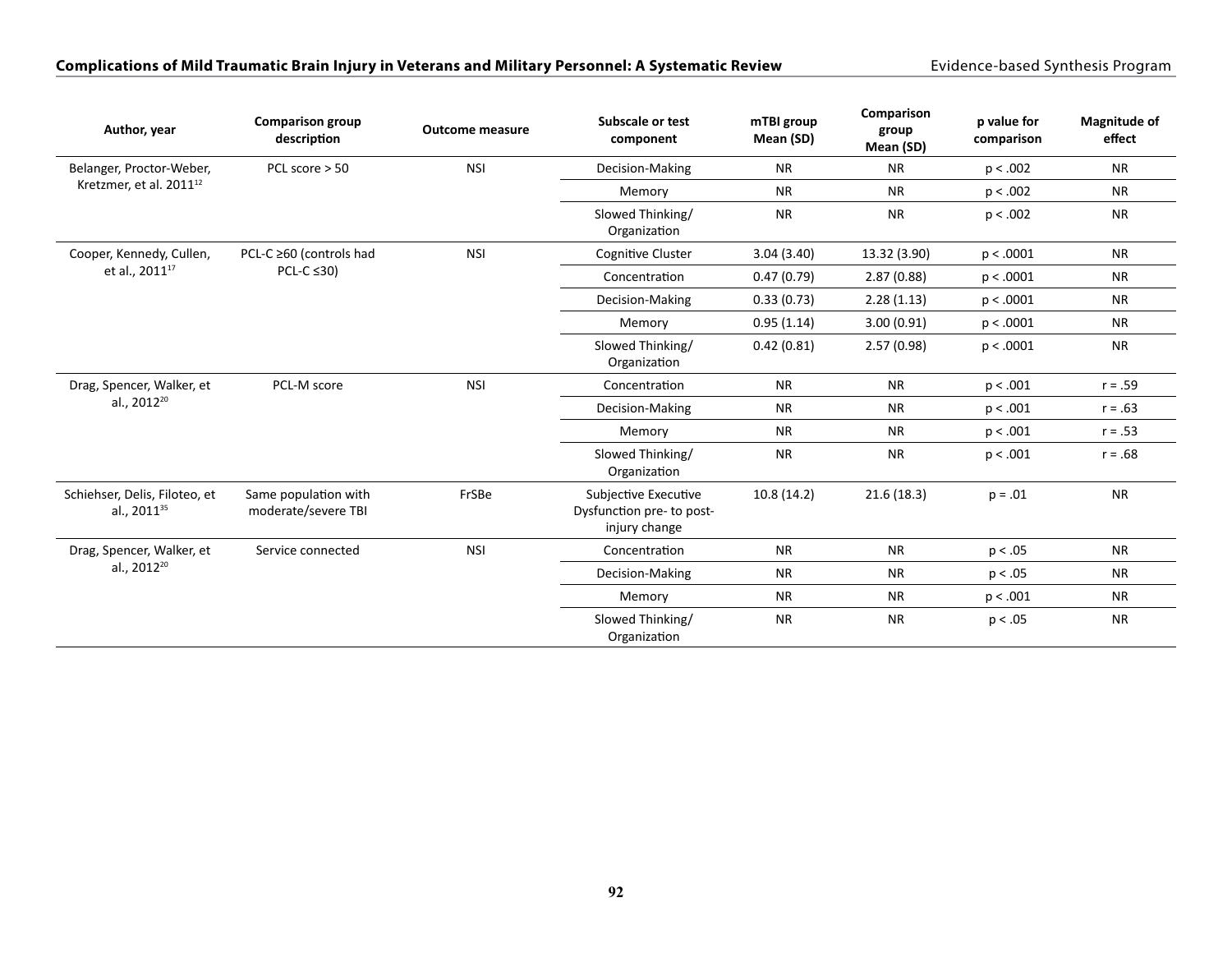| Author, year | Comparison group description | Outcome measure | Subscale or test component | mTBI group Mean (SD) | Comparison group Mean (SD) | p value for comparison | Magnitude of effect |
|---|---|---|---|---|---|---|---|
| Belanger, Proctor-Weber, Kretzmer, et al. 2011[12] | PCL score > 50 | NSI | Decision-Making | NR | NR | $p < .002$ | NR |
| | | | Memory | NR | NR | $p < .002$ | NR |
| | | | Slowed Thinking/ Organization | NR | NR | $p < .002$ | NR |
| Cooper, Kennedy, Cullen, et al., 2011[17] | PCL-C ≥60 (controls had PCL-C ≤30) | NSI | Cognitive Cluster | 3.04 (3.40) | 13.32 (3.90) | $p < .0001$ | NR |
| | | | Concentration | 0.47 (0.79) | 2.87 (0.88) | $p < .0001$ | NR |
| | | | Decision-Making | 0.33 (0.73) | 2.28 (1.13) | $p < .0001$ | NR |
| | | | Memory | 0.95 (1.14) | 3.00 (0.91) | $p < .0001$ | NR |
| | | | Slowed Thinking/ Organization | 0.42 (0.81) | 2.57 (0.98) | $p < .0001$ | NR |
| Drag, Spencer, Walker, et al., 2012[20] | PCL-M score | NSI | Concentration | NR | NR | $p < .001$ | $r = .59$ |
| | | | Decision-Making | NR | NR | $p < .001$ | $r = .63$ |
| | | | Memory | NR | NR | $p < .001$ | $r = .53$ |
| | | | Slowed Thinking/ Organization | NR | NR | $p < .001$ | $r = .68$ |
| Schiehser, Delis, Filoteo, et al., 2011[35] | Same population with moderate/severe TBI | FrSBe | Subjective Executive Dysfunction pre- to post-injury change | 10.8 (14.2) | 21.6 (18.3) | $p = .01$ | NR |
| Drag, Spencer, Walker, et al., 2012[20] | Service connected | NSI | Concentration | NR | NR | $p < .05$ | NR |
| | | | Decision-Making | NR | NR | $p < .05$ | NR |
| | | | Memory | NR | NR | $p < .001$ | NR |
| | | | Slowed Thinking/ Organization | NR | NR | $p < .05$ | NR |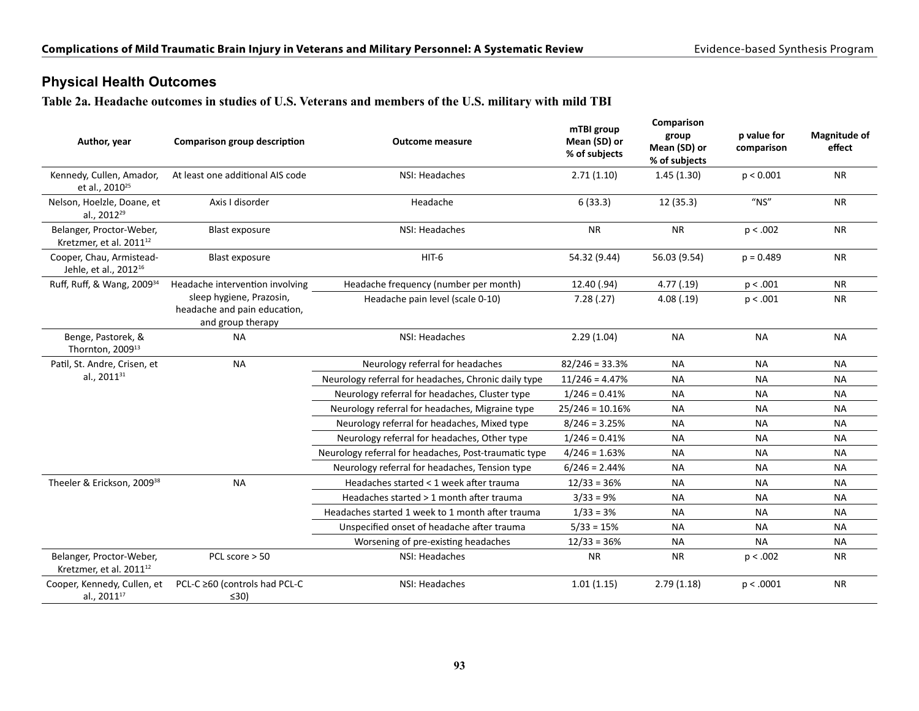## Physical Health Outcomes

**Table 2a. Headache outcomes in studies of U.S. Veterans and members of the U.S. military with mild TBI**

| Author, year | Comparison group description | Outcome measure | mTBI group Mean (SD) or % of subjects | Comparison group Mean (SD) or % of subjects | p value for comparison | Magnitude of effect |
|---|---|---|---|---|---|---|
| Kennedy, Cullen, Amador, et al., 2010[25] | At least one additional AIS code | NSI: Headaches | 2.71 (1.10) | 1.45 (1.30) | p < 0.001 | NR |
| Nelson, Hoelzle, Doane, et al., 2012[29] | Axis I disorder | Headache | 6 (33.3) | 12 (35.3) | "NS" | NR |
| Belanger, Proctor-Weber, Kretzmer, et al. 2011[12] | Blast exposure | NSI: Headaches | NR | NR | p < .002 | NR |
| Cooper, Chau, Armistead-Jehle, et al., 2012[16] | Blast exposure | HIT-6 | 54.32 (9.44) | 56.03 (9.54) | p = 0.489 | NR |
| Ruff, Ruff, & Wang, 2009[34] | Headache intervention involving sleep hygiene, Prazosin, headache and pain education, and group therapy | Headache frequency (number per month) | 12.40 (.94) | 4.77 (.19) | p < .001 | NR |
| | | Headache pain level (scale 0-10) | 7.28 (.27) | 4.08 (.19) | p < .001 | NR |
| Benge, Pastorek, & Thornton, 2009[13] | NA | NSI: Headaches | 2.29 (1.04) | NA | NA | NA |
| Patil, St. Andre, Crisen, et al., 2011[31] | NA | Neurology referral for headaches | 82/246 = 33.3% | NA | NA | NA |
| | | Neurology referral for headaches, Chronic daily type | 11/246 = 4.47% | NA | NA | NA |
| | | Neurology referral for headaches, Cluster type | 1/246 = 0.41% | NA | NA | NA |
| | | Neurology referral for headaches, Migraine type | 25/246 = 10.16% | NA | NA | NA |
| | | Neurology referral for headaches, Mixed type | 8/246 = 3.25% | NA | NA | NA |
| | | Neurology referral for headaches, Other type | 1/246 = 0.41% | NA | NA | NA |
| | | Neurology referral for headaches, Post-traumatic type | 4/246 = 1.63% | NA | NA | NA |
| | | Neurology referral for headaches, Tension type | 6/246 = 2.44% | NA | NA | NA |
| Theeler & Erickson, 2009[38] | NA | Headaches started < 1 week after trauma | 12/33 = 36% | NA | NA | NA |
| | | Headaches started > 1 month after trauma | 3/33 = 9% | NA | NA | NA |
| | | Headaches started 1 week to 1 month after trauma | 1/33 = 3% | NA | NA | NA |
| | | Unspecified onset of headache after trauma | 5/33 = 15% | NA | NA | NA |
| | | Worsening of pre-existing headaches | 12/33 = 36% | NA | NA | NA |
| Belanger, Proctor-Weber, Kretzmer, et al. 2011[12] | PCL score > 50 | NSI: Headaches | NR | NR | p < .002 | NR |
| Cooper, Kennedy, Cullen, et al., 2011[17] | PCL-C ≥60 (controls had PCL-C ≤30) | NSI: Headaches | 1.01 (1.15) | 2.79 (1.18) | p < .0001 | NR |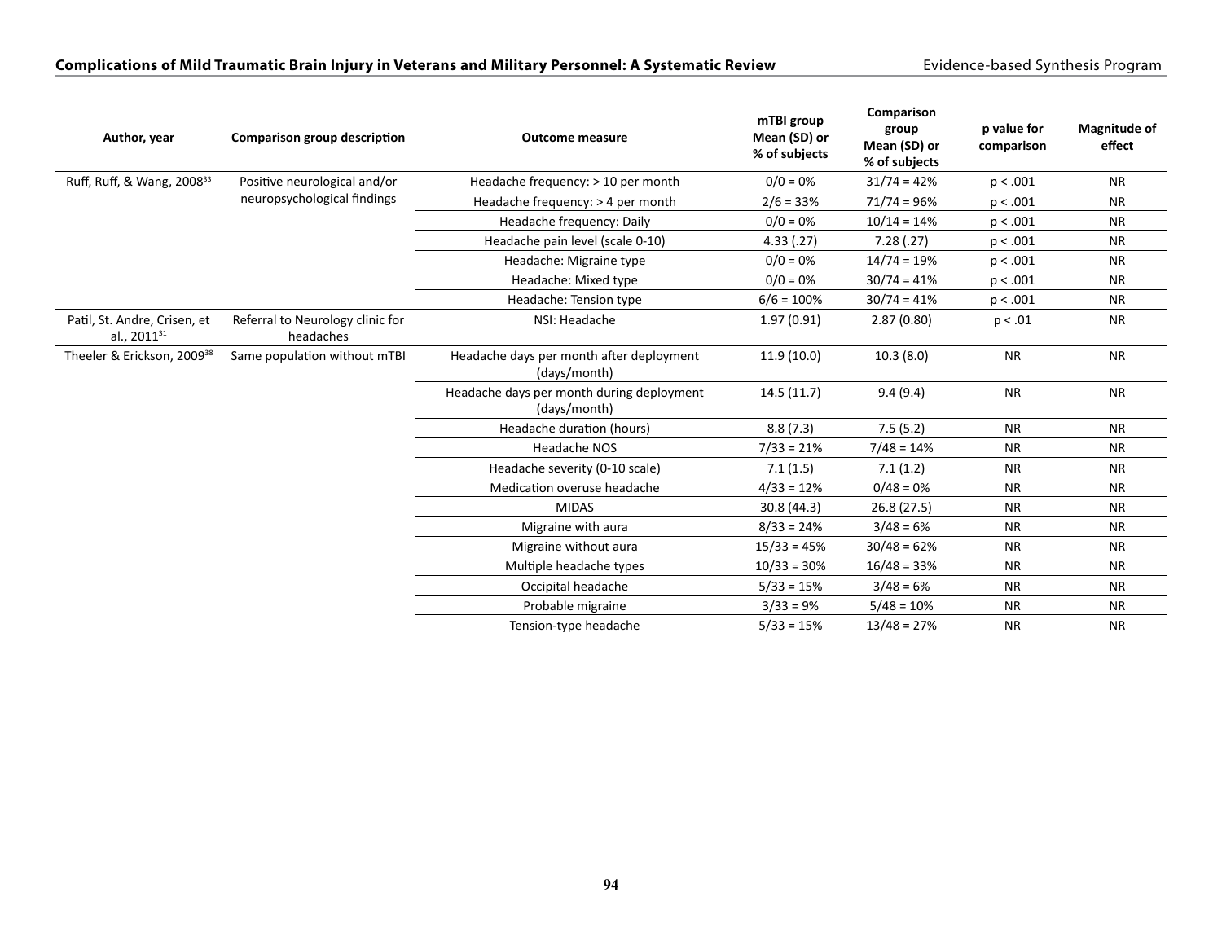| Author, year | Comparison group description | Outcome measure | mTBI group Mean (SD) or % of subjects | Comparison group Mean (SD) or % of subjects | p value for comparison | Magnitude of effect |
|---|---|---|---|---|---|---|
| Ruff, Ruff, & Wang, 2008[33] | Positive neurological and/or neuropsychological findings | Headache frequency: > 10 per month | 0/0 = 0% | 31/74 = 42% | $p < .001$ | NR |
| | | Headache frequency: > 4 per month | 2/6 = 33% | 71/74 = 96% | $p < .001$ | NR |
| | | Headache frequency: Daily | 0/0 = 0% | 10/14 = 14% | $p < .001$ | NR |
| | | Headache pain level (scale 0-10) | 4.33 (.27) | 7.28 (.27) | $p < .001$ | NR |
| | | Headache: Migraine type | 0/0 = 0% | 14/74 = 19% | $p < .001$ | NR |
| | | Headache: Mixed type | 0/0 = 0% | 30/74 = 41% | $p < .001$ | NR |
| | | Headache: Tension type | 6/6 = 100% | 30/74 = 41% | $p < .001$ | NR |
| Patil, St. Andre, Crisen, et al., 2011[31] | Referral to Neurology clinic for headaches | NSI: Headache | 1.97 (0.91) | 2.87 (0.80) | $p < .01$ | NR |
| Theeler & Erickson, 2009[38] | Same population without mTBI | Headache days per month after deployment (days/month) | 11.9 (10.0) | 10.3 (8.0) | NR | NR |
| | | Headache days per month during deployment (days/month) | 14.5 (11.7) | 9.4 (9.4) | NR | NR |
| | | Headache duration (hours) | 8.8 (7.3) | 7.5 (5.2) | NR | NR |
| | | Headache NOS | 7/33 = 21% | 7/48 = 14% | NR | NR |
| | | Headache severity (0-10 scale) | 7.1 (1.5) | 7.1 (1.2) | NR | NR |
| | | Medication overuse headache | 4/33 = 12% | 0/48 = 0% | NR | NR |
| | | MIDAS | 30.8 (44.3) | 26.8 (27.5) | NR | NR |
| | | Migraine with aura | 8/33 = 24% | 3/48 = 6% | NR | NR |
| | | Migraine without aura | 15/33 = 45% | 30/48 = 62% | NR | NR |
| | | Multiple headache types | 10/33 = 30% | 16/48 = 33% | NR | NR |
| | | Occipital headache | 5/33 = 15% | 3/48 = 6% | NR | NR |
| | | Probable migraine | 3/33 = 9% | 5/48 = 10% | NR | NR |
| | | Tension-type headache | 5/33 = 15% | 13/48 = 27% | NR | NR |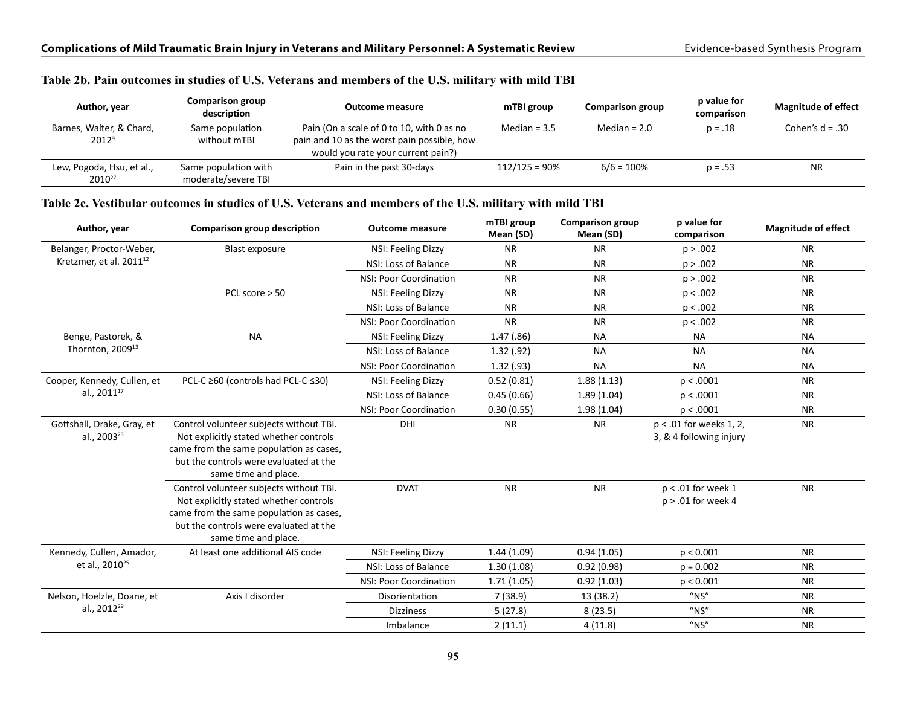### Table 2b. Pain outcomes in studies of U.S. Veterans and members of the U.S. military with mild TBI

| Author, year | Comparison group description | Outcome measure | mTBI group | Comparison group | p value for comparison | Magnitude of effect |
|---|---|---|---|---|---|---|
| Barnes, Walter, & Chard, 2012[9] | Same population without mTBI | Pain (On a scale of 0 to 10, with 0 as no pain and 10 as the worst pain possible, how would you rate your current pain?) | Median = 3.5 | Median = 2.0 | p = .18 | Cohen's d = .30 |
| Lew, Pogoda, Hsu, et al., 2010[27] | Same population with moderate/severe TBI | Pain in the past 30-days | 112/125 = 90% | 6/6 = 100% | p = .53 | NR |

### Table 2c. Vestibular outcomes in studies of U.S. Veterans and members of the U.S. military with mild TBI

| Author, year | Comparison group description | Outcome measure | mTBI group Mean (SD) | Comparison group Mean (SD) | p value for comparison | Magnitude of effect |
|---|---|---|---|---|---|---|
| Belanger, Proctor-Weber, Kretzmer, et al. 2011[12] | Blast exposure | NSI: Feeling Dizzy | NR | NR | p > .002 | NR |
| | | NSI: Loss of Balance | NR | NR | p > .002 | NR |
| | | NSI: Poor Coordination | NR | NR | p > .002 | NR |
| | PCL score > 50 | NSI: Feeling Dizzy | NR | NR | p < .002 | NR |
| | | NSI: Loss of Balance | NR | NR | p < .002 | NR |
| | | NSI: Poor Coordination | NR | NR | p < .002 | NR |
| Benge, Pastorek, & Thornton, 2009[13] | NA | NSI: Feeling Dizzy | 1.47 (.86) | NA | NA | NA |
| | | NSI: Loss of Balance | 1.32 (.92) | NA | NA | NA |
| | | NSI: Poor Coordination | 1.32 (.93) | NA | NA | NA |
| Cooper, Kennedy, Cullen, et al., 2011[17] | PCL-C ≥60 (controls had PCL-C ≤30) | NSI: Feeling Dizzy | 0.52 (0.81) | 1.88 (1.13) | p < .0001 | NR |
| | | NSI: Loss of Balance | 0.45 (0.66) | 1.89 (1.04) | p < .0001 | NR |
| | | NSI: Poor Coordination | 0.30 (0.55) | 1.98 (1.04) | p < .0001 | NR |
| Gottshall, Drake, Gray, et al., 2003[23] | Control volunteer subjects without TBI. Not explicitly stated whether controls came from the same population as cases, but the controls were evaluated at the same time and place. | DHI | NR | NR | p < .01 for weeks 1, 2, 3, & 4 following injury | NR |
| | Control volunteer subjects without TBI. Not explicitly stated whether controls came from the same population as cases, but the controls were evaluated at the same time and place. | DVAT | NR | NR | p < .01 for week 1<br>p > .01 for week 4 | NR |
| Kennedy, Cullen, Amador, et al., 2010[25] | At least one additional AIS code | NSI: Feeling Dizzy | 1.44 (1.09) | 0.94 (1.05) | p < 0.001 | NR |
| | | NSI: Loss of Balance | 1.30 (1.08) | 0.92 (0.98) | p = 0.002 | NR |
| | | NSI: Poor Coordination | 1.71 (1.05) | 0.92 (1.03) | p < 0.001 | NR |
| Nelson, Hoelzle, Doane, et al., 2012[29] | Axis I disorder | Disorientation | 7 (38.9) | 13 (38.2) | "NS" | NR |
| | | Dizziness | 5 (27.8) | 8 (23.5) | "NS" | NR |
| | | Imbalance | 2 (11.1) | 4 (11.8) | "NS" | NR |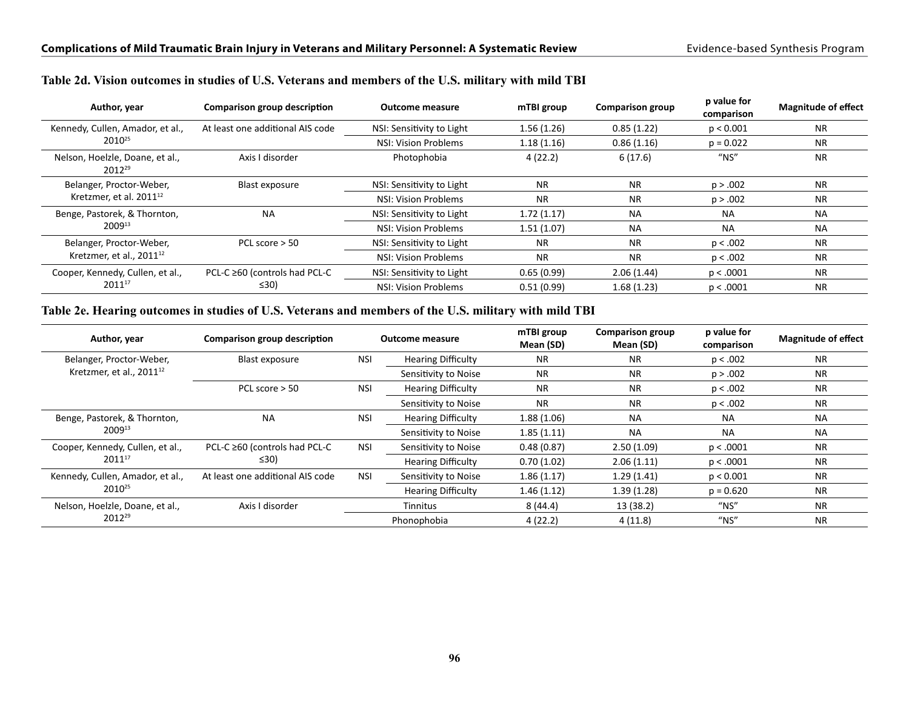### Table 2d. Vision outcomes in studies of U.S. Veterans and members of the U.S. military with mild TBI

| Author, year | Comparison group description | Outcome measure | mTBI group | Comparison group | p value for comparison | Magnitude of effect |
|---|---|---|---|---|---|---|
| Kennedy, Cullen, Amador, et al., 2010[25] | At least one additional AIS code | NSI: Sensitivity to Light | 1.56 (1.26) | 0.85 (1.22) | p < 0.001 | NR |
| | | NSI: Vision Problems | 1.18 (1.16) | 0.86 (1.16) | p = 0.022 | NR |
| Nelson, Hoelzle, Doane, et al., 2012[29] | Axis I disorder | Photophobia | 4 (22.2) | 6 (17.6) | "NS" | NR |
| Belanger, Proctor-Weber, Kretzmer, et al. 2011[12] | Blast exposure | NSI: Sensitivity to Light | NR | NR | p > .002 | NR |
| | | NSI: Vision Problems | NR | NR | p > .002 | NR |
| Benge, Pastorek, & Thornton, 2009[13] | NA | NSI: Sensitivity to Light | 1.72 (1.17) | NA | NA | NA |
| | | NSI: Vision Problems | 1.51 (1.07) | NA | NA | NA |
| Belanger, Proctor-Weber, Kretzmer, et al., 2011[12] | PCL score > 50 | NSI: Sensitivity to Light | NR | NR | p < .002 | NR |
| | | NSI: Vision Problems | NR | NR | p < .002 | NR |
| Cooper, Kennedy, Cullen, et al., 2011[17] | PCL-C ≥60 (controls had PCL-C ≤30) | NSI: Sensitivity to Light | 0.65 (0.99) | 2.06 (1.44) | p < .0001 | NR |
| | | NSI: Vision Problems | 0.51 (0.99) | 1.68 (1.23) | p < .0001 | NR |

### Table 2e. Hearing outcomes in studies of U.S. Veterans and members of the U.S. military with mild TBI

| Author, year | Comparison group description | Outcome measure | | mTBI group Mean (SD) | Comparison group Mean (SD) | p value for comparison | Magnitude of effect |
|---|---|---|---|---|---|---|---|
| Belanger, Proctor-Weber, Kretzmer, et al., 2011[12] | Blast exposure | NSI | Hearing Difficulty | NR | NR | p < .002 | NR |
| | | | Sensitivity to Noise | NR | NR | p > .002 | NR |
| | PCL score > 50 | NSI | Hearing Difficulty | NR | NR | p < .002 | NR |
| | | | Sensitivity to Noise | NR | NR | p < .002 | NR |
| Benge, Pastorek, & Thornton, 2009[13] | NA | NSI | Hearing Difficulty | 1.88 (1.06) | NA | NA | NA |
| | | | Sensitivity to Noise | 1.85 (1.11) | NA | NA | NA |
| Cooper, Kennedy, Cullen, et al., 2011[17] | PCL-C ≥60 (controls had PCL-C ≤30) | NSI | Sensitivity to Noise | 0.48 (0.87) | 2.50 (1.09) | p < .0001 | NR |
| | | | Hearing Difficulty | 0.70 (1.02) | 2.06 (1.11) | p < .0001 | NR |
| Kennedy, Cullen, Amador, et al., 2010[25] | At least one additional AIS code | NSI | Sensitivity to Noise | 1.86 (1.17) | 1.29 (1.41) | p < 0.001 | NR |
| | | | Hearing Difficulty | 1.46 (1.12) | 1.39 (1.28) | p = 0.620 | NR |
| Nelson, Hoelzle, Doane, et al., 2012[29] | Axis I disorder | Tinnitus | | 8 (44.4) | 13 (38.2) | "NS" | NR |
| | | Phonophobia | | 4 (22.2) | 4 (11.8) | "NS" | NR |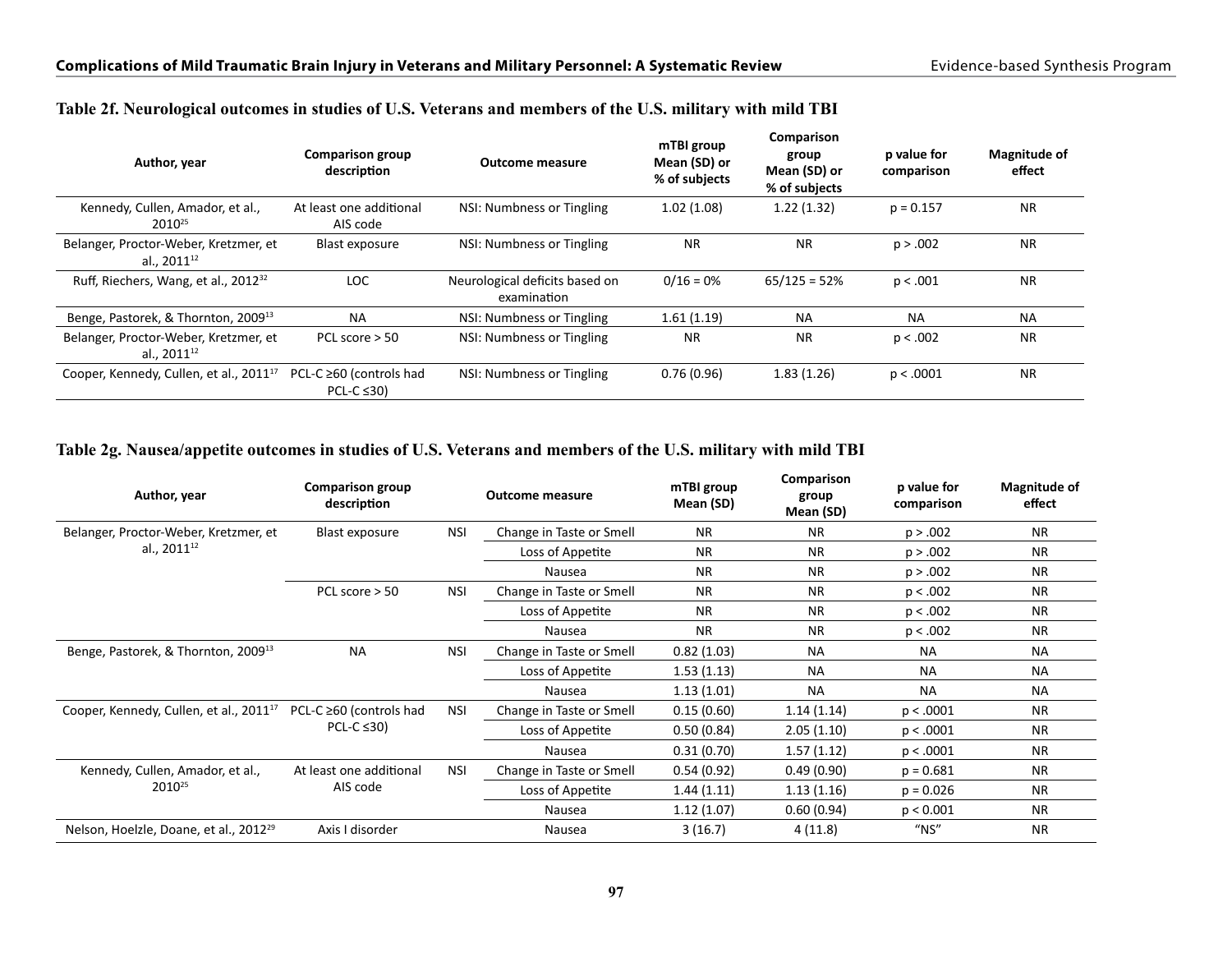## Table 2f. Neurological outcomes in studies of U.S. Veterans and members of the U.S. military with mild TBI

| Author, year | Comparison group description | Outcome measure | mTBI group Mean (SD) or % of subjects | Comparison group Mean (SD) or % of subjects | p value for comparison | Magnitude of effect |
|---|---|---|---|---|---|---|
| Kennedy, Cullen, Amador, et al., 2010[25] | At least one additional AIS code | NSI: Numbness or Tingling | 1.02 (1.08) | 1.22 (1.32) | p = 0.157 | NR |
| Belanger, Proctor-Weber, Kretzmer, et al., 2011[12] | Blast exposure | NSI: Numbness or Tingling | NR | NR | p > .002 | NR |
| Ruff, Riechers, Wang, et al., 2012[32] | LOC | Neurological deficits based on examination | 0/16 = 0% | 65/125 = 52% | p < .001 | NR |
| Benge, Pastorek, & Thornton, 2009[13] | NA | NSI: Numbness or Tingling | 1.61 (1.19) | NA | NA | NA |
| Belanger, Proctor-Weber, Kretzmer, et al., 2011[12] | PCL score > 50 | NSI: Numbness or Tingling | NR | NR | p < .002 | NR |
| Cooper, Kennedy, Cullen, et al., 2011[17] | PCL-C ≥60 (controls had PCL-C ≤30) | NSI: Numbness or Tingling | 0.76 (0.96) | 1.83 (1.26) | p < .0001 | NR |

## Table 2g. Nausea/appetite outcomes in studies of U.S. Veterans and members of the U.S. military with mild TBI

| Author, year | Comparison group description | | Outcome measure | mTBI group Mean (SD) | Comparison group Mean (SD) | p value for comparison | Magnitude of effect |
|---|---|---|---|---|---|---|---|
| Belanger, Proctor-Weber, Kretzmer, et al., 2011[12] | Blast exposure | NSI | Change in Taste or Smell | NR | NR | p > .002 | NR |
| | | | Loss of Appetite | NR | NR | p > .002 | NR |
| | | | Nausea | NR | NR | p > .002 | NR |
| | PCL score > 50 | NSI | Change in Taste or Smell | NR | NR | p < .002 | NR |
| | | | Loss of Appetite | NR | NR | p < .002 | NR |
| | | | Nausea | NR | NR | p < .002 | NR |
| Benge, Pastorek, & Thornton, 2009[13] | NA | NSI | Change in Taste or Smell | 0.82 (1.03) | NA | NA | NA |
| | | | Loss of Appetite | 1.53 (1.13) | NA | NA | NA |
| | | | Nausea | 1.13 (1.01) | NA | NA | NA |
| Cooper, Kennedy, Cullen, et al., 2011[17] | PCL-C ≥60 (controls had PCL-C ≤30) | NSI | Change in Taste or Smell | 0.15 (0.60) | 1.14 (1.14) | p < .0001 | NR |
| | | | Loss of Appetite | 0.50 (0.84) | 2.05 (1.10) | p < .0001 | NR |
| | | | Nausea | 0.31 (0.70) | 1.57 (1.12) | p < .0001 | NR |
| Kennedy, Cullen, Amador, et al., 2010[25] | At least one additional AIS code | NSI | Change in Taste or Smell | 0.54 (0.92) | 0.49 (0.90) | p = 0.681 | NR |
| | | | Loss of Appetite | 1.44 (1.11) | 1.13 (1.16) | p = 0.026 | NR |
| | | | Nausea | 1.12 (1.07) | 0.60 (0.94) | p < 0.001 | NR |
| Nelson, Hoelzle, Doane, et al., 2012[29] | Axis I disorder | | Nausea | 3 (16.7) | 4 (11.8) | "NS" | NR |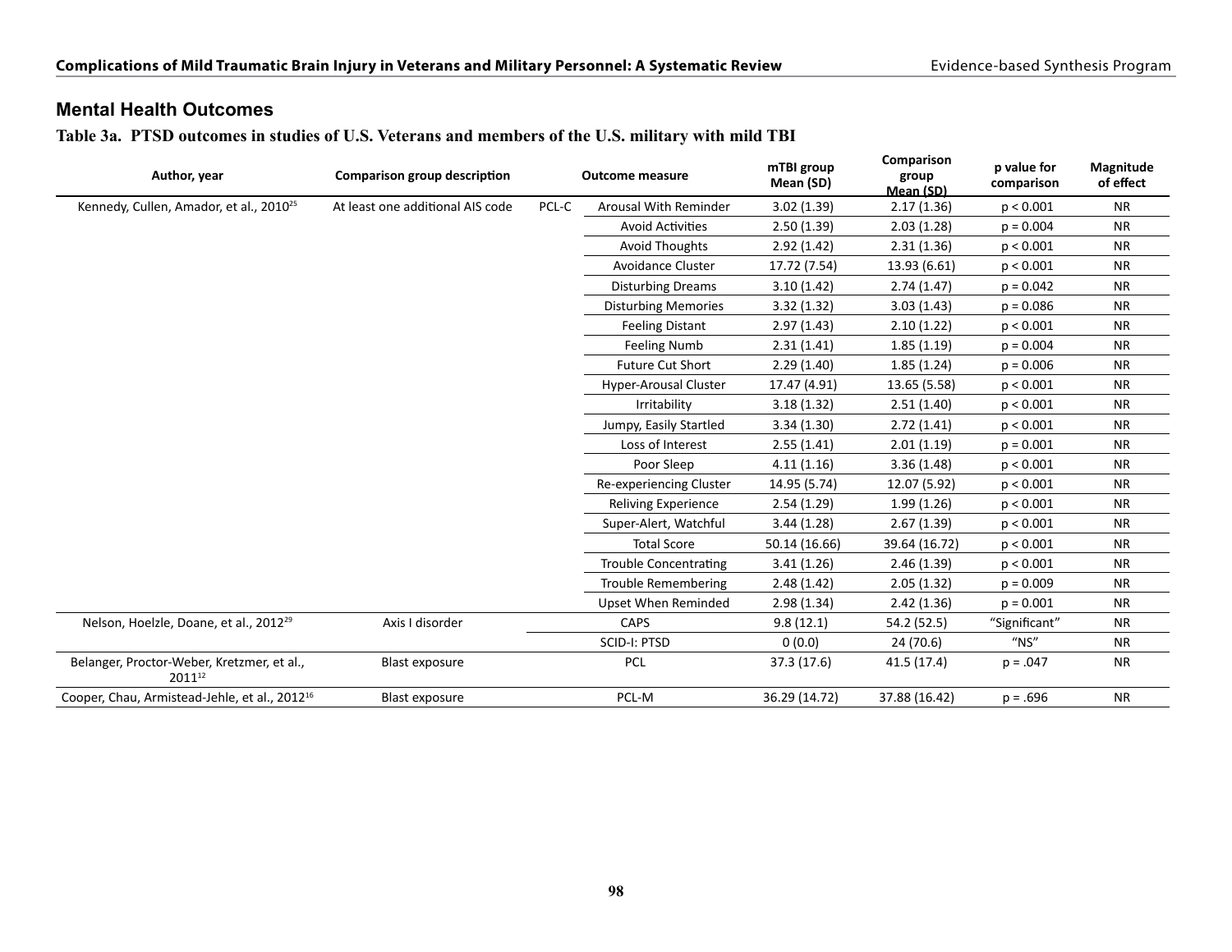## Mental Health Outcomes

**Table 3a. PTSD outcomes in studies of U.S. Veterans and members of the U.S. military with mild TBI**

| Author, year | Comparison group description | Outcome measure | | mTBI group Mean (SD) | Comparison group Mean (SD) | p value for comparison | Magnitude of effect |
|---|---|---|---|---|---|---|---|
| Kennedy, Cullen, Amador, et al., 2010[25] | At least one additional AIS code | PCL-C | Arousal With Reminder | 3.02 (1.39) | 2.17 (1.36) | p < 0.001 | NR |
| | | | Avoid Activities | 2.50 (1.39) | 2.03 (1.28) | p = 0.004 | NR |
| | | | Avoid Thoughts | 2.92 (1.42) | 2.31 (1.36) | p < 0.001 | NR |
| | | | Avoidance Cluster | 17.72 (7.54) | 13.93 (6.61) | p < 0.001 | NR |
| | | | Disturbing Dreams | 3.10 (1.42) | 2.74 (1.47) | p = 0.042 | NR |
| | | | Disturbing Memories | 3.32 (1.32) | 3.03 (1.43) | p = 0.086 | NR |
| | | | Feeling Distant | 2.97 (1.43) | 2.10 (1.22) | p < 0.001 | NR |
| | | | Feeling Numb | 2.31 (1.41) | 1.85 (1.19) | p = 0.004 | NR |
| | | | Future Cut Short | 2.29 (1.40) | 1.85 (1.24) | p = 0.006 | NR |
| | | | Hyper-Arousal Cluster | 17.47 (4.91) | 13.65 (5.58) | p < 0.001 | NR |
| | | | Irritability | 3.18 (1.32) | 2.51 (1.40) | p < 0.001 | NR |
| | | | Jumpy, Easily Startled | 3.34 (1.30) | 2.72 (1.41) | p < 0.001 | NR |
| | | | Loss of Interest | 2.55 (1.41) | 2.01 (1.19) | p = 0.001 | NR |
| | | | Poor Sleep | 4.11 (1.16) | 3.36 (1.48) | p < 0.001 | NR |
| | | | Re-experiencing Cluster | 14.95 (5.74) | 12.07 (5.92) | p < 0.001 | NR |
| | | | Reliving Experience | 2.54 (1.29) | 1.99 (1.26) | p < 0.001 | NR |
| | | | Super-Alert, Watchful | 3.44 (1.28) | 2.67 (1.39) | p < 0.001 | NR |
| | | | Total Score | 50.14 (16.66) | 39.64 (16.72) | p < 0.001 | NR |
| | | | Trouble Concentrating | 3.41 (1.26) | 2.46 (1.39) | p < 0.001 | NR |
| | | | Trouble Remembering | 2.48 (1.42) | 2.05 (1.32) | p = 0.009 | NR |
| | | | Upset When Reminded | 2.98 (1.34) | 2.42 (1.36) | p = 0.001 | NR |
| Nelson, Hoelzle, Doane, et al., 2012[29] | Axis I disorder | CAPS | | 9.8 (12.1) | 54.2 (52.5) | "Significant" | NR |
| | | SCID-I: PTSD | | 0 (0.0) | 24 (70.6) | "NS" | NR |
| Belanger, Proctor-Weber, Kretzmer, et al., 2011[12] | Blast exposure | PCL | | 37.3 (17.6) | 41.5 (17.4) | p = .047 | NR |
| Cooper, Chau, Armistead-Jehle, et al., 2012[16] | Blast exposure | PCL-M | | 36.29 (14.72) | 37.88 (16.42) | p = .696 | NR |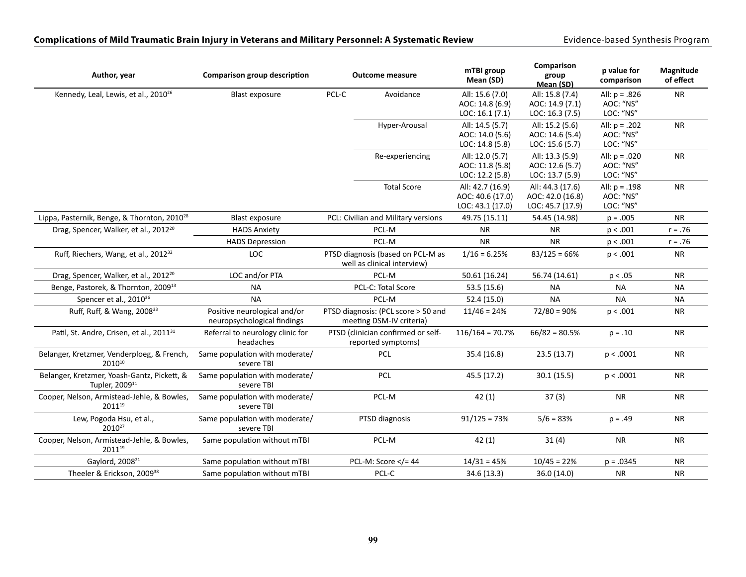| Author, year | Comparison group description | Outcome measure | | mTBI group Mean (SD) | Comparison group Mean (SD) | p value for comparison | Magnitude of effect |
|---|---|---|---|---|---|---|---|
| Kennedy, Leal, Lewis, et al., 2010[26] | Blast exposure | PCL-C | Avoidance | All: 15.6 (7.0)<br>AOC: 14.8 (6.9)<br>LOC: 16.1 (7.1) | All: 15.8 (7.4)<br>AOC: 14.9 (7.1)<br>LOC: 16.3 (7.5) | All: p = .826<br>AOC: "NS"<br>LOC: "NS" | NR |
| | | | Hyper-Arousal | All: 14.5 (5.7)<br>AOC: 14.0 (5.6)<br>LOC: 14.8 (5.8) | All: 15.2 (5.6)<br>AOC: 14.6 (5.4)<br>LOC: 15.6 (5.7) | All: p = .202<br>AOC: "NS"<br>LOC: "NS" | NR |
| | | | Re-experiencing | All: 12.0 (5.7)<br>AOC: 11.8 (5.8)<br>LOC: 12.2 (5.8) | All: 13.3 (5.9)<br>AOC: 12.6 (5.7)<br>LOC: 13.7 (5.9) | All: p = .020<br>AOC: "NS"<br>LOC: "NS" | NR |
| | | | Total Score | All: 42.7 (16.9)<br>AOC: 40.6 (17.0)<br>LOC: 43.1 (17.0) | All: 44.3 (17.6)<br>AOC: 42.0 (16.8)<br>LOC: 45.7 (17.9) | All: p = .198<br>AOC: "NS"<br>LOC: "NS" | NR |
| Lippa, Pasternik, Benge, & Thornton, 2010[28] | Blast exposure | PCL: Civilian and Military versions | | 49.75 (15.11) | 54.45 (14.98) | p = .005 | NR |
| Drag, Spencer, Walker, et al., 2012[20] | HADS Anxiety | PCL-M | | NR | NR | p < .001 | r = .76 |
| | HADS Depression | PCL-M | | NR | NR | p < .001 | r = .76 |
| Ruff, Riechers, Wang, et al., 2012[32] | LOC | PTSD diagnosis (based on PCL-M as well as clinical interview) | | 1/16 = 6.25% | 83/125 = 66% | p < .001 | NR |
| Drag, Spencer, Walker, et al., 2012[20] | LOC and/or PTA | PCL-M | | 50.61 (16.24) | 56.74 (14.61) | p < .05 | NR |
| Benge, Pastorek, & Thornton, 2009[13] | NA | PCL-C: Total Score | | 53.5 (15.6) | NA | NA | NA |
| Spencer et al., 2010[36] | NA | PCL-M | | 52.4 (15.0) | NA | NA | NA |
| Ruff, Ruff, & Wang, 2008[33] | Positive neurological and/or neuropsychological findings | PTSD diagnosis: (PCL score > 50 and meeting DSM-IV criteria) | | 11/46 = 24% | 72/80 = 90% | p < .001 | NR |
| Patil, St. Andre, Crisen, et al., 2011[31] | Referral to neurology clinic for headaches | PTSD (clinician confirmed or self-reported symptoms) | | 116/164 = 70.7% | 66/82 = 80.5% | p = .10 | NR |
| Belanger, Kretzmer, Venderploeg, & French, 2010[10] | Same population with moderate/severe TBI | PCL | | 35.4 (16.8) | 23.5 (13.7) | p < .0001 | NR |
| Belanger, Kretzmer, Yoash-Gantz, Pickett, & Tupler, 2009[11] | Same population with moderate/severe TBI | PCL | | 45.5 (17.2) | 30.1 (15.5) | p < .0001 | NR |
| Cooper, Nelson, Armistead-Jehle, & Bowles, 2011[19] | Same population with moderate/severe TBI | PCL-M | | 42 (1) | 37 (3) | NR | NR |
| Lew, Pogoda Hsu, et al., 2010[27] | Same population with moderate/severe TBI | PTSD diagnosis | | 91/125 = 73% | 5/6 = 83% | p = .49 | NR |
| Cooper, Nelson, Armistead-Jehle, & Bowles, 2011[19] | Same population without mTBI | PCL-M | | 42 (1) | 31 (4) | NR | NR |
| Gaylord, 2008[21] | Same population without mTBI | PCL-M: Score </= 44 | | 14/31 = 45% | 10/45 = 22% | p = .0345 | NR |
| Theeler & Erickson, 2009[38] | Same population without mTBI | PCL-C | | 34.6 (13.3) | 36.0 (14.0) | NR | NR |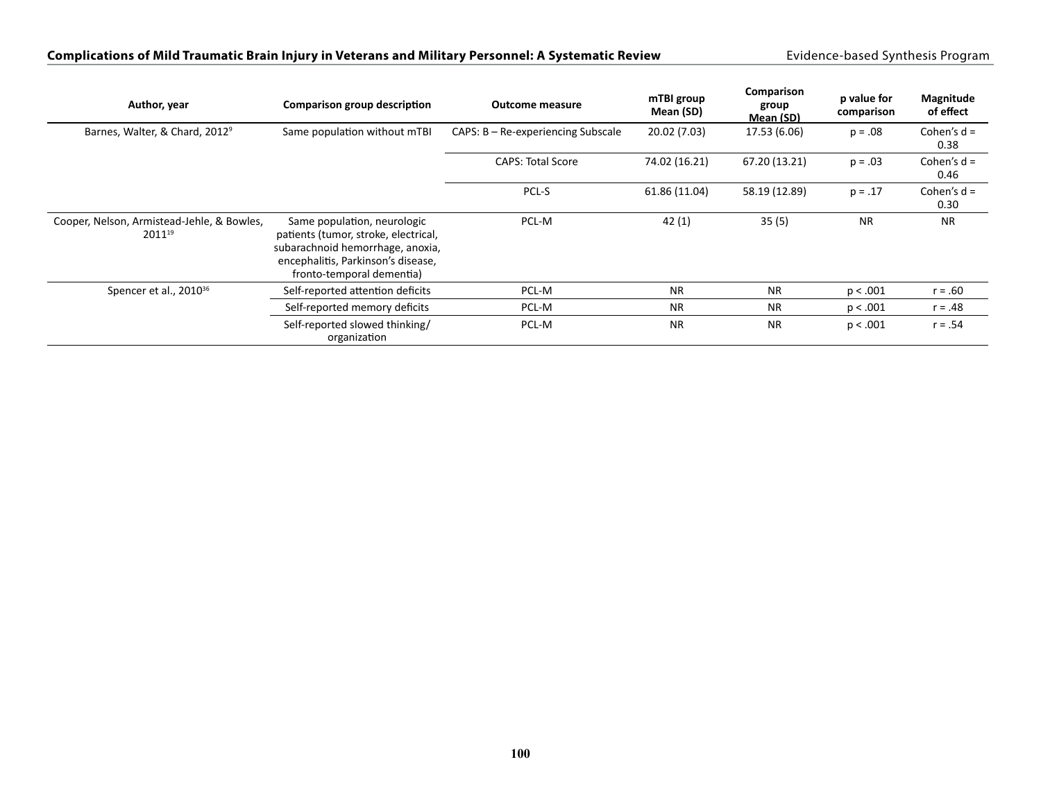| Author, year | Comparison group description | Outcome measure | mTBI group Mean (SD) | Comparison group Mean (SD) | p value for comparison | Magnitude of effect |
|---|---|---|---|---|---|---|
| Barnes, Walter, & Chard, 2012[9] | Same population without mTBI | CAPS: B – Re-experiencing Subscale | 20.02 (7.03) | 17.53 (6.06) | p = .08 | Cohen's d = 0.38 |
| | | CAPS: Total Score | 74.02 (16.21) | 67.20 (13.21) | p = .03 | Cohen's d = 0.46 |
| | | PCL-S | 61.86 (11.04) | 58.19 (12.89) | p = .17 | Cohen's d = 0.30 |
| Cooper, Nelson, Armistead-Jehle, & Bowles, 2011[19] | Same population, neurologic patients (tumor, stroke, electrical, subarachnoid hemorrhage, anoxia, encephalitis, Parkinson's disease, fronto-temporal dementia) | PCL-M | 42 (1) | 35 (5) | NR | NR |
| Spencer et al., 2010[36] | Self-reported attention deficits | PCL-M | NR | NR | p < .001 | r = .60 |
| | Self-reported memory deficits | PCL-M | NR | NR | p < .001 | r = .48 |
| | Self-reported slowed thinking/ organization | PCL-M | NR | NR | p < .001 | r = .54 |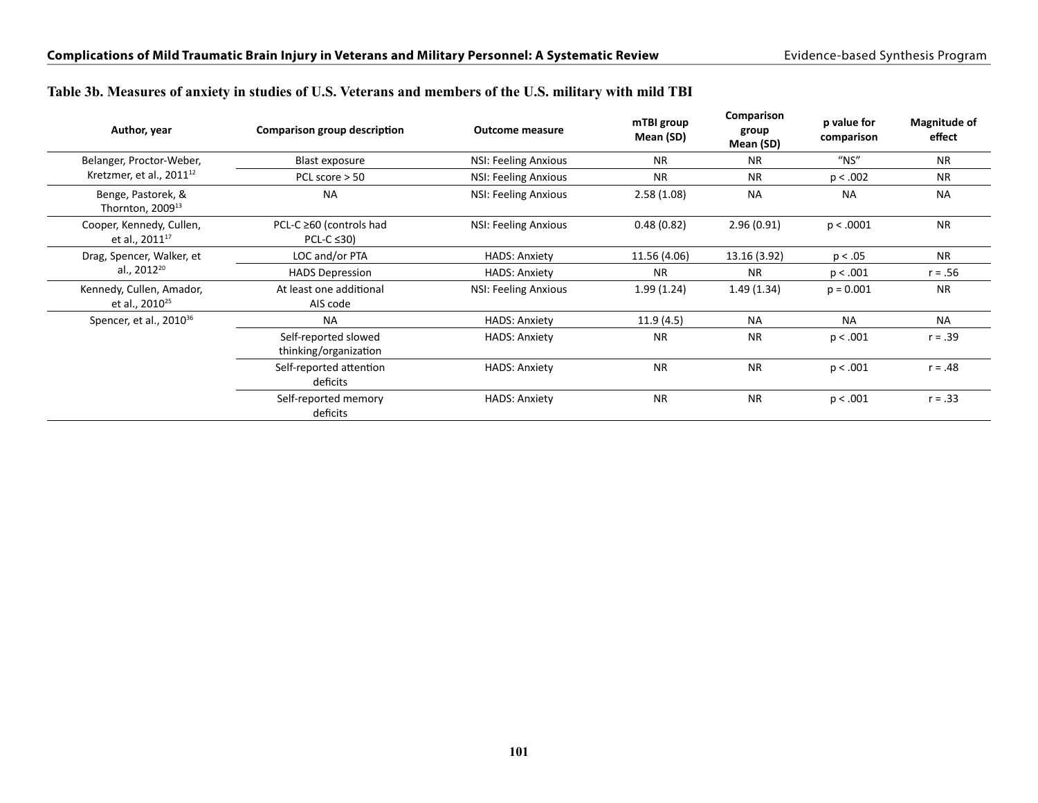## Table 3b. Measures of anxiety in studies of U.S. Veterans and members of the U.S. military with mild TBI

| Author, year | Comparison group description | Outcome measure | mTBI group Mean (SD) | Comparison group Mean (SD) | p value for comparison | Magnitude of effect |
|---|---|---|---|---|---|---|
| Belanger, Proctor-Weber, Kretzmer, et al., 2011[12] | Blast exposure | NSI: Feeling Anxious | NR | NR | "NS" | NR |
| | PCL score > 50 | NSI: Feeling Anxious | NR | NR | p < .002 | NR |
| Benge, Pastorek, & Thornton, 2009[13] | NA | NSI: Feeling Anxious | 2.58 (1.08) | NA | NA | NA |
| Cooper, Kennedy, Cullen, et al., 2011[17] | PCL-C ≥60 (controls had PCL-C ≤30) | NSI: Feeling Anxious | 0.48 (0.82) | 2.96 (0.91) | p < .0001 | NR |
| Drag, Spencer, Walker, et al., 2012[20] | LOC and/or PTA | HADS: Anxiety | 11.56 (4.06) | 13.16 (3.92) | p < .05 | NR |
| | HADS Depression | HADS: Anxiety | NR | NR | p < .001 | r = .56 |
| Kennedy, Cullen, Amador, et al., 2010[25] | At least one additional AIS code | NSI: Feeling Anxious | 1.99 (1.24) | 1.49 (1.34) | p = 0.001 | NR |
| Spencer, et al., 2010[36] | NA | HADS: Anxiety | 11.9 (4.5) | NA | NA | NA |
| | Self-reported slowed thinking/organization | HADS: Anxiety | NR | NR | p < .001 | r = .39 |
| | Self-reported attention deficits | HADS: Anxiety | NR | NR | p < .001 | r = .48 |
| | Self-reported memory deficits | HADS: Anxiety | NR | NR | p < .001 | r = .33 |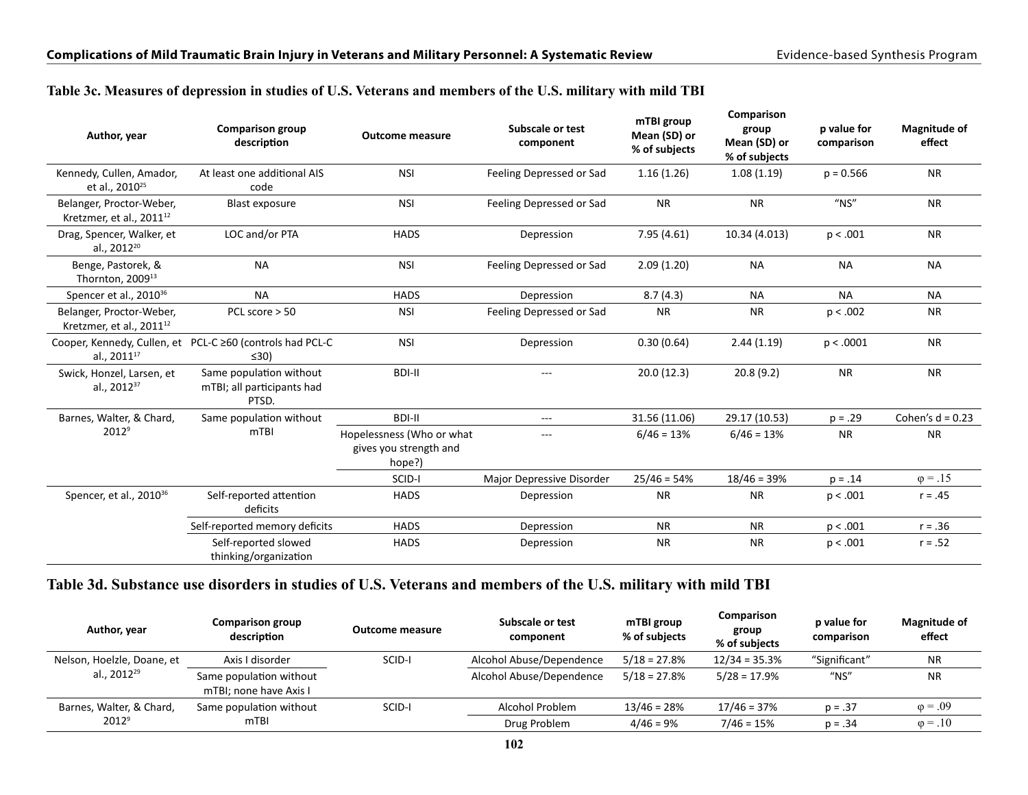## Table 3c. Measures of depression in studies of U.S. Veterans and members of the U.S. military with mild TBI

| Author, year | Comparison group description | Outcome measure | Subscale or test component | mTBI group Mean (SD) or % of subjects | Comparison group Mean (SD) or % of subjects | p value for comparison | Magnitude of effect |
|---|---|---|---|---|---|---|---|
| Kennedy, Cullen, Amador, et al., 2010[25] | At least one additional AIS code | NSI | Feeling Depressed or Sad | 1.16 (1.26) | 1.08 (1.19) | p = 0.566 | NR |
| Belanger, Proctor-Weber, Kretzmer, et al., 2011[12] | Blast exposure | NSI | Feeling Depressed or Sad | NR | NR | "NS" | NR |
| Drag, Spencer, Walker, et al., 2012[20] | LOC and/or PTA | HADS | Depression | 7.95 (4.61) | 10.34 (4.013) | p < .001 | NR |
| Benge, Pastorek, & Thornton, 2009[13] | NA | NSI | Feeling Depressed or Sad | 2.09 (1.20) | NA | NA | NA |
| Spencer et al., 2010[36] | NA | HADS | Depression | 8.7 (4.3) | NA | NA | NA |
| Belanger, Proctor-Weber, Kretzmer, et al., 2011[12] | PCL score > 50 | NSI | Feeling Depressed or Sad | NR | NR | p < .002 | NR |
| Cooper, Kennedy, Cullen, et al., 2011[17] | PCL-C ≥60 (controls had PCL-C ≤30) | NSI | Depression | 0.30 (0.64) | 2.44 (1.19) | p < .0001 | NR |
| Swick, Honzel, Larsen, et al., 2012[37] | Same population without mTBI; all participants had PTSD. | BDI-II | --- | 20.0 (12.3) | 20.8 (9.2) | NR | NR |
| Barnes, Walter, & Chard, 2012[9] | Same population without mTBI | BDI-II | --- | 31.56 (11.06) | 29.17 (10.53) | p = .29 | Cohen's d = 0.23 |
| | | Hopelessness (Who or what gives you strength and hope?) | --- | 6/46 = 13% | 6/46 = 13% | NR | NR |
| | | SCID-I | Major Depressive Disorder | 25/46 = 54% | 18/46 = 39% | p = .14 | $\varphi = .15$ |
| Spencer, et al., 2010[36] | Self-reported attention deficits | HADS | Depression | NR | NR | p < .001 | r = .45 |
| | Self-reported memory deficits | HADS | Depression | NR | NR | p < .001 | r = .36 |
| | Self-reported slowed thinking/organization | HADS | Depression | NR | NR | p < .001 | r = .52 |

## Table 3d. Substance use disorders in studies of U.S. Veterans and members of the U.S. military with mild TBI

| Author, year | Comparison group description | Outcome measure | Subscale or test component | mTBI group % of subjects | Comparison group % of subjects | p value for comparison | Magnitude of effect |
|---|---|---|---|---|---|---|---|
| Nelson, Hoelzle, Doane, et al., 2012[29] | Axis I disorder | SCID-I | Alcohol Abuse/Dependence | 5/18 = 27.8% | 12/34 = 35.3% | "Significant" | NR |
| | Same population without mTBI; none have Axis I | | Alcohol Abuse/Dependence | 5/18 = 27.8% | 5/28 = 17.9% | "NS" | NR |
| Barnes, Walter, & Chard, 2012[9] | Same population without mTBI | SCID-I | Alcohol Problem | 13/46 = 28% | 17/46 = 37% | p = .37 | $\varphi = .09$ |
| | | | Drug Problem | 4/46 = 9% | 7/46 = 15% | p = .34 | $\varphi = .10$ |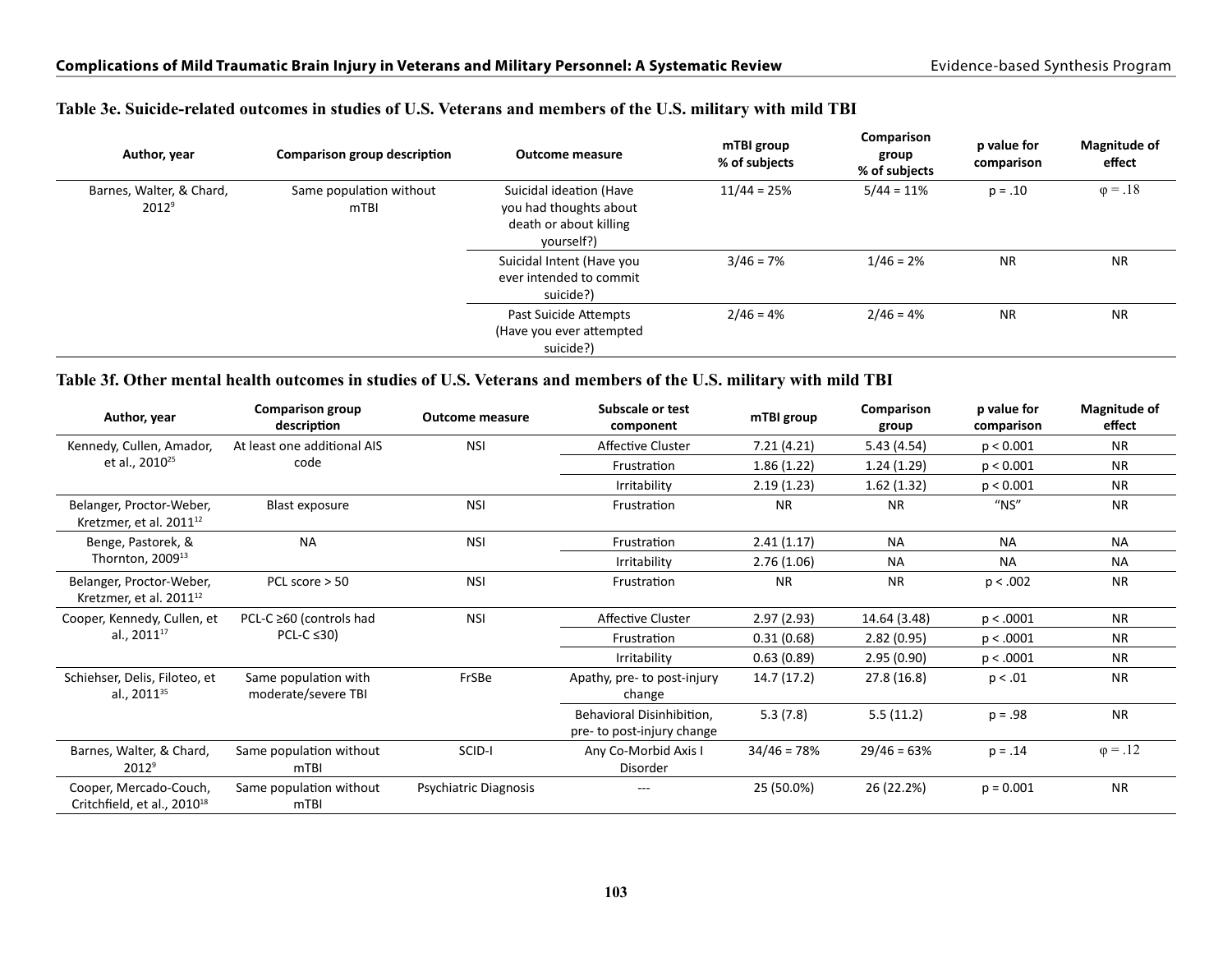### Table 3e. Suicide-related outcomes in studies of U.S. Veterans and members of the U.S. military with mild TBI

| Author, year | Comparison group description | Outcome measure | mTBI group % of subjects | Comparison group % of subjects | p value for comparison | Magnitude of effect |
|---|---|---|---|---|---|---|
| Barnes, Walter, & Chard, 2012[9] | Same population without mTBI | Suicidal ideation (Have you had thoughts about death or about killing yourself?) | 11/44 = 25% | 5/44 = 11% | p = .10 | φ = .18 |
| | | Suicidal Intent (Have you ever intended to commit suicide?) | 3/46 = 7% | 1/46 = 2% | NR | NR |
| | | Past Suicide Attempts (Have you ever attempted suicide?) | 2/46 = 4% | 2/46 = 4% | NR | NR |

### Table 3f. Other mental health outcomes in studies of U.S. Veterans and members of the U.S. military with mild TBI

| Author, year | Comparison group description | Outcome measure | Subscale or test component | mTBI group | Comparison group | p value for comparison | Magnitude of effect |
|---|---|---|---|---|---|---|---|
| Kennedy, Cullen, Amador, et al., 2010[25] | At least one additional AIS code | NSI | Affective Cluster | 7.21 (4.21) | 5.43 (4.54) | p < 0.001 | NR |
| | | | Frustration | 1.86 (1.22) | 1.24 (1.29) | p < 0.001 | NR |
| | | | Irritability | 2.19 (1.23) | 1.62 (1.32) | p < 0.001 | NR |
| Belanger, Proctor-Weber, Kretzmer, et al. 2011[12] | Blast exposure | NSI | Frustration | NR | NR | "NS" | NR |
| Benge, Pastorek, & Thornton, 2009[13] | NA | NSI | Frustration | 2.41 (1.17) | NA | NA | NA |
| | | | Irritability | 2.76 (1.06) | NA | NA | NA |
| Belanger, Proctor-Weber, Kretzmer, et al. 2011[12] | PCL score > 50 | NSI | Frustration | NR | NR | p < .002 | NR |
| Cooper, Kennedy, Cullen, et al., 2011[17] | PCL-C ≥60 (controls had PCL-C ≤30) | NSI | Affective Cluster | 2.97 (2.93) | 14.64 (3.48) | p < .0001 | NR |
| | | | Frustration | 0.31 (0.68) | 2.82 (0.95) | p < .0001 | NR |
| | | | Irritability | 0.63 (0.89) | 2.95 (0.90) | p < .0001 | NR |
| Schiehser, Delis, Filoteo, et al., 2011[35] | Same population with moderate/severe TBI | FrSBe | Apathy, pre- to post-injury change | 14.7 (17.2) | 27.8 (16.8) | p < .01 | NR |
| | | | Behavioral Disinhibition, pre- to post-injury change | 5.3 (7.8) | 5.5 (11.2) | p = .98 | NR |
| Barnes, Walter, & Chard, 2012[9] | Same population without mTBI | SCID-I | Any Co-Morbid Axis I Disorder | 34/46 = 78% | 29/46 = 63% | p = .14 | φ = .12 |
| Cooper, Mercado-Couch, Critchfield, et al., 2010[18] | Same population without mTBI | Psychiatric Diagnosis | --- | 25 (50.0%) | 26 (22.2%) | p = 0.001 | NR |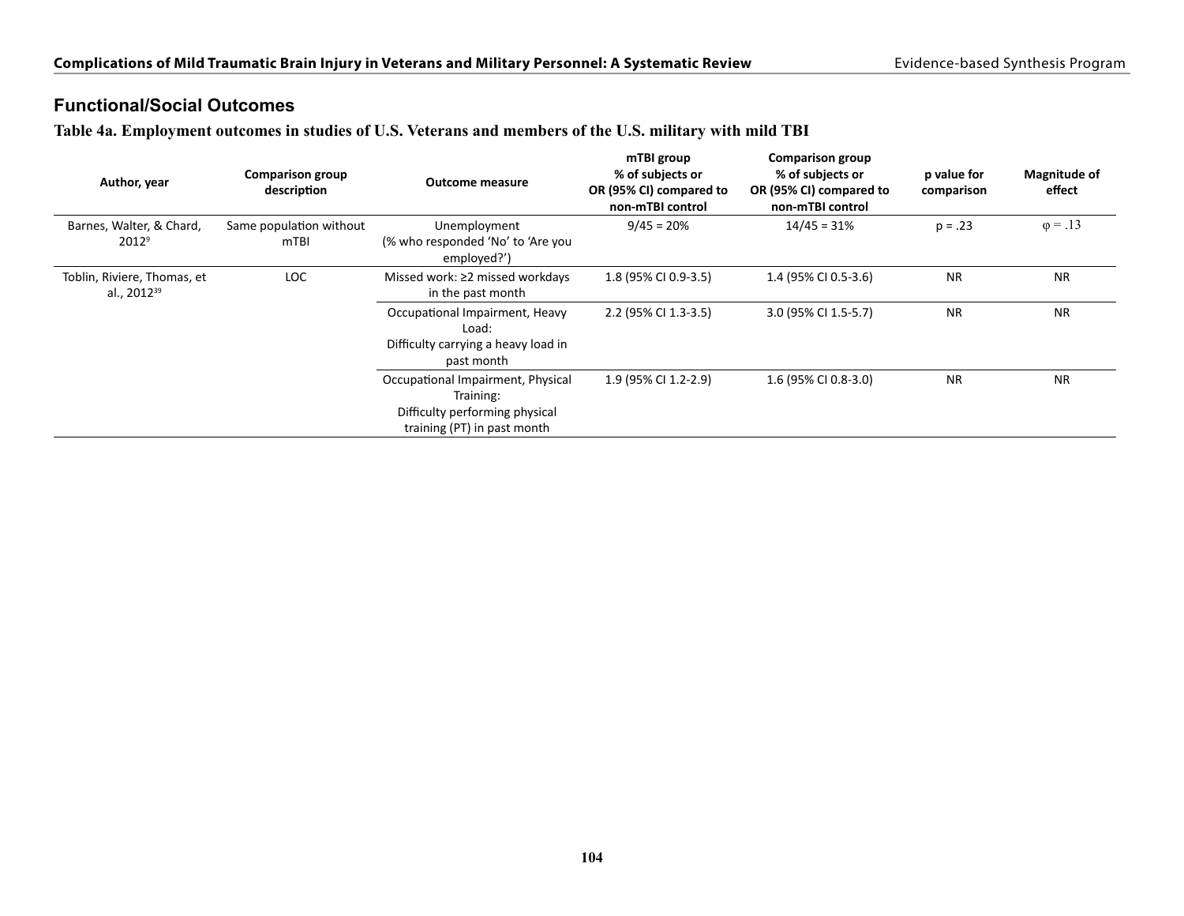## Functional/Social Outcomes

**Table 4a. Employment outcomes in studies of U.S. Veterans and members of the U.S. military with mild TBI**

| Author, year | Comparison group description | Outcome measure | mTBI group % of subjects or OR (95% CI) compared to non-mTBI control | Comparison group % of subjects or OR (95% CI) compared to non-mTBI control | p value for comparison | Magnitude of effect |
|---|---|---|---|---|---|---|
| Barnes, Walter, & Chard, 2012[9] | Same population without mTBI | Unemployment (% who responded 'No' to 'Are you employed?') | 9/45 = 20% | 14/45 = 31% | p = .23 | φ = .13 |
| Toblin, Riviere, Thomas, et al., 2012[39] | LOC | Missed work: ≥2 missed workdays in the past month | 1.8 (95% CI 0.9-3.5) | 1.4 (95% CI 0.5-3.6) | NR | NR |
| | | Occupational Impairment, Heavy Load: Difficulty carrying a heavy load in past month | 2.2 (95% CI 1.3-3.5) | 3.0 (95% CI 1.5-5.7) | NR | NR |
| | | Occupational Impairment, Physical Training: Difficulty performing physical training (PT) in past month | 1.9 (95% CI 1.2-2.9) | 1.6 (95% CI 0.8-3.0) | NR | NR |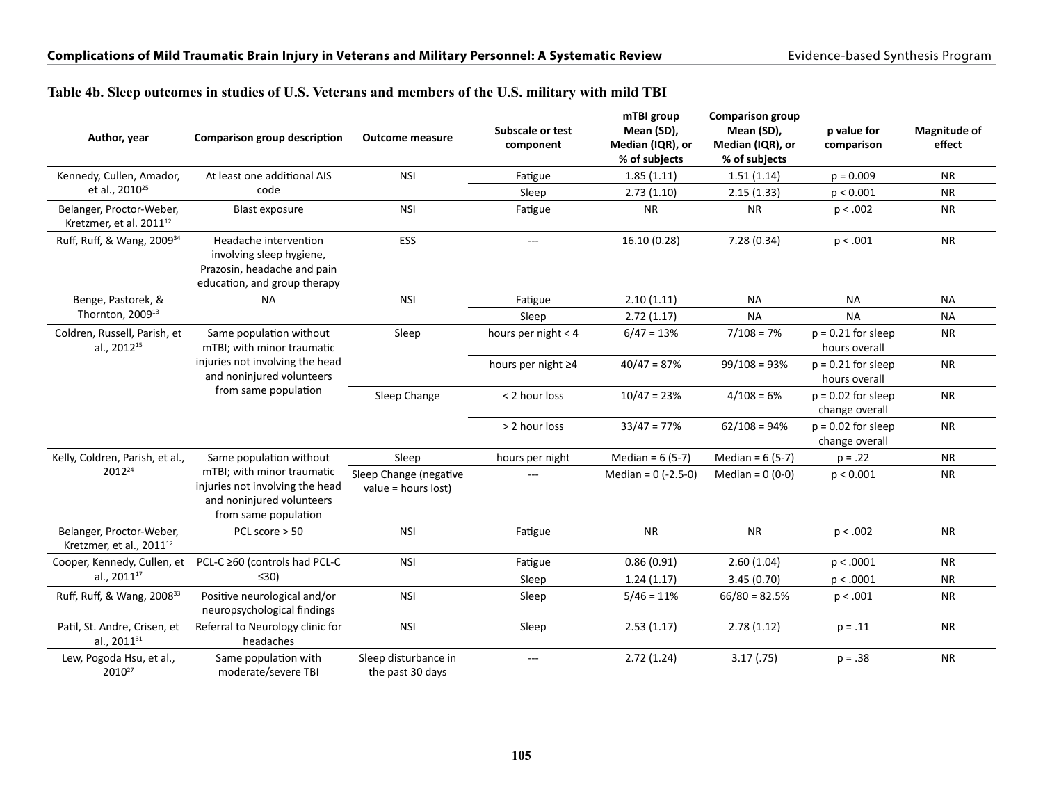## Table 4b. Sleep outcomes in studies of U.S. Veterans and members of the U.S. military with mild TBI

| Author, year | Comparison group description | Outcome measure | Subscale or test component | mTBI group Mean (SD), Median (IQR), or % of subjects | Comparison group Mean (SD), Median (IQR), or % of subjects | p value for comparison | Magnitude of effect |
|---|---|---|---|---|---|---|---|
| Kennedy, Cullen, Amador, et al., 2010[25] | At least one additional AIS code | NSI | Fatigue | 1.85 (1.11) | 1.51 (1.14) | p = 0.009 | NR |
| | | | Sleep | 2.73 (1.10) | 2.15 (1.33) | p < 0.001 | NR |
| Belanger, Proctor-Weber, Kretzmer, et al. 2011[12] | Blast exposure | NSI | Fatigue | NR | NR | p < .002 | NR |
| Ruff, Ruff, & Wang, 2009[34] | Headache intervention involving sleep hygiene, Prazosin, headache and pain education, and group therapy | ESS | --- | 16.10 (0.28) | 7.28 (0.34) | p < .001 | NR |
| Benge, Pastorek, & Thornton, 2009[13] | NA | NSI | Fatigue | 2.10 (1.11) | NA | NA | NA |
| | | | Sleep | 2.72 (1.17) | NA | NA | NA |
| Coldren, Russell, Parish, et al., 2012[15] | Same population without mTBI; with minor traumatic injuries not involving the head and noninjured volunteers from same population | Sleep | hours per night < 4 | 6/47 = 13% | 7/108 = 7% | p = 0.21 for sleep hours overall | NR |
| | | | hours per night ≥4 | 40/47 = 87% | 99/108 = 93% | p = 0.21 for sleep hours overall | NR |
| | | Sleep Change | < 2 hour loss | 10/47 = 23% | 4/108 = 6% | p = 0.02 for sleep change overall | NR |
| | | | > 2 hour loss | 33/47 = 77% | 62/108 = 94% | p = 0.02 for sleep change overall | NR |
| Kelly, Coldren, Parish, et al., 2012[24] | Same population without mTBI; with minor traumatic injuries not involving the head and noninjured volunteers from same population | Sleep | hours per night | Median = 6 (5-7) | Median = 6 (5-7) | p = .22 | NR |
| | | Sleep Change (negative value = hours lost) | --- | Median = 0 (-2.5-0) | Median = 0 (0-0) | p < 0.001 | NR |
| Belanger, Proctor-Weber, Kretzmer, et al., 2011[12] | PCL score > 50 | NSI | Fatigue | NR | NR | p < .002 | NR |
| Cooper, Kennedy, Cullen, et al., 2011[17] | PCL-C ≥60 (controls had PCL-C ≤30) | NSI | Fatigue | 0.86 (0.91) | 2.60 (1.04) | p < .0001 | NR |
| | | | Sleep | 1.24 (1.17) | 3.45 (0.70) | p < .0001 | NR |
| Ruff, Ruff, & Wang, 2008[33] | Positive neurological and/or neuropsychological findings | NSI | Sleep | 5/46 = 11% | 66/80 = 82.5% | p < .001 | NR |
| Patil, St. Andre, Crisen, et al., 2011[31] | Referral to Neurology clinic for headaches | NSI | Sleep | 2.53 (1.17) | 2.78 (1.12) | p = .11 | NR |
| Lew, Pogoda Hsu, et al., 2010[27] | Same population with moderate/severe TBI | Sleep disturbance in the past 30 days | --- | 2.72 (1.24) | 3.17 (.75) | p = .38 | NR |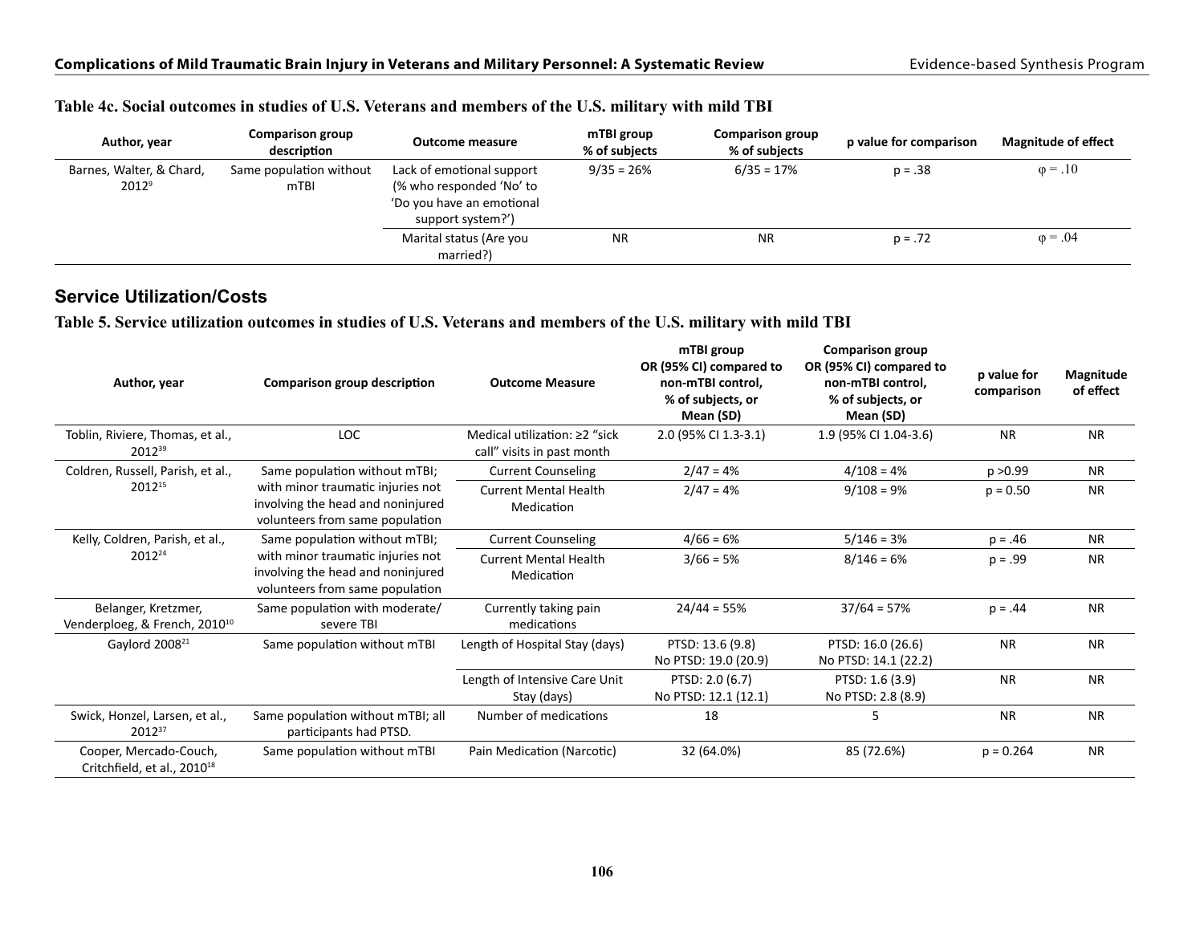**Table 4c. Social outcomes in studies of U.S. Veterans and members of the U.S. military with mild TBI**

| Author, year | Comparison group description | Outcome measure | mTBI group % of subjects | Comparison group % of subjects | p value for comparison | Magnitude of effect |
|---|---|---|---|---|---|---|
| Barnes, Walter, & Chard, 2012[9] | Same population without mTBI | Lack of emotional support (% who responded 'No' to 'Do you have an emotional support system?') | 9/35 = 26% | 6/35 = 17% | p = .38 | φ = .10 |
| | | Marital status (Are you married?) | NR | NR | p = .72 | φ = .04 |

## Service Utilization/Costs

**Table 5. Service utilization outcomes in studies of U.S. Veterans and members of the U.S. military with mild TBI**

| Author, year | Comparison group description | Outcome Measure | mTBI group OR (95% CI) compared to non-mTBI control, % of subjects, or Mean (SD) | Comparison group OR (95% CI) compared to non-mTBI control, % of subjects, or Mean (SD) | p value for comparison | Magnitude of effect |
|---|---|---|---|---|---|---|
| Toblin, Riviere, Thomas, et al., 2012[39] | LOC | Medical utilization: ≥2 "sick call" visits in past month | 2.0 (95% CI 1.3-3.1) | 1.9 (95% CI 1.04-3.6) | NR | NR |
| Coldren, Russell, Parish, et al., 2012[15] | Same population without mTBI; with minor traumatic injuries not involving the head and noninjured volunteers from same population | Current Counseling | 2/47 = 4% | 4/108 = 4% | p >0.99 | NR |
| | | Current Mental Health Medication | 2/47 = 4% | 9/108 = 9% | p = 0.50 | NR |
| Kelly, Coldren, Parish, et al., 2012[24] | Same population without mTBI; with minor traumatic injuries not involving the head and noninjured volunteers from same population | Current Counseling | 4/66 = 6% | 5/146 = 3% | p = .46 | NR |
| | | Current Mental Health Medication | 3/66 = 5% | 8/146 = 6% | p = .99 | NR |
| Belanger, Kretzmer, Venderploeg, & French, 2010[10] | Same population with moderate/severe TBI | Currently taking pain medications | 24/44 = 55% | 37/64 = 57% | p = .44 | NR |
| Gaylord 2008[21] | Same population without mTBI | Length of Hospital Stay (days) | PTSD: 13.6 (9.8)<br>No PTSD: 19.0 (20.9) | PTSD: 16.0 (26.6)<br>No PTSD: 14.1 (22.2) | NR | NR |
| | | Length of Intensive Care Unit Stay (days) | PTSD: 2.0 (6.7)<br>No PTSD: 12.1 (12.1) | PTSD: 1.6 (3.9)<br>No PTSD: 2.8 (8.9) | NR | NR |
| Swick, Honzel, Larsen, et al., 2012[37] | Same population without mTBI; all participants had PTSD. | Number of medications | 18 | 5 | NR | NR |
| Cooper, Mercado-Couch, Critchfield, et al., 2010[18] | Same population without mTBI | Pain Medication (Narcotic) | 32 (64.0%) | 85 (72.6%) | p = 0.264 | NR |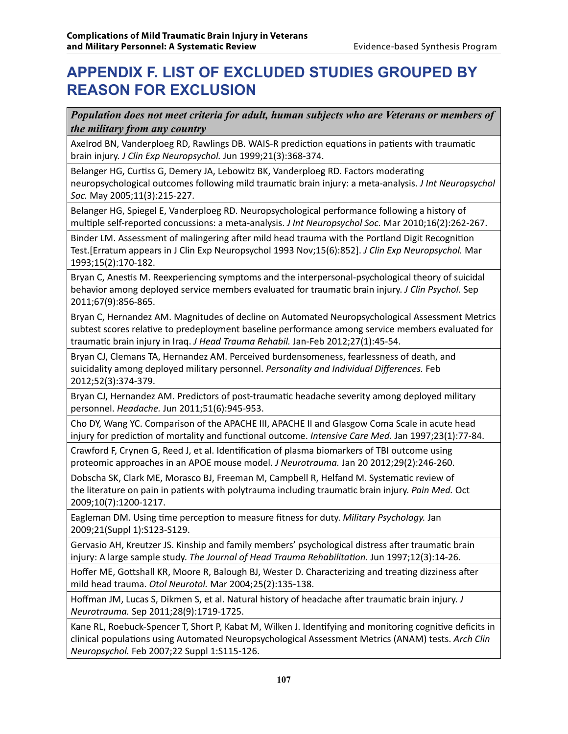# APPENDIX F. LIST OF EXCLUDED STUDIES GROUPED BY REASON FOR EXCLUSION

| ***Population does not meet criteria for adult, human subjects who are Veterans or members of the military from any country*** |
|---|
| Axelrod BN, Vanderploeg RD, Rawlings DB. WAIS-R prediction equations in patients with traumatic brain injury. *J Clin Exp Neuropsychol.* Jun 1999;21(3):368-374. |
| Belanger HG, Curtiss G, Demery JA, Lebowitz BK, Vanderploeg RD. Factors moderating neuropsychological outcomes following mild traumatic brain injury: a meta-analysis. *J Int Neuropsychol Soc.* May 2005;11(3):215-227. |
| Belanger HG, Spiegel E, Vanderploeg RD. Neuropsychological performance following a history of multiple self-reported concussions: a meta-analysis. *J Int Neuropsychol Soc.* Mar 2010;16(2):262-267. |
| Binder LM. Assessment of malingering after mild head trauma with the Portland Digit Recognition Test.[Erratum appears in J Clin Exp Neuropsychol 1993 Nov;15(6):852]. *J Clin Exp Neuropsychol.* Mar 1993;15(2):170-182. |
| Bryan C, Anestis M. Reexperiencing symptoms and the interpersonal-psychological theory of suicidal behavior among deployed service members evaluated for traumatic brain injury. *J Clin Psychol.* Sep 2011;67(9):856-865. |
| Bryan C, Hernandez AM. Magnitudes of decline on Automated Neuropsychological Assessment Metrics subtest scores relative to predeployment baseline performance among service members evaluated for traumatic brain injury in Iraq. *J Head Trauma Rehabil.* Jan-Feb 2012;27(1):45-54. |
| Bryan CJ, Clemans TA, Hernandez AM. Perceived burdensomeness, fearlessness of death, and suicidality among deployed military personnel. *Personality and Individual Differences.* Feb 2012;52(3):374-379. |
| Bryan CJ, Hernandez AM. Predictors of post-traumatic headache severity among deployed military personnel. *Headache.* Jun 2011;51(6):945-953. |
| Cho DY, Wang YC. Comparison of the APACHE III, APACHE II and Glasgow Coma Scale in acute head injury for prediction of mortality and functional outcome. *Intensive Care Med.* Jan 1997;23(1):77-84. |
| Crawford F, Crynen G, Reed J, et al. Identification of plasma biomarkers of TBI outcome using proteomic approaches in an APOE mouse model. *J Neurotrauma.* Jan 20 2012;29(2):246-260. |
| Dobscha SK, Clark ME, Morasco BJ, Freeman M, Campbell R, Helfand M. Systematic review of the literature on pain in patients with polytrauma including traumatic brain injury. *Pain Med.* Oct 2009;10(7):1200-1217. |
| Eagleman DM. Using time perception to measure fitness for duty. *Military Psychology.* Jan 2009;21(Suppl 1):S123-S129. |
| Gervasio AH, Kreutzer JS. Kinship and family members' psychological distress after traumatic brain injury: A large sample study. *The Journal of Head Trauma Rehabilitation.* Jun 1997;12(3):14-26. |
| Hoffer ME, Gottshall KR, Moore R, Balough BJ, Wester D. Characterizing and treating dizziness after mild head trauma. *Otol Neurotol.* Mar 2004;25(2):135-138. |
| Hoffman JM, Lucas S, Dikmen S, et al. Natural history of headache after traumatic brain injury. *J Neurotrauma.* Sep 2011;28(9):1719-1725. |
| Kane RL, Roebuck-Spencer T, Short P, Kabat M, Wilken J. Identifying and monitoring cognitive deficits in clinical populations using Automated Neuropsychological Assessment Metrics (ANAM) tests. *Arch Clin Neuropsychol.* Feb 2007;22 Suppl 1:S115-126. |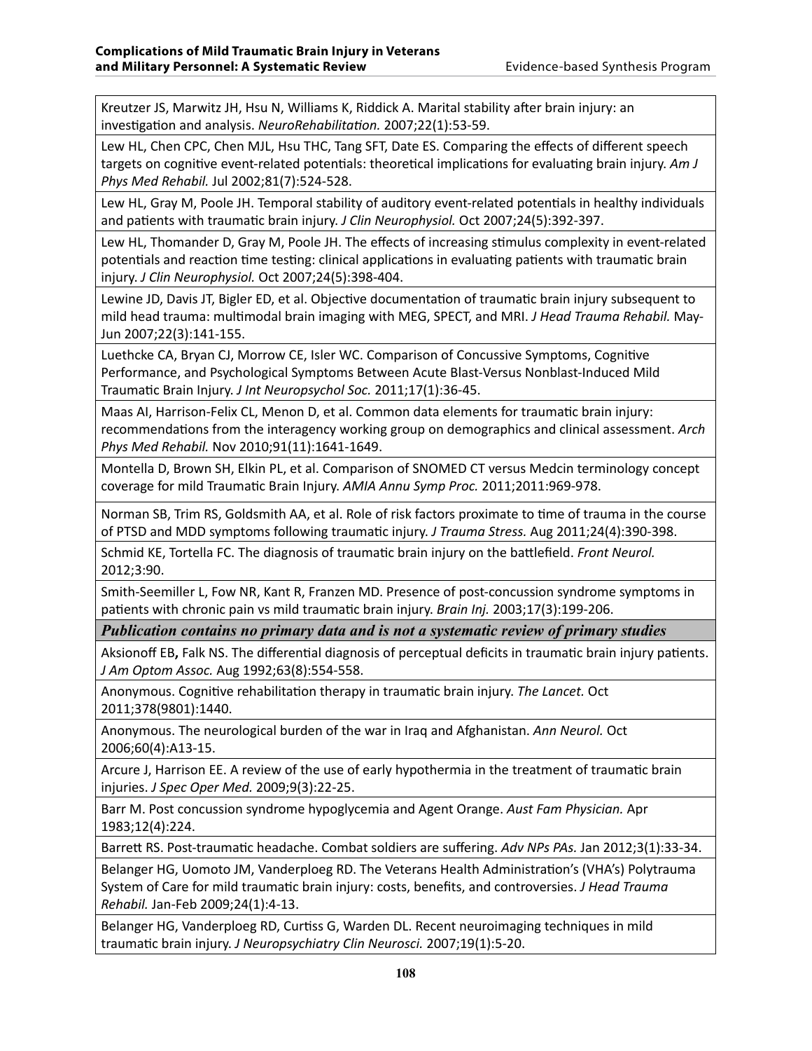| |
|---|
| Kreutzer JS, Marwitz JH, Hsu N, Williams K, Riddick A. Marital stability after brain injury: an investigation and analysis. *NeuroRehabilitation.* 2007;22(1):53-59. |
| Lew HL, Chen CPC, Chen MJL, Hsu THC, Tang SFT, Date ES. Comparing the effects of different speech targets on cognitive event-related potentials: theoretical implications for evaluating brain injury. *Am J Phys Med Rehabil.* Jul 2002;81(7):524-528. |
| Lew HL, Gray M, Poole JH. Temporal stability of auditory event-related potentials in healthy individuals and patients with traumatic brain injury. *J Clin Neurophysiol.* Oct 2007;24(5):392-397. |
| Lew HL, Thomander D, Gray M, Poole JH. The effects of increasing stimulus complexity in event-related potentials and reaction time testing: clinical applications in evaluating patients with traumatic brain injury. *J Clin Neurophysiol.* Oct 2007;24(5):398-404. |
| Lewine JD, Davis JT, Bigler ED, et al. Objective documentation of traumatic brain injury subsequent to mild head trauma: multimodal brain imaging with MEG, SPECT, and MRI. *J Head Trauma Rehabil.* May-Jun 2007;22(3):141-155. |
| Luethcke CA, Bryan CJ, Morrow CE, Isler WC. Comparison of Concussive Symptoms, Cognitive Performance, and Psychological Symptoms Between Acute Blast-Versus Nonblast-Induced Mild Traumatic Brain Injury. *J Int Neuropsychol Soc.* 2011;17(1):36-45. |
| Maas AI, Harrison-Felix CL, Menon D, et al. Common data elements for traumatic brain injury: recommendations from the interagency working group on demographics and clinical assessment. *Arch Phys Med Rehabil.* Nov 2010;91(11):1641-1649. |
| Montella D, Brown SH, Elkin PL, et al. Comparison of SNOMED CT versus Medcin terminology concept coverage for mild Traumatic Brain Injury. *AMIA Annu Symp Proc.* 2011;2011:969-978. |
| Norman SB, Trim RS, Goldsmith AA, et al. Role of risk factors proximate to time of trauma in the course of PTSD and MDD symptoms following traumatic injury. *J Trauma Stress.* Aug 2011;24(4):390-398. |
| Schmid KE, Tortella FC. The diagnosis of traumatic brain injury on the battlefield. *Front Neurol.* 2012;3:90. |
| Smith-Seemiller L, Fow NR, Kant R, Franzen MD. Presence of post-concussion syndrome symptoms in patients with chronic pain vs mild traumatic brain injury. *Brain Inj.* 2003;17(3):199-206. |
| ***Publication contains no primary data and is not a systematic review of primary studies*** |
| Aksionoff EB**,** Falk NS. The differential diagnosis of perceptual deficits in traumatic brain injury patients. *J Am Optom Assoc.* Aug 1992;63(8):554-558. |
| Anonymous. Cognitive rehabilitation therapy in traumatic brain injury. *The Lancet.* Oct 2011;378(9801):1440. |
| Anonymous. The neurological burden of the war in Iraq and Afghanistan. *Ann Neurol.* Oct 2006;60(4):A13-15. |
| Arcure J, Harrison EE. A review of the use of early hypothermia in the treatment of traumatic brain injuries. *J Spec Oper Med.* 2009;9(3):22-25. |
| Barr M. Post concussion syndrome hypoglycemia and Agent Orange. *Aust Fam Physician.* Apr 1983;12(4):224. |
| Barrett RS. Post-traumatic headache. Combat soldiers are suffering. *Adv NPs PAs.* Jan 2012;3(1):33-34. |
| Belanger HG, Uomoto JM, Vanderploeg RD. The Veterans Health Administration's (VHA's) Polytrauma System of Care for mild traumatic brain injury: costs, benefits, and controversies. *J Head Trauma Rehabil.* Jan-Feb 2009;24(1):4-13. |
| Belanger HG, Vanderploeg RD, Curtiss G, Warden DL. Recent neuroimaging techniques in mild traumatic brain injury. *J Neuropsychiatry Clin Neurosci.* 2007;19(1):5-20. |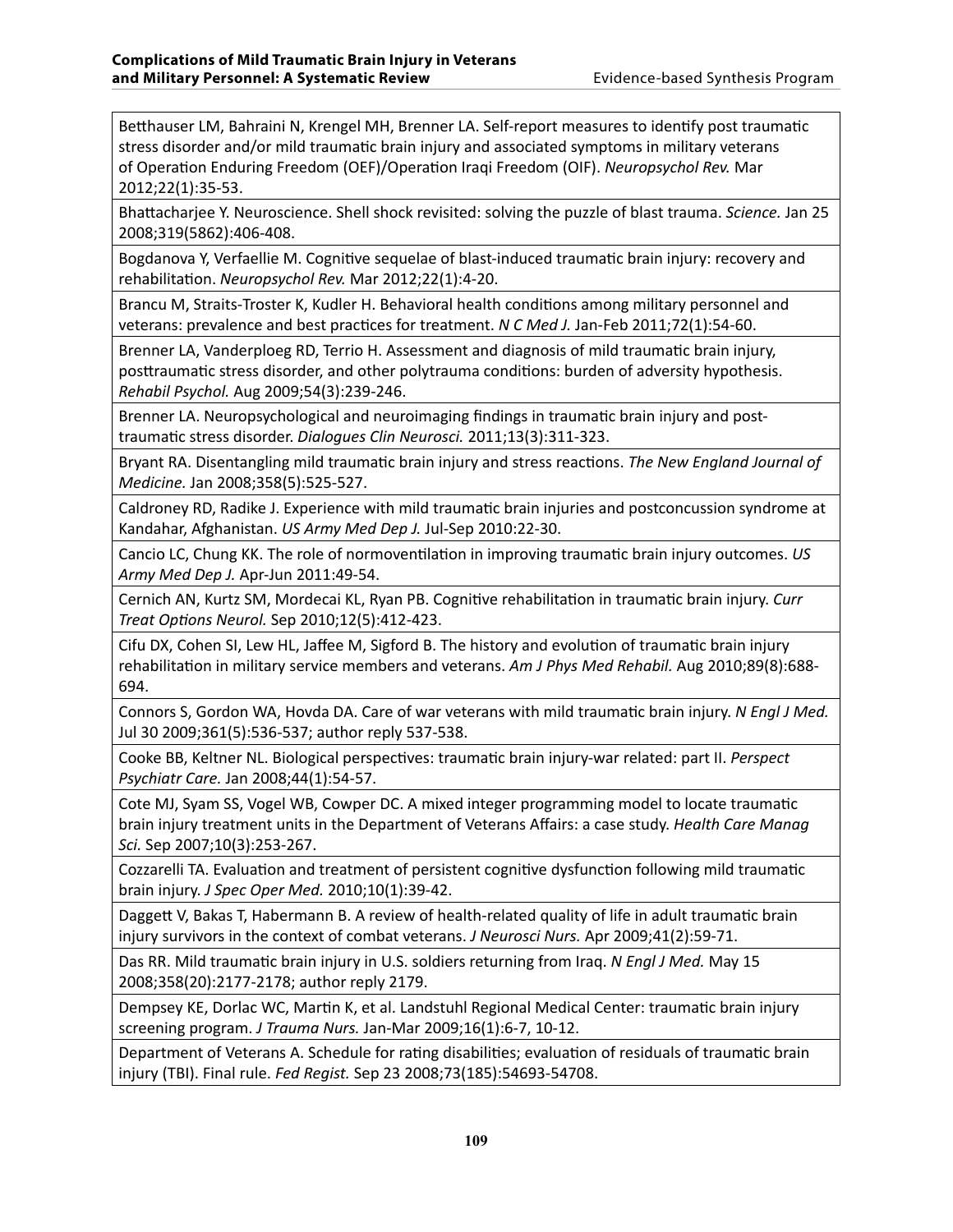Betthauser LM, Bahraini N, Krengel MH, Brenner LA. Self-report measures to identify post traumatic stress disorder and/or mild traumatic brain injury and associated symptoms in military veterans of Operation Enduring Freedom (OEF)/Operation Iraqi Freedom (OIF). *Neuropsychol Rev.* Mar 2012;22(1):35-53.

Bhattacharjee Y. Neuroscience. Shell shock revisited: solving the puzzle of blast trauma. *Science.* Jan 25 2008;319(5862):406-408.

Bogdanova Y, Verfaellie M. Cognitive sequelae of blast-induced traumatic brain injury: recovery and rehabilitation. *Neuropsychol Rev.* Mar 2012;22(1):4-20.

Brancu M, Straits-Troster K, Kudler H. Behavioral health conditions among military personnel and veterans: prevalence and best practices for treatment. *N C Med J.* Jan-Feb 2011;72(1):54-60.

Brenner LA, Vanderploeg RD, Terrio H. Assessment and diagnosis of mild traumatic brain injury, posttraumatic stress disorder, and other polytrauma conditions: burden of adversity hypothesis. *Rehabil Psychol.* Aug 2009;54(3):239-246.

Brenner LA. Neuropsychological and neuroimaging findings in traumatic brain injury and post-traumatic stress disorder. *Dialogues Clin Neurosci.* 2011;13(3):311-323.

Bryant RA. Disentangling mild traumatic brain injury and stress reactions. *The New England Journal of Medicine.* Jan 2008;358(5):525-527.

Caldroney RD, Radike J. Experience with mild traumatic brain injuries and postconcussion syndrome at Kandahar, Afghanistan. *US Army Med Dep J.* Jul-Sep 2010:22-30.

Cancio LC, Chung KK. The role of normoventilation in improving traumatic brain injury outcomes. *US Army Med Dep J.* Apr-Jun 2011:49-54.

Cernich AN, Kurtz SM, Mordecai KL, Ryan PB. Cognitive rehabilitation in traumatic brain injury. *Curr Treat Options Neurol.* Sep 2010;12(5):412-423.

Cifu DX, Cohen SI, Lew HL, Jaffee M, Sigford B. The history and evolution of traumatic brain injury rehabilitation in military service members and veterans. *Am J Phys Med Rehabil.* Aug 2010;89(8):688-694.

Connors S, Gordon WA, Hovda DA. Care of war veterans with mild traumatic brain injury. *N Engl J Med.* Jul 30 2009;361(5):536-537; author reply 537-538.

Cooke BB, Keltner NL. Biological perspectives: traumatic brain injury-war related: part II. *Perspect Psychiatr Care.* Jan 2008;44(1):54-57.

Cote MJ, Syam SS, Vogel WB, Cowper DC. A mixed integer programming model to locate traumatic brain injury treatment units in the Department of Veterans Affairs: a case study. *Health Care Manag Sci.* Sep 2007;10(3):253-267.

Cozzarelli TA. Evaluation and treatment of persistent cognitive dysfunction following mild traumatic brain injury. *J Spec Oper Med.* 2010;10(1):39-42.

Daggett V, Bakas T, Habermann B. A review of health-related quality of life in adult traumatic brain injury survivors in the context of combat veterans. *J Neurosci Nurs.* Apr 2009;41(2):59-71.

Das RR. Mild traumatic brain injury in U.S. soldiers returning from Iraq. *N Engl J Med.* May 15 2008;358(20):2177-2178; author reply 2179.

Dempsey KE, Dorlac WC, Martin K, et al. Landstuhl Regional Medical Center: traumatic brain injury screening program. *J Trauma Nurs.* Jan-Mar 2009;16(1):6-7, 10-12.

Department of Veterans A. Schedule for rating disabilities; evaluation of residuals of traumatic brain injury (TBI). Final rule. *Fed Regist.* Sep 23 2008;73(185):54693-54708.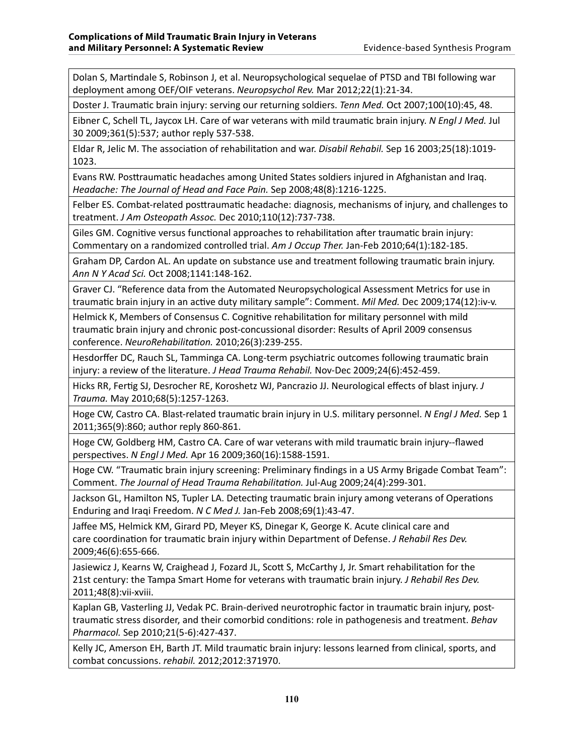Dolan S, Martindale S, Robinson J, et al. Neuropsychological sequelae of PTSD and TBI following war deployment among OEF/OIF veterans. *Neuropsychol Rev.* Mar 2012;22(1):21-34.

Doster J. Traumatic brain injury: serving our returning soldiers. *Tenn Med.* Oct 2007;100(10):45, 48.

Eibner C, Schell TL, Jaycox LH. Care of war veterans with mild traumatic brain injury. *N Engl J Med.* Jul 30 2009;361(5):537; author reply 537-538.

Eldar R, Jelic M. The association of rehabilitation and war. *Disabil Rehabil.* Sep 16 2003;25(18):1019-1023.

Evans RW. Posttraumatic headaches among United States soldiers injured in Afghanistan and Iraq. *Headache: The Journal of Head and Face Pain.* Sep 2008;48(8):1216-1225.

Felber ES. Combat-related posttraumatic headache: diagnosis, mechanisms of injury, and challenges to treatment. *J Am Osteopath Assoc.* Dec 2010;110(12):737-738.

Giles GM. Cognitive versus functional approaches to rehabilitation after traumatic brain injury: Commentary on a randomized controlled trial. *Am J Occup Ther.* Jan-Feb 2010;64(1):182-185.

Graham DP, Cardon AL. An update on substance use and treatment following traumatic brain injury. *Ann N Y Acad Sci.* Oct 2008;1141:148-162.

Graver CJ. "Reference data from the Automated Neuropsychological Assessment Metrics for use in traumatic brain injury in an active duty military sample": Comment. *Mil Med.* Dec 2009;174(12):iv-v.

Helmick K, Members of Consensus C. Cognitive rehabilitation for military personnel with mild traumatic brain injury and chronic post-concussional disorder: Results of April 2009 consensus conference. *NeuroRehabilitation.* 2010;26(3):239-255.

Hesdorffer DC, Rauch SL, Tamminga CA. Long-term psychiatric outcomes following traumatic brain injury: a review of the literature. *J Head Trauma Rehabil.* Nov-Dec 2009;24(6):452-459.

Hicks RR, Fertig SJ, Desrocher RE, Koroshetz WJ, Pancrazio JJ. Neurological effects of blast injury. *J Trauma.* May 2010;68(5):1257-1263.

Hoge CW, Castro CA. Blast-related traumatic brain injury in U.S. military personnel. *N Engl J Med.* Sep 1 2011;365(9):860; author reply 860-861.

Hoge CW, Goldberg HM, Castro CA. Care of war veterans with mild traumatic brain injury--flawed perspectives. *N Engl J Med.* Apr 16 2009;360(16):1588-1591.

Hoge CW. "Traumatic brain injury screening: Preliminary findings in a US Army Brigade Combat Team": Comment. *The Journal of Head Trauma Rehabilitation.* Jul-Aug 2009;24(4):299-301.

Jackson GL, Hamilton NS, Tupler LA. Detecting traumatic brain injury among veterans of Operations Enduring and Iraqi Freedom. *N C Med J.* Jan-Feb 2008;69(1):43-47.

Jaffee MS, Helmick KM, Girard PD, Meyer KS, Dinegar K, George K. Acute clinical care and care coordination for traumatic brain injury within Department of Defense. *J Rehabil Res Dev.* 2009;46(6):655-666.

Jasiewicz J, Kearns W, Craighead J, Fozard JL, Scott S, McCarthy J, Jr. Smart rehabilitation for the 21st century: the Tampa Smart Home for veterans with traumatic brain injury. *J Rehabil Res Dev.* 2011;48(8):vii-xviii.

Kaplan GB, Vasterling JJ, Vedak PC. Brain-derived neurotrophic factor in traumatic brain injury, post-traumatic stress disorder, and their comorbid conditions: role in pathogenesis and treatment. *Behav Pharmacol.* Sep 2010;21(5-6):427-437.

Kelly JC, Amerson EH, Barth JT. Mild traumatic brain injury: lessons learned from clinical, sports, and combat concussions. *rehabil.* 2012;2012:371970.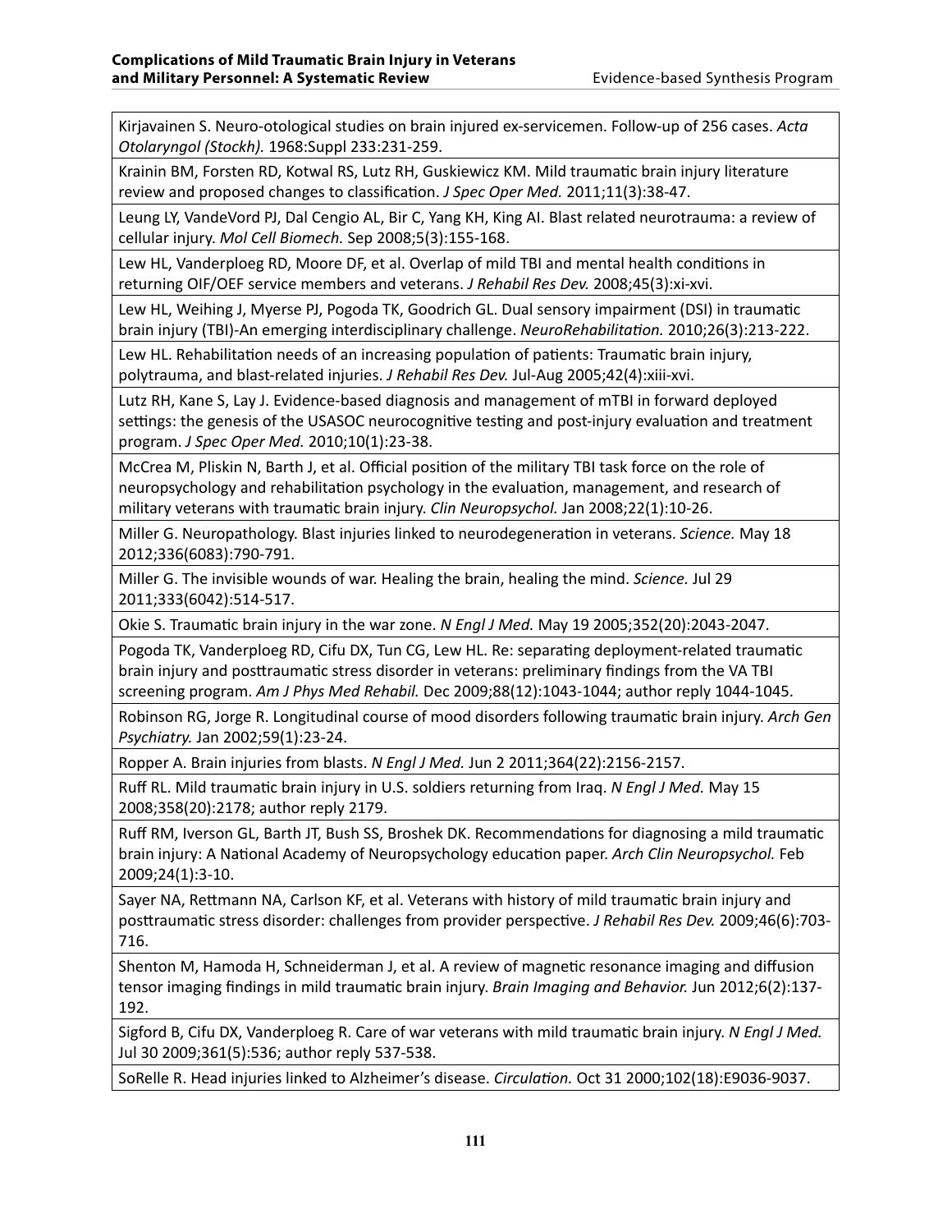Kirjavainen S. Neuro-otological studies on brain injured ex-servicemen. Follow-up of 256 cases. *Acta Otolaryngol (Stockh).* 1968:Suppl 233:231-259.

Krainin BM, Forsten RD, Kotwal RS, Lutz RH, Guskiewicz KM. Mild traumatic brain injury literature review and proposed changes to classification. *J Spec Oper Med.* 2011;11(3):38-47.

Leung LY, VandeVord PJ, Dal Cengio AL, Bir C, Yang KH, King AI. Blast related neurotrauma: a review of cellular injury. *Mol Cell Biomech.* Sep 2008;5(3):155-168.

Lew HL, Vanderploeg RD, Moore DF, et al. Overlap of mild TBI and mental health conditions in returning OIF/OEF service members and veterans. *J Rehabil Res Dev.* 2008;45(3):xi-xvi.

Lew HL, Weihing J, Myerse PJ, Pogoda TK, Goodrich GL. Dual sensory impairment (DSI) in traumatic brain injury (TBI)-An emerging interdisciplinary challenge. *NeuroRehabilitation.* 2010;26(3):213-222.

Lew HL. Rehabilitation needs of an increasing population of patients: Traumatic brain injury, polytrauma, and blast-related injuries. *J Rehabil Res Dev.* Jul-Aug 2005;42(4):xiii-xvi.

Lutz RH, Kane S, Lay J. Evidence-based diagnosis and management of mTBI in forward deployed settings: the genesis of the USASOC neurocognitive testing and post-injury evaluation and treatment program. *J Spec Oper Med.* 2010;10(1):23-38.

McCrea M, Pliskin N, Barth J, et al. Official position of the military TBI task force on the role of neuropsychology and rehabilitation psychology in the evaluation, management, and research of military veterans with traumatic brain injury. *Clin Neuropsychol.* Jan 2008;22(1):10-26.

Miller G. Neuropathology. Blast injuries linked to neurodegeneration in veterans. *Science.* May 18 2012;336(6083):790-791.

Miller G. The invisible wounds of war. Healing the brain, healing the mind. *Science.* Jul 29 2011;333(6042):514-517.

Okie S. Traumatic brain injury in the war zone. *N Engl J Med.* May 19 2005;352(20):2043-2047.

Pogoda TK, Vanderploeg RD, Cifu DX, Tun CG, Lew HL. Re: separating deployment-related traumatic brain injury and posttraumatic stress disorder in veterans: preliminary findings from the VA TBI screening program. *Am J Phys Med Rehabil.* Dec 2009;88(12):1043-1044; author reply 1044-1045.

Robinson RG, Jorge R. Longitudinal course of mood disorders following traumatic brain injury. *Arch Gen Psychiatry.* Jan 2002;59(1):23-24.

Ropper A. Brain injuries from blasts. *N Engl J Med.* Jun 2 2011;364(22):2156-2157.

Ruff RL. Mild traumatic brain injury in U.S. soldiers returning from Iraq. *N Engl J Med.* May 15 2008;358(20):2178; author reply 2179.

Ruff RM, Iverson GL, Barth JT, Bush SS, Broshek DK. Recommendations for diagnosing a mild traumatic brain injury: A National Academy of Neuropsychology education paper. *Arch Clin Neuropsychol.* Feb 2009;24(1):3-10.

Sayer NA, Rettmann NA, Carlson KF, et al. Veterans with history of mild traumatic brain injury and posttraumatic stress disorder: challenges from provider perspective. *J Rehabil Res Dev.* 2009;46(6):703-716.

Shenton M, Hamoda H, Schneiderman J, et al. A review of magnetic resonance imaging and diffusion tensor imaging findings in mild traumatic brain injury. *Brain Imaging and Behavior.* Jun 2012;6(2):137-192.

Sigford B, Cifu DX, Vanderploeg R. Care of war veterans with mild traumatic brain injury. *N Engl J Med.* Jul 30 2009;361(5):536; author reply 537-538.

SoRelle R. Head injuries linked to Alzheimer's disease. *Circulation.* Oct 31 2000;102(18):E9036-9037.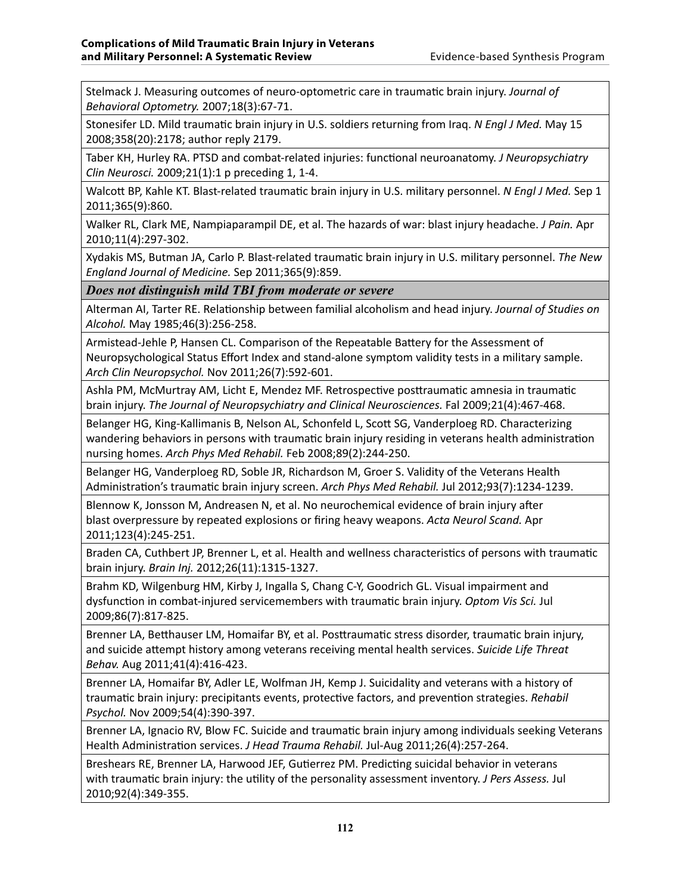Stelmack J. Measuring outcomes of neuro-optometric care in traumatic brain injury. *Journal of Behavioral Optometry.* 2007;18(3):67-71.

Stonesifer LD. Mild traumatic brain injury in U.S. soldiers returning from Iraq. *N Engl J Med.* May 15 2008;358(20):2178; author reply 2179.

Taber KH, Hurley RA. PTSD and combat-related injuries: functional neuroanatomy. *J Neuropsychiatry Clin Neurosci.* 2009;21(1):1 p preceding 1, 1-4.

Walcott BP, Kahle KT. Blast-related traumatic brain injury in U.S. military personnel. *N Engl J Med.* Sep 1 2011;365(9):860.

Walker RL, Clark ME, Nampiaparampil DE, et al. The hazards of war: blast injury headache. *J Pain.* Apr 2010;11(4):297-302.

Xydakis MS, Butman JA, Carlo P. Blast-related traumatic brain injury in U.S. military personnel. *The New England Journal of Medicine.* Sep 2011;365(9):859.

***Does not distinguish mild TBI from moderate or severe***

Alterman AI, Tarter RE. Relationship between familial alcoholism and head injury. *Journal of Studies on Alcohol.* May 1985;46(3):256-258.

Armistead-Jehle P, Hansen CL. Comparison of the Repeatable Battery for the Assessment of Neuropsychological Status Effort Index and stand-alone symptom validity tests in a military sample. *Arch Clin Neuropsychol.* Nov 2011;26(7):592-601.

Ashla PM, McMurtray AM, Licht E, Mendez MF. Retrospective posttraumatic amnesia in traumatic brain injury. *The Journal of Neuropsychiatry and Clinical Neurosciences.* Fal 2009;21(4):467-468.

Belanger HG, King-Kallimanis B, Nelson AL, Schonfeld L, Scott SG, Vanderploeg RD. Characterizing wandering behaviors in persons with traumatic brain injury residing in veterans health administration nursing homes. *Arch Phys Med Rehabil.* Feb 2008;89(2):244-250.

Belanger HG, Vanderploeg RD, Soble JR, Richardson M, Groer S. Validity of the Veterans Health Administration's traumatic brain injury screen. *Arch Phys Med Rehabil.* Jul 2012;93(7):1234-1239.

Blennow K, Jonsson M, Andreasen N, et al. No neurochemical evidence of brain injury after blast overpressure by repeated explosions or firing heavy weapons. *Acta Neurol Scand.* Apr 2011;123(4):245-251.

Braden CA, Cuthbert JP, Brenner L, et al. Health and wellness characteristics of persons with traumatic brain injury. *Brain Inj.* 2012;26(11):1315-1327.

Brahm KD, Wilgenburg HM, Kirby J, Ingalla S, Chang C-Y, Goodrich GL. Visual impairment and dysfunction in combat-injured servicemembers with traumatic brain injury. *Optom Vis Sci.* Jul 2009;86(7):817-825.

Brenner LA, Betthauser LM, Homaifar BY, et al. Posttraumatic stress disorder, traumatic brain injury, and suicide attempt history among veterans receiving mental health services. *Suicide Life Threat Behav.* Aug 2011;41(4):416-423.

Brenner LA, Homaifar BY, Adler LE, Wolfman JH, Kemp J. Suicidality and veterans with a history of traumatic brain injury: precipitants events, protective factors, and prevention strategies. *Rehabil Psychol.* Nov 2009;54(4):390-397.

Brenner LA, Ignacio RV, Blow FC. Suicide and traumatic brain injury among individuals seeking Veterans Health Administration services. *J Head Trauma Rehabil.* Jul-Aug 2011;26(4):257-264.

Breshears RE, Brenner LA, Harwood JEF, Gutierrez PM. Predicting suicidal behavior in veterans with traumatic brain injury: the utility of the personality assessment inventory. *J Pers Assess.* Jul 2010;92(4):349-355.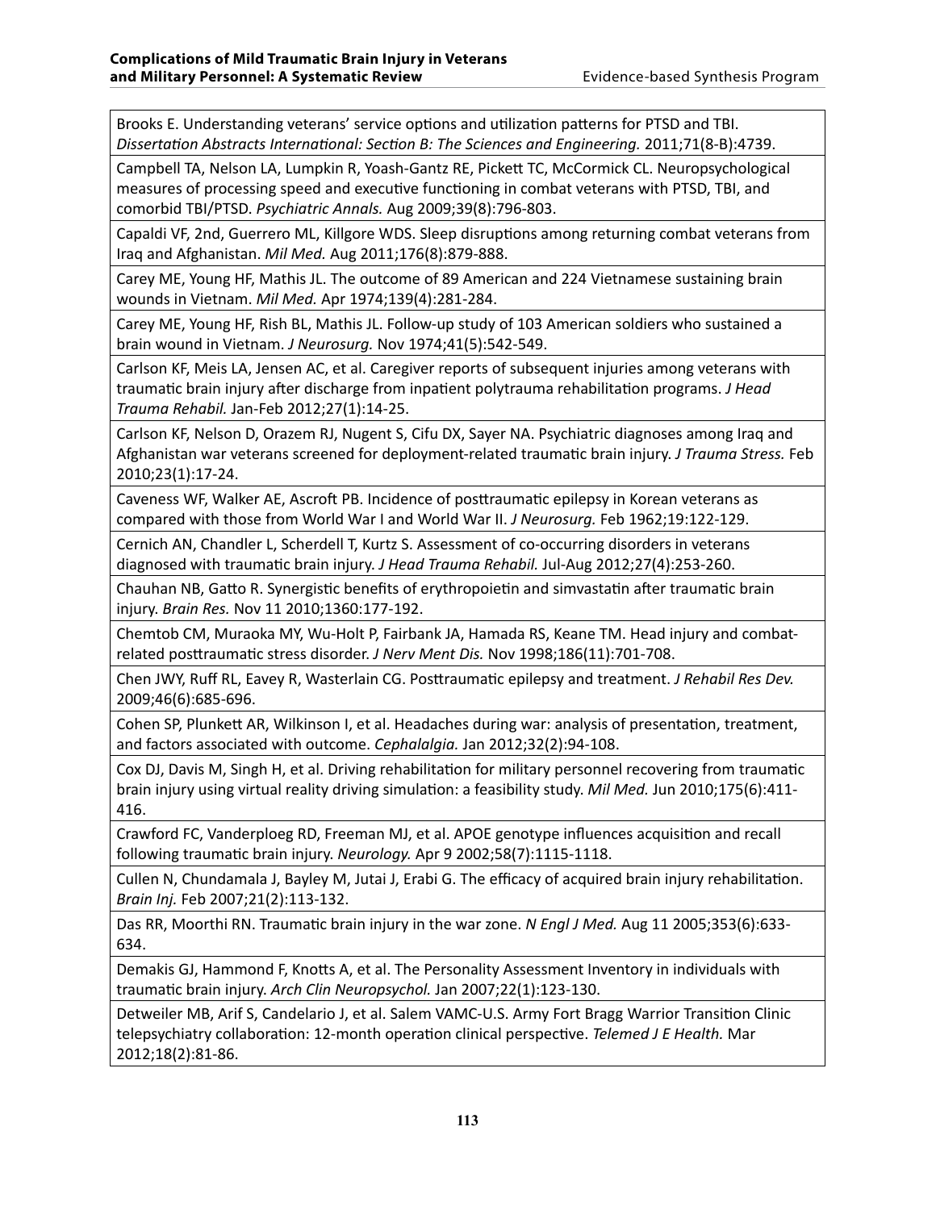Brooks E. Understanding veterans' service options and utilization patterns for PTSD and TBI. *Dissertation Abstracts International: Section B: The Sciences and Engineering.* 2011;71(8-B):4739.

Campbell TA, Nelson LA, Lumpkin R, Yoash-Gantz RE, Pickett TC, McCormick CL. Neuropsychological measures of processing speed and executive functioning in combat veterans with PTSD, TBI, and comorbid TBI/PTSD. *Psychiatric Annals.* Aug 2009;39(8):796-803.

Capaldi VF, 2nd, Guerrero ML, Killgore WDS. Sleep disruptions among returning combat veterans from Iraq and Afghanistan. *Mil Med.* Aug 2011;176(8):879-888.

Carey ME, Young HF, Mathis JL. The outcome of 89 American and 224 Vietnamese sustaining brain wounds in Vietnam. *Mil Med.* Apr 1974;139(4):281-284.

Carey ME, Young HF, Rish BL, Mathis JL. Follow-up study of 103 American soldiers who sustained a brain wound in Vietnam. *J Neurosurg.* Nov 1974;41(5):542-549.

Carlson KF, Meis LA, Jensen AC, et al. Caregiver reports of subsequent injuries among veterans with traumatic brain injury after discharge from inpatient polytrauma rehabilitation programs. *J Head Trauma Rehabil.* Jan-Feb 2012;27(1):14-25.

Carlson KF, Nelson D, Orazem RJ, Nugent S, Cifu DX, Sayer NA. Psychiatric diagnoses among Iraq and Afghanistan war veterans screened for deployment-related traumatic brain injury. *J Trauma Stress.* Feb 2010;23(1):17-24.

Caveness WF, Walker AE, Ascroft PB. Incidence of posttraumatic epilepsy in Korean veterans as compared with those from World War I and World War II. *J Neurosurg.* Feb 1962;19:122-129.

Cernich AN, Chandler L, Scherdell T, Kurtz S. Assessment of co-occurring disorders in veterans diagnosed with traumatic brain injury. *J Head Trauma Rehabil.* Jul-Aug 2012;27(4):253-260.

Chauhan NB, Gatto R. Synergistic benefits of erythropoietin and simvastatin after traumatic brain injury. *Brain Res.* Nov 11 2010;1360:177-192.

Chemtob CM, Muraoka MY, Wu-Holt P, Fairbank JA, Hamada RS, Keane TM. Head injury and combat-related posttraumatic stress disorder. *J Nerv Ment Dis.* Nov 1998;186(11):701-708.

Chen JWY, Ruff RL, Eavey R, Wasterlain CG. Posttraumatic epilepsy and treatment. *J Rehabil Res Dev.* 2009;46(6):685-696.

Cohen SP, Plunkett AR, Wilkinson I, et al. Headaches during war: analysis of presentation, treatment, and factors associated with outcome. *Cephalalgia.* Jan 2012;32(2):94-108.

Cox DJ, Davis M, Singh H, et al. Driving rehabilitation for military personnel recovering from traumatic brain injury using virtual reality driving simulation: a feasibility study. *Mil Med.* Jun 2010;175(6):411-416.

Crawford FC, Vanderploeg RD, Freeman MJ, et al. APOE genotype influences acquisition and recall following traumatic brain injury. *Neurology.* Apr 9 2002;58(7):1115-1118.

Cullen N, Chundamala J, Bayley M, Jutai J, Erabi G. The efficacy of acquired brain injury rehabilitation. *Brain Inj.* Feb 2007;21(2):113-132.

Das RR, Moorthi RN. Traumatic brain injury in the war zone. *N Engl J Med.* Aug 11 2005;353(6):633-634.

Demakis GJ, Hammond F, Knotts A, et al. The Personality Assessment Inventory in individuals with traumatic brain injury. *Arch Clin Neuropsychol.* Jan 2007;22(1):123-130.

Detweiler MB, Arif S, Candelario J, et al. Salem VAMC-U.S. Army Fort Bragg Warrior Transition Clinic telepsychiatry collaboration: 12-month operation clinical perspective. *Telemed J E Health.* Mar 2012;18(2):81-86.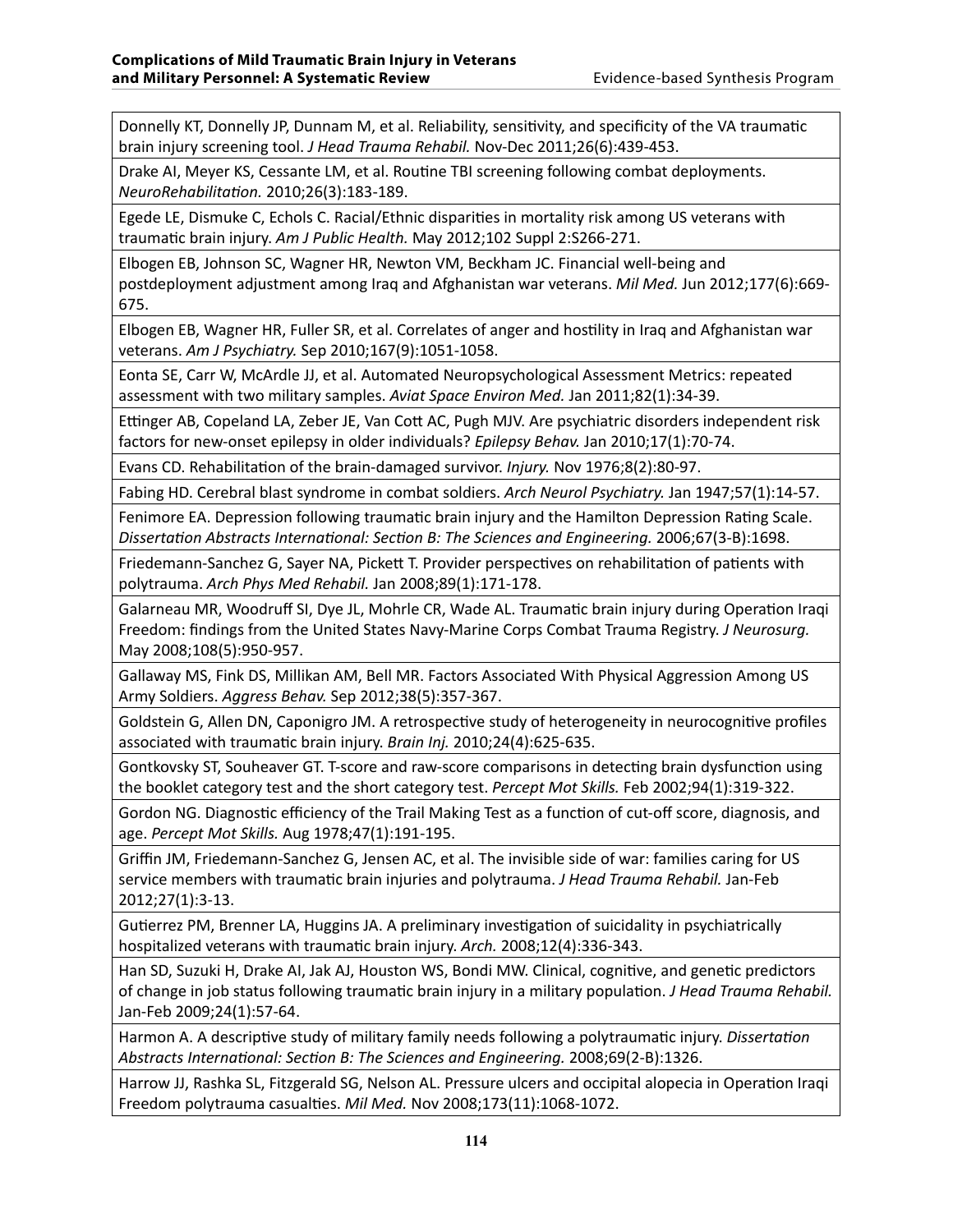Donnelly KT, Donnelly JP, Dunnam M, et al. Reliability, sensitivity, and specificity of the VA traumatic brain injury screening tool. *J Head Trauma Rehabil.* Nov-Dec 2011;26(6):439-453.

Drake AI, Meyer KS, Cessante LM, et al. Routine TBI screening following combat deployments. *NeuroRehabilitation.* 2010;26(3):183-189.

Egede LE, Dismuke C, Echols C. Racial/Ethnic disparities in mortality risk among US veterans with traumatic brain injury. *Am J Public Health.* May 2012;102 Suppl 2:S266-271.

Elbogen EB, Johnson SC, Wagner HR, Newton VM, Beckham JC. Financial well-being and postdeployment adjustment among Iraq and Afghanistan war veterans. *Mil Med.* Jun 2012;177(6):669-675.

Elbogen EB, Wagner HR, Fuller SR, et al. Correlates of anger and hostility in Iraq and Afghanistan war veterans. *Am J Psychiatry.* Sep 2010;167(9):1051-1058.

Eonta SE, Carr W, McArdle JJ, et al. Automated Neuropsychological Assessment Metrics: repeated assessment with two military samples. *Aviat Space Environ Med.* Jan 2011;82(1):34-39.

Ettinger AB, Copeland LA, Zeber JE, Van Cott AC, Pugh MJV. Are psychiatric disorders independent risk factors for new-onset epilepsy in older individuals? *Epilepsy Behav.* Jan 2010;17(1):70-74.

Evans CD. Rehabilitation of the brain-damaged survivor. *Injury.* Nov 1976;8(2):80-97.

Fabing HD. Cerebral blast syndrome in combat soldiers. *Arch Neurol Psychiatry.* Jan 1947;57(1):14-57.

Fenimore EA. Depression following traumatic brain injury and the Hamilton Depression Rating Scale. *Dissertation Abstracts International: Section B: The Sciences and Engineering.* 2006;67(3-B):1698.

Friedemann-Sanchez G, Sayer NA, Pickett T. Provider perspectives on rehabilitation of patients with polytrauma. *Arch Phys Med Rehabil.* Jan 2008;89(1):171-178.

Galarneau MR, Woodruff SI, Dye JL, Mohrle CR, Wade AL. Traumatic brain injury during Operation Iraqi Freedom: findings from the United States Navy-Marine Corps Combat Trauma Registry. *J Neurosurg.* May 2008;108(5):950-957.

Gallaway MS, Fink DS, Millikan AM, Bell MR. Factors Associated With Physical Aggression Among US Army Soldiers. *Aggress Behav.* Sep 2012;38(5):357-367.

Goldstein G, Allen DN, Caponigro JM. A retrospective study of heterogeneity in neurocognitive profiles associated with traumatic brain injury. *Brain Inj.* 2010;24(4):625-635.

Gontkovsky ST, Souheaver GT. T-score and raw-score comparisons in detecting brain dysfunction using the booklet category test and the short category test. *Percept Mot Skills.* Feb 2002;94(1):319-322.

Gordon NG. Diagnostic efficiency of the Trail Making Test as a function of cut-off score, diagnosis, and age. *Percept Mot Skills.* Aug 1978;47(1):191-195.

Griffin JM, Friedemann-Sanchez G, Jensen AC, et al. The invisible side of war: families caring for US service members with traumatic brain injuries and polytrauma. *J Head Trauma Rehabil.* Jan-Feb 2012;27(1):3-13.

Gutierrez PM, Brenner LA, Huggins JA. A preliminary investigation of suicidality in psychiatrically hospitalized veterans with traumatic brain injury. *Arch.* 2008;12(4):336-343.

Han SD, Suzuki H, Drake AI, Jak AJ, Houston WS, Bondi MW. Clinical, cognitive, and genetic predictors of change in job status following traumatic brain injury in a military population. *J Head Trauma Rehabil.* Jan-Feb 2009;24(1):57-64.

Harmon A. A descriptive study of military family needs following a polytraumatic injury. *Dissertation Abstracts International: Section B: The Sciences and Engineering.* 2008;69(2-B):1326.

Harrow JJ, Rashka SL, Fitzgerald SG, Nelson AL. Pressure ulcers and occipital alopecia in Operation Iraqi Freedom polytrauma casualties. *Mil Med.* Nov 2008;173(11):1068-1072.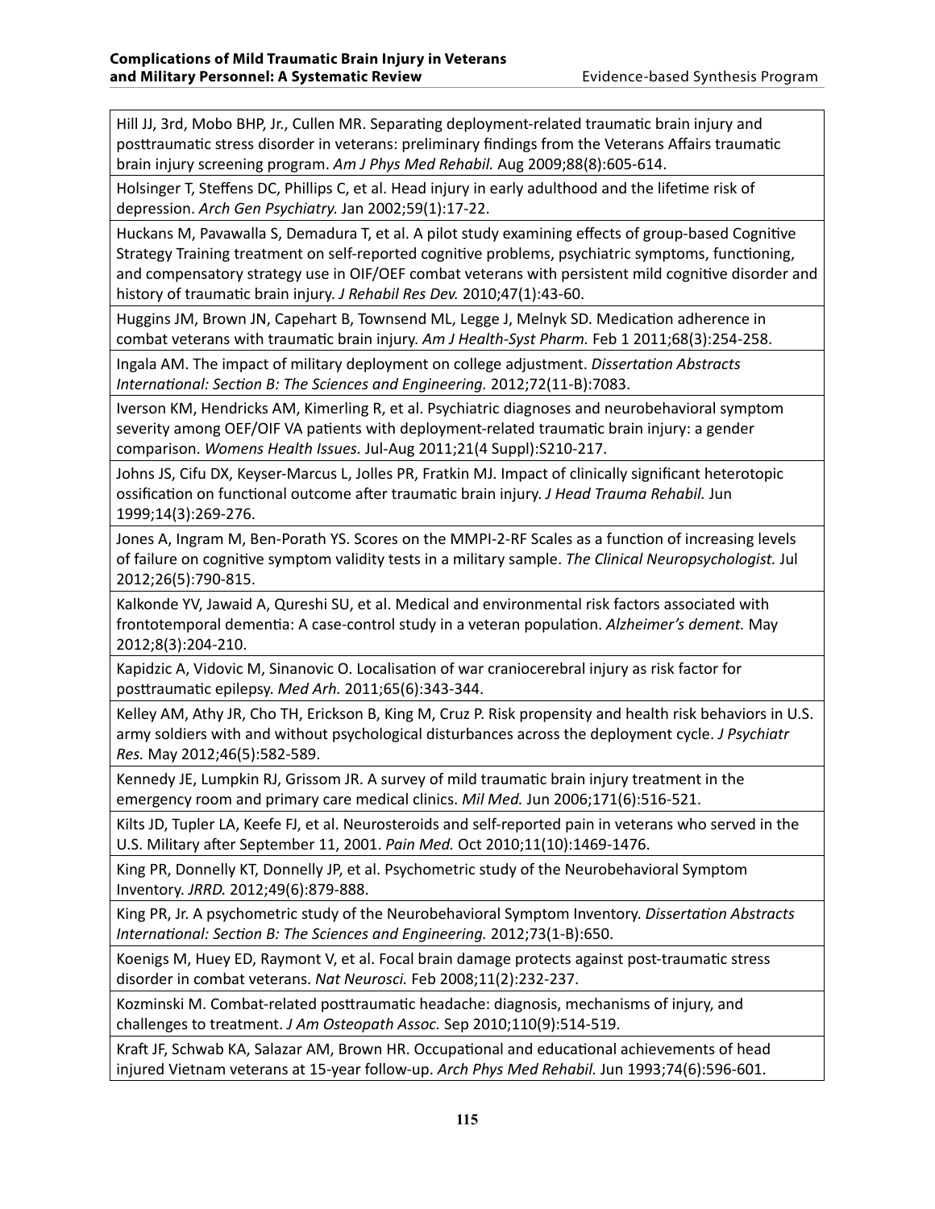Hill JJ, 3rd, Mobo BHP, Jr., Cullen MR. Separating deployment-related traumatic brain injury and posttraumatic stress disorder in veterans: preliminary findings from the Veterans Affairs traumatic brain injury screening program. *Am J Phys Med Rehabil.* Aug 2009;88(8):605-614.

Holsinger T, Steffens DC, Phillips C, et al. Head injury in early adulthood and the lifetime risk of depression. *Arch Gen Psychiatry.* Jan 2002;59(1):17-22.

Huckans M, Pavawalla S, Demadura T, et al. A pilot study examining effects of group-based Cognitive Strategy Training treatment on self-reported cognitive problems, psychiatric symptoms, functioning, and compensatory strategy use in OIF/OEF combat veterans with persistent mild cognitive disorder and history of traumatic brain injury. *J Rehabil Res Dev.* 2010;47(1):43-60.

Huggins JM, Brown JN, Capehart B, Townsend ML, Legge J, Melnyk SD. Medication adherence in combat veterans with traumatic brain injury. *Am J Health-Syst Pharm.* Feb 1 2011;68(3):254-258.

Ingala AM. The impact of military deployment on college adjustment. *Dissertation Abstracts International: Section B: The Sciences and Engineering.* 2012;72(11-B):7083.

Iverson KM, Hendricks AM, Kimerling R, et al. Psychiatric diagnoses and neurobehavioral symptom severity among OEF/OIF VA patients with deployment-related traumatic brain injury: a gender comparison. *Womens Health Issues.* Jul-Aug 2011;21(4 Suppl):S210-217.

Johns JS, Cifu DX, Keyser-Marcus L, Jolles PR, Fratkin MJ. Impact of clinically significant heterotopic ossification on functional outcome after traumatic brain injury. *J Head Trauma Rehabil.* Jun 1999;14(3):269-276.

Jones A, Ingram M, Ben-Porath YS. Scores on the MMPI-2-RF Scales as a function of increasing levels of failure on cognitive symptom validity tests in a military sample. *The Clinical Neuropsychologist.* Jul 2012;26(5):790-815.

Kalkonde YV, Jawaid A, Qureshi SU, et al. Medical and environmental risk factors associated with frontotemporal dementia: A case-control study in a veteran population. *Alzheimer's dement.* May 2012;8(3):204-210.

Kapidzic A, Vidovic M, Sinanovic O. Localisation of war craniocerebral injury as risk factor for posttraumatic epilepsy. *Med Arh.* 2011;65(6):343-344.

Kelley AM, Athy JR, Cho TH, Erickson B, King M, Cruz P. Risk propensity and health risk behaviors in U.S. army soldiers with and without psychological disturbances across the deployment cycle. *J Psychiatr Res.* May 2012;46(5):582-589.

Kennedy JE, Lumpkin RJ, Grissom JR. A survey of mild traumatic brain injury treatment in the emergency room and primary care medical clinics. *Mil Med.* Jun 2006;171(6):516-521.

Kilts JD, Tupler LA, Keefe FJ, et al. Neurosteroids and self-reported pain in veterans who served in the U.S. Military after September 11, 2001. *Pain Med.* Oct 2010;11(10):1469-1476.

King PR, Donnelly KT, Donnelly JP, et al. Psychometric study of the Neurobehavioral Symptom Inventory. *JRRD.* 2012;49(6):879-888.

King PR, Jr. A psychometric study of the Neurobehavioral Symptom Inventory. *Dissertation Abstracts International: Section B: The Sciences and Engineering.* 2012;73(1-B):650.

Koenigs M, Huey ED, Raymont V, et al. Focal brain damage protects against post-traumatic stress disorder in combat veterans. *Nat Neurosci.* Feb 2008;11(2):232-237.

Kozminski M. Combat-related posttraumatic headache: diagnosis, mechanisms of injury, and challenges to treatment. *J Am Osteopath Assoc.* Sep 2010;110(9):514-519.

Kraft JF, Schwab KA, Salazar AM, Brown HR. Occupational and educational achievements of head injured Vietnam veterans at 15-year follow-up. *Arch Phys Med Rehabil.* Jun 1993;74(6):596-601.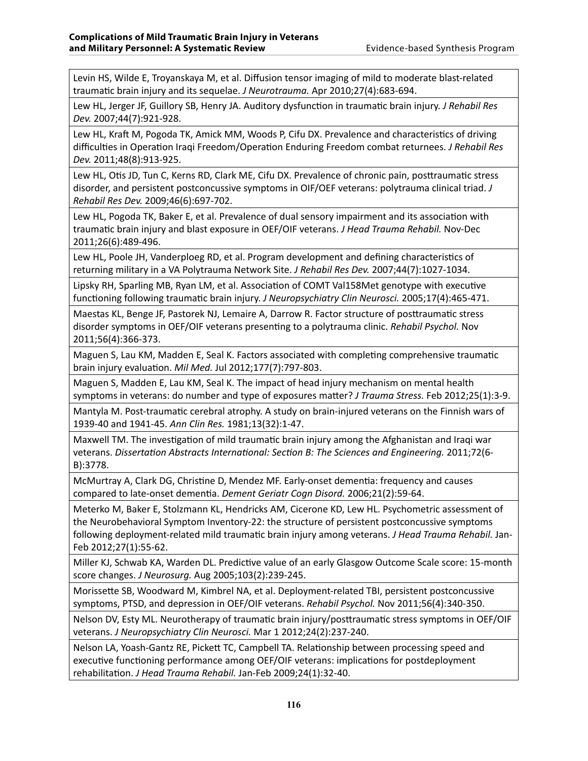Levin HS, Wilde E, Troyanskaya M, et al. Diffusion tensor imaging of mild to moderate blast-related traumatic brain injury and its sequelae. *J Neurotrauma.* Apr 2010;27(4):683-694.

Lew HL, Jerger JF, Guillory SB, Henry JA. Auditory dysfunction in traumatic brain injury. *J Rehabil Res Dev.* 2007;44(7):921-928.

Lew HL, Kraft M, Pogoda TK, Amick MM, Woods P, Cifu DX. Prevalence and characteristics of driving difficulties in Operation Iraqi Freedom/Operation Enduring Freedom combat returnees. *J Rehabil Res Dev.* 2011;48(8):913-925.

Lew HL, Otis JD, Tun C, Kerns RD, Clark ME, Cifu DX. Prevalence of chronic pain, posttraumatic stress disorder, and persistent postconcussive symptoms in OIF/OEF veterans: polytrauma clinical triad. *J Rehabil Res Dev.* 2009;46(6):697-702.

Lew HL, Pogoda TK, Baker E, et al. Prevalence of dual sensory impairment and its association with traumatic brain injury and blast exposure in OEF/OIF veterans. *J Head Trauma Rehabil.* Nov-Dec 2011;26(6):489-496.

Lew HL, Poole JH, Vanderploeg RD, et al. Program development and defining characteristics of returning military in a VA Polytrauma Network Site. *J Rehabil Res Dev.* 2007;44(7):1027-1034.

Lipsky RH, Sparling MB, Ryan LM, et al. Association of COMT Val158Met genotype with executive functioning following traumatic brain injury. *J Neuropsychiatry Clin Neurosci.* 2005;17(4):465-471.

Maestas KL, Benge JF, Pastorek NJ, Lemaire A, Darrow R. Factor structure of posttraumatic stress disorder symptoms in OEF/OIF veterans presenting to a polytrauma clinic. *Rehabil Psychol.* Nov 2011;56(4):366-373.

Maguen S, Lau KM, Madden E, Seal K. Factors associated with completing comprehensive traumatic brain injury evaluation. *Mil Med.* Jul 2012;177(7):797-803.

Maguen S, Madden E, Lau KM, Seal K. The impact of head injury mechanism on mental health symptoms in veterans: do number and type of exposures matter? *J Trauma Stress.* Feb 2012;25(1):3-9.

Mantyla M. Post-traumatic cerebral atrophy. A study on brain-injured veterans on the Finnish wars of 1939-40 and 1941-45. *Ann Clin Res.* 1981;13(32):1-47.

Maxwell TM. The investigation of mild traumatic brain injury among the Afghanistan and Iraqi war veterans. *Dissertation Abstracts International: Section B: The Sciences and Engineering.* 2011;72(6-B):3778.

McMurtray A, Clark DG, Christine D, Mendez MF. Early-onset dementia: frequency and causes compared to late-onset dementia. *Dement Geriatr Cogn Disord.* 2006;21(2):59-64.

Meterko M, Baker E, Stolzmann KL, Hendricks AM, Cicerone KD, Lew HL. Psychometric assessment of the Neurobehavioral Symptom Inventory-22: the structure of persistent postconcussive symptoms following deployment-related mild traumatic brain injury among veterans. *J Head Trauma Rehabil.* Jan-Feb 2012;27(1):55-62.

Miller KJ, Schwab KA, Warden DL. Predictive value of an early Glasgow Outcome Scale score: 15-month score changes. *J Neurosurg.* Aug 2005;103(2):239-245.

Morissette SB, Woodward M, Kimbrel NA, et al. Deployment-related TBI, persistent postconcussive symptoms, PTSD, and depression in OEF/OIF veterans. *Rehabil Psychol.* Nov 2011;56(4):340-350.

Nelson DV, Esty ML. Neurotherapy of traumatic brain injury/posttraumatic stress symptoms in OEF/OIF veterans. *J Neuropsychiatry Clin Neurosci.* Mar 1 2012;24(2):237-240.

Nelson LA, Yoash-Gantz RE, Pickett TC, Campbell TA. Relationship between processing speed and executive functioning performance among OEF/OIF veterans: implications for postdeployment rehabilitation. *J Head Trauma Rehabil.* Jan-Feb 2009;24(1):32-40.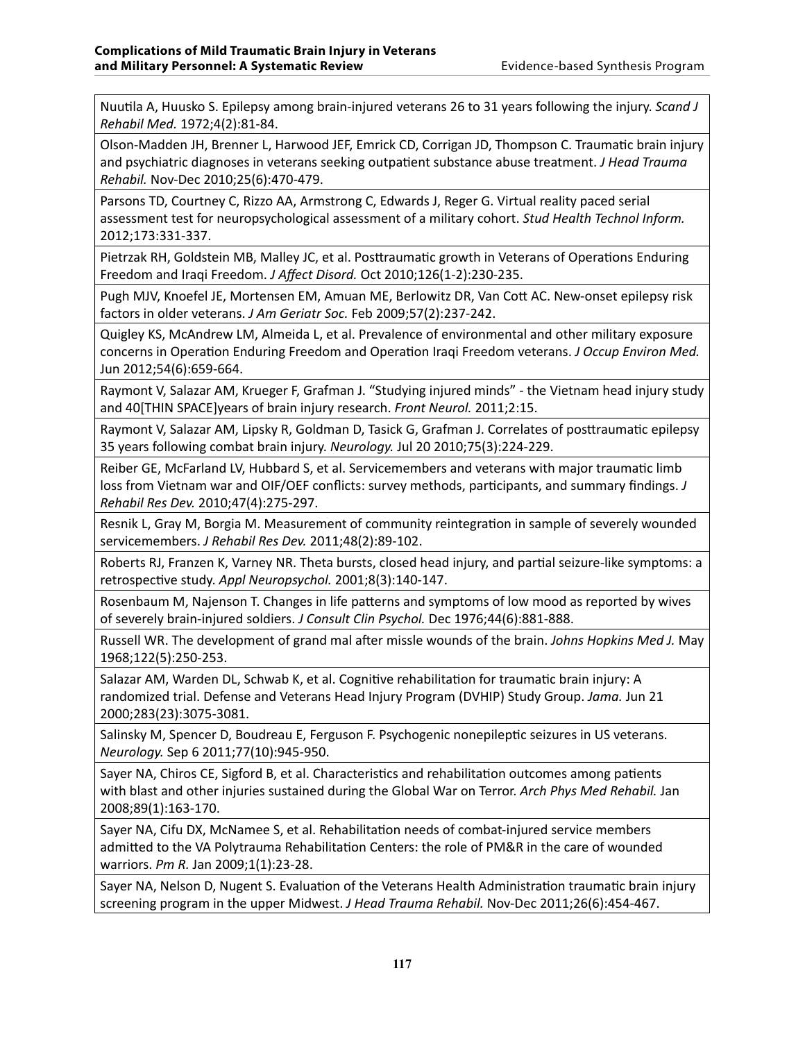Nuutila A, Huusko S. Epilepsy among brain-injured veterans 26 to 31 years following the injury. *Scand J Rehabil Med.* 1972;4(2):81-84.

Olson-Madden JH, Brenner L, Harwood JEF, Emrick CD, Corrigan JD, Thompson C. Traumatic brain injury and psychiatric diagnoses in veterans seeking outpatient substance abuse treatment. *J Head Trauma Rehabil.* Nov-Dec 2010;25(6):470-479.

Parsons TD, Courtney C, Rizzo AA, Armstrong C, Edwards J, Reger G. Virtual reality paced serial assessment test for neuropsychological assessment of a military cohort. *Stud Health Technol Inform.* 2012;173:331-337.

Pietrzak RH, Goldstein MB, Malley JC, et al. Posttraumatic growth in Veterans of Operations Enduring Freedom and Iraqi Freedom. *J Affect Disord.* Oct 2010;126(1-2):230-235.

Pugh MJV, Knoefel JE, Mortensen EM, Amuan ME, Berlowitz DR, Van Cott AC. New-onset epilepsy risk factors in older veterans. *J Am Geriatr Soc.* Feb 2009;57(2):237-242.

Quigley KS, McAndrew LM, Almeida L, et al. Prevalence of environmental and other military exposure concerns in Operation Enduring Freedom and Operation Iraqi Freedom veterans. *J Occup Environ Med.* Jun 2012;54(6):659-664.

Raymont V, Salazar AM, Krueger F, Grafman J. "Studying injured minds" - the Vietnam head injury study and 40[THIN SPACE]years of brain injury research. *Front Neurol.* 2011;2:15.

Raymont V, Salazar AM, Lipsky R, Goldman D, Tasick G, Grafman J. Correlates of posttraumatic epilepsy 35 years following combat brain injury. *Neurology.* Jul 20 2010;75(3):224-229.

Reiber GE, McFarland LV, Hubbard S, et al. Servicemembers and veterans with major traumatic limb loss from Vietnam war and OIF/OEF conflicts: survey methods, participants, and summary findings. *J Rehabil Res Dev.* 2010;47(4):275-297.

Resnik L, Gray M, Borgia M. Measurement of community reintegration in sample of severely wounded servicemembers. *J Rehabil Res Dev.* 2011;48(2):89-102.

Roberts RJ, Franzen K, Varney NR. Theta bursts, closed head injury, and partial seizure-like symptoms: a retrospective study. *Appl Neuropsychol.* 2001;8(3):140-147.

Rosenbaum M, Najenson T. Changes in life patterns and symptoms of low mood as reported by wives of severely brain-injured soldiers. *J Consult Clin Psychol.* Dec 1976;44(6):881-888.

Russell WR. The development of grand mal after missle wounds of the brain. *Johns Hopkins Med J.* May 1968;122(5):250-253.

Salazar AM, Warden DL, Schwab K, et al. Cognitive rehabilitation for traumatic brain injury: A randomized trial. Defense and Veterans Head Injury Program (DVHIP) Study Group. *Jama.* Jun 21 2000;283(23):3075-3081.

Salinsky M, Spencer D, Boudreau E, Ferguson F. Psychogenic nonepileptic seizures in US veterans. *Neurology.* Sep 6 2011;77(10):945-950.

Sayer NA, Chiros CE, Sigford B, et al. Characteristics and rehabilitation outcomes among patients with blast and other injuries sustained during the Global War on Terror. *Arch Phys Med Rehabil.* Jan 2008;89(1):163-170.

Sayer NA, Cifu DX, McNamee S, et al. Rehabilitation needs of combat-injured service members admitted to the VA Polytrauma Rehabilitation Centers: the role of PM&R in the care of wounded warriors. *Pm R.* Jan 2009;1(1):23-28.

Sayer NA, Nelson D, Nugent S. Evaluation of the Veterans Health Administration traumatic brain injury screening program in the upper Midwest. *J Head Trauma Rehabil.* Nov-Dec 2011;26(6):454-467.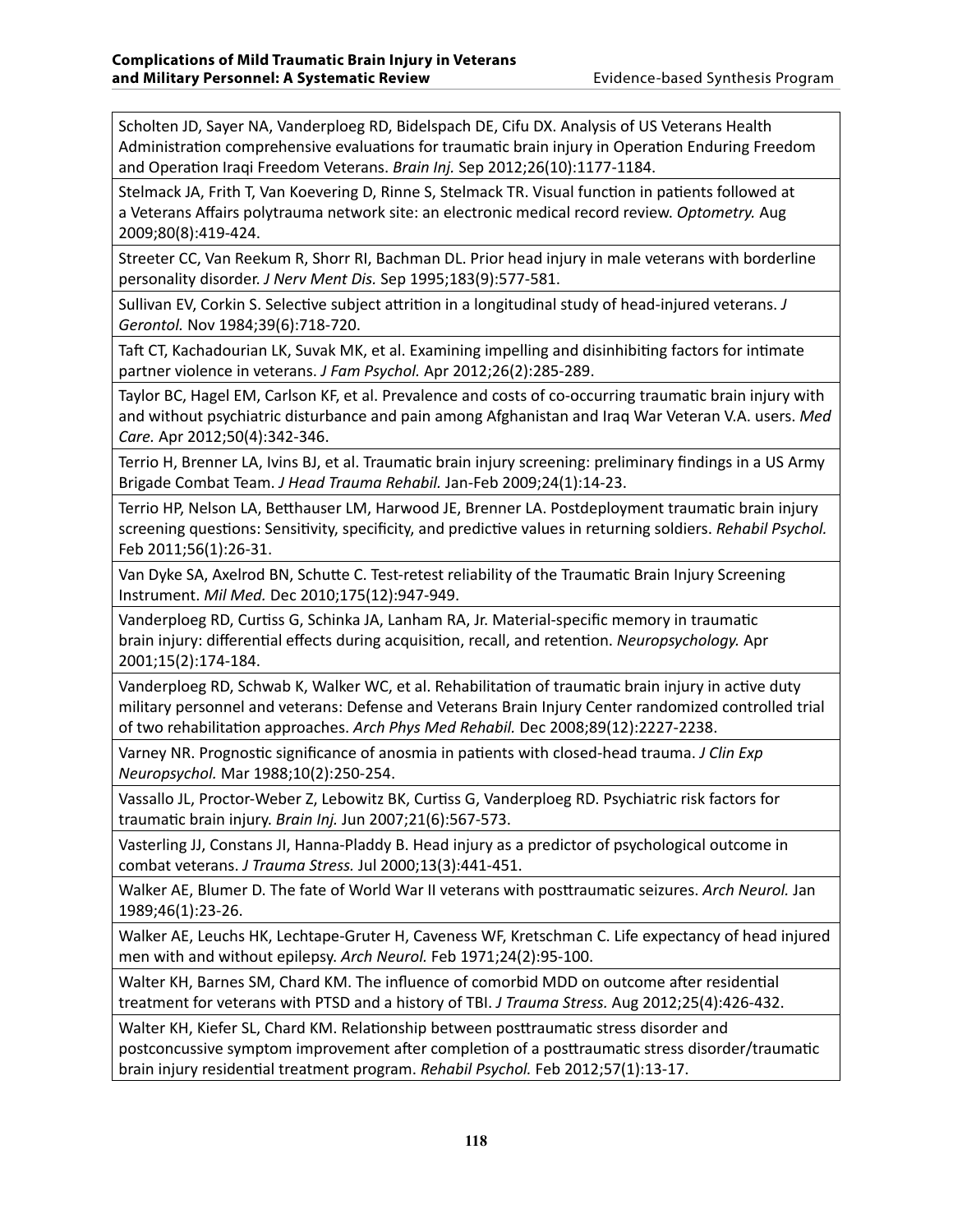Scholten JD, Sayer NA, Vanderploeg RD, Bidelspach DE, Cifu DX. Analysis of US Veterans Health Administration comprehensive evaluations for traumatic brain injury in Operation Enduring Freedom and Operation Iraqi Freedom Veterans. *Brain Inj.* Sep 2012;26(10):1177-1184.

Stelmack JA, Frith T, Van Koevering D, Rinne S, Stelmack TR. Visual function in patients followed at a Veterans Affairs polytrauma network site: an electronic medical record review. *Optometry.* Aug 2009;80(8):419-424.

Streeter CC, Van Reekum R, Shorr RI, Bachman DL. Prior head injury in male veterans with borderline personality disorder. *J Nerv Ment Dis.* Sep 1995;183(9):577-581.

Sullivan EV, Corkin S. Selective subject attrition in a longitudinal study of head-injured veterans. *J Gerontol.* Nov 1984;39(6):718-720.

Taft CT, Kachadourian LK, Suvak MK, et al. Examining impelling and disinhibiting factors for intimate partner violence in veterans. *J Fam Psychol.* Apr 2012;26(2):285-289.

Taylor BC, Hagel EM, Carlson KF, et al. Prevalence and costs of co-occurring traumatic brain injury with and without psychiatric disturbance and pain among Afghanistan and Iraq War Veteran V.A. users. *Med Care.* Apr 2012;50(4):342-346.

Terrio H, Brenner LA, Ivins BJ, et al. Traumatic brain injury screening: preliminary findings in a US Army Brigade Combat Team. *J Head Trauma Rehabil.* Jan-Feb 2009;24(1):14-23.

Terrio HP, Nelson LA, Betthauser LM, Harwood JE, Brenner LA. Postdeployment traumatic brain injury screening questions: Sensitivity, specificity, and predictive values in returning soldiers. *Rehabil Psychol.* Feb 2011;56(1):26-31.

Van Dyke SA, Axelrod BN, Schutte C. Test-retest reliability of the Traumatic Brain Injury Screening Instrument. *Mil Med.* Dec 2010;175(12):947-949.

Vanderploeg RD, Curtiss G, Schinka JA, Lanham RA, Jr. Material-specific memory in traumatic brain injury: differential effects during acquisition, recall, and retention. *Neuropsychology.* Apr 2001;15(2):174-184.

Vanderploeg RD, Schwab K, Walker WC, et al. Rehabilitation of traumatic brain injury in active duty military personnel and veterans: Defense and Veterans Brain Injury Center randomized controlled trial of two rehabilitation approaches. *Arch Phys Med Rehabil.* Dec 2008;89(12):2227-2238.

Varney NR. Prognostic significance of anosmia in patients with closed-head trauma. *J Clin Exp Neuropsychol.* Mar 1988;10(2):250-254.

Vassallo JL, Proctor-Weber Z, Lebowitz BK, Curtiss G, Vanderploeg RD. Psychiatric risk factors for traumatic brain injury. *Brain Inj.* Jun 2007;21(6):567-573.

Vasterling JJ, Constans JI, Hanna-Pladdy B. Head injury as a predictor of psychological outcome in combat veterans. *J Trauma Stress.* Jul 2000;13(3):441-451.

Walker AE, Blumer D. The fate of World War II veterans with posttraumatic seizures. *Arch Neurol.* Jan 1989;46(1):23-26.

Walker AE, Leuchs HK, Lechtape-Gruter H, Caveness WF, Kretschman C. Life expectancy of head injured men with and without epilepsy. *Arch Neurol.* Feb 1971;24(2):95-100.

Walter KH, Barnes SM, Chard KM. The influence of comorbid MDD on outcome after residential treatment for veterans with PTSD and a history of TBI. *J Trauma Stress.* Aug 2012;25(4):426-432.

Walter KH, Kiefer SL, Chard KM. Relationship between posttraumatic stress disorder and postconcussive symptom improvement after completion of a posttraumatic stress disorder/traumatic brain injury residential treatment program. *Rehabil Psychol.* Feb 2012;57(1):13-17.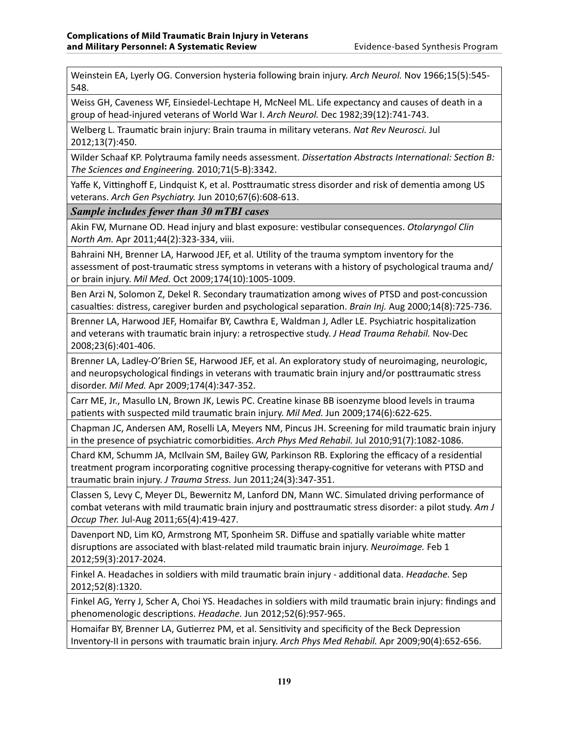| |
|---|
| Weinstein EA, Lyerly OG. Conversion hysteria following brain injury. *Arch Neurol.* Nov 1966;15(5):545-548. |
| Weiss GH, Caveness WF, Einsiedel-Lechtape H, McNeel ML. Life expectancy and causes of death in a group of head-injured veterans of World War I. *Arch Neurol.* Dec 1982;39(12):741-743. |
| Welberg L. Traumatic brain injury: Brain trauma in military veterans. *Nat Rev Neurosci.* Jul 2012;13(7):450. |
| Wilder Schaaf KP. Polytrauma family needs assessment. *Dissertation Abstracts International: Section B: The Sciences and Engineering.* 2010;71(5-B):3342. |
| Yaffe K, Vittinghoff E, Lindquist K, et al. Posttraumatic stress disorder and risk of dementia among US veterans. *Arch Gen Psychiatry.* Jun 2010;67(6):608-613. |
| ***Sample includes fewer than 30 mTBI cases*** |
| Akin FW, Murnane OD. Head injury and blast exposure: vestibular consequences. *Otolaryngol Clin North Am.* Apr 2011;44(2):323-334, viii. |
| Bahraini NH, Brenner LA, Harwood JEF, et al. Utility of the trauma symptom inventory for the assessment of post-traumatic stress symptoms in veterans with a history of psychological trauma and/or brain injury. *Mil Med.* Oct 2009;174(10):1005-1009. |
| Ben Arzi N, Solomon Z, Dekel R. Secondary traumatization among wives of PTSD and post-concussion casualties: distress, caregiver burden and psychological separation. *Brain Inj.* Aug 2000;14(8):725-736. |
| Brenner LA, Harwood JEF, Homaifar BY, Cawthra E, Waldman J, Adler LE. Psychiatric hospitalization and veterans with traumatic brain injury: a retrospective study. *J Head Trauma Rehabil.* Nov-Dec 2008;23(6):401-406. |
| Brenner LA, Ladley-O'Brien SE, Harwood JEF, et al. An exploratory study of neuroimaging, neurologic, and neuropsychological findings in veterans with traumatic brain injury and/or posttraumatic stress disorder. *Mil Med.* Apr 2009;174(4):347-352. |
| Carr ME, Jr., Masullo LN, Brown JK, Lewis PC. Creatine kinase BB isoenzyme blood levels in trauma patients with suspected mild traumatic brain injury. *Mil Med.* Jun 2009;174(6):622-625. |
| Chapman JC, Andersen AM, Roselli LA, Meyers NM, Pincus JH. Screening for mild traumatic brain injury in the presence of psychiatric comorbidities. *Arch Phys Med Rehabil.* Jul 2010;91(7):1082-1086. |
| Chard KM, Schumm JA, McIlvain SM, Bailey GW, Parkinson RB. Exploring the efficacy of a residential treatment program incorporating cognitive processing therapy-cognitive for veterans with PTSD and traumatic brain injury. *J Trauma Stress.* Jun 2011;24(3):347-351. |
| Classen S, Levy C, Meyer DL, Bewernitz M, Lanford DN, Mann WC. Simulated driving performance of combat veterans with mild traumatic brain injury and posttraumatic stress disorder: a pilot study. *Am J Occup Ther.* Jul-Aug 2011;65(4):419-427. |
| Davenport ND, Lim KO, Armstrong MT, Sponheim SR. Diffuse and spatially variable white matter disruptions are associated with blast-related mild traumatic brain injury. *Neuroimage.* Feb 1 2012;59(3):2017-2024. |
| Finkel A. Headaches in soldiers with mild traumatic brain injury - additional data. *Headache.* Sep 2012;52(8):1320. |
| Finkel AG, Yerry J, Scher A, Choi YS. Headaches in soldiers with mild traumatic brain injury: findings and phenomenologic descriptions. *Headache.* Jun 2012;52(6):957-965. |
| Homaifar BY, Brenner LA, Gutierrez PM, et al. Sensitivity and specificity of the Beck Depression Inventory-II in persons with traumatic brain injury. *Arch Phys Med Rehabil.* Apr 2009;90(4):652-656. |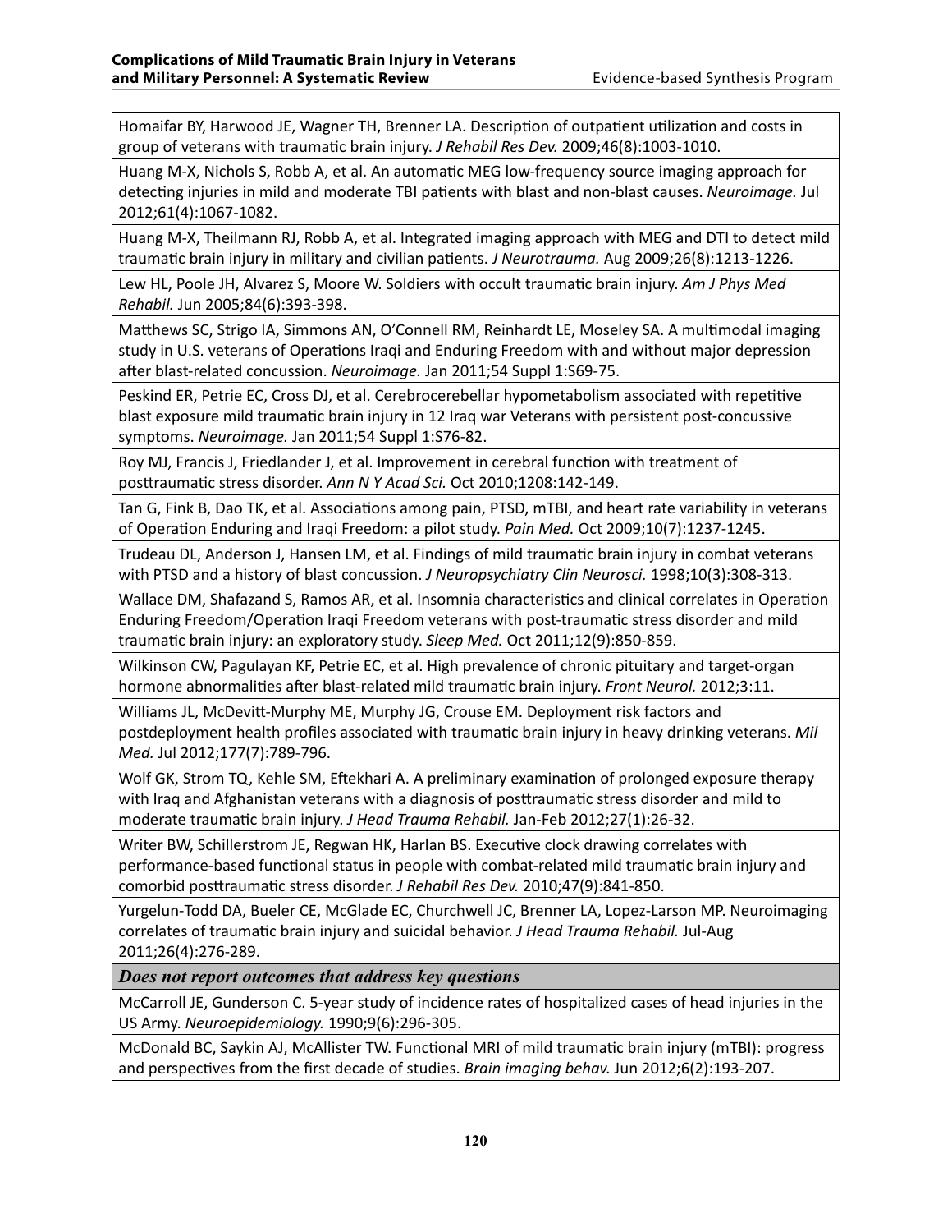| |
|---|
| Homaifar BY, Harwood JE, Wagner TH, Brenner LA. Description of outpatient utilization and costs in group of veterans with traumatic brain injury. *J Rehabil Res Dev.* 2009;46(8):1003-1010. |
| Huang M-X, Nichols S, Robb A, et al. An automatic MEG low-frequency source imaging approach for detecting injuries in mild and moderate TBI patients with blast and non-blast causes. *Neuroimage.* Jul 2012;61(4):1067-1082. |
| Huang M-X, Theilmann RJ, Robb A, et al. Integrated imaging approach with MEG and DTI to detect mild traumatic brain injury in military and civilian patients. *J Neurotrauma.* Aug 2009;26(8):1213-1226. |
| Lew HL, Poole JH, Alvarez S, Moore W. Soldiers with occult traumatic brain injury. *Am J Phys Med Rehabil.* Jun 2005;84(6):393-398. |
| Matthews SC, Strigo IA, Simmons AN, O'Connell RM, Reinhardt LE, Moseley SA. A multimodal imaging study in U.S. veterans of Operations Iraqi and Enduring Freedom with and without major depression after blast-related concussion. *Neuroimage.* Jan 2011;54 Suppl 1:S69-75. |
| Peskind ER, Petrie EC, Cross DJ, et al. Cerebrocerebellar hypometabolism associated with repetitive blast exposure mild traumatic brain injury in 12 Iraq war Veterans with persistent post-concussive symptoms. *Neuroimage.* Jan 2011;54 Suppl 1:S76-82. |
| Roy MJ, Francis J, Friedlander J, et al. Improvement in cerebral function with treatment of posttraumatic stress disorder. *Ann N Y Acad Sci.* Oct 2010;1208:142-149. |
| Tan G, Fink B, Dao TK, et al. Associations among pain, PTSD, mTBI, and heart rate variability in veterans of Operation Enduring and Iraqi Freedom: a pilot study. *Pain Med.* Oct 2009;10(7):1237-1245. |
| Trudeau DL, Anderson J, Hansen LM, et al. Findings of mild traumatic brain injury in combat veterans with PTSD and a history of blast concussion. *J Neuropsychiatry Clin Neurosci.* 1998;10(3):308-313. |
| Wallace DM, Shafazand S, Ramos AR, et al. Insomnia characteristics and clinical correlates in Operation Enduring Freedom/Operation Iraqi Freedom veterans with post-traumatic stress disorder and mild traumatic brain injury: an exploratory study. *Sleep Med.* Oct 2011;12(9):850-859. |
| Wilkinson CW, Pagulayan KF, Petrie EC, et al. High prevalence of chronic pituitary and target-organ hormone abnormalities after blast-related mild traumatic brain injury. *Front Neurol.* 2012;3:11. |
| Williams JL, McDevitt-Murphy ME, Murphy JG, Crouse EM. Deployment risk factors and postdeployment health profiles associated with traumatic brain injury in heavy drinking veterans. *Mil Med.* Jul 2012;177(7):789-796. |
| Wolf GK, Strom TQ, Kehle SM, Eftekhari A. A preliminary examination of prolonged exposure therapy with Iraq and Afghanistan veterans with a diagnosis of posttraumatic stress disorder and mild to moderate traumatic brain injury. *J Head Trauma Rehabil.* Jan-Feb 2012;27(1):26-32. |
| Writer BW, Schillerstrom JE, Regwan HK, Harlan BS. Executive clock drawing correlates with performance-based functional status in people with combat-related mild traumatic brain injury and comorbid posttraumatic stress disorder. *J Rehabil Res Dev.* 2010;47(9):841-850. |
| Yurgelun-Todd DA, Bueler CE, McGlade EC, Churchwell JC, Brenner LA, Lopez-Larson MP. Neuroimaging correlates of traumatic brain injury and suicidal behavior. *J Head Trauma Rehabil.* Jul-Aug 2011;26(4):276-289. |
| ***Does not report outcomes that address key questions*** |
| McCarroll JE, Gunderson C. 5-year study of incidence rates of hospitalized cases of head injuries in the US Army. *Neuroepidemiology.* 1990;9(6):296-305. |
| McDonald BC, Saykin AJ, McAllister TW. Functional MRI of mild traumatic brain injury (mTBI): progress and perspectives from the first decade of studies. *Brain imaging behav.* Jun 2012;6(2):193-207. |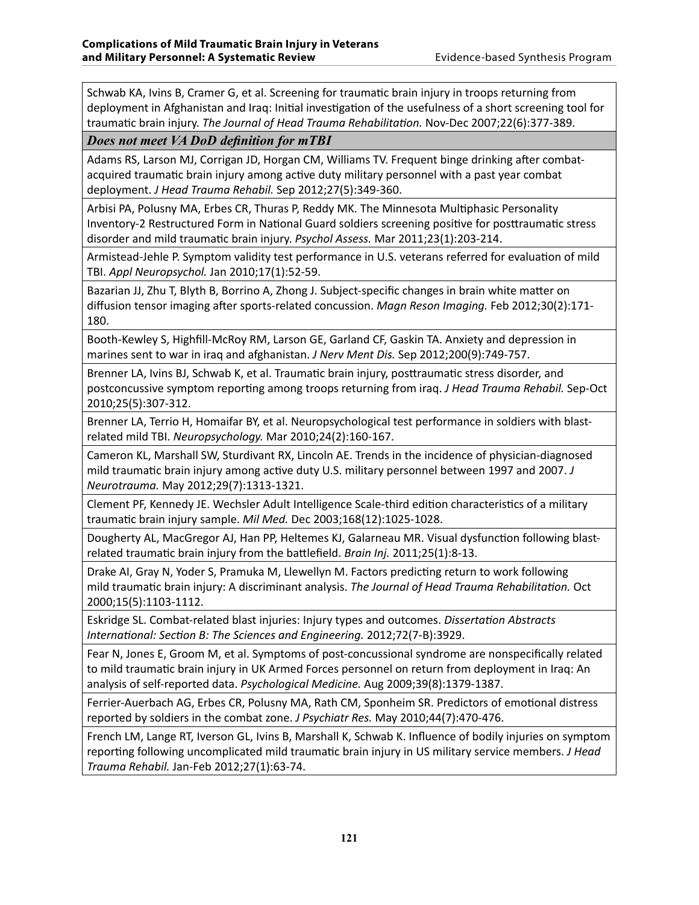| Schwab KA, Ivins B, Cramer G, et al. Screening for traumatic brain injury in troops returning from deployment in Afghanistan and Iraq: Initial investigation of the usefulness of a short screening tool for traumatic brain injury. *The Journal of Head Trauma Rehabilitation.* Nov-Dec 2007;22(6):377-389. |
|---|
| ***Does not meet VA DoD definition for mTBI*** |
| Adams RS, Larson MJ, Corrigan JD, Horgan CM, Williams TV. Frequent binge drinking after combat-acquired traumatic brain injury among active duty military personnel with a past year combat deployment. *J Head Trauma Rehabil.* Sep 2012;27(5):349-360. |
| Arbisi PA, Polusny MA, Erbes CR, Thuras P, Reddy MK. The Minnesota Multiphasic Personality Inventory-2 Restructured Form in National Guard soldiers screening positive for posttraumatic stress disorder and mild traumatic brain injury. *Psychol Assess.* Mar 2011;23(1):203-214. |
| Armistead-Jehle P. Symptom validity test performance in U.S. veterans referred for evaluation of mild TBI. *Appl Neuropsychol.* Jan 2010;17(1):52-59. |
| Bazarian JJ, Zhu T, Blyth B, Borrino A, Zhong J. Subject-specific changes in brain white matter on diffusion tensor imaging after sports-related concussion. *Magn Reson Imaging.* Feb 2012;30(2):171-180. |
| Booth-Kewley S, Highfill-McRoy RM, Larson GE, Garland CF, Gaskin TA. Anxiety and depression in marines sent to war in iraq and afghanistan. *J Nerv Ment Dis.* Sep 2012;200(9):749-757. |
| Brenner LA, Ivins BJ, Schwab K, et al. Traumatic brain injury, posttraumatic stress disorder, and postconcussive symptom reporting among troops returning from iraq. *J Head Trauma Rehabil.* Sep-Oct 2010;25(5):307-312. |
| Brenner LA, Terrio H, Homaifar BY, et al. Neuropsychological test performance in soldiers with blast-related mild TBI. *Neuropsychology.* Mar 2010;24(2):160-167. |
| Cameron KL, Marshall SW, Sturdivant RX, Lincoln AE. Trends in the incidence of physician-diagnosed mild traumatic brain injury among active duty U.S. military personnel between 1997 and 2007. *J Neurotrauma.* May 2012;29(7):1313-1321. |
| Clement PF, Kennedy JE. Wechsler Adult Intelligence Scale-third edition characteristics of a military traumatic brain injury sample. *Mil Med.* Dec 2003;168(12):1025-1028. |
| Dougherty AL, MacGregor AJ, Han PP, Heltemes KJ, Galarneau MR. Visual dysfunction following blast-related traumatic brain injury from the battlefield. *Brain Inj.* 2011;25(1):8-13. |
| Drake AI, Gray N, Yoder S, Pramuka M, Llewellyn M. Factors predicting return to work following mild traumatic brain injury: A discriminant analysis. *The Journal of Head Trauma Rehabilitation.* Oct 2000;15(5):1103-1112. |
| Eskridge SL. Combat-related blast injuries: Injury types and outcomes. *Dissertation Abstracts International: Section B: The Sciences and Engineering.* 2012;72(7-B):3929. |
| Fear N, Jones E, Groom M, et al. Symptoms of post-concussional syndrome are nonspecifically related to mild traumatic brain injury in UK Armed Forces personnel on return from deployment in Iraq: An analysis of self-reported data. *Psychological Medicine.* Aug 2009;39(8):1379-1387. |
| Ferrier-Auerbach AG, Erbes CR, Polusny MA, Rath CM, Sponheim SR. Predictors of emotional distress reported by soldiers in the combat zone. *J Psychiatr Res.* May 2010;44(7):470-476. |
| French LM, Lange RT, Iverson GL, Ivins B, Marshall K, Schwab K. Influence of bodily injuries on symptom reporting following uncomplicated mild traumatic brain injury in US military service members. *J Head Trauma Rehabil.* Jan-Feb 2012;27(1):63-74. |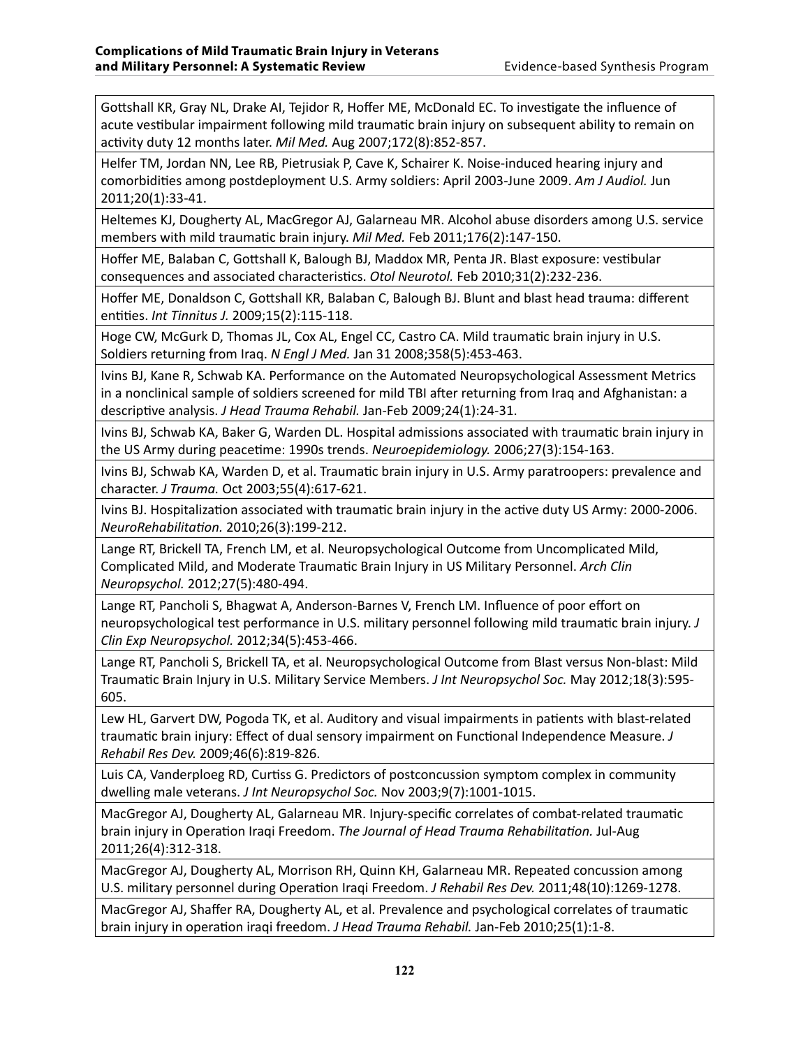Gottshall KR, Gray NL, Drake AI, Tejidor R, Hoffer ME, McDonald EC. To investigate the influence of acute vestibular impairment following mild traumatic brain injury on subsequent ability to remain on activity duty 12 months later. *Mil Med.* Aug 2007;172(8):852-857.

Helfer TM, Jordan NN, Lee RB, Pietrusiak P, Cave K, Schairer K. Noise-induced hearing injury and comorbidities among postdeployment U.S. Army soldiers: April 2003-June 2009. *Am J Audiol.* Jun 2011;20(1):33-41.

Heltemes KJ, Dougherty AL, MacGregor AJ, Galarneau MR. Alcohol abuse disorders among U.S. service members with mild traumatic brain injury. *Mil Med.* Feb 2011;176(2):147-150.

Hoffer ME, Balaban C, Gottshall K, Balough BJ, Maddox MR, Penta JR. Blast exposure: vestibular consequences and associated characteristics. *Otol Neurotol.* Feb 2010;31(2):232-236.

Hoffer ME, Donaldson C, Gottshall KR, Balaban C, Balough BJ. Blunt and blast head trauma: different entities. *Int Tinnitus J.* 2009;15(2):115-118.

Hoge CW, McGurk D, Thomas JL, Cox AL, Engel CC, Castro CA. Mild traumatic brain injury in U.S. Soldiers returning from Iraq. *N Engl J Med.* Jan 31 2008;358(5):453-463.

Ivins BJ, Kane R, Schwab KA. Performance on the Automated Neuropsychological Assessment Metrics in a nonclinical sample of soldiers screened for mild TBI after returning from Iraq and Afghanistan: a descriptive analysis. *J Head Trauma Rehabil.* Jan-Feb 2009;24(1):24-31.

Ivins BJ, Schwab KA, Baker G, Warden DL. Hospital admissions associated with traumatic brain injury in the US Army during peacetime: 1990s trends. *Neuroepidemiology.* 2006;27(3):154-163.

Ivins BJ, Schwab KA, Warden D, et al. Traumatic brain injury in U.S. Army paratroopers: prevalence and character. *J Trauma.* Oct 2003;55(4):617-621.

Ivins BJ. Hospitalization associated with traumatic brain injury in the active duty US Army: 2000-2006. *NeuroRehabilitation.* 2010;26(3):199-212.

Lange RT, Brickell TA, French LM, et al. Neuropsychological Outcome from Uncomplicated Mild, Complicated Mild, and Moderate Traumatic Brain Injury in US Military Personnel. *Arch Clin Neuropsychol.* 2012;27(5):480-494.

Lange RT, Pancholi S, Bhagwat A, Anderson-Barnes V, French LM. Influence of poor effort on neuropsychological test performance in U.S. military personnel following mild traumatic brain injury. *J Clin Exp Neuropsychol.* 2012;34(5):453-466.

Lange RT, Pancholi S, Brickell TA, et al. Neuropsychological Outcome from Blast versus Non-blast: Mild Traumatic Brain Injury in U.S. Military Service Members. *J Int Neuropsychol Soc.* May 2012;18(3):595-605.

Lew HL, Garvert DW, Pogoda TK, et al. Auditory and visual impairments in patients with blast-related traumatic brain injury: Effect of dual sensory impairment on Functional Independence Measure. *J Rehabil Res Dev.* 2009;46(6):819-826.

Luis CA, Vanderploeg RD, Curtiss G. Predictors of postconcussion symptom complex in community dwelling male veterans. *J Int Neuropsychol Soc.* Nov 2003;9(7):1001-1015.

MacGregor AJ, Dougherty AL, Galarneau MR. Injury-specific correlates of combat-related traumatic brain injury in Operation Iraqi Freedom. *The Journal of Head Trauma Rehabilitation.* Jul-Aug 2011;26(4):312-318.

MacGregor AJ, Dougherty AL, Morrison RH, Quinn KH, Galarneau MR. Repeated concussion among U.S. military personnel during Operation Iraqi Freedom. *J Rehabil Res Dev.* 2011;48(10):1269-1278.

MacGregor AJ, Shaffer RA, Dougherty AL, et al. Prevalence and psychological correlates of traumatic brain injury in operation iraqi freedom. *J Head Trauma Rehabil.* Jan-Feb 2010;25(1):1-8.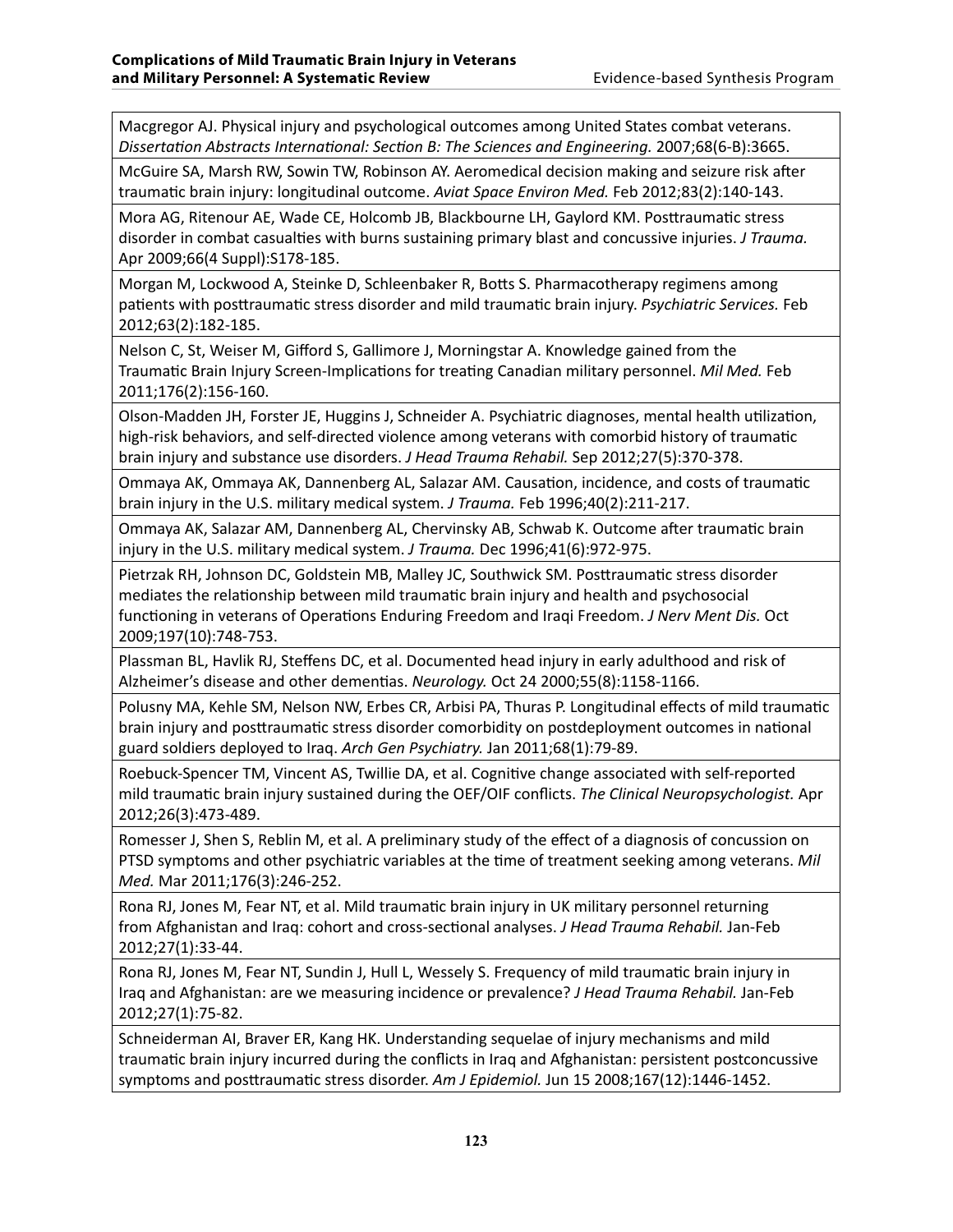Macgregor AJ. Physical injury and psychological outcomes among United States combat veterans. *Dissertation Abstracts International: Section B: The Sciences and Engineering.* 2007;68(6-B):3665.

McGuire SA, Marsh RW, Sowin TW, Robinson AY. Aeromedical decision making and seizure risk after traumatic brain injury: longitudinal outcome. *Aviat Space Environ Med.* Feb 2012;83(2):140-143.

Mora AG, Ritenour AE, Wade CE, Holcomb JB, Blackbourne LH, Gaylord KM. Posttraumatic stress disorder in combat casualties with burns sustaining primary blast and concussive injuries. *J Trauma.* Apr 2009;66(4 Suppl):S178-185.

Morgan M, Lockwood A, Steinke D, Schleenbaker R, Botts S. Pharmacotherapy regimens among patients with posttraumatic stress disorder and mild traumatic brain injury. *Psychiatric Services.* Feb 2012;63(2):182-185.

Nelson C, St, Weiser M, Gifford S, Gallimore J, Morningstar A. Knowledge gained from the Traumatic Brain Injury Screen-Implications for treating Canadian military personnel. *Mil Med.* Feb 2011;176(2):156-160.

Olson-Madden JH, Forster JE, Huggins J, Schneider A. Psychiatric diagnoses, mental health utilization, high-risk behaviors, and self-directed violence among veterans with comorbid history of traumatic brain injury and substance use disorders. *J Head Trauma Rehabil.* Sep 2012;27(5):370-378.

Ommaya AK, Ommaya AK, Dannenberg AL, Salazar AM. Causation, incidence, and costs of traumatic brain injury in the U.S. military medical system. *J Trauma.* Feb 1996;40(2):211-217.

Ommaya AK, Salazar AM, Dannenberg AL, Chervinsky AB, Schwab K. Outcome after traumatic brain injury in the U.S. military medical system. *J Trauma.* Dec 1996;41(6):972-975.

Pietrzak RH, Johnson DC, Goldstein MB, Malley JC, Southwick SM. Posttraumatic stress disorder mediates the relationship between mild traumatic brain injury and health and psychosocial functioning in veterans of Operations Enduring Freedom and Iraqi Freedom. *J Nerv Ment Dis.* Oct 2009;197(10):748-753.

Plassman BL, Havlik RJ, Steffens DC, et al. Documented head injury in early adulthood and risk of Alzheimer's disease and other dementias. *Neurology.* Oct 24 2000;55(8):1158-1166.

Polusny MA, Kehle SM, Nelson NW, Erbes CR, Arbisi PA, Thuras P. Longitudinal effects of mild traumatic brain injury and posttraumatic stress disorder comorbidity on postdeployment outcomes in national guard soldiers deployed to Iraq. *Arch Gen Psychiatry.* Jan 2011;68(1):79-89.

Roebuck-Spencer TM, Vincent AS, Twillie DA, et al. Cognitive change associated with self-reported mild traumatic brain injury sustained during the OEF/OIF conflicts. *The Clinical Neuropsychologist.* Apr 2012;26(3):473-489.

Romesser J, Shen S, Reblin M, et al. A preliminary study of the effect of a diagnosis of concussion on PTSD symptoms and other psychiatric variables at the time of treatment seeking among veterans. *Mil Med.* Mar 2011;176(3):246-252.

Rona RJ, Jones M, Fear NT, et al. Mild traumatic brain injury in UK military personnel returning from Afghanistan and Iraq: cohort and cross-sectional analyses. *J Head Trauma Rehabil.* Jan-Feb 2012;27(1):33-44.

Rona RJ, Jones M, Fear NT, Sundin J, Hull L, Wessely S. Frequency of mild traumatic brain injury in Iraq and Afghanistan: are we measuring incidence or prevalence? *J Head Trauma Rehabil.* Jan-Feb 2012;27(1):75-82.

Schneiderman AI, Braver ER, Kang HK. Understanding sequelae of injury mechanisms and mild traumatic brain injury incurred during the conflicts in Iraq and Afghanistan: persistent postconcussive symptoms and posttraumatic stress disorder. *Am J Epidemiol.* Jun 15 2008;167(12):1446-1452.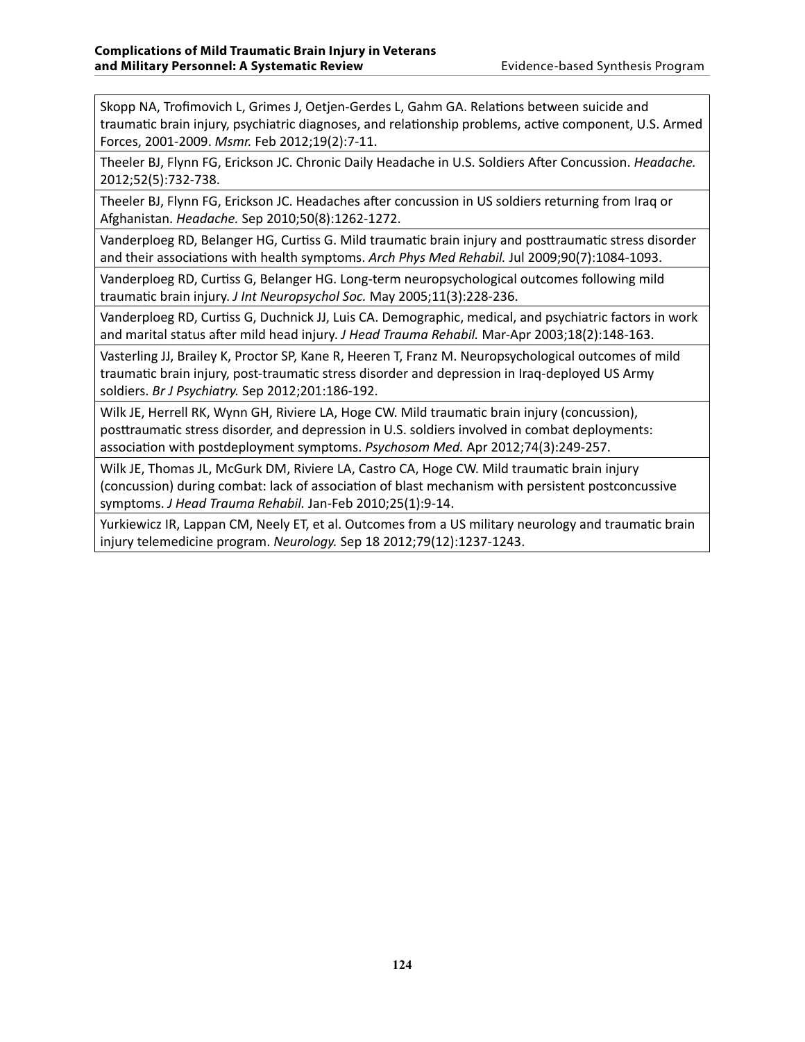Skopp NA, Trofimovich L, Grimes J, Oetjen-Gerdes L, Gahm GA. Relations between suicide and traumatic brain injury, psychiatric diagnoses, and relationship problems, active component, U.S. Armed Forces, 2001-2009. *Msmr.* Feb 2012;19(2):7-11.

Theeler BJ, Flynn FG, Erickson JC. Chronic Daily Headache in U.S. Soldiers After Concussion. *Headache.* 2012;52(5):732-738.

Theeler BJ, Flynn FG, Erickson JC. Headaches after concussion in US soldiers returning from Iraq or Afghanistan. *Headache.* Sep 2010;50(8):1262-1272.

Vanderploeg RD, Belanger HG, Curtiss G. Mild traumatic brain injury and posttraumatic stress disorder and their associations with health symptoms. *Arch Phys Med Rehabil.* Jul 2009;90(7):1084-1093.

Vanderploeg RD, Curtiss G, Belanger HG. Long-term neuropsychological outcomes following mild traumatic brain injury. *J Int Neuropsychol Soc.* May 2005;11(3):228-236.

Vanderploeg RD, Curtiss G, Duchnick JJ, Luis CA. Demographic, medical, and psychiatric factors in work and marital status after mild head injury. *J Head Trauma Rehabil.* Mar-Apr 2003;18(2):148-163.

Vasterling JJ, Brailey K, Proctor SP, Kane R, Heeren T, Franz M. Neuropsychological outcomes of mild traumatic brain injury, post-traumatic stress disorder and depression in Iraq-deployed US Army soldiers. *Br J Psychiatry.* Sep 2012;201:186-192.

Wilk JE, Herrell RK, Wynn GH, Riviere LA, Hoge CW. Mild traumatic brain injury (concussion), posttraumatic stress disorder, and depression in U.S. soldiers involved in combat deployments: association with postdeployment symptoms. *Psychosom Med.* Apr 2012;74(3):249-257.

Wilk JE, Thomas JL, McGurk DM, Riviere LA, Castro CA, Hoge CW. Mild traumatic brain injury (concussion) during combat: lack of association of blast mechanism with persistent postconcussive symptoms. *J Head Trauma Rehabil.* Jan-Feb 2010;25(1):9-14.

Yurkiewicz IR, Lappan CM, Neely ET, et al. Outcomes from a US military neurology and traumatic brain injury telemedicine program. *Neurology.* Sep 18 2012;79(12):1237-1243.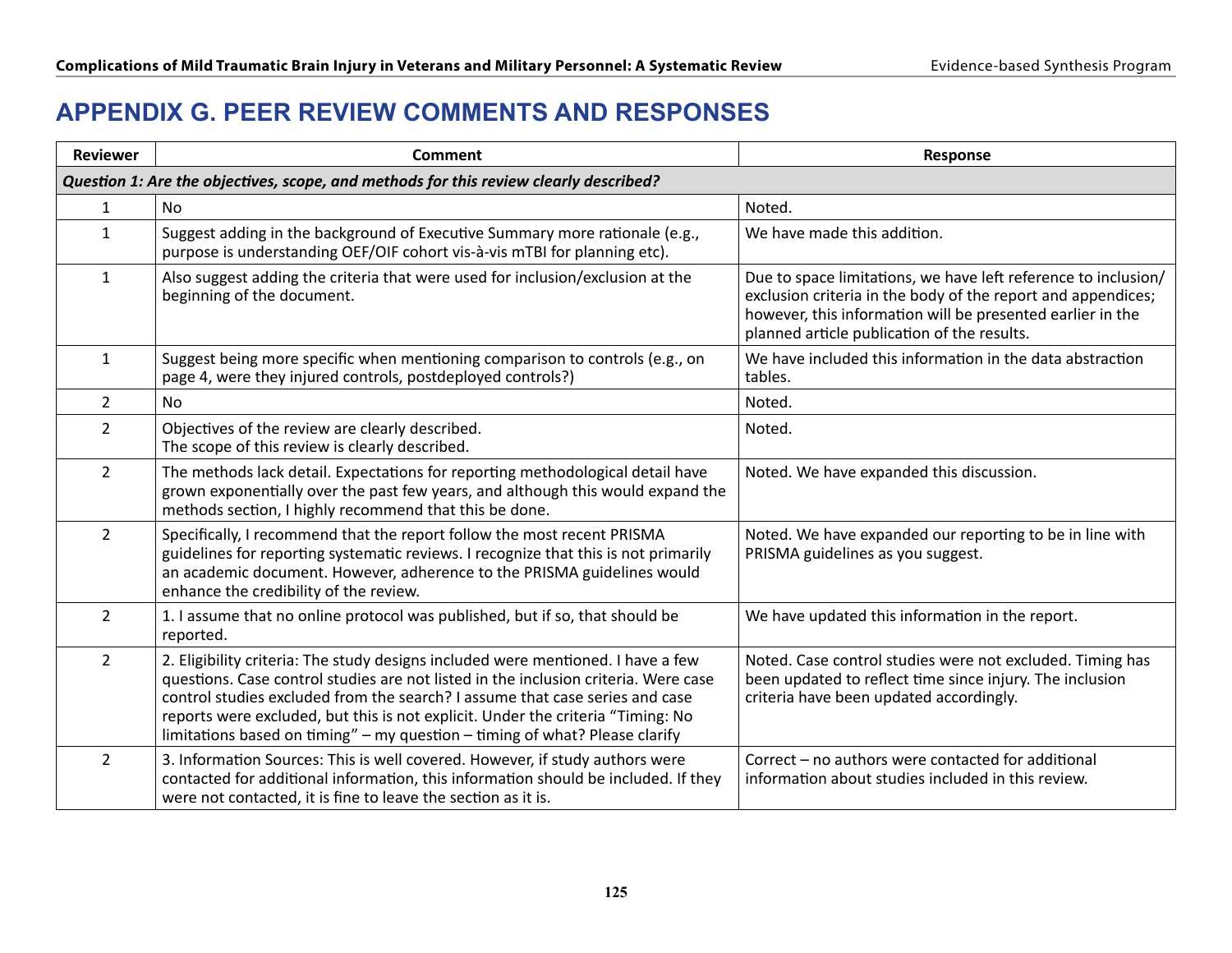# APPENDIX G. PEER REVIEW COMMENTS AND RESPONSES

| Reviewer | Comment | Response |
|---|---|---|
| ***Question 1: Are the objectives, scope, and methods for this review clearly described?*** | | |
| 1 | No | Noted. |
| 1 | Suggest adding in the background of Executive Summary more rationale (e.g., purpose is understanding OEF/OIF cohort vis-à-vis mTBI for planning etc). | We have made this addition. |
| 1 | Also suggest adding the criteria that were used for inclusion/exclusion at the beginning of the document. | Due to space limitations, we have left reference to inclusion/exclusion criteria in the body of the report and appendices; however, this information will be presented earlier in the planned article publication of the results. |
| 1 | Suggest being more specific when mentioning comparison to controls (e.g., on page 4, were they injured controls, postdeployed controls?) | We have included this information in the data abstraction tables. |
| 2 | No | Noted. |
| 2 | Objectives of the review are clearly described.<br>The scope of this review is clearly described. | Noted. |
| 2 | The methods lack detail. Expectations for reporting methodological detail have grown exponentially over the past few years, and although this would expand the methods section, I highly recommend that this be done. | Noted. We have expanded this discussion. |
| 2 | Specifically, I recommend that the report follow the most recent PRISMA guidelines for reporting systematic reviews. I recognize that this is not primarily an academic document. However, adherence to the PRISMA guidelines would enhance the credibility of the review. | Noted. We have expanded our reporting to be in line with PRISMA guidelines as you suggest. |
| 2 | 1. I assume that no online protocol was published, but if so, that should be reported. | We have updated this information in the report. |
| 2 | 2. Eligibility criteria: The study designs included were mentioned. I have a few questions. Case control studies are not listed in the inclusion criteria. Were case control studies excluded from the search? I assume that case series and case reports were excluded, but this is not explicit. Under the criteria "Timing: No limitations based on timing" – my question – timing of what? Please clarify | Noted. Case control studies were not excluded. Timing has been updated to reflect time since injury. The inclusion criteria have been updated accordingly. |
| 2 | 3. Information Sources: This is well covered. However, if study authors were contacted for additional information, this information should be included. If they were not contacted, it is fine to leave the section as it is. | Correct – no authors were contacted for additional information about studies included in this review. |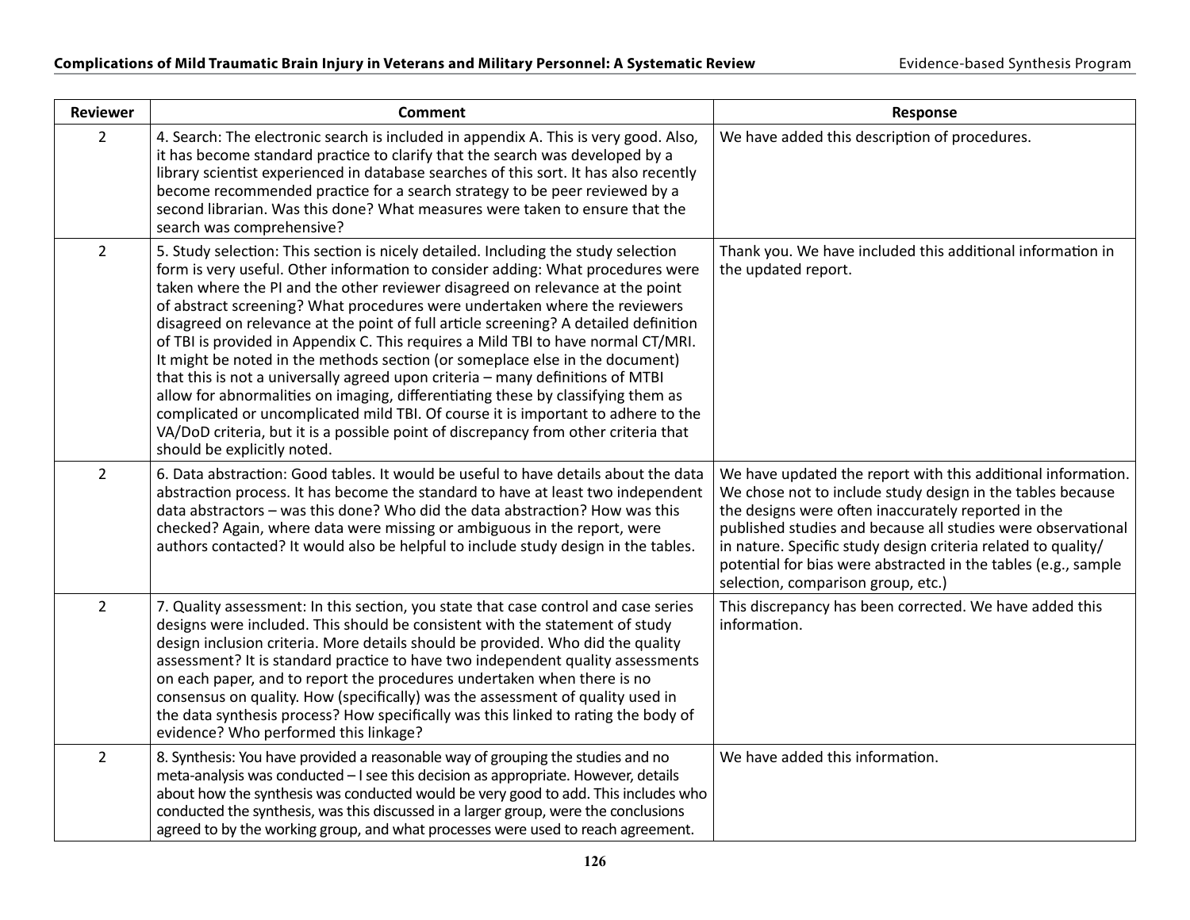| Reviewer | Comment | Response |
| --- | --- | --- |
| 2 | 4. Search: The electronic search is included in appendix A. This is very good. Also, it has become standard practice to clarify that the search was developed by a library scientist experienced in database searches of this sort. It has also recently become recommended practice for a search strategy to be peer reviewed by a second librarian. Was this done? What measures were taken to ensure that the search was comprehensive? | We have added this description of procedures. |
| 2 | 5. Study selection: This section is nicely detailed. Including the study selection form is very useful. Other information to consider adding: What procedures were taken where the PI and the other reviewer disagreed on relevance at the point of abstract screening? What procedures were undertaken where the reviewers disagreed on relevance at the point of full article screening? A detailed definition of TBI is provided in Appendix C. This requires a Mild TBI to have normal CT/MRI. It might be noted in the methods section (or someplace else in the document) that this is not a universally agreed upon criteria – many definitions of MTBI allow for abnormalities on imaging, differentiating these by classifying them as complicated or uncomplicated mild TBI. Of course it is important to adhere to the VA/DoD criteria, but it is a possible point of discrepancy from other criteria that should be explicitly noted. | Thank you. We have included this additional information in the updated report. |
| 2 | 6. Data abstraction: Good tables. It would be useful to have details about the data abstraction process. It has become the standard to have at least two independent data abstractors – was this done? Who did the data abstraction? How was this checked? Again, where data were missing or ambiguous in the report, were authors contacted? It would also be helpful to include study design in the tables. | We have updated the report with this additional information. We chose not to include study design in the tables because the designs were often inaccurately reported in the published studies and because all studies were observational in nature. Specific study design criteria related to quality/potential for bias were abstracted in the tables (e.g., sample selection, comparison group, etc.) |
| 2 | 7. Quality assessment: In this section, you state that case control and case series designs were included. This should be consistent with the statement of study design inclusion criteria. More details should be provided. Who did the quality assessment? It is standard practice to have two independent quality assessments on each paper, and to report the procedures undertaken when there is no consensus on quality. How (specifically) was the assessment of quality used in the data synthesis process? How specifically was this linked to rating the body of evidence? Who performed this linkage? | This discrepancy has been corrected. We have added this information. |
| 2 | 8. Synthesis: You have provided a reasonable way of grouping the studies and no meta-analysis was conducted – I see this decision as appropriate. However, details about how the synthesis was conducted would be very good to add. This includes who conducted the synthesis, was this discussed in a larger group, were the conclusions agreed to by the working group, and what processes were used to reach agreement. | We have added this information. |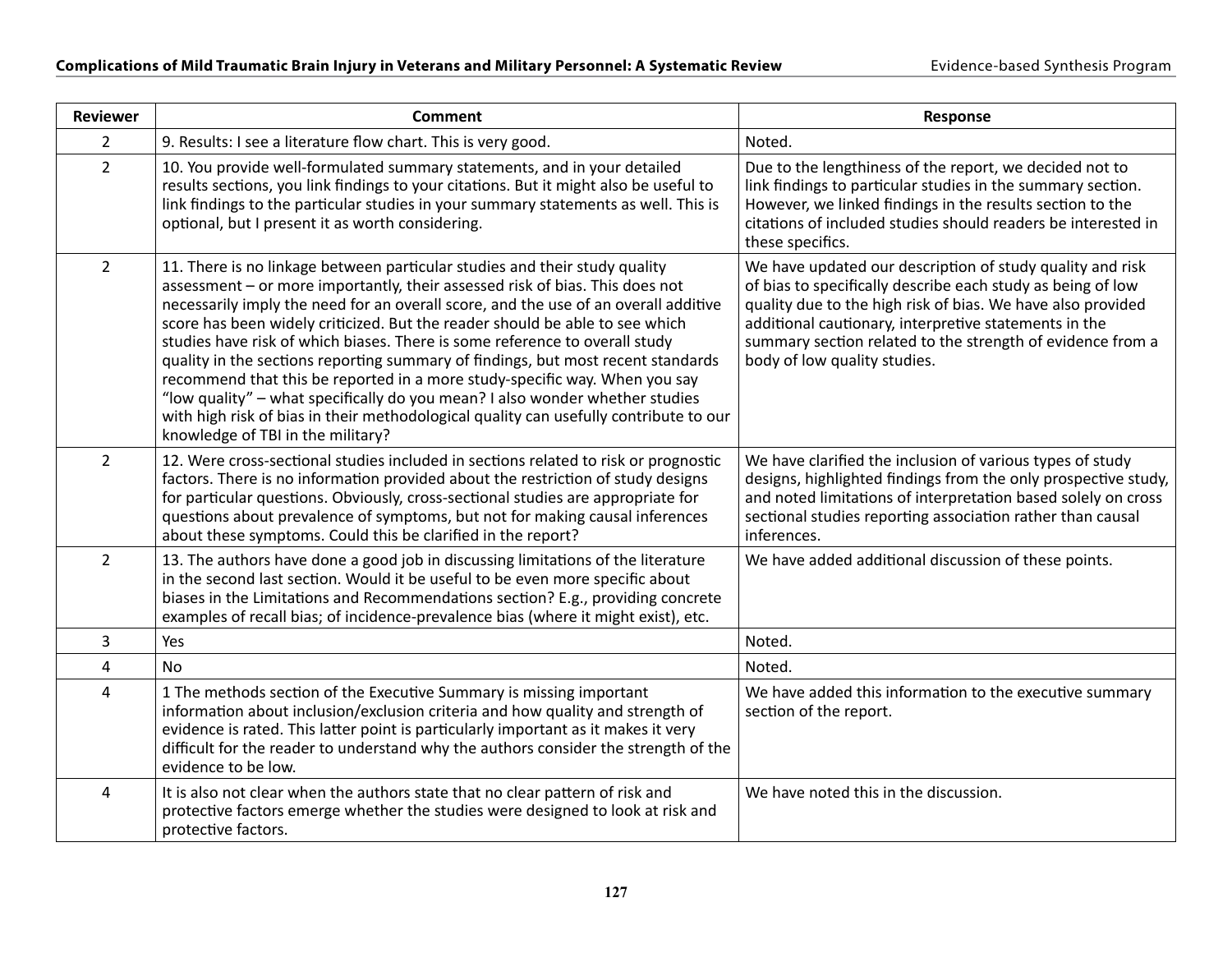| Reviewer | Comment | Response |
|---|---|---|
| 2 | 9. Results: I see a literature flow chart. This is very good. | Noted. |
| 2 | 10. You provide well-formulated summary statements, and in your detailed results sections, you link findings to your citations. But it might also be useful to link findings to the particular studies in your summary statements as well. This is optional, but I present it as worth considering. | Due to the lengthiness of the report, we decided not to link findings to particular studies in the summary section. However, we linked findings in the results section to the citations of included studies should readers be interested in these specifics. |
| 2 | 11. There is no linkage between particular studies and their study quality assessment – or more importantly, their assessed risk of bias. This does not necessarily imply the need for an overall score, and the use of an overall additive score has been widely criticized. But the reader should be able to see which studies have risk of which biases. There is some reference to overall study quality in the sections reporting summary of findings, but most recent standards recommend that this be reported in a more study-specific way. When you say "low quality" – what specifically do you mean? I also wonder whether studies with high risk of bias in their methodological quality can usefully contribute to our knowledge of TBI in the military? | We have updated our description of study quality and risk of bias to specifically describe each study as being of low quality due to the high risk of bias. We have also provided additional cautionary, interpretive statements in the summary section related to the strength of evidence from a body of low quality studies. |
| 2 | 12. Were cross-sectional studies included in sections related to risk or prognostic factors. There is no information provided about the restriction of study designs for particular questions. Obviously, cross-sectional studies are appropriate for questions about prevalence of symptoms, but not for making causal inferences about these symptoms. Could this be clarified in the report? | We have clarified the inclusion of various types of study designs, highlighted findings from the only prospective study, and noted limitations of interpretation based solely on cross sectional studies reporting association rather than causal inferences. |
| 2 | 13. The authors have done a good job in discussing limitations of the literature in the second last section. Would it be useful to be even more specific about biases in the Limitations and Recommendations section? E.g., providing concrete examples of recall bias; of incidence-prevalence bias (where it might exist), etc. | We have added additional discussion of these points. |
| 3 | Yes | Noted. |
| 4 | No | Noted. |
| 4 | 1 The methods section of the Executive Summary is missing important information about inclusion/exclusion criteria and how quality and strength of evidence is rated. This latter point is particularly important as it makes it very difficult for the reader to understand why the authors consider the strength of the evidence to be low. | We have added this information to the executive summary section of the report. |
| 4 | It is also not clear when the authors state that no clear pattern of risk and protective factors emerge whether the studies were designed to look at risk and protective factors. | We have noted this in the discussion. |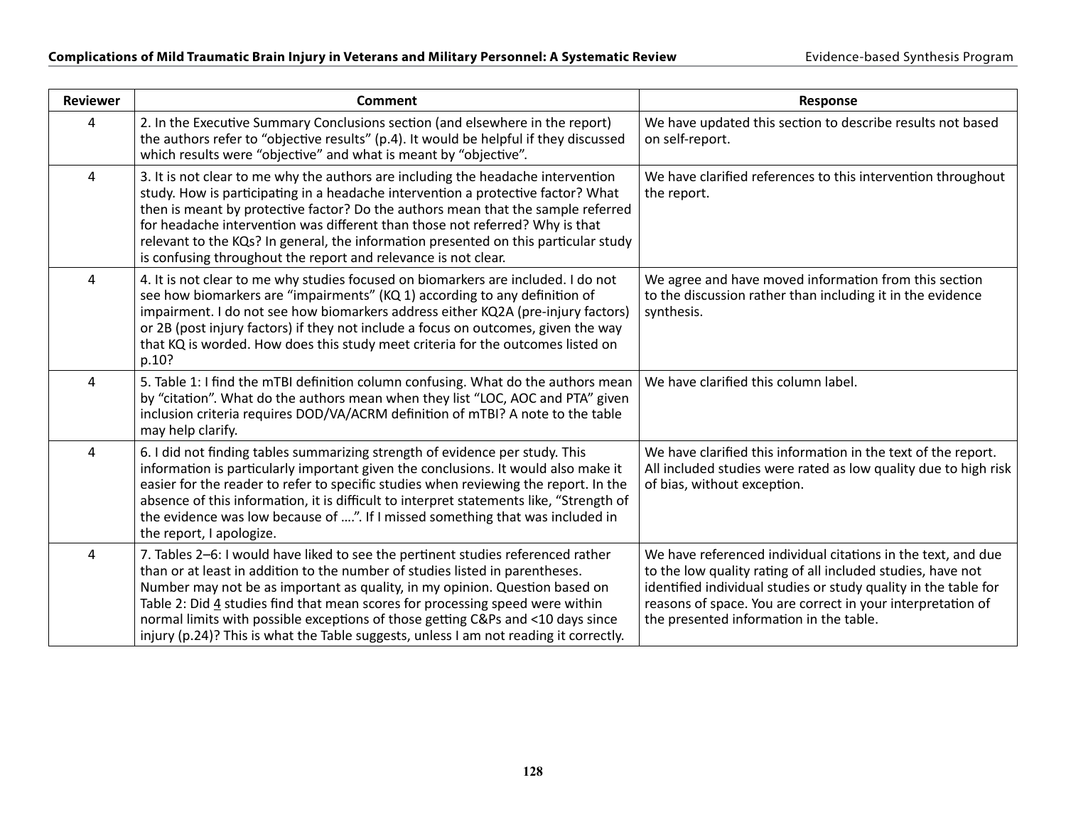| Reviewer | Comment | Response |
|---|---|---|
| 4 | 2. In the Executive Summary Conclusions section (and elsewhere in the report) the authors refer to "objective results" (p.4). It would be helpful if they discussed which results were "objective" and what is meant by "objective". | We have updated this section to describe results not based on self-report. |
| 4 | 3. It is not clear to me why the authors are including the headache intervention study. How is participating in a headache intervention a protective factor? What then is meant by protective factor? Do the authors mean that the sample referred for headache intervention was different than those not referred? Why is that relevant to the KQs? In general, the information presented on this particular study is confusing throughout the report and relevance is not clear. | We have clarified references to this intervention throughout the report. |
| 4 | 4. It is not clear to me why studies focused on biomarkers are included. I do not see how biomarkers are "impairments" (KQ 1) according to any definition of impairment. I do not see how biomarkers address either KQ2A (pre-injury factors) or 2B (post injury factors) if they not include a focus on outcomes, given the way that KQ is worded. How does this study meet criteria for the outcomes listed on p.10? | We agree and have moved information from this section to the discussion rather than including it in the evidence synthesis. |
| 4 | 5. Table 1: I find the mTBI definition column confusing. What do the authors mean by "citation". What do the authors mean when they list "LOC, AOC and PTA" given inclusion criteria requires DOD/VA/ACRM definition of mTBI? A note to the table may help clarify. | We have clarified this column label. |
| 4 | 6. I did not finding tables summarizing strength of evidence per study. This information is particularly important given the conclusions. It would also make it easier for the reader to refer to specific studies when reviewing the report. In the absence of this information, it is difficult to interpret statements like, "Strength of the evidence was low because of ....". If I missed something that was included in the report, I apologize. | We have clarified this information in the text of the report. All included studies were rated as low quality due to high risk of bias, without exception. |
| 4 | 7. Tables 2–6: I would have liked to see the pertinent studies referenced rather than or at least in addition to the number of studies listed in parentheses. Number may not be as important as quality, in my opinion. Question based on Table 2: Did 4 studies find that mean scores for processing speed were within normal limits with possible exceptions of those getting C&Ps and <10 days since injury (p.24)? This is what the Table suggests, unless I am not reading it correctly. | We have referenced individual citations in the text, and due to the low quality rating of all included studies, have not identified individual studies or study quality in the table for reasons of space. You are correct in your interpretation of the presented information in the table. |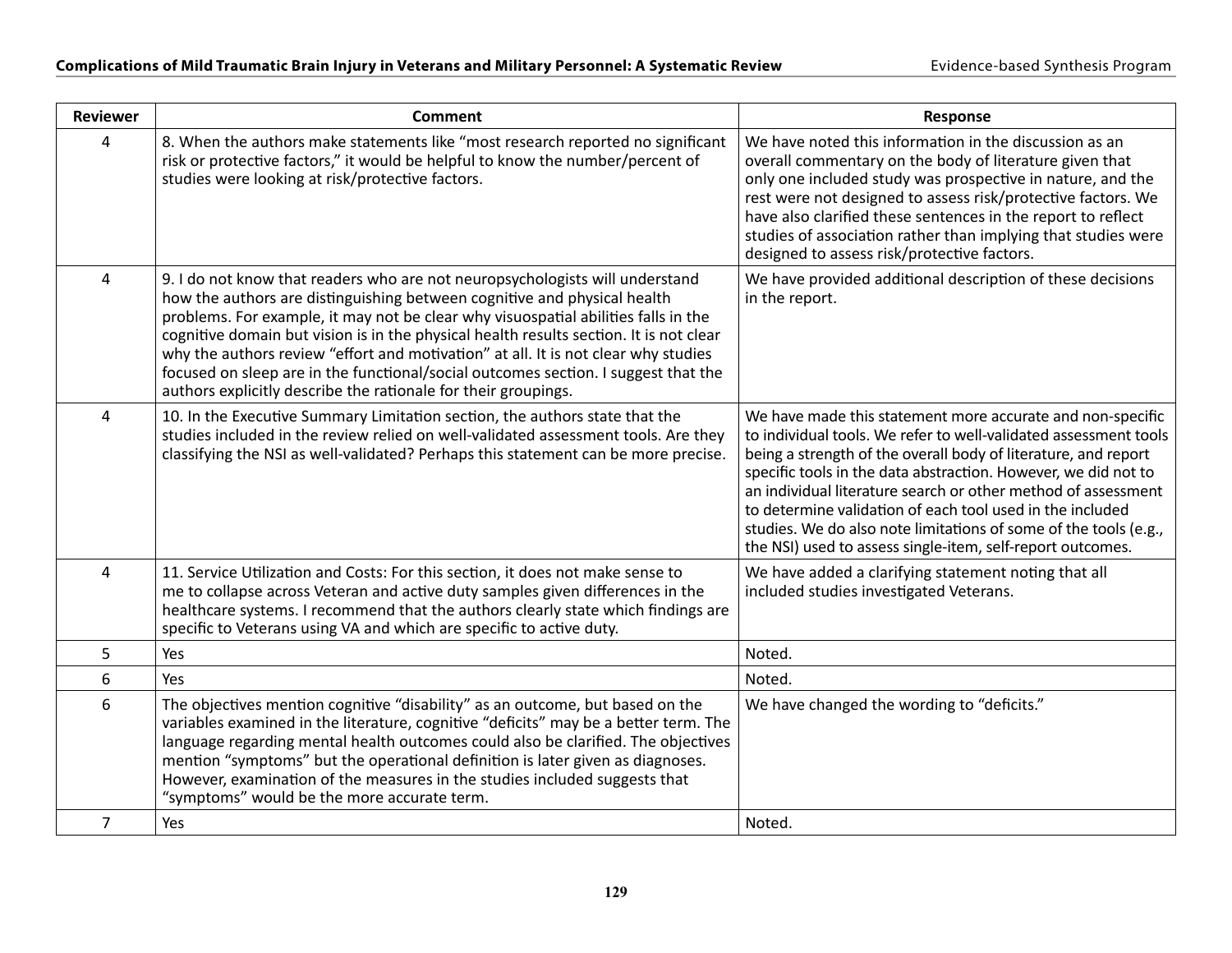| Reviewer | Comment | Response |
|---|---|---|
| 4 | 8. When the authors make statements like "most research reported no significant risk or protective factors," it would be helpful to know the number/percent of studies were looking at risk/protective factors. | We have noted this information in the discussion as an overall commentary on the body of literature given that only one included study was prospective in nature, and the rest were not designed to assess risk/protective factors. We have also clarified these sentences in the report to reflect studies of association rather than implying that studies were designed to assess risk/protective factors. |
| 4 | 9. I do not know that readers who are not neuropsychologists will understand how the authors are distinguishing between cognitive and physical health problems. For example, it may not be clear why visuospatial abilities falls in the cognitive domain but vision is in the physical health results section. It is not clear why the authors review "effort and motivation" at all. It is not clear why studies focused on sleep are in the functional/social outcomes section. I suggest that the authors explicitly describe the rationale for their groupings. | We have provided additional description of these decisions in the report. |
| 4 | 10. In the Executive Summary Limitation section, the authors state that the studies included in the review relied on well-validated assessment tools. Are they classifying the NSI as well-validated? Perhaps this statement can be more precise. | We have made this statement more accurate and non-specific to individual tools. We refer to well-validated assessment tools being a strength of the overall body of literature, and report specific tools in the data abstraction. However, we did not to an individual literature search or other method of assessment to determine validation of each tool used in the included studies. We do also note limitations of some of the tools (e.g., the NSI) used to assess single-item, self-report outcomes. |
| 4 | 11. Service Utilization and Costs: For this section, it does not make sense to me to collapse across Veteran and active duty samples given differences in the healthcare systems. I recommend that the authors clearly state which findings are specific to Veterans using VA and which are specific to active duty. | We have added a clarifying statement noting that all included studies investigated Veterans. |
| 5 | Yes | Noted. |
| 6 | Yes | Noted. |
| 6 | The objectives mention cognitive "disability" as an outcome, but based on the variables examined in the literature, cognitive "deficits" may be a better term. The language regarding mental health outcomes could also be clarified. The objectives mention "symptoms" but the operational definition is later given as diagnoses. However, examination of the measures in the studies included suggests that "symptoms" would be the more accurate term. | We have changed the wording to "deficits." |
| 7 | Yes | Noted. |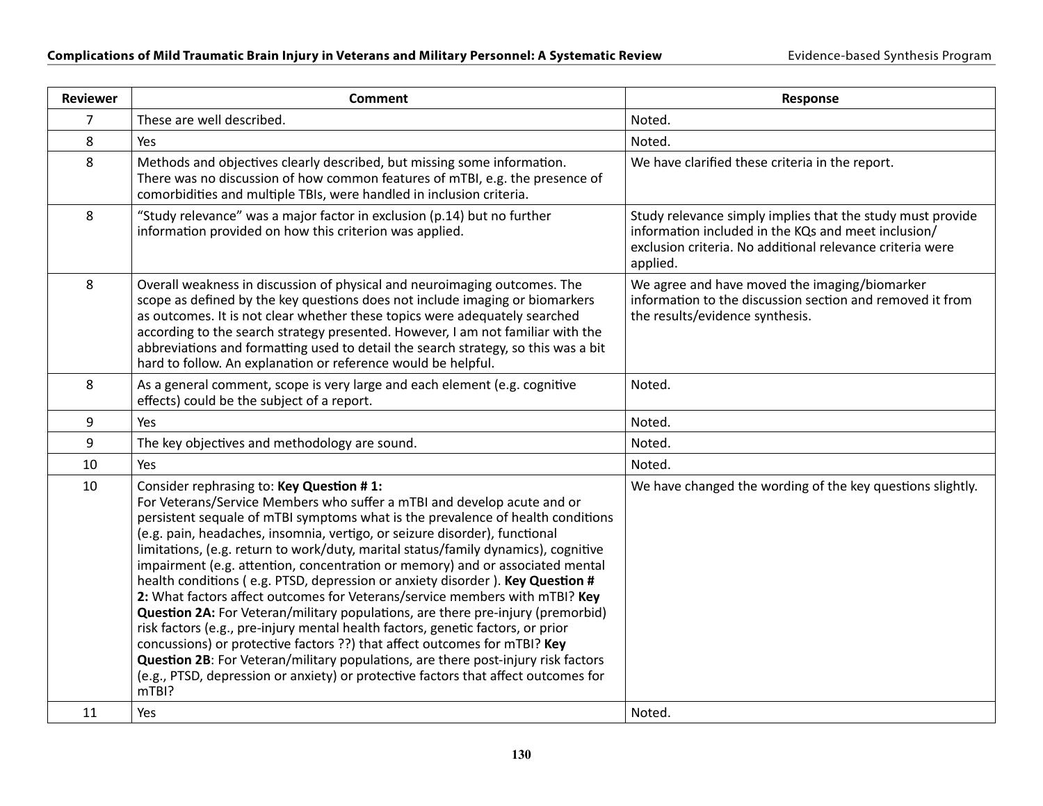| Reviewer | Comment | Response |
|---|---|---|
| 7 | These are well described. | Noted. |
| 8 | Yes | Noted. |
| 8 | Methods and objectives clearly described, but missing some information. There was no discussion of how common features of mTBI, e.g. the presence of comorbidities and multiple TBIs, were handled in inclusion criteria. | We have clarified these criteria in the report. |
| 8 | "Study relevance" was a major factor in exclusion (p.14) but no further information provided on how this criterion was applied. | Study relevance simply implies that the study must provide information included in the KQs and meet inclusion/exclusion criteria. No additional relevance criteria were applied. |
| 8 | Overall weakness in discussion of physical and neuroimaging outcomes. The scope as defined by the key questions does not include imaging or biomarkers as outcomes. It is not clear whether these topics were adequately searched according to the search strategy presented. However, I am not familiar with the abbreviations and formatting used to detail the search strategy, so this was a bit hard to follow. An explanation or reference would be helpful. | We agree and have moved the imaging/biomarker information to the discussion section and removed it from the results/evidence synthesis. |
| 8 | As a general comment, scope is very large and each element (e.g. cognitive effects) could be the subject of a report. | Noted. |
| 9 | Yes | Noted. |
| 9 | The key objectives and methodology are sound. | Noted. |
| 10 | Yes | Noted. |
| 10 | Consider rephrasing to: **Key Question # 1:** For Veterans/Service Members who suffer a mTBI and develop acute and or persistent sequale of mTBI symptoms what is the prevalence of health conditions (e.g. pain, headaches, insomnia, vertigo, or seizure disorder), functional limitations, (e.g. return to work/duty, marital status/family dynamics), cognitive impairment (e.g. attention, concentration or memory) and or associated mental health conditions ( e.g. PTSD, depression or anxiety disorder ). **Key Question # 2:** What factors affect outcomes for Veterans/service members with mTBI? **Key Question 2A:** For Veteran/military populations, are there pre-injury (premorbid) risk factors (e.g., pre-injury mental health factors, genetic factors, or prior concussions) or protective factors ??) that affect outcomes for mTBI? **Key Question 2B**: For Veteran/military populations, are there post-injury risk factors (e.g., PTSD, depression or anxiety) or protective factors that affect outcomes for mTBI? | We have changed the wording of the key questions slightly. |
| 11 | Yes | Noted. |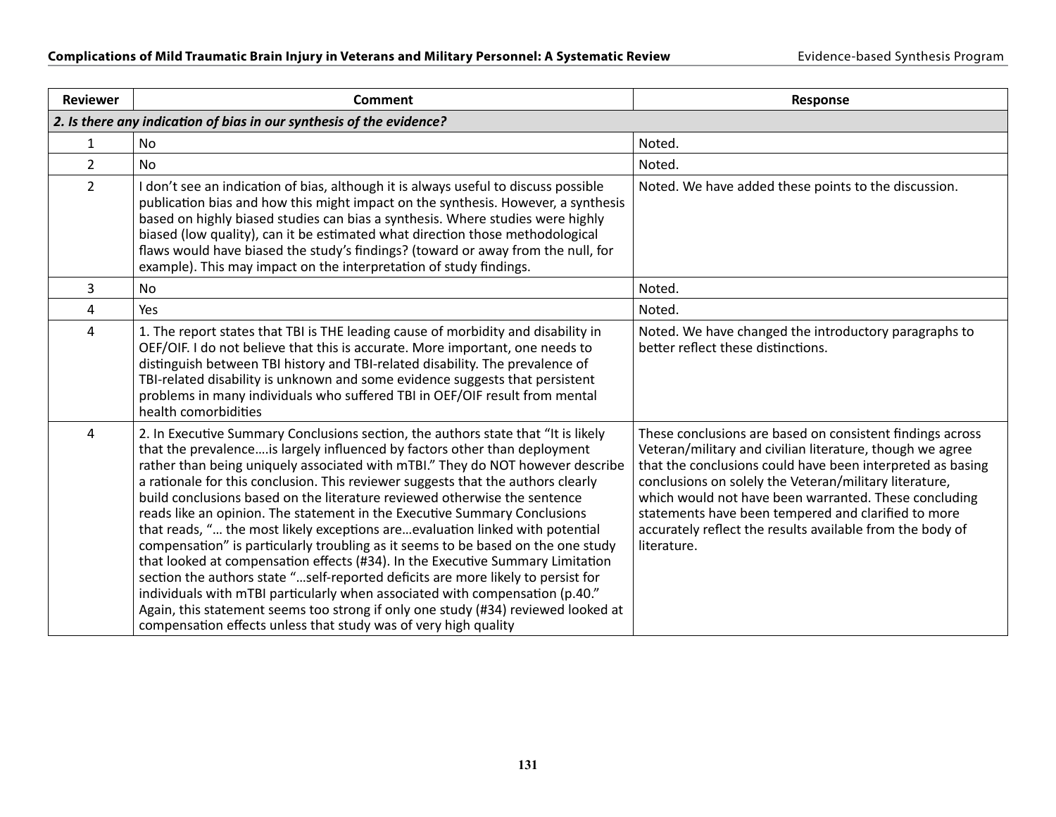| Reviewer | Comment | Response |
|---|---|---|
| ***2. Is there any indication of bias in our synthesis of the evidence?*** | | |
| 1 | No | Noted. |
| 2 | No | Noted. |
| 2 | I don't see an indication of bias, although it is always useful to discuss possible publication bias and how this might impact on the synthesis. However, a synthesis based on highly biased studies can bias a synthesis. Where studies were highly biased (low quality), can it be estimated what direction those methodological flaws would have biased the study's findings? (toward or away from the null, for example). This may impact on the interpretation of study findings. | Noted. We have added these points to the discussion. |
| 3 | No | Noted. |
| 4 | Yes | Noted. |
| 4 | 1. The report states that TBI is THE leading cause of morbidity and disability in OEF/OIF. I do not believe that this is accurate. More important, one needs to distinguish between TBI history and TBI-related disability. The prevalence of TBI-related disability is unknown and some evidence suggests that persistent problems in many individuals who suffered TBI in OEF/OIF result from mental health comorbidities | Noted. We have changed the introductory paragraphs to better reflect these distinctions. |
| 4 | 2. In Executive Summary Conclusions section, the authors state that "It is likely that the prevalence….is largely influenced by factors other than deployment rather than being uniquely associated with mTBI." They do NOT however describe a rationale for this conclusion. This reviewer suggests that the authors clearly build conclusions based on the literature reviewed otherwise the sentence reads like an opinion. The statement in the Executive Summary Conclusions that reads, "… the most likely exceptions are…evaluation linked with potential compensation" is particularly troubling as it seems to be based on the one study that looked at compensation effects (#34). In the Executive Summary Limitation section the authors state "…self-reported deficits are more likely to persist for individuals with mTBI particularly when associated with compensation (p.40." Again, this statement seems too strong if only one study (#34) reviewed looked at compensation effects unless that study was of very high quality | These conclusions are based on consistent findings across Veteran/military and civilian literature, though we agree that the conclusions could have been interpreted as basing conclusions on solely the Veteran/military literature, which would not have been warranted. These concluding statements have been tempered and clarified to more accurately reflect the results available from the body of literature. |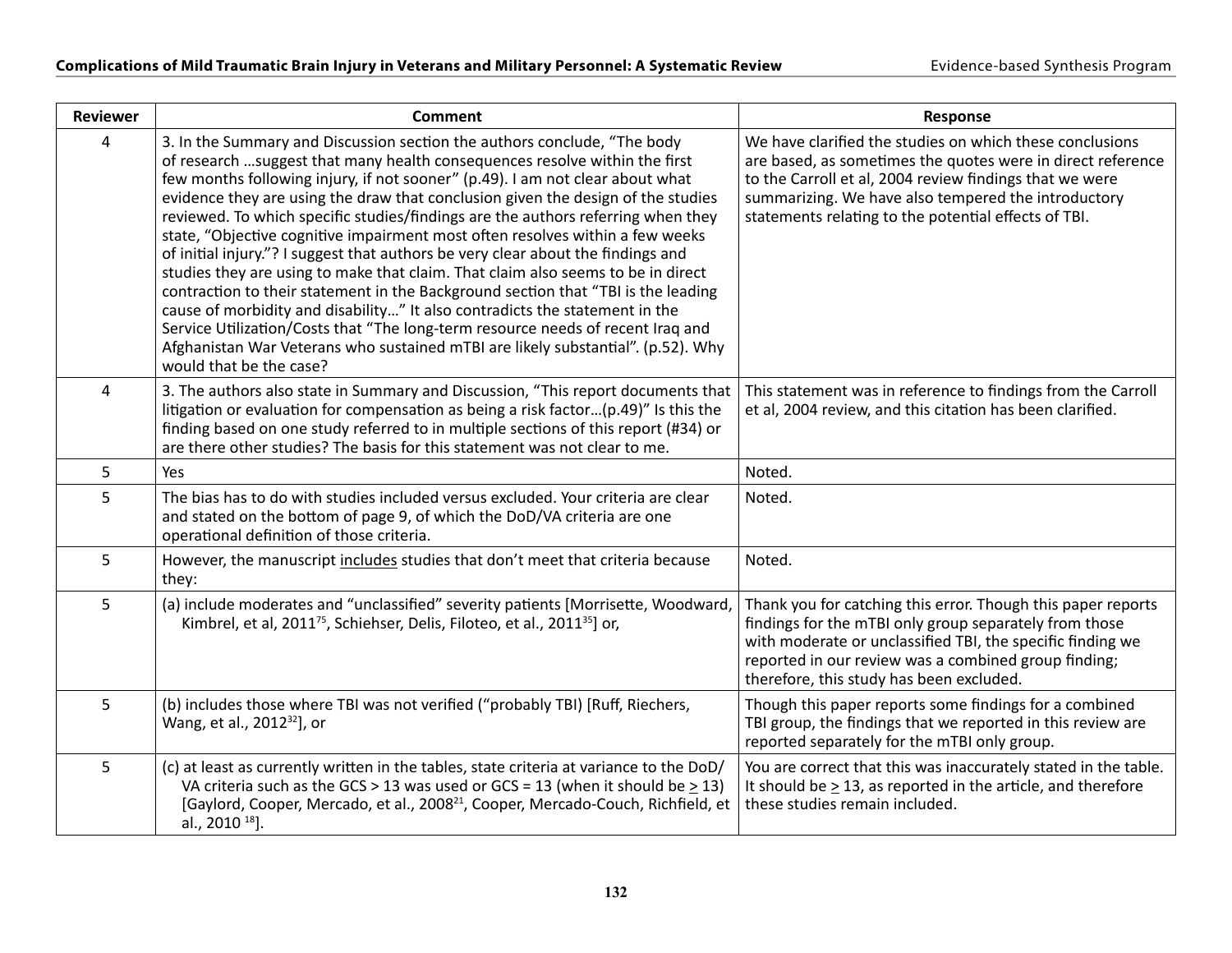| Reviewer | Comment | Response |
|---|---|---|
| 4 | 3. In the Summary and Discussion section the authors conclude, "The body of research …suggest that many health consequences resolve within the first few months following injury, if not sooner" (p.49). I am not clear about what evidence they are using the draw that conclusion given the design of the studies reviewed. To which specific studies/findings are the authors referring when they state, "Objective cognitive impairment most often resolves within a few weeks of initial injury."? I suggest that authors be very clear about the findings and studies they are using to make that claim. That claim also seems to be in direct contraction to their statement in the Background section that "TBI is the leading cause of morbidity and disability…" It also contradicts the statement in the Service Utilization/Costs that "The long-term resource needs of recent Iraq and Afghanistan War Veterans who sustained mTBI are likely substantial". (p.52). Why would that be the case? | We have clarified the studies on which these conclusions are based, as sometimes the quotes were in direct reference to the Carroll et al, 2004 review findings that we were summarizing. We have also tempered the introductory statements relating to the potential effects of TBI. |
| 4 | 3. The authors also state in Summary and Discussion, "This report documents that litigation or evaluation for compensation as being a risk factor…(p.49)" Is this the finding based on one study referred to in multiple sections of this report (#34) or are there other studies? The basis for this statement was not clear to me. | This statement was in reference to findings from the Carroll et al, 2004 review, and this citation has been clarified. |
| 5 | Yes | Noted. |
| 5 | The bias has to do with studies included versus excluded. Your criteria are clear and stated on the bottom of page 9, of which the DoD/VA criteria are one operational definition of those criteria. | Noted. |
| 5 | However, the manuscript <u>includes</u> studies that don't meet that criteria because they: | Noted. |
| 5 | (a) include moderates and "unclassified" severity patients [Morrisette, Woodward, Kimbrel, et al, 2011[75], Schiehser, Delis, Filoteo, et al., 2011[35]] or, | Thank you for catching this error. Though this paper reports findings for the mTBI only group separately from those with moderate or unclassified TBI, the specific finding we reported in our review was a combined group finding; therefore, this study has been excluded. |
| 5 | (b) includes those where TBI was not verified ("probably TBI) [Ruff, Riechers, Wang, et al., 2012[32]], or | Though this paper reports some findings for a combined TBI group, the findings that we reported in this review are reported separately for the mTBI only group. |
| 5 | (c) at least as currently written in the tables, state criteria at variance to the DoD/VA criteria such as the GCS > 13 was used or GCS = 13 (when it should be $\geq$ 13) [Gaylord, Cooper, Mercado, et al., 2008[21], Cooper, Mercado-Couch, Richfield, et al., 2010 [18]]. | You are correct that this was inaccurately stated in the table. It should be $\geq$ 13, as reported in the article, and therefore these studies remain included. |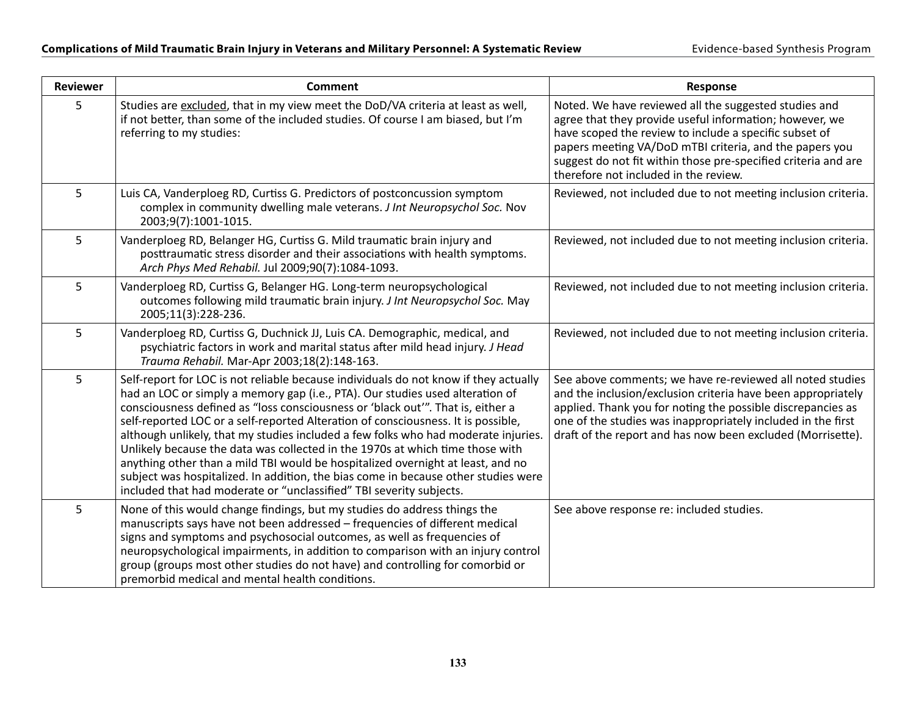| Reviewer | Comment | Response |
|---|---|---|
| 5 | Studies are excluded, that in my view meet the DoD/VA criteria at least as well, if not better, than some of the included studies. Of course I am biased, but I'm referring to my studies: | Noted. We have reviewed all the suggested studies and agree that they provide useful information; however, we have scoped the review to include a specific subset of papers meeting VA/DoD mTBI criteria, and the papers you suggest do not fit within those pre-specified criteria and are therefore not included in the review. |
| 5 | Luis CA, Vanderploeg RD, Curtiss G. Predictors of postconcussion symptom complex in community dwelling male veterans. *J Int Neuropsychol Soc.* Nov 2003;9(7):1001-1015. | Reviewed, not included due to not meeting inclusion criteria. |
| 5 | Vanderploeg RD, Belanger HG, Curtiss G. Mild traumatic brain injury and posttraumatic stress disorder and their associations with health symptoms. *Arch Phys Med Rehabil.* Jul 2009;90(7):1084-1093. | Reviewed, not included due to not meeting inclusion criteria. |
| 5 | Vanderploeg RD, Curtiss G, Belanger HG. Long-term neuropsychological outcomes following mild traumatic brain injury. *J Int Neuropsychol Soc.* May 2005;11(3):228-236. | Reviewed, not included due to not meeting inclusion criteria. |
| 5 | Vanderploeg RD, Curtiss G, Duchnick JJ, Luis CA. Demographic, medical, and psychiatric factors in work and marital status after mild head injury. *J Head Trauma Rehabil.* Mar-Apr 2003;18(2):148-163. | Reviewed, not included due to not meeting inclusion criteria. |
| 5 | Self-report for LOC is not reliable because individuals do not know if they actually had an LOC or simply a memory gap (i.e., PTA). Our studies used alteration of consciousness defined as "loss consciousness or 'black out'". That is, either a self-reported LOC or a self-reported Alteration of consciousness. It is possible, although unlikely, that my studies included a few folks who had moderate injuries. Unlikely because the data was collected in the 1970s at which time those with anything other than a mild TBI would be hospitalized overnight at least, and no subject was hospitalized. In addition, the bias come in because other studies were included that had moderate or "unclassified" TBI severity subjects. | See above comments; we have re-reviewed all noted studies and the inclusion/exclusion criteria have been appropriately applied. Thank you for noting the possible discrepancies as one of the studies was inappropriately included in the first draft of the report and has now been excluded (Morrisette). |
| 5 | None of this would change findings, but my studies do address things the manuscripts says have not been addressed – frequencies of different medical signs and symptoms and psychosocial outcomes, as well as frequencies of neuropsychological impairments, in addition to comparison with an injury control group (groups most other studies do not have) and controlling for comorbid or premorbid medical and mental health conditions. | See above response re: included studies. |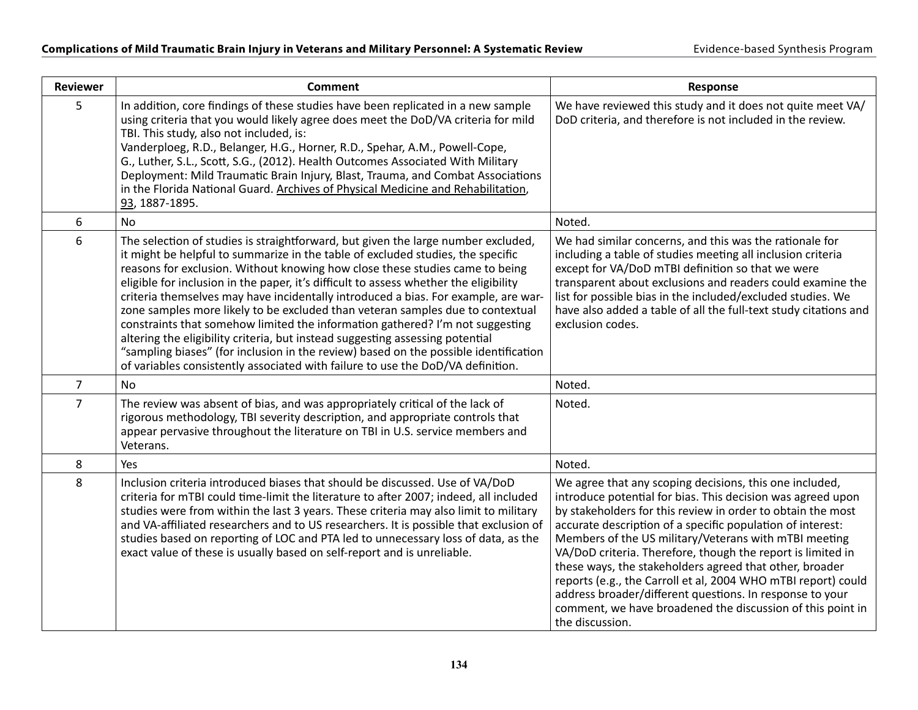| Reviewer | Comment | Response |
|---|---|---|
| 5 | In addition, core findings of these studies have been replicated in a new sample using criteria that you would likely agree does meet the DoD/VA criteria for mild TBI. This study, also not included, is: Vanderploeg, R.D., Belanger, H.G., Horner, R.D., Spehar, A.M., Powell-Cope, G., Luther, S.L., Scott, S.G., (2012). Health Outcomes Associated With Military Deployment: Mild Traumatic Brain Injury, Blast, Trauma, and Combat Associations in the Florida National Guard. Archives of Physical Medicine and Rehabilitation, 93, 1887-1895. | We have reviewed this study and it does not quite meet VA/DoD criteria, and therefore is not included in the review. |
| 6 | No | Noted. |
| 6 | The selection of studies is straightforward, but given the large number excluded, it might be helpful to summarize in the table of excluded studies, the specific reasons for exclusion. Without knowing how close these studies came to being eligible for inclusion in the paper, it's difficult to assess whether the eligibility criteria themselves may have incidentally introduced a bias. For example, are war-zone samples more likely to be excluded than veteran samples due to contextual constraints that somehow limited the information gathered? I'm not suggesting altering the eligibility criteria, but instead suggesting assessing potential "sampling biases" (for inclusion in the review) based on the possible identification of variables consistently associated with failure to use the DoD/VA definition. | We had similar concerns, and this was the rationale for including a table of studies meeting all inclusion criteria except for VA/DoD mTBI definition so that we were transparent about exclusions and readers could examine the list for possible bias in the included/excluded studies. We have also added a table of all the full-text study citations and exclusion codes. |
| 7 | No | Noted. |
| 7 | The review was absent of bias, and was appropriately critical of the lack of rigorous methodology, TBI severity description, and appropriate controls that appear pervasive throughout the literature on TBI in U.S. service members and Veterans. | Noted. |
| 8 | Yes | Noted. |
| 8 | Inclusion criteria introduced biases that should be discussed. Use of VA/DoD criteria for mTBI could time-limit the literature to after 2007; indeed, all included studies were from within the last 3 years. These criteria may also limit to military and VA-affiliated researchers and to US researchers. It is possible that exclusion of studies based on reporting of LOC and PTA led to unnecessary loss of data, as the exact value of these is usually based on self-report and is unreliable. | We agree that any scoping decisions, this one included, introduce potential for bias. This decision was agreed upon by stakeholders for this review in order to obtain the most accurate description of a specific population of interest: Members of the US military/Veterans with mTBI meeting VA/DoD criteria. Therefore, though the report is limited in these ways, the stakeholders agreed that other, broader reports (e.g., the Carroll et al, 2004 WHO mTBI report) could address broader/different questions. In response to your comment, we have broadened the discussion of this point in the discussion. |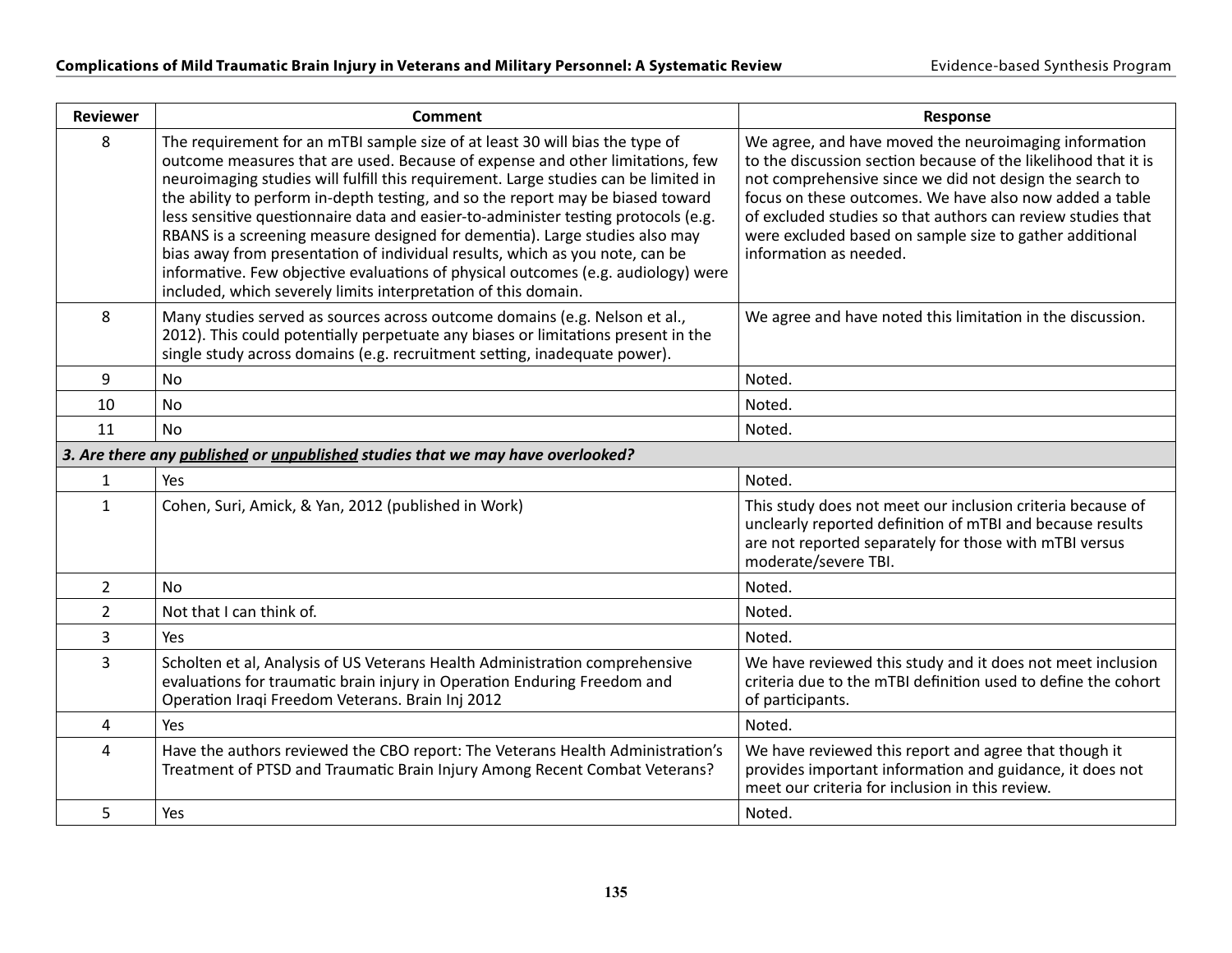| Reviewer | Comment | Response |
|---|---|---|
| 8 | The requirement for an mTBI sample size of at least 30 will bias the type of outcome measures that are used. Because of expense and other limitations, few neuroimaging studies will fulfill this requirement. Large studies can be limited in the ability to perform in-depth testing, and so the report may be biased toward less sensitive questionnaire data and easier-to-administer testing protocols (e.g. RBANS is a screening measure designed for dementia). Large studies also may bias away from presentation of individual results, which as you note, can be informative. Few objective evaluations of physical outcomes (e.g. audiology) were included, which severely limits interpretation of this domain. | We agree, and have moved the neuroimaging information to the discussion section because of the likelihood that it is not comprehensive since we did not design the search to focus on these outcomes. We have also now added a table of excluded studies so that authors can review studies that were excluded based on sample size to gather additional information as needed. |
| 8 | Many studies served as sources across outcome domains (e.g. Nelson et al., 2012). This could potentially perpetuate any biases or limitations present in the single study across domains (e.g. recruitment setting, inadequate power). | We agree and have noted this limitation in the discussion. |
| 9 | No | Noted. |
| 10 | No | Noted. |
| 11 | No | Noted. |
| ***3. Are there any published or unpublished studies that we may have overlooked?*** | | |
| 1 | Yes | Noted. |
| 1 | Cohen, Suri, Amick, & Yan, 2012 (published in Work) | This study does not meet our inclusion criteria because of unclearly reported definition of mTBI and because results are not reported separately for those with mTBI versus moderate/severe TBI. |
| 2 | No | Noted. |
| 2 | Not that I can think of. | Noted. |
| 3 | Yes | Noted. |
| 3 | Scholten et al, Analysis of US Veterans Health Administration comprehensive evaluations for traumatic brain injury in Operation Enduring Freedom and Operation Iraqi Freedom Veterans. Brain Inj 2012 | We have reviewed this study and it does not meet inclusion criteria due to the mTBI definition used to define the cohort of participants. |
| 4 | Yes | Noted. |
| 4 | Have the authors reviewed the CBO report: The Veterans Health Administration's Treatment of PTSD and Traumatic Brain Injury Among Recent Combat Veterans? | We have reviewed this report and agree that though it provides important information and guidance, it does not meet our criteria for inclusion in this review. |
| 5 | Yes | Noted. |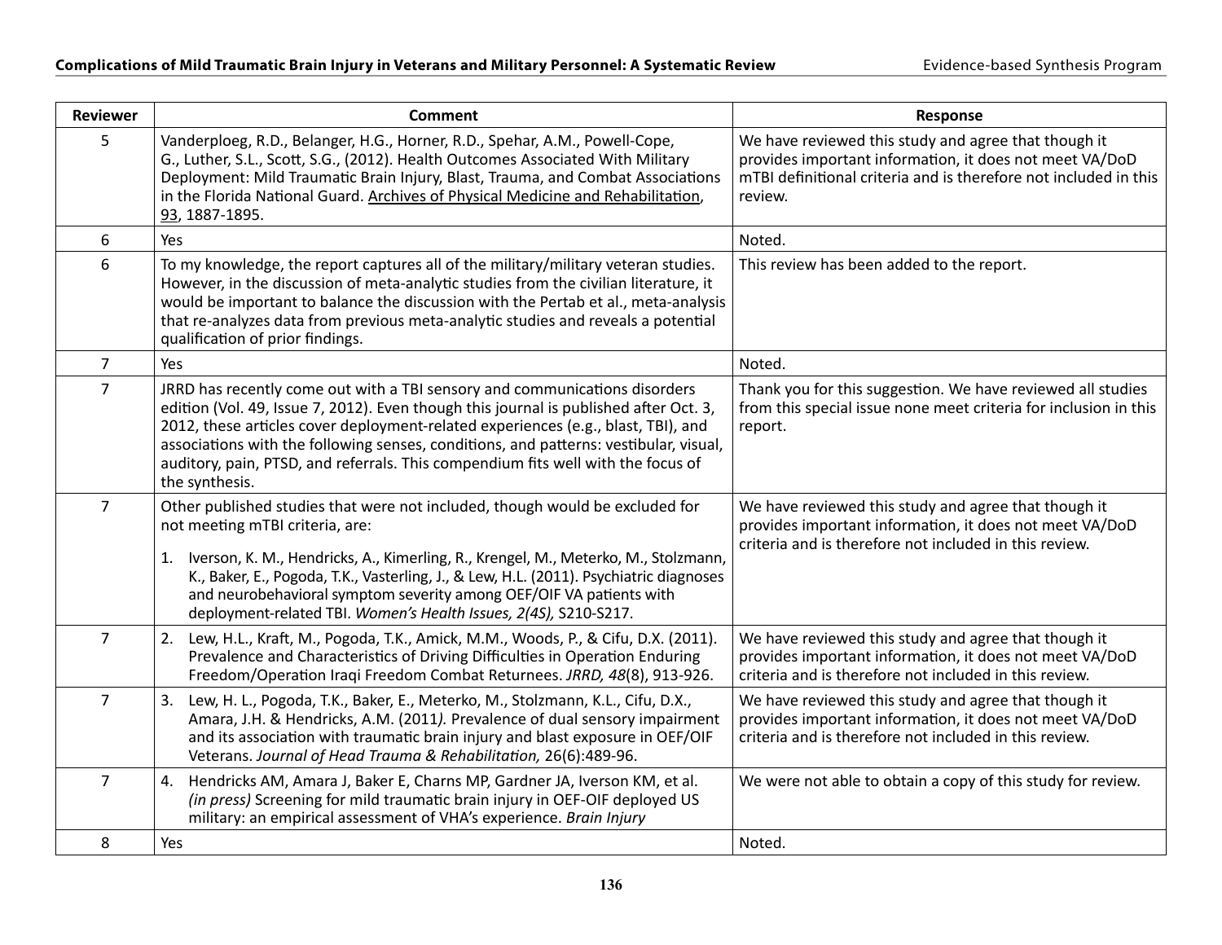| Reviewer | Comment | Response |
|---|---|---|
| 5 | Vanderploeg, R.D., Belanger, H.G., Horner, R.D., Spehar, A.M., Powell-Cope, G., Luther, S.L., Scott, S.G., (2012). Health Outcomes Associated With Military Deployment: Mild Traumatic Brain Injury, Blast, Trauma, and Combat Associations in the Florida National Guard. Archives of Physical Medicine and Rehabilitation, 93, 1887-1895. | We have reviewed this study and agree that though it provides important information, it does not meet VA/DoD mTBI definitional criteria and is therefore not included in this review. |
| 6 | Yes | Noted. |
| 6 | To my knowledge, the report captures all of the military/military veteran studies. However, in the discussion of meta-analytic studies from the civilian literature, it would be important to balance the discussion with the Pertab et al., meta-analysis that re-analyzes data from previous meta-analytic studies and reveals a potential qualification of prior findings. | This review has been added to the report. |
| 7 | Yes | Noted. |
| 7 | JRRD has recently come out with a TBI sensory and communications disorders edition (Vol. 49, Issue 7, 2012). Even though this journal is published after Oct. 3, 2012, these articles cover deployment-related experiences (e.g., blast, TBI), and associations with the following senses, conditions, and patterns: vestibular, visual, auditory, pain, PTSD, and referrals. This compendium fits well with the focus of the synthesis. | Thank you for this suggestion. We have reviewed all studies from this special issue none meet criteria for inclusion in this report. |
| 7 | Other published studies that were not included, though would be excluded for not meeting mTBI criteria, are:<br>1. Iverson, K. M., Hendricks, A., Kimerling, R., Krengel, M., Meterko, M., Stolzmann, K., Baker, E., Pogoda, T.K., Vasterling, J., & Lew, H.L. (2011). Psychiatric diagnoses and neurobehavioral symptom severity among OEF/OIF VA patients with deployment-related TBI. *Women's Health Issues, 2(4S),* S210-S217. | We have reviewed this study and agree that though it provides important information, it does not meet VA/DoD criteria and is therefore not included in this review. |
| 7 | 2. Lew, H.L., Kraft, M., Pogoda, T.K., Amick, M.M., Woods, P., & Cifu, D.X. (2011). Prevalence and Characteristics of Driving Difficulties in Operation Enduring Freedom/Operation Iraqi Freedom Combat Returnees. *JRRD, 48*(8), 913-926. | We have reviewed this study and agree that though it provides important information, it does not meet VA/DoD criteria and is therefore not included in this review. |
| 7 | 3. Lew, H. L., Pogoda, T.K., Baker, E., Meterko, M., Stolzmann, K.L., Cifu, D.X., Amara, J.H. & Hendricks, A.M. (2011*).* Prevalence of dual sensory impairment and its association with traumatic brain injury and blast exposure in OEF/OIF Veterans. *Journal of Head Trauma & Rehabilitation,* 26(6):489-96. | We have reviewed this study and agree that though it provides important information, it does not meet VA/DoD criteria and is therefore not included in this review. |
| 7 | 4. Hendricks AM, Amara J, Baker E, Charns MP, Gardner JA, Iverson KM, et al. *(in press)* Screening for mild traumatic brain injury in OEF-OIF deployed US military: an empirical assessment of VHA's experience. *Brain Injury* | We were not able to obtain a copy of this study for review. |
| 8 | Yes | Noted. |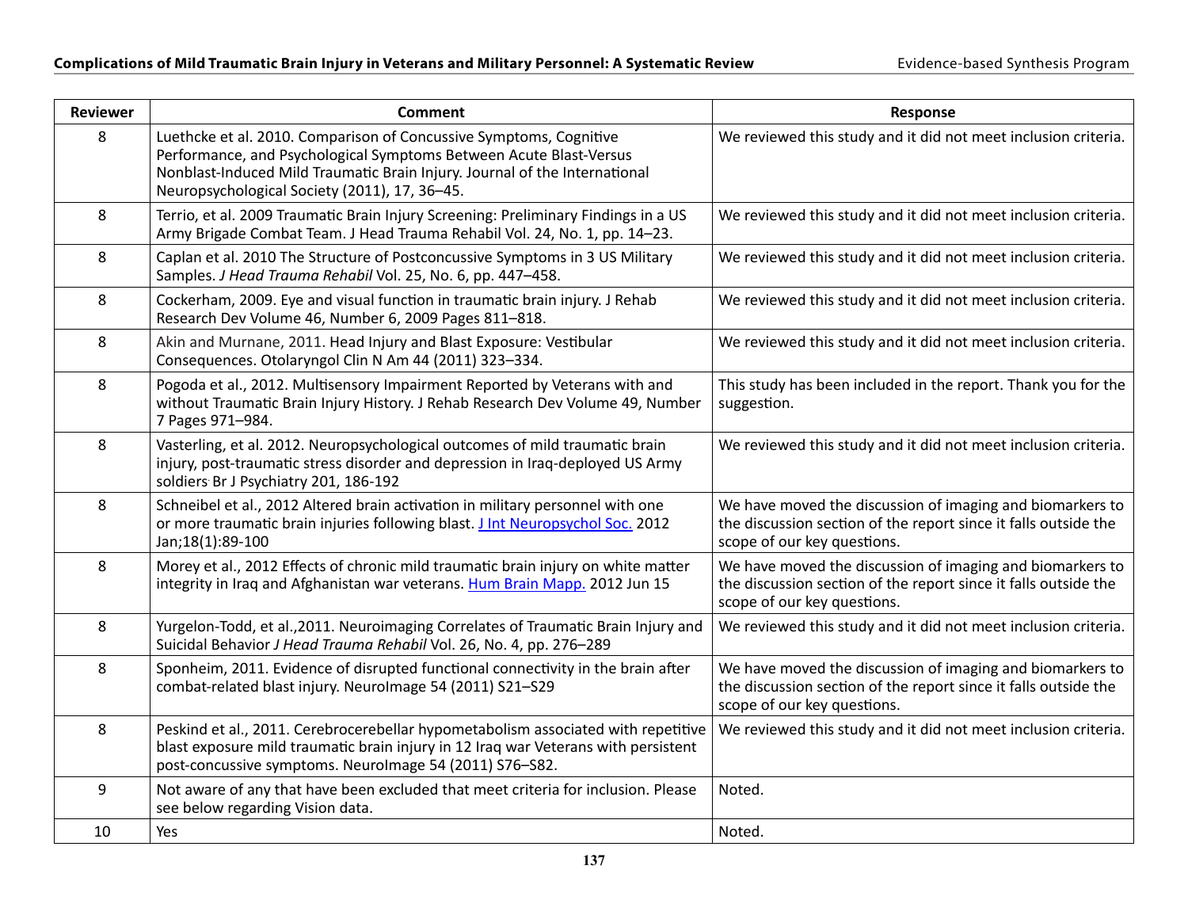| Reviewer | Comment | Response |
| --- | --- | --- |
| 8 | Luethcke et al. 2010. Comparison of Concussive Symptoms, Cognitive Performance, and Psychological Symptoms Between Acute Blast-Versus Nonblast-Induced Mild Traumatic Brain Injury. Journal of the International Neuropsychological Society (2011), 17, 36–45. | We reviewed this study and it did not meet inclusion criteria. |
| 8 | Terrio, et al. 2009 Traumatic Brain Injury Screening: Preliminary Findings in a US Army Brigade Combat Team. J Head Trauma Rehabil Vol. 24, No. 1, pp. 14–23. | We reviewed this study and it did not meet inclusion criteria. |
| 8 | Caplan et al. 2010 The Structure of Postconcussive Symptoms in 3 US Military Samples. *J Head Trauma Rehabil* Vol. 25, No. 6, pp. 447–458. | We reviewed this study and it did not meet inclusion criteria. |
| 8 | Cockerham, 2009. Eye and visual function in traumatic brain injury. J Rehab Research Dev Volume 46, Number 6, 2009 Pages 811–818. | We reviewed this study and it did not meet inclusion criteria. |
| 8 | Akin and Murnane, 2011. Head Injury and Blast Exposure: Vestibular Consequences. Otolaryngol Clin N Am 44 (2011) 323–334. | We reviewed this study and it did not meet inclusion criteria. |
| 8 | Pogoda et al., 2012. Multisensory Impairment Reported by Veterans with and without Traumatic Brain Injury History. J Rehab Research Dev Volume 49, Number 7 Pages 971–984. | This study has been included in the report. Thank you for the suggestion. |
| 8 | Vasterling, et al. 2012. Neuropsychological outcomes of mild traumatic brain injury, post-traumatic stress disorder and depression in Iraq-deployed US Army soldiers. Br J Psychiatry 201, 186-192 | We reviewed this study and it did not meet inclusion criteria. |
| 8 | Schneibel et al., 2012 Altered brain activation in military personnel with one or more traumatic brain injuries following blast. J Int Neuropsychol Soc. 2012 Jan;18(1):89-100 | We have moved the discussion of imaging and biomarkers to the discussion section of the report since it falls outside the scope of our key questions. |
| 8 | Morey et al., 2012 Effects of chronic mild traumatic brain injury on white matter integrity in Iraq and Afghanistan war veterans. Hum Brain Mapp. 2012 Jun 15 | We have moved the discussion of imaging and biomarkers to the discussion section of the report since it falls outside the scope of our key questions. |
| 8 | Yurgelon-Todd, et al.,2011. Neuroimaging Correlates of Traumatic Brain Injury and Suicidal Behavior *J Head Trauma Rehabil* Vol. 26, No. 4, pp. 276–289 | We reviewed this study and it did not meet inclusion criteria. |
| 8 | Sponheim, 2011. Evidence of disrupted functional connectivity in the brain after combat-related blast injury. NeuroImage 54 (2011) S21–S29 | We have moved the discussion of imaging and biomarkers to the discussion section of the report since it falls outside the scope of our key questions. |
| 8 | Peskind et al., 2011. Cerebrocerebellar hypometabolism associated with repetitive blast exposure mild traumatic brain injury in 12 Iraq war Veterans with persistent post-concussive symptoms. NeuroImage 54 (2011) S76–S82. | We reviewed this study and it did not meet inclusion criteria. |
| 9 | Not aware of any that have been excluded that meet criteria for inclusion. Please see below regarding Vision data. | Noted. |
| 10 | Yes | Noted. |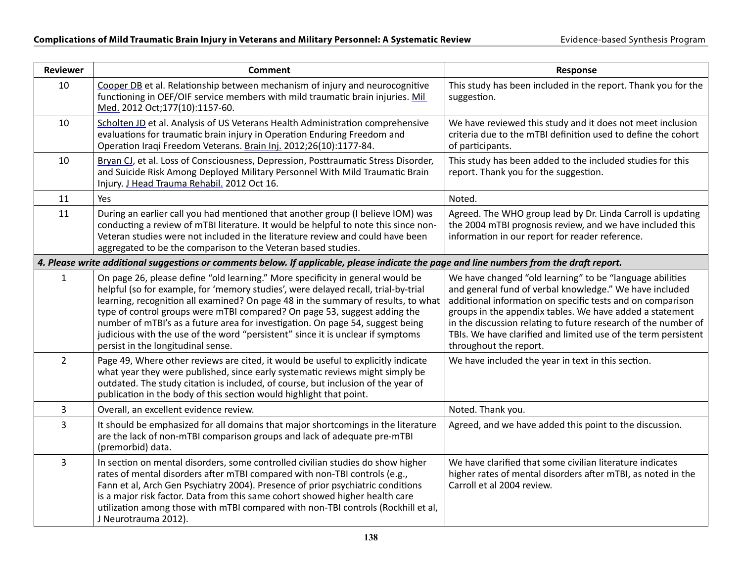| Reviewer | Comment | Response |
|---|---|---|
| 10 | Cooper DB et al. Relationship between mechanism of injury and neurocognitive functioning in OEF/OIF service members with mild traumatic brain injuries. Mil Med. 2012 Oct;177(10):1157-60. | This study has been included in the report. Thank you for the suggestion. |
| 10 | Scholten JD et al. Analysis of US Veterans Health Administration comprehensive evaluations for traumatic brain injury in Operation Enduring Freedom and Operation Iraqi Freedom Veterans. Brain Inj. 2012;26(10):1177-84. | We have reviewed this study and it does not meet inclusion criteria due to the mTBI definition used to define the cohort of participants. |
| 10 | Bryan CJ, et al. Loss of Consciousness, Depression, Posttraumatic Stress Disorder, and Suicide Risk Among Deployed Military Personnel With Mild Traumatic Brain Injury. J Head Trauma Rehabil. 2012 Oct 16. | This study has been added to the included studies for this report. Thank you for the suggestion. |
| 11 | Yes | Noted. |
| 11 | During an earlier call you had mentioned that another group (I believe IOM) was conducting a review of mTBI literature. It would be helpful to note this since non-Veteran studies were not included in the literature review and could have been aggregated to be the comparison to the Veteran based studies. | Agreed. The WHO group lead by Dr. Linda Carroll is updating the 2004 mTBI prognosis review, and we have included this information in our report for reader reference. |
| ***4. Please write additional suggestions or comments below. If applicable, please indicate the page and line numbers from the draft report.*** | | |
| 1 | On page 26, please define "old learning." More specificity in general would be helpful (so for example, for 'memory studies', were delayed recall, trial-by-trial learning, recognition all examined? On page 48 in the summary of results, to what type of control groups were mTBI compared? On page 53, suggest adding the number of mTBI's as a future area for investigation. On page 54, suggest being judicious with the use of the word "persistent" since it is unclear if symptoms persist in the longitudinal sense. | We have changed "old learning" to be "language abilities and general fund of verbal knowledge." We have included additional information on specific tests and on comparison groups in the appendix tables. We have added a statement in the discussion relating to future research of the number of TBIs. We have clarified and limited use of the term persistent throughout the report. |
| 2 | Page 49, Where other reviews are cited, it would be useful to explicitly indicate what year they were published, since early systematic reviews might simply be outdated. The study citation is included, of course, but inclusion of the year of publication in the body of this section would highlight that point. | We have included the year in text in this section. |
| 3 | Overall, an excellent evidence review. | Noted. Thank you. |
| 3 | It should be emphasized for all domains that major shortcomings in the literature are the lack of non-mTBI comparison groups and lack of adequate pre-mTBI (premorbid) data. | Agreed, and we have added this point to the discussion. |
| 3 | In section on mental disorders, some controlled civilian studies do show higher rates of mental disorders after mTBI compared with non-TBI controls (e.g., Fann et al, Arch Gen Psychiatry 2004). Presence of prior psychiatric conditions is a major risk factor. Data from this same cohort showed higher health care utilization among those with mTBI compared with non-TBI controls (Rockhill et al, J Neurotrauma 2012). | We have clarified that some civilian literature indicates higher rates of mental disorders after mTBI, as noted in the Carroll et al 2004 review. |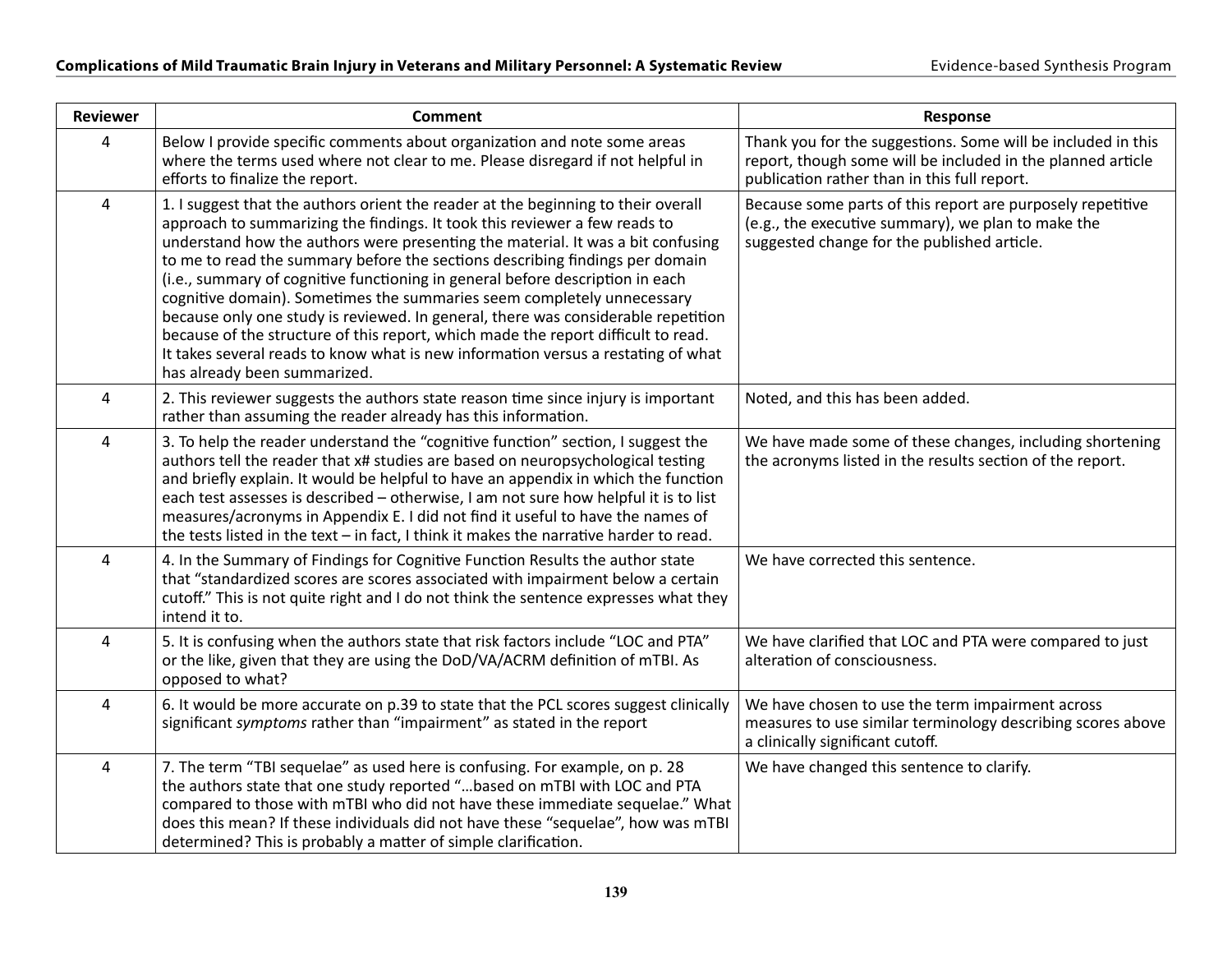| Reviewer | Comment | Response |
|---|---|---|
| 4 | Below I provide specific comments about organization and note some areas where the terms used where not clear to me. Please disregard if not helpful in efforts to finalize the report. | Thank you for the suggestions. Some will be included in this report, though some will be included in the planned article publication rather than in this full report. |
| 4 | 1. I suggest that the authors orient the reader at the beginning to their overall approach to summarizing the findings. It took this reviewer a few reads to understand how the authors were presenting the material. It was a bit confusing to me to read the summary before the sections describing findings per domain (i.e., summary of cognitive functioning in general before description in each cognitive domain). Sometimes the summaries seem completely unnecessary because only one study is reviewed. In general, there was considerable repetition because of the structure of this report, which made the report difficult to read. It takes several reads to know what is new information versus a restating of what has already been summarized. | Because some parts of this report are purposely repetitive (e.g., the executive summary), we plan to make the suggested change for the published article. |
| 4 | 2. This reviewer suggests the authors state reason time since injury is important rather than assuming the reader already has this information. | Noted, and this has been added. |
| 4 | 3. To help the reader understand the "cognitive function" section, I suggest the authors tell the reader that x# studies are based on neuropsychological testing and briefly explain. It would be helpful to have an appendix in which the function each test assesses is described – otherwise, I am not sure how helpful it is to list measures/acronyms in Appendix E. I did not find it useful to have the names of the tests listed in the text – in fact, I think it makes the narrative harder to read. | We have made some of these changes, including shortening the acronyms listed in the results section of the report. |
| 4 | 4. In the Summary of Findings for Cognitive Function Results the author state that "standardized scores are scores associated with impairment below a certain cutoff." This is not quite right and I do not think the sentence expresses what they intend it to. | We have corrected this sentence. |
| 4 | 5. It is confusing when the authors state that risk factors include "LOC and PTA" or the like, given that they are using the DoD/VA/ACRM definition of mTBI. As opposed to what? | We have clarified that LOC and PTA were compared to just alteration of consciousness. |
| 4 | 6. It would be more accurate on p.39 to state that the PCL scores suggest clinically significant *symptoms* rather than "impairment" as stated in the report | We have chosen to use the term impairment across measures to use similar terminology describing scores above a clinically significant cutoff. |
| 4 | 7. The term "TBI sequelae" as used here is confusing. For example, on p. 28 the authors state that one study reported "…based on mTBI with LOC and PTA compared to those with mTBI who did not have these immediate sequelae." What does this mean? If these individuals did not have these "sequelae", how was mTBI determined? This is probably a matter of simple clarification. | We have changed this sentence to clarify. |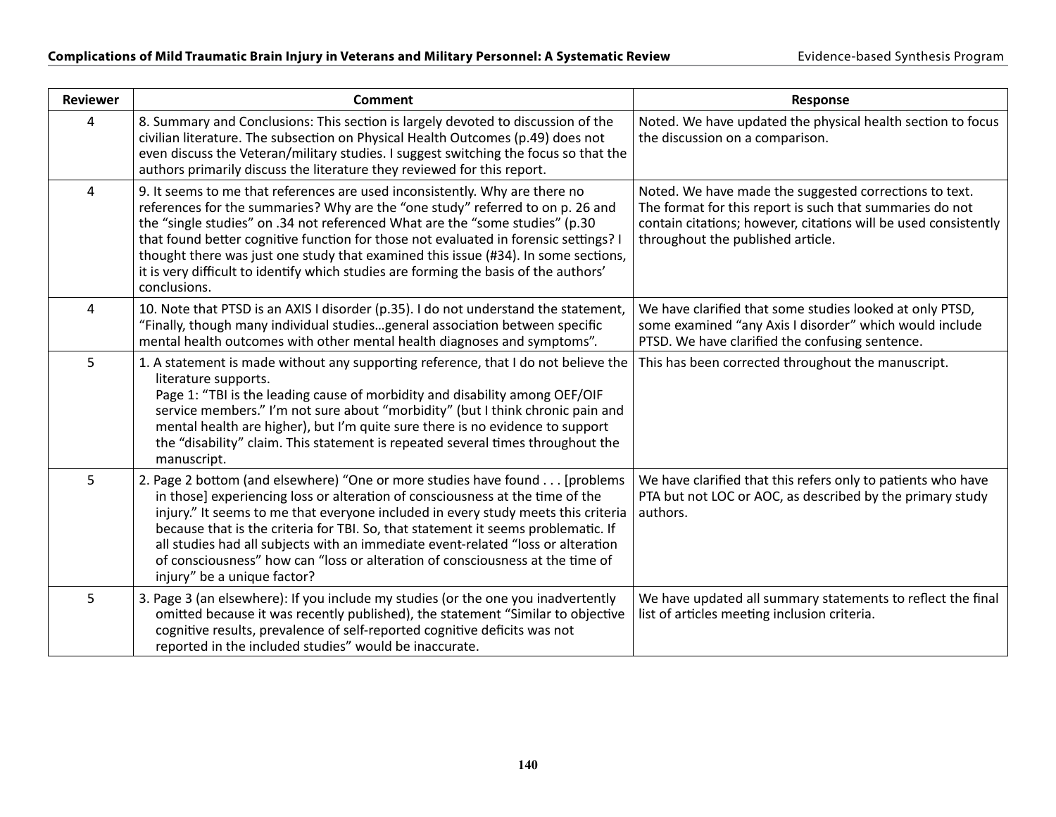| Reviewer | Comment | Response |
|---|---|---|
| 4 | 8. Summary and Conclusions: This section is largely devoted to discussion of the civilian literature. The subsection on Physical Health Outcomes (p.49) does not even discuss the Veteran/military studies. I suggest switching the focus so that the authors primarily discuss the literature they reviewed for this report. | Noted. We have updated the physical health section to focus the discussion on a comparison. |
| 4 | 9. It seems to me that references are used inconsistently. Why are there no references for the summaries? Why are the "one study" referred to on p. 26 and the "single studies" on .34 not referenced What are the "some studies" (p.30 that found better cognitive function for those not evaluated in forensic settings? I thought there was just one study that examined this issue (#34). In some sections, it is very difficult to identify which studies are forming the basis of the authors' conclusions. | Noted. We have made the suggested corrections to text. The format for this report is such that summaries do not contain citations; however, citations will be used consistently throughout the published article. |
| 4 | 10. Note that PTSD is an AXIS I disorder (p.35). I do not understand the statement, "Finally, though many individual studies…general association between specific mental health outcomes with other mental health diagnoses and symptoms". | We have clarified that some studies looked at only PTSD, some examined "any Axis I disorder" which would include PTSD. We have clarified the confusing sentence. |
| 5 | 1. A statement is made without any supporting reference, that I do not believe the literature supports.<br>Page 1: "TBI is the leading cause of morbidity and disability among OEF/OIF service members." I'm not sure about "morbidity" (but I think chronic pain and mental health are higher), but I'm quite sure there is no evidence to support the "disability" claim. This statement is repeated several times throughout the manuscript. | This has been corrected throughout the manuscript. |
| 5 | 2. Page 2 bottom (and elsewhere) "One or more studies have found . . . [problems in those] experiencing loss or alteration of consciousness at the time of the injury." It seems to me that everyone included in every study meets this criteria because that is the criteria for TBI. So, that statement it seems problematic. If all studies had all subjects with an immediate event-related "loss or alteration of consciousness" how can "loss or alteration of consciousness at the time of injury" be a unique factor? | We have clarified that this refers only to patients who have PTA but not LOC or AOC, as described by the primary study authors. |
| 5 | 3. Page 3 (an elsewhere): If you include my studies (or the one you inadvertently omitted because it was recently published), the statement "Similar to objective cognitive results, prevalence of self-reported cognitive deficits was not reported in the included studies" would be inaccurate. | We have updated all summary statements to reflect the final list of articles meeting inclusion criteria. |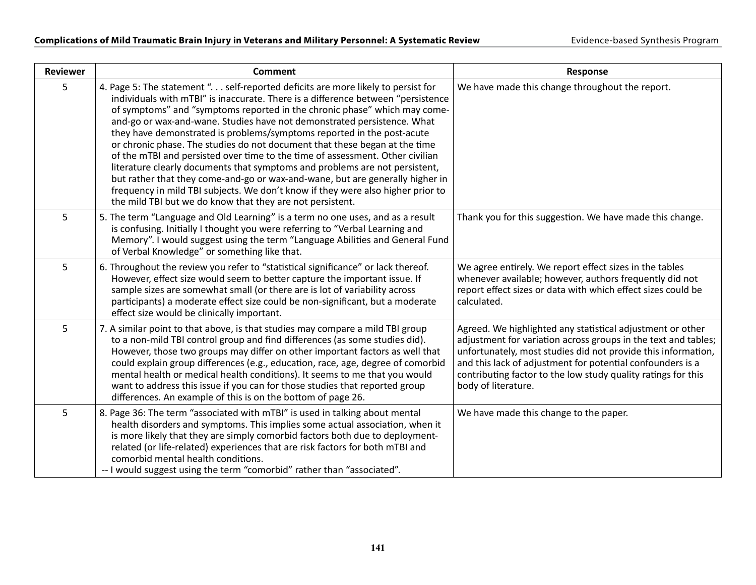| Reviewer | Comment | Response |
|---|---|---|
| 5 | 4. Page 5: The statement ". . . self-reported deficits are more likely to persist for individuals with mTBI" is inaccurate. There is a difference between "persistence of symptoms" and "symptoms reported in the chronic phase" which may come-and-go or wax-and-wane. Studies have not demonstrated persistence. What they have demonstrated is problems/symptoms reported in the post-acute or chronic phase. The studies do not document that these began at the time of the mTBI and persisted over time to the time of assessment. Other civilian literature clearly documents that symptoms and problems are not persistent, but rather that they come-and-go or wax-and-wane, but are generally higher in frequency in mild TBI subjects. We don't know if they were also higher prior to the mild TBI but we do know that they are not persistent. | We have made this change throughout the report. |
| 5 | 5. The term "Language and Old Learning" is a term no one uses, and as a result is confusing. Initially I thought you were referring to "Verbal Learning and Memory". I would suggest using the term "Language Abilities and General Fund of Verbal Knowledge" or something like that. | Thank you for this suggestion. We have made this change. |
| 5 | 6. Throughout the review you refer to "statistical significance" or lack thereof. However, effect size would seem to better capture the important issue. If sample sizes are somewhat small (or there are is lot of variability across participants) a moderate effect size could be non-significant, but a moderate effect size would be clinically important. | We agree entirely. We report effect sizes in the tables whenever available; however, authors frequently did not report effect sizes or data with which effect sizes could be calculated. |
| 5 | 7. A similar point to that above, is that studies may compare a mild TBI group to a non-mild TBI control group and find differences (as some studies did). However, those two groups may differ on other important factors as well that could explain group differences (e.g., education, race, age, degree of comorbid mental health or medical health conditions). It seems to me that you would want to address this issue if you can for those studies that reported group differences. An example of this is on the bottom of page 26. | Agreed. We highlighted any statistical adjustment or other adjustment for variation across groups in the text and tables; unfortunately, most studies did not provide this information, and this lack of adjustment for potential confounders is a contributing factor to the low study quality ratings for this body of literature. |
| 5 | 8. Page 36: The term "associated with mTBI" is used in talking about mental health disorders and symptoms. This implies some actual association, when it is more likely that they are simply comorbid factors both due to deployment-related (or life-related) experiences that are risk factors for both mTBI and comorbid mental health conditions.<br>-- I would suggest using the term "comorbid" rather than "associated". | We have made this change to the paper. |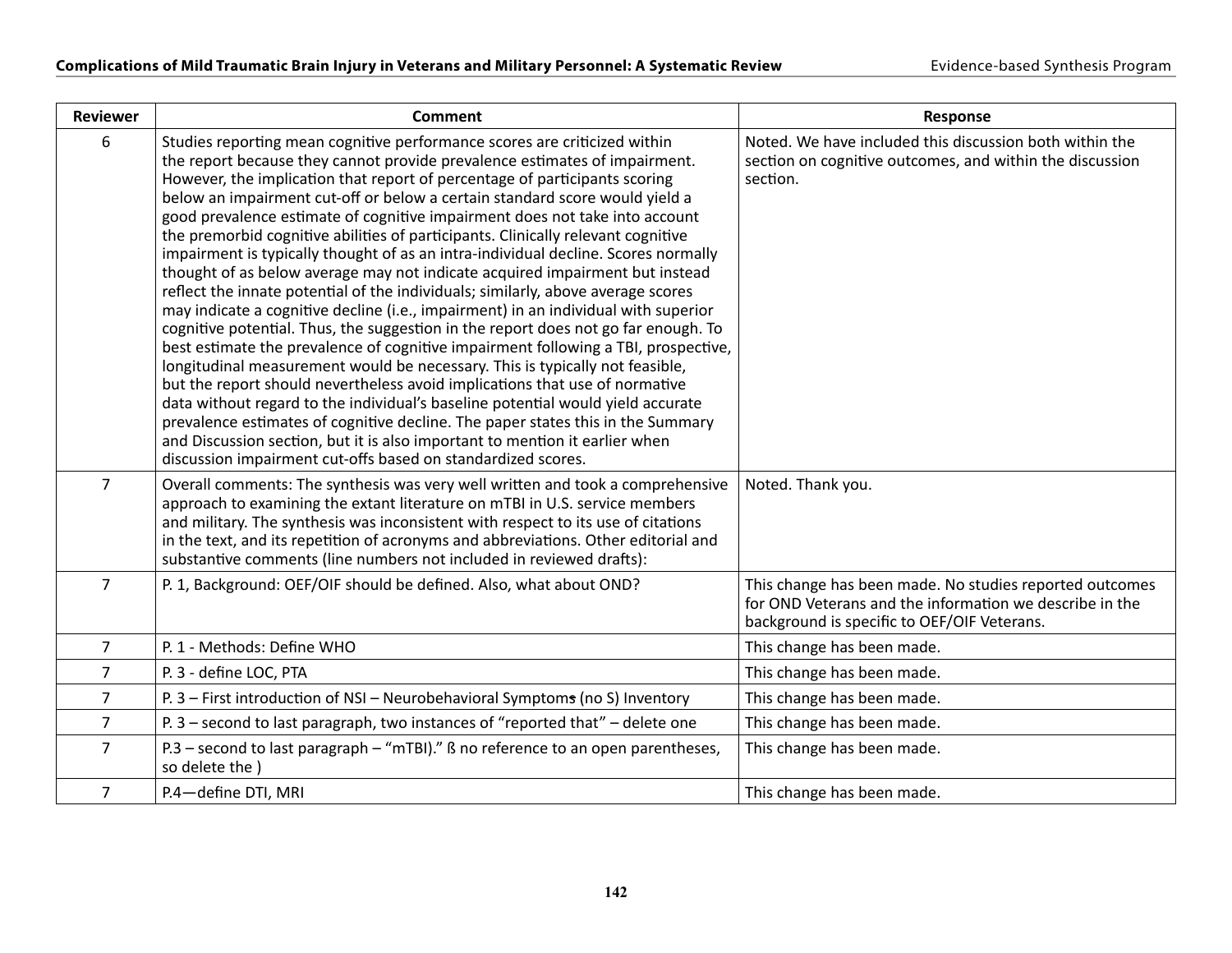| Reviewer | Comment | Response |
|---|---|---|
| 6 | Studies reporting mean cognitive performance scores are criticized within the report because they cannot provide prevalence estimates of impairment. However, the implication that report of percentage of participants scoring below an impairment cut-off or below a certain standard score would yield a good prevalence estimate of cognitive impairment does not take into account the premorbid cognitive abilities of participants. Clinically relevant cognitive impairment is typically thought of as an intra-individual decline. Scores normally thought of as below average may not indicate acquired impairment but instead reflect the innate potential of the individuals; similarly, above average scores may indicate a cognitive decline (i.e., impairment) in an individual with superior cognitive potential. Thus, the suggestion in the report does not go far enough. To best estimate the prevalence of cognitive impairment following a TBI, prospective, longitudinal measurement would be necessary. This is typically not feasible, but the report should nevertheless avoid implications that use of normative data without regard to the individual's baseline potential would yield accurate prevalence estimates of cognitive decline. The paper states this in the Summary and Discussion section, but it is also important to mention it earlier when discussion impairment cut-offs based on standardized scores. | Noted. We have included this discussion both within the section on cognitive outcomes, and within the discussion section. |
| 7 | Overall comments: The synthesis was very well written and took a comprehensive approach to examining the extant literature on mTBI in U.S. service members and military. The synthesis was inconsistent with respect to its use of citations in the text, and its repetition of acronyms and abbreviations. Other editorial and substantive comments (line numbers not included in reviewed drafts): | Noted. Thank you. |
| 7 | P. 1, Background: OEF/OIF should be defined. Also, what about OND? | This change has been made. No studies reported outcomes for OND Veterans and the information we describe in the background is specific to OEF/OIF Veterans. |
| 7 | P. 1 - Methods: Define WHO | This change has been made. |
| 7 | P. 3 - define LOC, PTA | This change has been made. |
| 7 | P. 3 – First introduction of NSI – Neurobehavioral Symptoms (no S) Inventory | This change has been made. |
| 7 | P. 3 – second to last paragraph, two instances of "reported that" – delete one | This change has been made. |
| 7 | P.3 – second to last paragraph – "mTBI)." ß no reference to an open parentheses, so delete the ) | This change has been made. |
| 7 | P.4—define DTI, MRI | This change has been made. |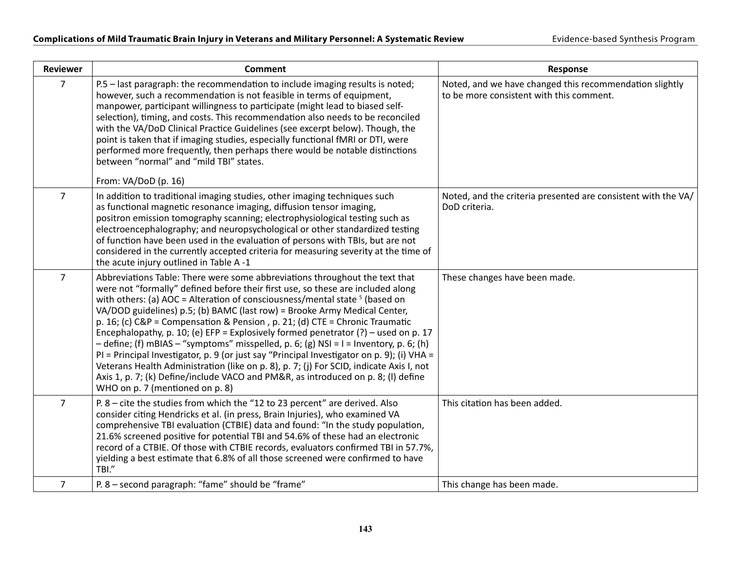| Reviewer | Comment | Response |
|---|---|---|
| 7 | P.5 – last paragraph: the recommendation to include imaging results is noted; however, such a recommendation is not feasible in terms of equipment, manpower, participant willingness to participate (might lead to biased self-selection), timing, and costs. This recommendation also needs to be reconciled with the VA/DoD Clinical Practice Guidelines (see excerpt below). Though, the point is taken that if imaging studies, especially functional fMRI or DTI, were performed more frequently, then perhaps there would be notable distinctions between "normal" and "mild TBI" states.<br><br>From: VA/DoD (p. 16) | Noted, and we have changed this recommendation slightly to be more consistent with this comment. |
| 7 | In addition to traditional imaging studies, other imaging techniques such as functional magnetic resonance imaging, diffusion tensor imaging, positron emission tomography scanning; electrophysiological testing such as electroencephalography; and neuropsychological or other standardized testing of function have been used in the evaluation of persons with TBIs, but are not considered in the currently accepted criteria for measuring severity at the time of the acute injury outlined in Table A -1 | Noted, and the criteria presented are consistent with the VA/DoD criteria. |
| 7 | Abbreviations Table: There were some abbreviations throughout the text that were not "formally" defined before their first use, so these are included along with others: (a) AOC = Alteration of consciousness/mental state [5] (based on VA/DOD guidelines) p.5; (b) BAMC (last row) = Brooke Army Medical Center, p. 16; (c) C&P = Compensation & Pension , p. 21; (d) CTE = Chronic Traumatic Encephalopathy, p. 10; (e) EFP = Explosively formed penetrator (?) – used on p. 17 – define; (f) mBIAS – "symptoms" misspelled, p. 6; (g) NSI = I = Inventory, p. 6; (h) PI = Principal Investigator, p. 9 (or just say "Principal Investigator on p. 9); (i) VHA = Veterans Health Administration (like on p. 8), p. 7; (j) For SCID, indicate Axis I, not Axis 1, p. 7; (k) Define/include VACO and PM&R, as introduced on p. 8; (l) define WHO on p. 7 (mentioned on p. 8) | These changes have been made. |
| 7 | P. 8 – cite the studies from which the "12 to 23 percent" are derived. Also consider citing Hendricks et al. (in press, Brain Injuries), who examined VA comprehensive TBI evaluation (CTBIE) data and found: "In the study population, 21.6% screened positive for potential TBI and 54.6% of these had an electronic record of a CTBIE. Of those with CTBIE records, evaluators confirmed TBI in 57.7%, yielding a best estimate that 6.8% of all those screened were confirmed to have TBI." | This citation has been added. |
| 7 | P. 8 – second paragraph: "fame" should be "frame" | This change has been made. |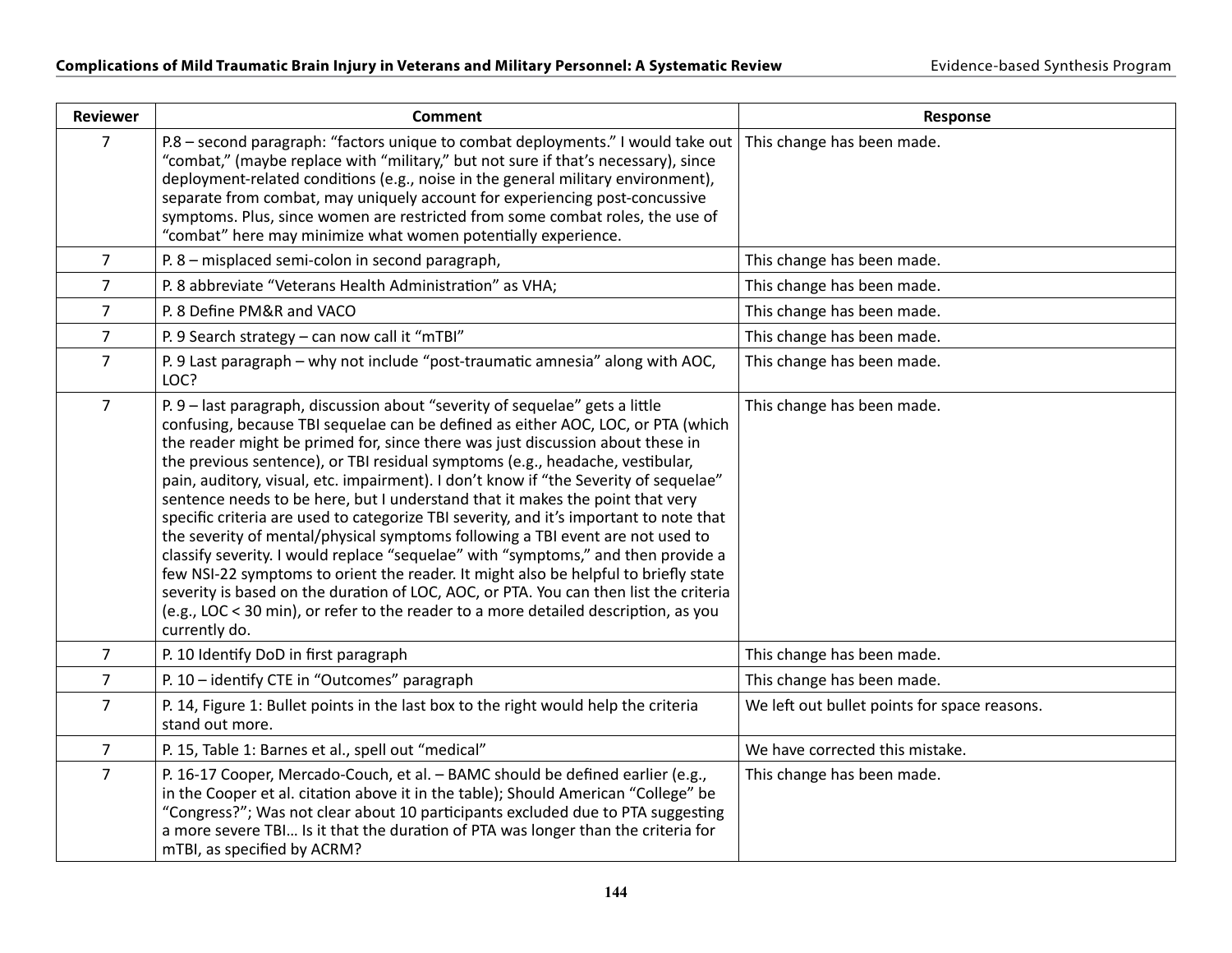| Reviewer | Comment | Response |
|---|---|---|
| 7 | P.8 – second paragraph: "factors unique to combat deployments." I would take out "combat," (maybe replace with "military," but not sure if that's necessary), since deployment-related conditions (e.g., noise in the general military environment), separate from combat, may uniquely account for experiencing post-concussive symptoms. Plus, since women are restricted from some combat roles, the use of "combat" here may minimize what women potentially experience. | This change has been made. |
| 7 | P. 8 – misplaced semi-colon in second paragraph, | This change has been made. |
| 7 | P. 8 abbreviate "Veterans Health Administration" as VHA; | This change has been made. |
| 7 | P. 8 Define PM&R and VACO | This change has been made. |
| 7 | P. 9 Search strategy – can now call it "mTBI" | This change has been made. |
| 7 | P. 9 Last paragraph – why not include "post-traumatic amnesia" along with AOC, LOC? | This change has been made. |
| 7 | P. 9 – last paragraph, discussion about "severity of sequelae" gets a little confusing, because TBI sequelae can be defined as either AOC, LOC, or PTA (which the reader might be primed for, since there was just discussion about these in the previous sentence), or TBI residual symptoms (e.g., headache, vestibular, pain, auditory, visual, etc. impairment). I don't know if "the Severity of sequelae" sentence needs to be here, but I understand that it makes the point that very specific criteria are used to categorize TBI severity, and it's important to note that the severity of mental/physical symptoms following a TBI event are not used to classify severity. I would replace "sequelae" with "symptoms," and then provide a few NSI-22 symptoms to orient the reader. It might also be helpful to briefly state severity is based on the duration of LOC, AOC, or PTA. You can then list the criteria (e.g., LOC < 30 min), or refer to the reader to a more detailed description, as you currently do. | This change has been made. |
| 7 | P. 10 Identify DoD in first paragraph | This change has been made. |
| 7 | P. 10 – identify CTE in "Outcomes" paragraph | This change has been made. |
| 7 | P. 14, Figure 1: Bullet points in the last box to the right would help the criteria stand out more. | We left out bullet points for space reasons. |
| 7 | P. 15, Table 1: Barnes et al., spell out "medical" | We have corrected this mistake. |
| 7 | P. 16-17 Cooper, Mercado-Couch, et al. – BAMC should be defined earlier (e.g., in the Cooper et al. citation above it in the table); Should American "College" be "Congress?"; Was not clear about 10 participants excluded due to PTA suggesting a more severe TBI… Is it that the duration of PTA was longer than the criteria for mTBI, as specified by ACRM? | This change has been made. |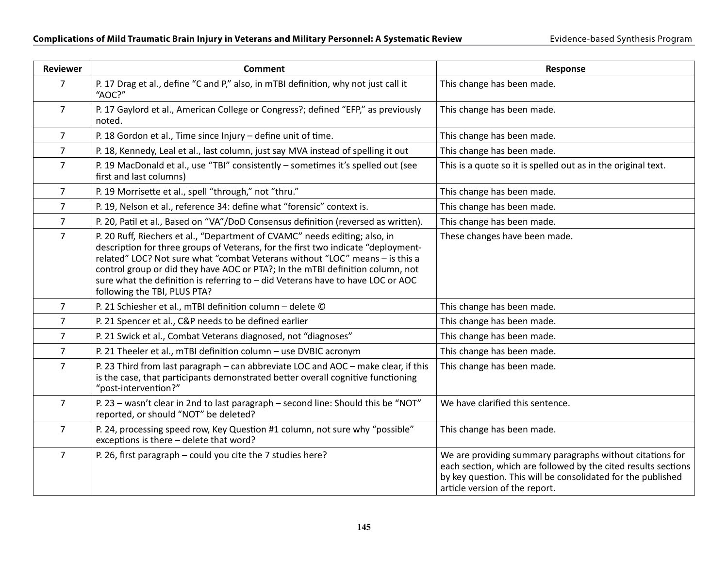| Reviewer | Comment | Response |
| --- | --- | --- |
| 7 | P. 17 Drag et al., define "C and P," also, in mTBI definition, why not just call it "AOC?" | This change has been made. |
| 7 | P. 17 Gaylord et al., American College or Congress?; defined "EFP," as previously noted. | This change has been made. |
| 7 | P. 18 Gordon et al., Time since Injury – define unit of time. | This change has been made. |
| 7 | P. 18, Kennedy, Leal et al., last column, just say MVA instead of spelling it out | This change has been made. |
| 7 | P. 19 MacDonald et al., use "TBI" consistently – sometimes it's spelled out (see first and last columns) | This is a quote so it is spelled out as in the original text. |
| 7 | P. 19 Morrisette et al., spell "through," not "thru." | This change has been made. |
| 7 | P. 19, Nelson et al., reference 34: define what "forensic" context is. | This change has been made. |
| 7 | P. 20, Patil et al., Based on "VA"/DoD Consensus definition (reversed as written). | This change has been made. |
| 7 | P. 20 Ruff, Riechers et al., "Department of CVAMC" needs editing; also, in description for three groups of Veterans, for the first two indicate "deployment-related" LOC? Not sure what "combat Veterans without "LOC" means – is this a control group or did they have AOC or PTA?; In the mTBI definition column, not sure what the definition is referring to – did Veterans have to have LOC or AOC following the TBI, PLUS PTA? | These changes have been made. |
| 7 | P. 21 Schiesher et al., mTBI definition column – delete © | This change has been made. |
| 7 | P. 21 Spencer et al., C&P needs to be defined earlier | This change has been made. |
| 7 | P. 21 Swick et al., Combat Veterans diagnosed, not "diagnoses" | This change has been made. |
| 7 | P. 21 Theeler et al., mTBI definition column – use DVBIC acronym | This change has been made. |
| 7 | P. 23 Third from last paragraph – can abbreviate LOC and AOC – make clear, if this is the case, that participants demonstrated better overall cognitive functioning "post-intervention?" | This change has been made. |
| 7 | P. 23 – wasn't clear in 2nd to last paragraph – second line: Should this be "NOT" reported, or should "NOT" be deleted? | We have clarified this sentence. |
| 7 | P. 24, processing speed row, Key Question #1 column, not sure why "possible" exceptions is there – delete that word? | This change has been made. |
| 7 | P. 26, first paragraph – could you cite the 7 studies here? | We are providing summary paragraphs without citations for each section, which are followed by the cited results sections by key question. This will be consolidated for the published article version of the report. |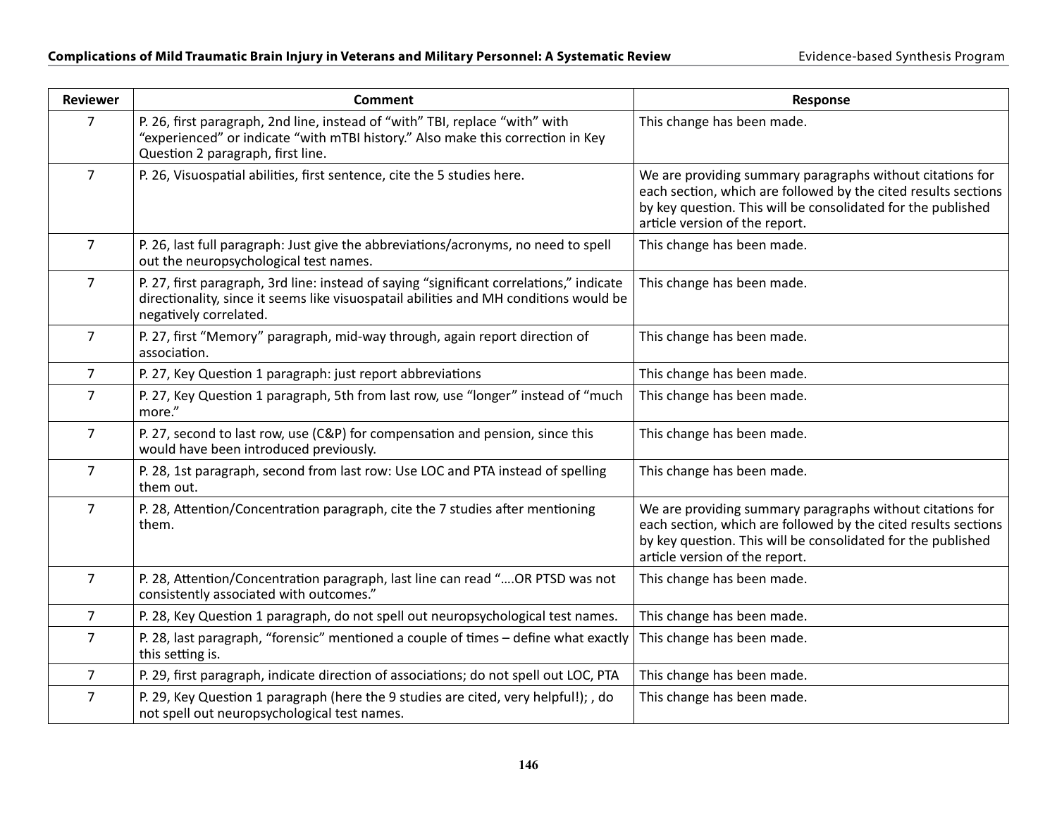| Reviewer | Comment | Response |
|---|---|---|
| 7 | P. 26, first paragraph, 2nd line, instead of "with" TBI, replace "with" with "experienced" or indicate "with mTBI history." Also make this correction in Key Question 2 paragraph, first line. | This change has been made. |
| 7 | P. 26, Visuospatial abilities, first sentence, cite the 5 studies here. | We are providing summary paragraphs without citations for each section, which are followed by the cited results sections by key question. This will be consolidated for the published article version of the report. |
| 7 | P. 26, last full paragraph: Just give the abbreviations/acronyms, no need to spell out the neuropsychological test names. | This change has been made. |
| 7 | P. 27, first paragraph, 3rd line: instead of saying "significant correlations," indicate directionality, since it seems like visuospatail abilities and MH conditions would be negatively correlated. | This change has been made. |
| 7 | P. 27, first "Memory" paragraph, mid-way through, again report direction of association. | This change has been made. |
| 7 | P. 27, Key Question 1 paragraph: just report abbreviations | This change has been made. |
| 7 | P. 27, Key Question 1 paragraph, 5th from last row, use "longer" instead of "much more." | This change has been made. |
| 7 | P. 27, second to last row, use (C&P) for compensation and pension, since this would have been introduced previously. | This change has been made. |
| 7 | P. 28, 1st paragraph, second from last row: Use LOC and PTA instead of spelling them out. | This change has been made. |
| 7 | P. 28, Attention/Concentration paragraph, cite the 7 studies after mentioning them. | We are providing summary paragraphs without citations for each section, which are followed by the cited results sections by key question. This will be consolidated for the published article version of the report. |
| 7 | P. 28, Attention/Concentration paragraph, last line can read "….OR PTSD was not consistently associated with outcomes." | This change has been made. |
| 7 | P. 28, Key Question 1 paragraph, do not spell out neuropsychological test names. | This change has been made. |
| 7 | P. 28, last paragraph, "forensic" mentioned a couple of times – define what exactly this setting is. | This change has been made. |
| 7 | P. 29, first paragraph, indicate direction of associations; do not spell out LOC, PTA | This change has been made. |
| 7 | P. 29, Key Question 1 paragraph (here the 9 studies are cited, very helpful!); , do not spell out neuropsychological test names. | This change has been made. |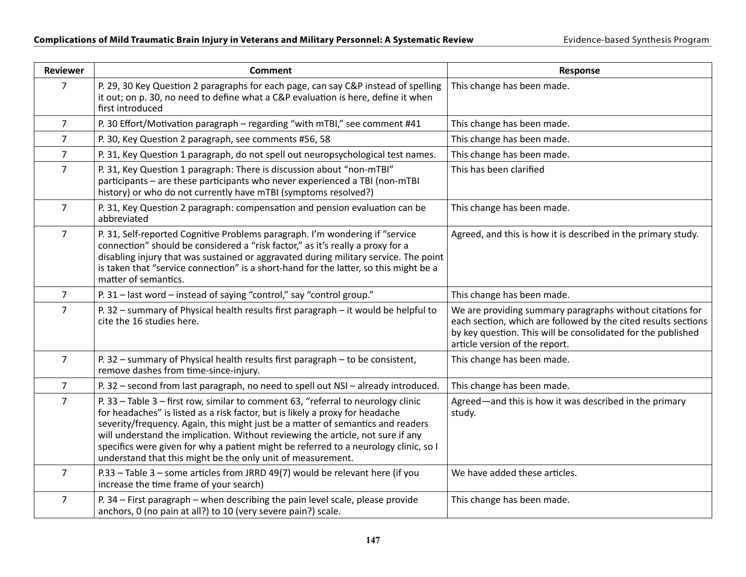| Reviewer | Comment | Response |
| --- | --- | --- |
| 7 | P. 29, 30 Key Question 2 paragraphs for each page, can say C&P instead of spelling it out; on p. 30, no need to define what a C&P evaluation is here, define it when first introduced | This change has been made. |
| 7 | P. 30 Effort/Motivation paragraph – regarding "with mTBI," see comment #41 | This change has been made. |
| 7 | P. 30, Key Question 2 paragraph, see comments #56, 58 | This change has been made. |
| 7 | P. 31, Key Question 1 paragraph, do not spell out neuropsychological test names. | This change has been made. |
| 7 | P. 31, Key Question 1 paragraph: There is discussion about "non-mTBI" participants – are these participants who never experienced a TBI (non-mTBI history) or who do not currently have mTBI (symptoms resolved?) | This has been clarified |
| 7 | P. 31, Key Question 2 paragraph: compensation and pension evaluation can be abbreviated | This change has been made. |
| 7 | P. 31, Self-reported Cognitive Problems paragraph. I'm wondering if "service connection" should be considered a "risk factor," as it's really a proxy for a disabling injury that was sustained or aggravated during military service. The point is taken that "service connection" is a short-hand for the latter, so this might be a matter of semantics. | Agreed, and this is how it is described in the primary study. |
| 7 | P. 31 – last word – instead of saying "control," say "control group." | This change has been made. |
| 7 | P. 32 – summary of Physical health results first paragraph – it would be helpful to cite the 16 studies here. | We are providing summary paragraphs without citations for each section, which are followed by the cited results sections by key question. This will be consolidated for the published article version of the report. |
| 7 | P. 32 – summary of Physical health results first paragraph – to be consistent, remove dashes from time-since-injury. | This change has been made. |
| 7 | P. 32 – second from last paragraph, no need to spell out NSI – already introduced. | This change has been made. |
| 7 | P. 33 – Table 3 – first row, similar to comment 63, "referral to neurology clinic for headaches" is listed as a risk factor, but is likely a proxy for headache severity/frequency. Again, this might just be a matter of semantics and readers will understand the implication. Without reviewing the article, not sure if any specifics were given for why a patient might be referred to a neurology clinic, so I understand that this might be the only unit of measurement. | Agreed—and this is how it was described in the primary study. |
| 7 | P.33 – Table 3 – some articles from JRRD 49(7) would be relevant here (if you increase the time frame of your search) | We have added these articles. |
| 7 | P. 34 – First paragraph – when describing the pain level scale, please provide anchors, 0 (no pain at all?) to 10 (very severe pain?) scale. | This change has been made. |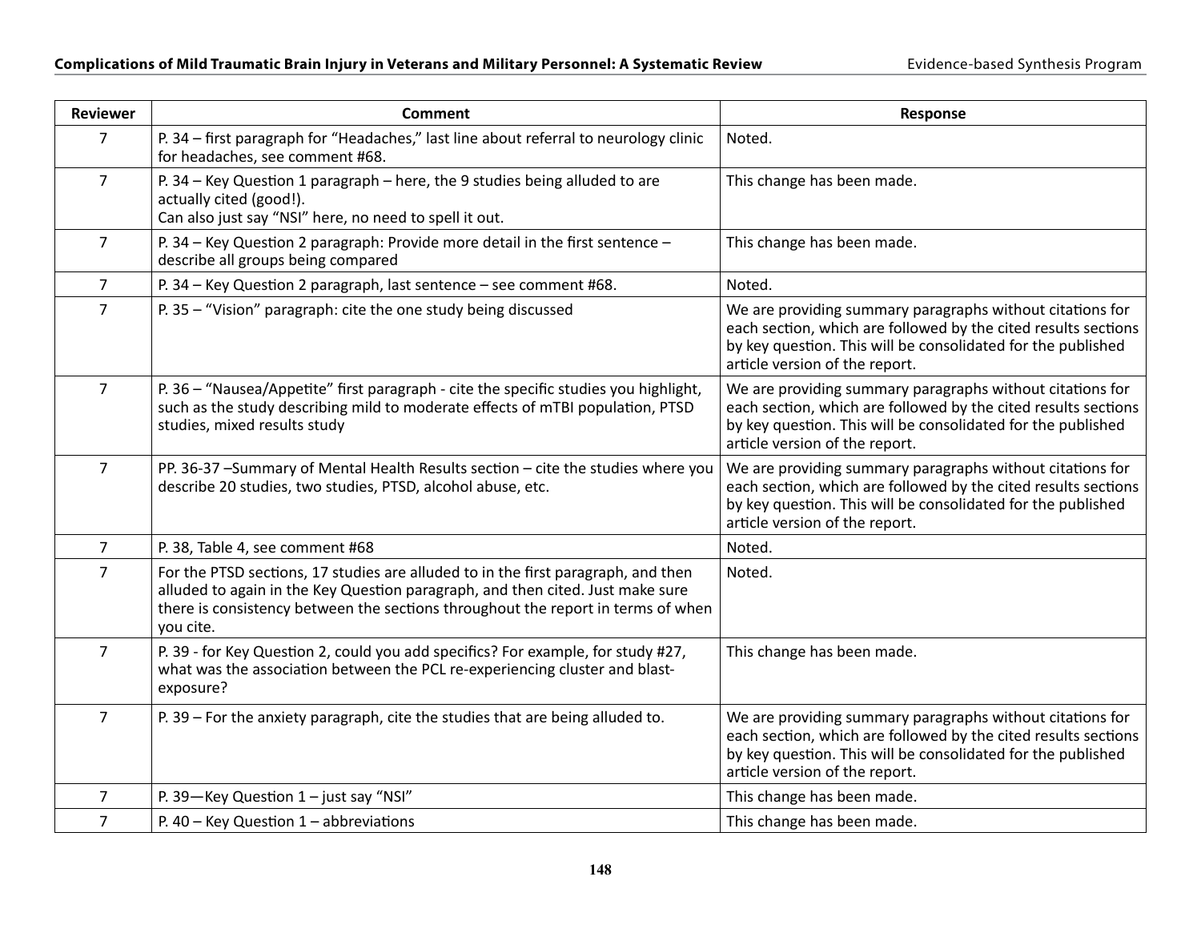| Reviewer | Comment | Response |
|---|---|---|
| 7 | P. 34 – first paragraph for "Headaches," last line about referral to neurology clinic for headaches, see comment #68. | Noted. |
| 7 | P. 34 – Key Question 1 paragraph – here, the 9 studies being alluded to are actually cited (good!).<br>Can also just say "NSI" here, no need to spell it out. | This change has been made. |
| 7 | P. 34 – Key Question 2 paragraph: Provide more detail in the first sentence – describe all groups being compared | This change has been made. |
| 7 | P. 34 – Key Question 2 paragraph, last sentence – see comment #68. | Noted. |
| 7 | P. 35 – "Vision" paragraph: cite the one study being discussed | We are providing summary paragraphs without citations for each section, which are followed by the cited results sections by key question. This will be consolidated for the published article version of the report. |
| 7 | P. 36 – "Nausea/Appetite" first paragraph - cite the specific studies you highlight, such as the study describing mild to moderate effects of mTBI population, PTSD studies, mixed results study | We are providing summary paragraphs without citations for each section, which are followed by the cited results sections by key question. This will be consolidated for the published article version of the report. |
| 7 | PP. 36-37 –Summary of Mental Health Results section – cite the studies where you describe 20 studies, two studies, PTSD, alcohol abuse, etc. | We are providing summary paragraphs without citations for each section, which are followed by the cited results sections by key question. This will be consolidated for the published article version of the report. |
| 7 | P. 38, Table 4, see comment #68 | Noted. |
| 7 | For the PTSD sections, 17 studies are alluded to in the first paragraph, and then alluded to again in the Key Question paragraph, and then cited. Just make sure there is consistency between the sections throughout the report in terms of when you cite. | Noted. |
| 7 | P. 39 - for Key Question 2, could you add specifics? For example, for study #27, what was the association between the PCL re-experiencing cluster and blast-exposure? | This change has been made. |
| 7 | P. 39 – For the anxiety paragraph, cite the studies that are being alluded to. | We are providing summary paragraphs without citations for each section, which are followed by the cited results sections by key question. This will be consolidated for the published article version of the report. |
| 7 | P. 39—Key Question 1 – just say "NSI" | This change has been made. |
| 7 | P. 40 – Key Question 1 – abbreviations | This change has been made. |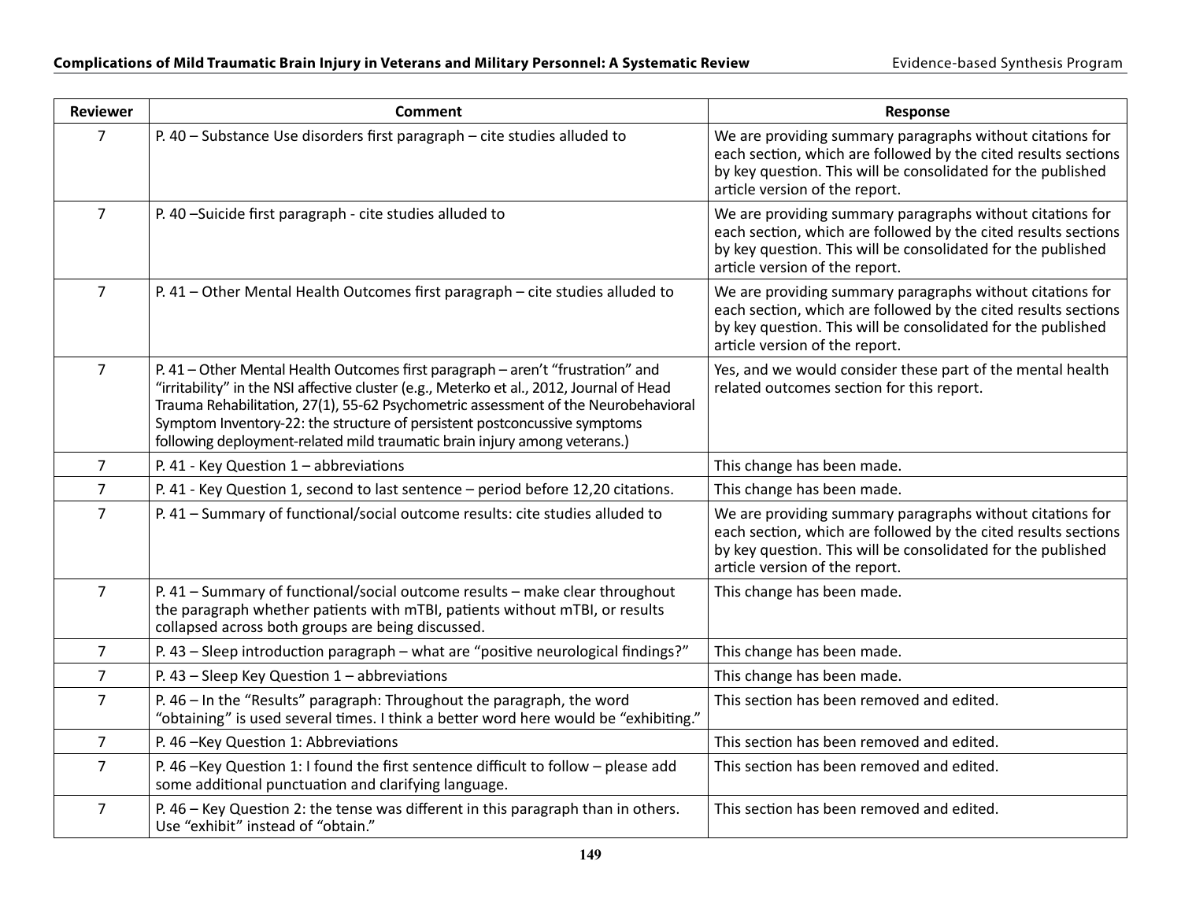| Reviewer | Comment | Response |
|---|---|---|
| 7 | P. 40 – Substance Use disorders first paragraph – cite studies alluded to | We are providing summary paragraphs without citations for each section, which are followed by the cited results sections by key question. This will be consolidated for the published article version of the report. |
| 7 | P. 40 –Suicide first paragraph - cite studies alluded to | We are providing summary paragraphs without citations for each section, which are followed by the cited results sections by key question. This will be consolidated for the published article version of the report. |
| 7 | P. 41 – Other Mental Health Outcomes first paragraph – cite studies alluded to | We are providing summary paragraphs without citations for each section, which are followed by the cited results sections by key question. This will be consolidated for the published article version of the report. |
| 7 | P. 41 – Other Mental Health Outcomes first paragraph – aren't "frustration" and "irritability" in the NSI affective cluster (e.g., Meterko et al., 2012, Journal of Head Trauma Rehabilitation, 27(1), 55-62 Psychometric assessment of the Neurobehavioral Symptom Inventory-22: the structure of persistent postconcussive symptoms following deployment-related mild traumatic brain injury among veterans.) | Yes, and we would consider these part of the mental health related outcomes section for this report. |
| 7 | P. 41 - Key Question 1 – abbreviations | This change has been made. |
| 7 | P. 41 - Key Question 1, second to last sentence – period before 12,20 citations. | This change has been made. |
| 7 | P. 41 – Summary of functional/social outcome results: cite studies alluded to | We are providing summary paragraphs without citations for each section, which are followed by the cited results sections by key question. This will be consolidated for the published article version of the report. |
| 7 | P. 41 – Summary of functional/social outcome results – make clear throughout the paragraph whether patients with mTBI, patients without mTBI, or results collapsed across both groups are being discussed. | This change has been made. |
| 7 | P. 43 – Sleep introduction paragraph – what are "positive neurological findings?" | This change has been made. |
| 7 | P. 43 – Sleep Key Question 1 – abbreviations | This change has been made. |
| 7 | P. 46 – In the "Results" paragraph: Throughout the paragraph, the word "obtaining" is used several times. I think a better word here would be "exhibiting." | This section has been removed and edited. |
| 7 | P. 46 –Key Question 1: Abbreviations | This section has been removed and edited. |
| 7 | P. 46 –Key Question 1: I found the first sentence difficult to follow – please add some additional punctuation and clarifying language. | This section has been removed and edited. |
| 7 | P. 46 – Key Question 2: the tense was different in this paragraph than in others. Use "exhibit" instead of "obtain." | This section has been removed and edited. |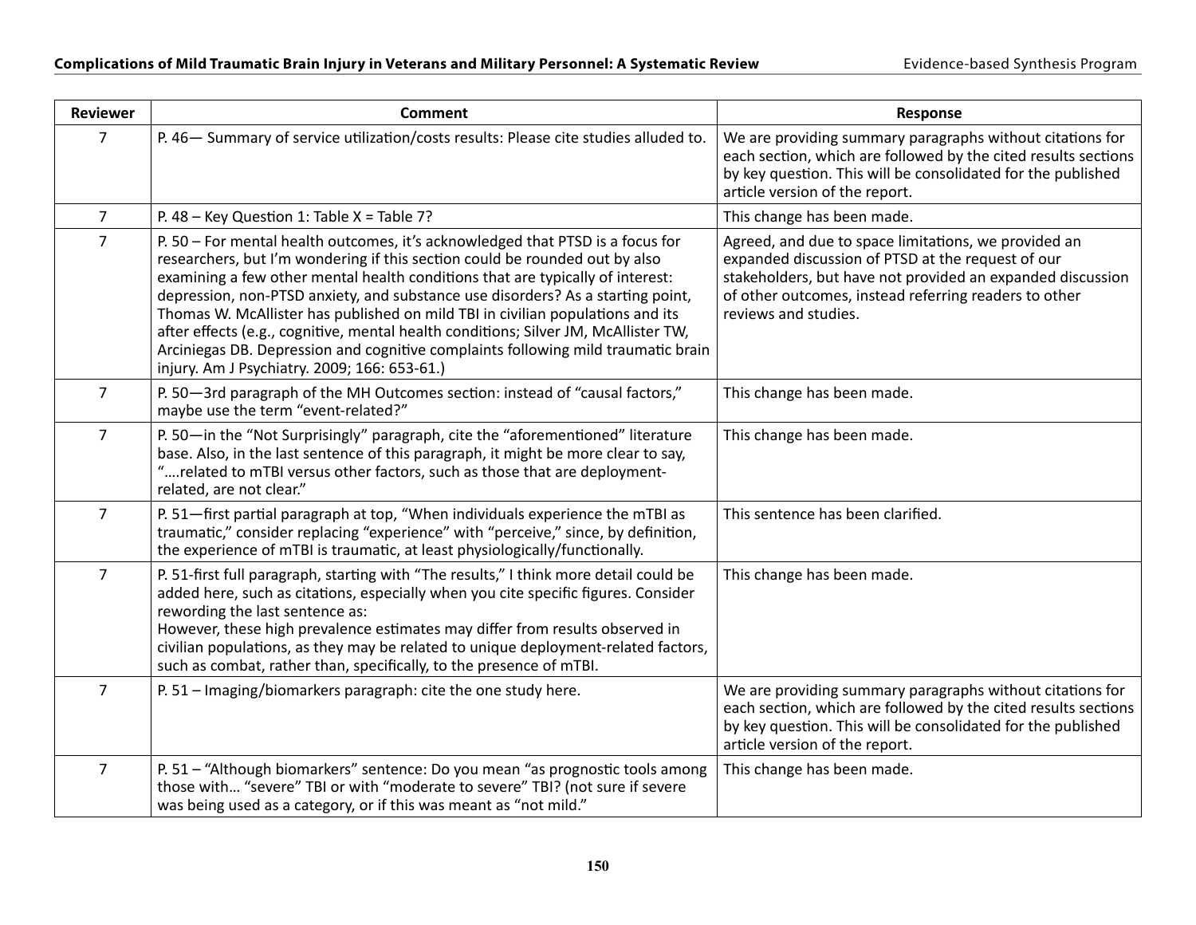| Reviewer | Comment | Response |
|---|---|---|
| 7 | P. 46— Summary of service utilization/costs results: Please cite studies alluded to. | We are providing summary paragraphs without citations for each section, which are followed by the cited results sections by key question. This will be consolidated for the published article version of the report. |
| 7 | P. 48 – Key Question 1: Table X = Table 7? | This change has been made. |
| 7 | P. 50 – For mental health outcomes, it's acknowledged that PTSD is a focus for researchers, but I'm wondering if this section could be rounded out by also examining a few other mental health conditions that are typically of interest: depression, non-PTSD anxiety, and substance use disorders? As a starting point, Thomas W. McAllister has published on mild TBI in civilian populations and its after effects (e.g., cognitive, mental health conditions; Silver JM, McAllister TW, Arciniegas DB. Depression and cognitive complaints following mild traumatic brain injury. Am J Psychiatry. 2009; 166: 653-61.) | Agreed, and due to space limitations, we provided an expanded discussion of PTSD at the request of our stakeholders, but have not provided an expanded discussion of other outcomes, instead referring readers to other reviews and studies. |
| 7 | P. 50—3rd paragraph of the MH Outcomes section: instead of "causal factors," maybe use the term "event-related?" | This change has been made. |
| 7 | P. 50—in the "Not Surprisingly" paragraph, cite the "aforementioned" literature base. Also, in the last sentence of this paragraph, it might be more clear to say, "….related to mTBI versus other factors, such as those that are deployment-related, are not clear." | This change has been made. |
| 7 | P. 51—first partial paragraph at top, "When individuals experience the mTBI as traumatic," consider replacing "experience" with "perceive," since, by definition, the experience of mTBI is traumatic, at least physiologically/functionally. | This sentence has been clarified. |
| 7 | P. 51-first full paragraph, starting with "The results," I think more detail could be added here, such as citations, especially when you cite specific figures. Consider rewording the last sentence as:<br>However, these high prevalence estimates may differ from results observed in civilian populations, as they may be related to unique deployment-related factors, such as combat, rather than, specifically, to the presence of mTBI. | This change has been made. |
| 7 | P. 51 – Imaging/biomarkers paragraph: cite the one study here. | We are providing summary paragraphs without citations for each section, which are followed by the cited results sections by key question. This will be consolidated for the published article version of the report. |
| 7 | P. 51 – "Although biomarkers" sentence: Do you mean "as prognostic tools among those with… "severe" TBI or with "moderate to severe" TBI? (not sure if severe was being used as a category, or if this was meant as "not mild." | This change has been made. |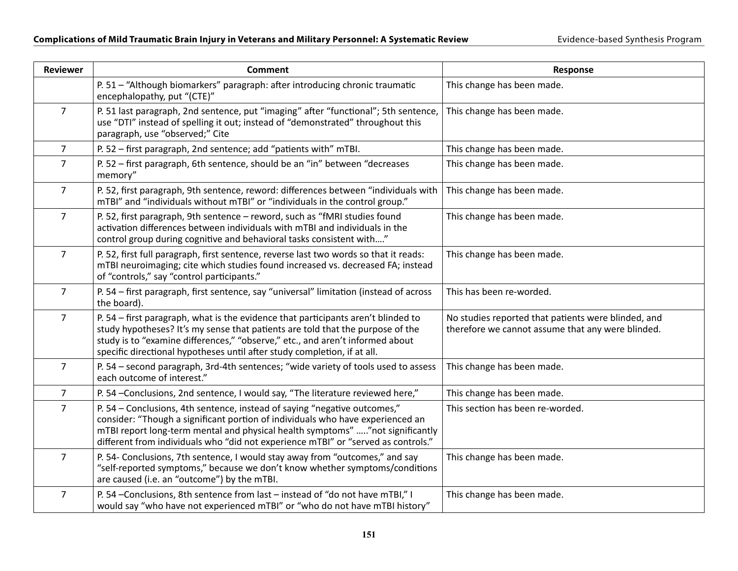| Reviewer | Comment | Response |
|---|---|---|
| | P. 51 – "Although biomarkers" paragraph: after introducing chronic traumatic encephalopathy, put "(CTE)" | This change has been made. |
| 7 | P. 51 last paragraph, 2nd sentence, put "imaging" after "functional"; 5th sentence, use "DTI" instead of spelling it out; instead of "demonstrated" throughout this paragraph, use "observed;" Cite | This change has been made. |
| 7 | P. 52 – first paragraph, 2nd sentence; add "patients with" mTBI. | This change has been made. |
| 7 | P. 52 – first paragraph, 6th sentence, should be an "in" between "decreases memory" | This change has been made. |
| 7 | P. 52, first paragraph, 9th sentence, reword: differences between "individuals with mTBI" and "individuals without mTBI" or "individuals in the control group." | This change has been made. |
| 7 | P. 52, first paragraph, 9th sentence – reword, such as "fMRI studies found activation differences between individuals with mTBI and individuals in the control group during cognitive and behavioral tasks consistent with…." | This change has been made. |
| 7 | P. 52, first full paragraph, first sentence, reverse last two words so that it reads: mTBI neuroimaging; cite which studies found increased vs. decreased FA; instead of "controls," say "control participants." | This change has been made. |
| 7 | P. 54 – first paragraph, first sentence, say "universal" limitation (instead of across the board). | This has been re-worded. |
| 7 | P. 54 – first paragraph, what is the evidence that participants aren't blinded to study hypotheses? It's my sense that patients are told that the purpose of the study is to "examine differences," "observe," etc., and aren't informed about specific directional hypotheses until after study completion, if at all. | No studies reported that patients were blinded, and therefore we cannot assume that any were blinded. |
| 7 | P. 54 – second paragraph, 3rd-4th sentences; "wide variety of tools used to assess each outcome of interest." | This change has been made. |
| 7 | P. 54 –Conclusions, 2nd sentence, I would say, "The literature reviewed here," | This change has been made. |
| 7 | P. 54 – Conclusions, 4th sentence, instead of saying "negative outcomes," consider: "Though a significant portion of individuals who have experienced an mTBI report long-term mental and physical health symptoms" ….."not significantly different from individuals who "did not experience mTBI" or "served as controls." | This section has been re-worded. |
| 7 | P. 54- Conclusions, 7th sentence, I would stay away from "outcomes," and say "self-reported symptoms," because we don't know whether symptoms/conditions are caused (i.e. an "outcome") by the mTBI. | This change has been made. |
| 7 | P. 54 –Conclusions, 8th sentence from last – instead of "do not have mTBI," I would say "who have not experienced mTBI" or "who do not have mTBI history" | This change has been made. |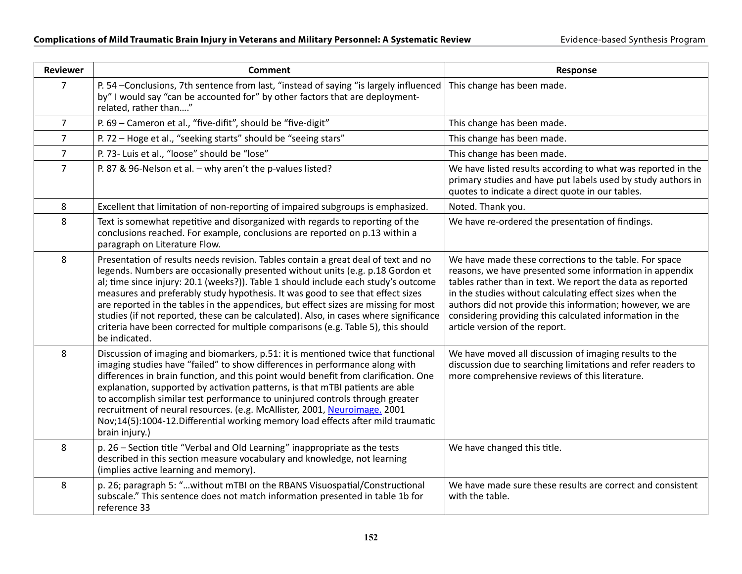| Reviewer | Comment | Response |
|---|---|---|
| 7 | P. 54 –Conclusions, 7th sentence from last, "instead of saying "is largely influenced by" I would say "can be accounted for" by other factors that are deployment-related, rather than…." | This change has been made. |
| 7 | P. 69 – Cameron et al., "five-difit", should be "five-digit" | This change has been made. |
| 7 | P. 72 – Hoge et al., "seeking starts" should be "seeing stars" | This change has been made. |
| 7 | P. 73- Luis et al., "loose" should be "lose" | This change has been made. |
| 7 | P. 87 & 96-Nelson et al. – why aren't the p-values listed? | We have listed results according to what was reported in the primary studies and have put labels used by study authors in quotes to indicate a direct quote in our tables. |
| 8 | Excellent that limitation of non-reporting of impaired subgroups is emphasized. | Noted. Thank you. |
| 8 | Text is somewhat repetitive and disorganized with regards to reporting of the conclusions reached. For example, conclusions are reported on p.13 within a paragraph on Literature Flow. | We have re-ordered the presentation of findings. |
| 8 | Presentation of results needs revision. Tables contain a great deal of text and no legends. Numbers are occasionally presented without units (e.g. p.18 Gordon et al; time since injury: 20.1 (weeks?)). Table 1 should include each study's outcome measures and preferably study hypothesis. It was good to see that effect sizes are reported in the tables in the appendices, but effect sizes are missing for most studies (if not reported, these can be calculated). Also, in cases where significance criteria have been corrected for multiple comparisons (e.g. Table 5), this should be indicated. | We have made these corrections to the table. For space reasons, we have presented some information in appendix tables rather than in text. We report the data as reported in the studies without calculating effect sizes when the authors did not provide this information; however, we are considering providing this calculated information in the article version of the report. |
| 8 | Discussion of imaging and biomarkers, p.51: it is mentioned twice that functional imaging studies have "failed" to show differences in performance along with differences in brain function, and this point would benefit from clarification. One explanation, supported by activation patterns, is that mTBI patients are able to accomplish similar test performance to uninjured controls through greater recruitment of neural resources. (e.g. McAllister, 2001, Neuroimage. 2001 Nov;14(5):1004-12.Differential working memory load effects after mild traumatic brain injury.) | We have moved all discussion of imaging results to the discussion due to searching limitations and refer readers to more comprehensive reviews of this literature. |
| 8 | p. 26 – Section title "Verbal and Old Learning" inappropriate as the tests described in this section measure vocabulary and knowledge, not learning (implies active learning and memory). | We have changed this title. |
| 8 | p. 26; paragraph 5: "…without mTBI on the RBANS Visuospatial/Constructional subscale." This sentence does not match information presented in table 1b for reference 33 | We have made sure these results are correct and consistent with the table. |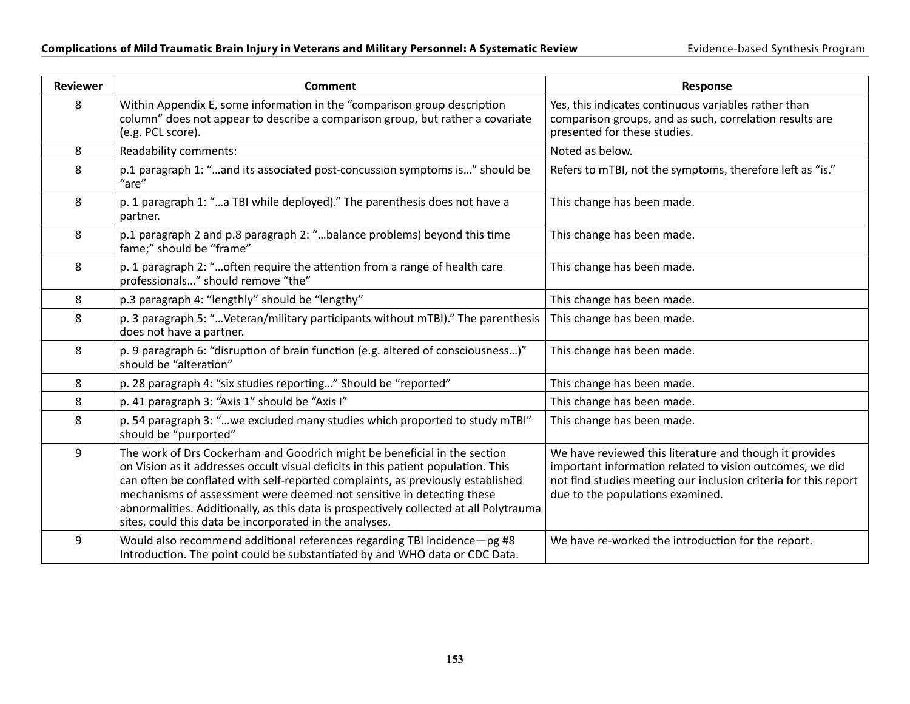| Reviewer | Comment | Response |
| --- | --- | --- |
| 8 | Within Appendix E, some information in the "comparison group description column" does not appear to describe a comparison group, but rather a covariate (e.g. PCL score). | Yes, this indicates continuous variables rather than comparison groups, and as such, correlation results are presented for these studies. |
| 8 | Readability comments: | Noted as below. |
| 8 | p.1 paragraph 1: "…and its associated post-concussion symptoms is…" should be "are" | Refers to mTBI, not the symptoms, therefore left as "is." |
| 8 | p. 1 paragraph 1: "…a TBI while deployed)." The parenthesis does not have a partner. | This change has been made. |
| 8 | p.1 paragraph 2 and p.8 paragraph 2: "…balance problems) beyond this time fame;" should be "frame" | This change has been made. |
| 8 | p. 1 paragraph 2: "…often require the attention from a range of health care professionals…" should remove "the" | This change has been made. |
| 8 | p.3 paragraph 4: "lengthly" should be "lengthy" | This change has been made. |
| 8 | p. 3 paragraph 5: "…Veteran/military participants without mTBI)." The parenthesis does not have a partner. | This change has been made. |
| 8 | p. 9 paragraph 6: "disruption of brain function (e.g. altered of consciousness…)" should be "alteration" | This change has been made. |
| 8 | p. 28 paragraph 4: "six studies reporting…" Should be "reported" | This change has been made. |
| 8 | p. 41 paragraph 3: "Axis 1" should be "Axis I" | This change has been made. |
| 8 | p. 54 paragraph 3: "…we excluded many studies which proported to study mTBI" should be "purported" | This change has been made. |
| 9 | The work of Drs Cockerham and Goodrich might be beneficial in the section on Vision as it addresses occult visual deficits in this patient population. This can often be conflated with self-reported complaints, as previously established mechanisms of assessment were deemed not sensitive in detecting these abnormalities. Additionally, as this data is prospectively collected at all Polytrauma sites, could this data be incorporated in the analyses. | We have reviewed this literature and though it provides important information related to vision outcomes, we did not find studies meeting our inclusion criteria for this report due to the populations examined. |
| 9 | Would also recommend additional references regarding TBI incidence—pg #8 Introduction. The point could be substantiated by and WHO data or CDC Data. | We have re-worked the introduction for the report. |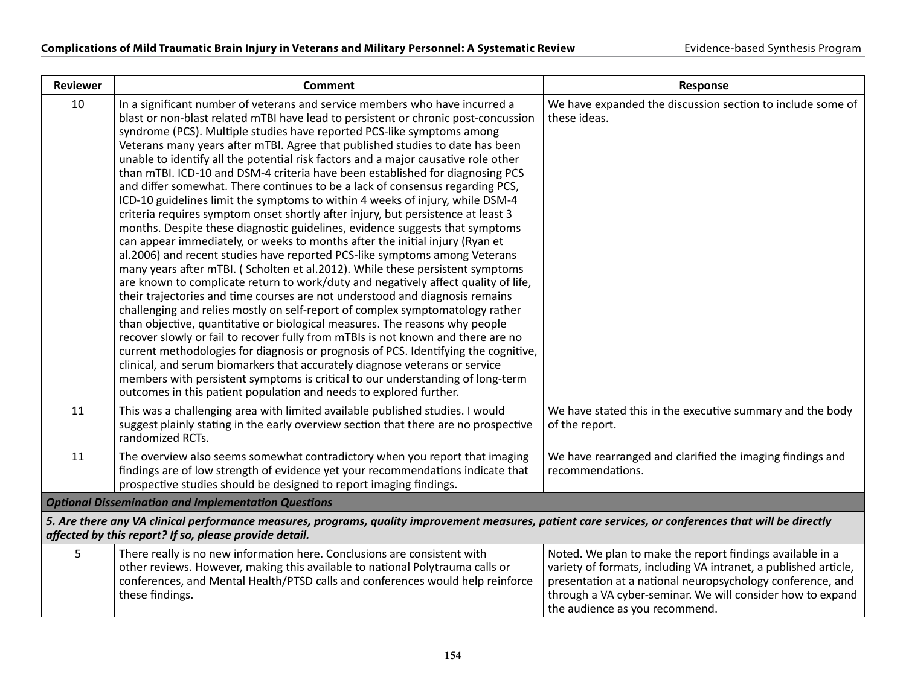| Reviewer | Comment | Response |
|---|---|---|
| 10 | In a significant number of veterans and service members who have incurred a blast or non-blast related mTBI have lead to persistent or chronic post-concussion syndrome (PCS). Multiple studies have reported PCS-like symptoms among Veterans many years after mTBI. Agree that published studies to date has been unable to identify all the potential risk factors and a major causative role other than mTBI. ICD-10 and DSM-4 criteria have been established for diagnosing PCS and differ somewhat. There continues to be a lack of consensus regarding PCS, ICD-10 guidelines limit the symptoms to within 4 weeks of injury, while DSM-4 criteria requires symptom onset shortly after injury, but persistence at least 3 months. Despite these diagnostic guidelines, evidence suggests that symptoms can appear immediately, or weeks to months after the initial injury (Ryan et al.2006) and recent studies have reported PCS-like symptoms among Veterans many years after mTBI. ( Scholten et al.2012). While these persistent symptoms are known to complicate return to work/duty and negatively affect quality of life, their trajectories and time courses are not understood and diagnosis remains challenging and relies mostly on self-report of complex symptomatology rather than objective, quantitative or biological measures. The reasons why people recover slowly or fail to recover fully from mTBIs is not known and there are no current methodologies for diagnosis or prognosis of PCS. Identifying the cognitive, clinical, and serum biomarkers that accurately diagnose veterans or service members with persistent symptoms is critical to our understanding of long-term outcomes in this patient population and needs to explored further. | We have expanded the discussion section to include some of these ideas. |
| 11 | This was a challenging area with limited available published studies. I would suggest plainly stating in the early overview section that there are no prospective randomized RCTs. | We have stated this in the executive summary and the body of the report. |
| 11 | The overview also seems somewhat contradictory when you report that imaging findings are of low strength of evidence yet your recommendations indicate that prospective studies should be designed to report imaging findings. | We have rearranged and clarified the imaging findings and recommendations. |
| ***Optional Dissemination and Implementation Questions*** | | |
| ***5. Are there any VA clinical performance measures, programs, quality improvement measures, patient care services, or conferences that will be directly affected by this report? If so, please provide detail.*** | | |
| 5 | There really is no new information here. Conclusions are consistent with other reviews. However, making this available to national Polytrauma calls or conferences, and Mental Health/PTSD calls and conferences would help reinforce these findings. | Noted. We plan to make the report findings available in a variety of formats, including VA intranet, a published article, presentation at a national neuropsychology conference, and through a VA cyber-seminar. We will consider how to expand the audience as you recommend. |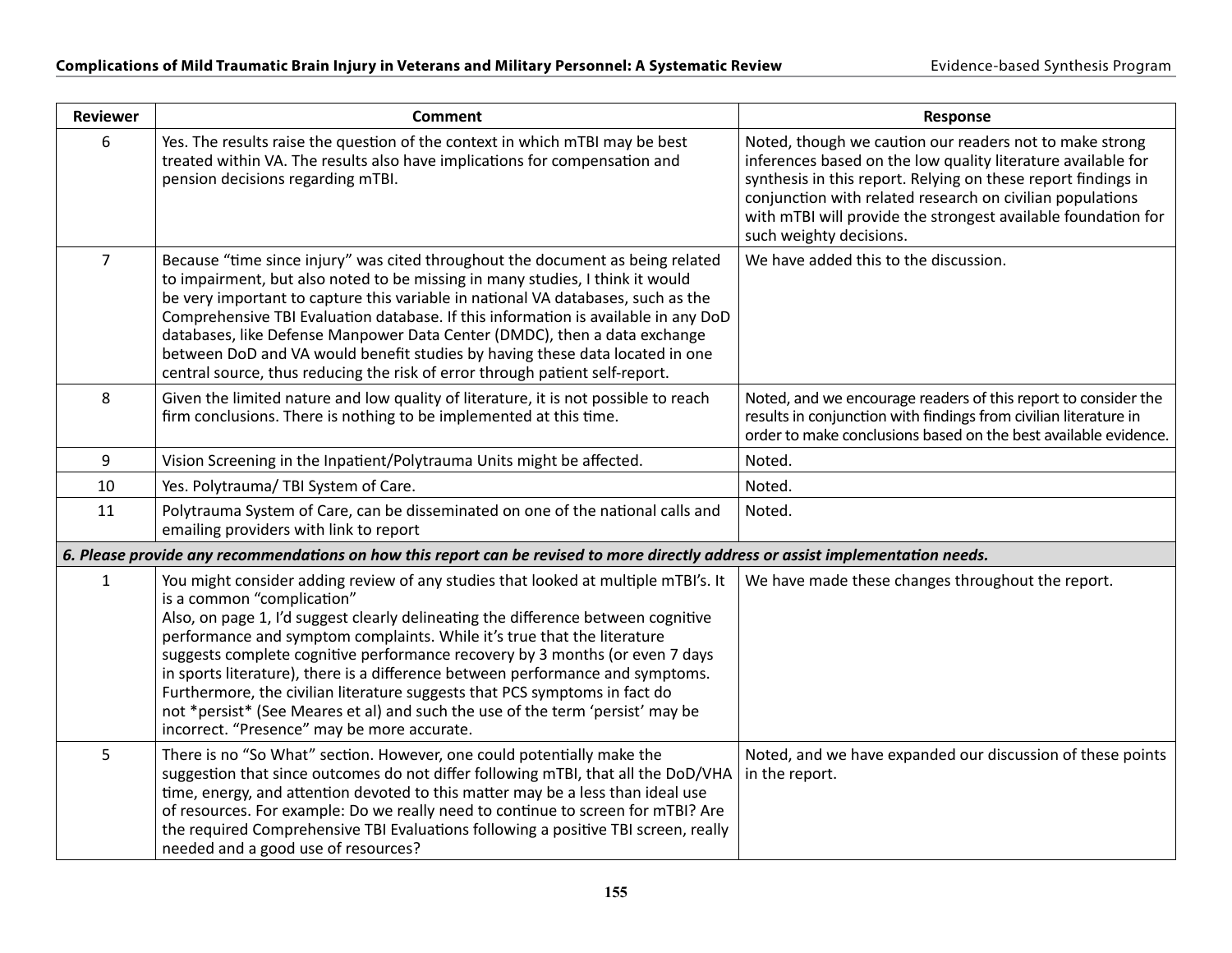| Reviewer | Comment | Response |
|---|---|---|
| 6 | Yes. The results raise the question of the context in which mTBI may be best treated within VA. The results also have implications for compensation and pension decisions regarding mTBI. | Noted, though we caution our readers not to make strong inferences based on the low quality literature available for synthesis in this report. Relying on these report findings in conjunction with related research on civilian populations with mTBI will provide the strongest available foundation for such weighty decisions. |
| 7 | Because "time since injury" was cited throughout the document as being related to impairment, but also noted to be missing in many studies, I think it would be very important to capture this variable in national VA databases, such as the Comprehensive TBI Evaluation database. If this information is available in any DoD databases, like Defense Manpower Data Center (DMDC), then a data exchange between DoD and VA would benefit studies by having these data located in one central source, thus reducing the risk of error through patient self-report. | We have added this to the discussion. |
| 8 | Given the limited nature and low quality of literature, it is not possible to reach firm conclusions. There is nothing to be implemented at this time. | Noted, and we encourage readers of this report to consider the results in conjunction with findings from civilian literature in order to make conclusions based on the best available evidence. |
| 9 | Vision Screening in the Inpatient/Polytrauma Units might be affected. | Noted. |
| 10 | Yes. Polytrauma/ TBI System of Care. | Noted. |
| 11 | Polytrauma System of Care, can be disseminated on one of the national calls and emailing providers with link to report | Noted. |
| ***6. Please provide any recommendations on how this report can be revised to more directly address or assist implementation needs.*** | | |
| 1 | You might consider adding review of any studies that looked at multiple mTBI's. It is a common "complication"<br>Also, on page 1, I'd suggest clearly delineating the difference between cognitive performance and symptom complaints. While it's true that the literature suggests complete cognitive performance recovery by 3 months (or even 7 days in sports literature), there is a difference between performance and symptoms. Furthermore, the civilian literature suggests that PCS symptoms in fact do not *persist* (See Meares et al) and such the use of the term 'persist' may be incorrect. "Presence" may be more accurate. | We have made these changes throughout the report. |
| 5 | There is no "So What" section. However, one could potentially make the suggestion that since outcomes do not differ following mTBI, that all the DoD/VHA time, energy, and attention devoted to this matter may be a less than ideal use of resources. For example: Do we really need to continue to screen for mTBI? Are the required Comprehensive TBI Evaluations following a positive TBI screen, really needed and a good use of resources? | Noted, and we have expanded our discussion of these points in the report. |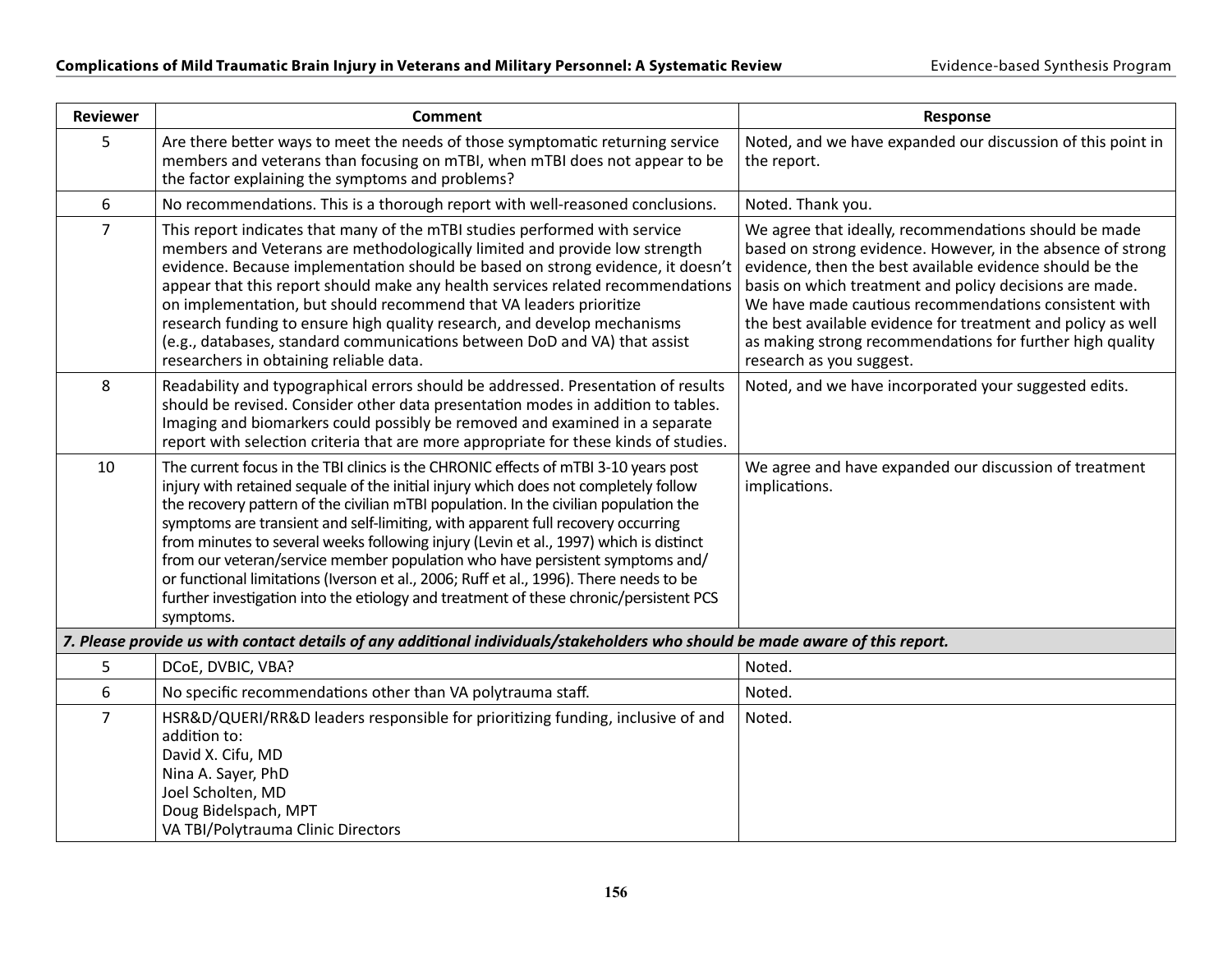| Reviewer | Comment | Response |
|---|---|---|
| 5 | Are there better ways to meet the needs of those symptomatic returning service members and veterans than focusing on mTBI, when mTBI does not appear to be the factor explaining the symptoms and problems? | Noted, and we have expanded our discussion of this point in the report. |
| 6 | No recommendations. This is a thorough report with well-reasoned conclusions. | Noted. Thank you. |
| 7 | This report indicates that many of the mTBI studies performed with service members and Veterans are methodologically limited and provide low strength evidence. Because implementation should be based on strong evidence, it doesn't appear that this report should make any health services related recommendations on implementation, but should recommend that VA leaders prioritize research funding to ensure high quality research, and develop mechanisms (e.g., databases, standard communications between DoD and VA) that assist researchers in obtaining reliable data. | We agree that ideally, recommendations should be made based on strong evidence. However, in the absence of strong evidence, then the best available evidence should be the basis on which treatment and policy decisions are made. We have made cautious recommendations consistent with the best available evidence for treatment and policy as well as making strong recommendations for further high quality research as you suggest. |
| 8 | Readability and typographical errors should be addressed. Presentation of results should be revised. Consider other data presentation modes in addition to tables. Imaging and biomarkers could possibly be removed and examined in a separate report with selection criteria that are more appropriate for these kinds of studies. | Noted, and we have incorporated your suggested edits. |
| 10 | The current focus in the TBI clinics is the CHRONIC effects of mTBI 3-10 years post injury with retained sequale of the initial injury which does not completely follow the recovery pattern of the civilian mTBI population. In the civilian population the symptoms are transient and self-limiting, with apparent full recovery occurring from minutes to several weeks following injury (Levin et al., 1997) which is distinct from our veteran/service member population who have persistent symptoms and/ or functional limitations (Iverson et al., 2006; Ruff et al., 1996). There needs to be further investigation into the etiology and treatment of these chronic/persistent PCS symptoms. | We agree and have expanded our discussion of treatment implications. |
| ***7. Please provide us with contact details of any additional individuals/stakeholders who should be made aware of this report.*** | | |
| 5 | DCoE, DVBIC, VBA? | Noted. |
| 6 | No specific recommendations other than VA polytrauma staff. | Noted. |
| 7 | HSR&D/QUERI/RR&D leaders responsible for prioritizing funding, inclusive of and addition to:<br>David X. Cifu, MD<br>Nina A. Sayer, PhD<br>Joel Scholten, MD<br>Doug Bidelspach, MPT<br>VA TBI/Polytrauma Clinic Directors | Noted. |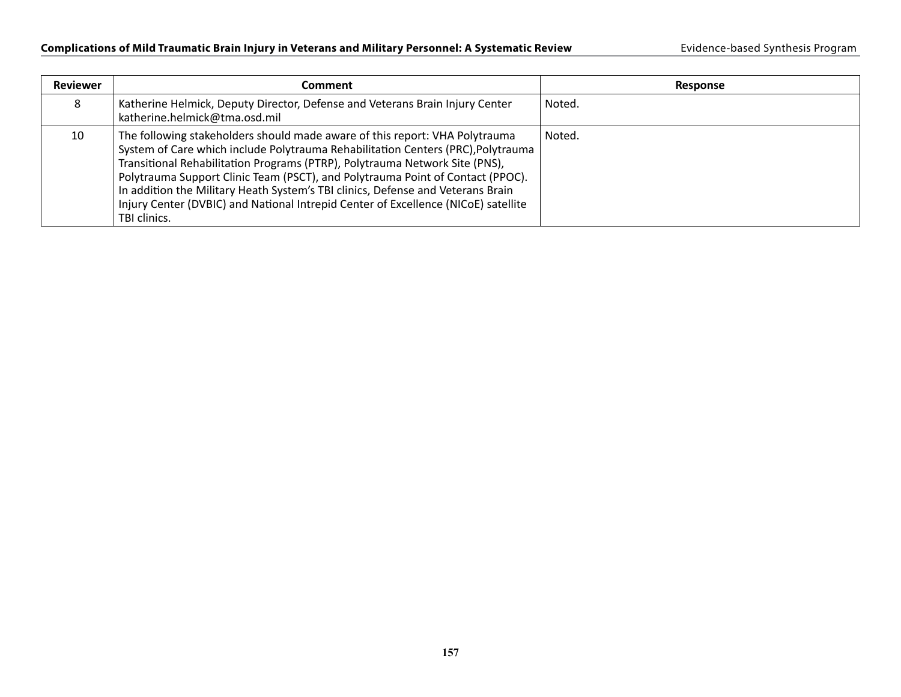| Reviewer | Comment | Response |
|---|---|---|
| 8 | Katherine Helmick, Deputy Director, Defense and Veterans Brain Injury Center katherine.helmick@tma.osd.mil | Noted. |
| 10 | The following stakeholders should made aware of this report: VHA Polytrauma System of Care which include Polytrauma Rehabilitation Centers (PRC),Polytrauma Transitional Rehabilitation Programs (PTRP), Polytrauma Network Site (PNS), Polytrauma Support Clinic Team (PSCT), and Polytrauma Point of Contact (PPOC). In addition the Military Heath System's TBI clinics, Defense and Veterans Brain Injury Center (DVBIC) and National Intrepid Center of Excellence (NICoE) satellite TBI clinics. | Noted. |